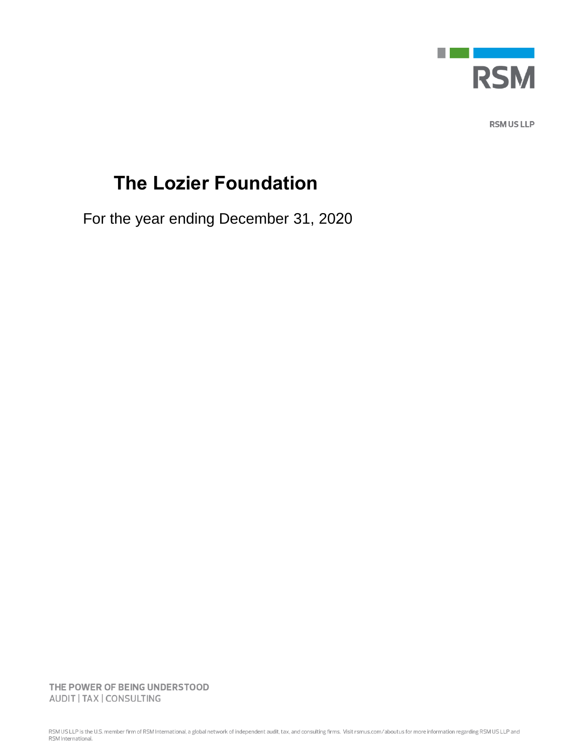RSM

RSM US LLP

# The Lozier Foundation

For the year ending December 31, 2020

THE POWER OF BEING UNDERSTOOD
AUDIT | TAX | CONSULTING

RSM US LLP is the U.S. member firm of RSM International, a global network of independent audit, tax, and consulting firms. Visit rsmus.com/aboutus for more information regarding RSM US LLP and RSM International.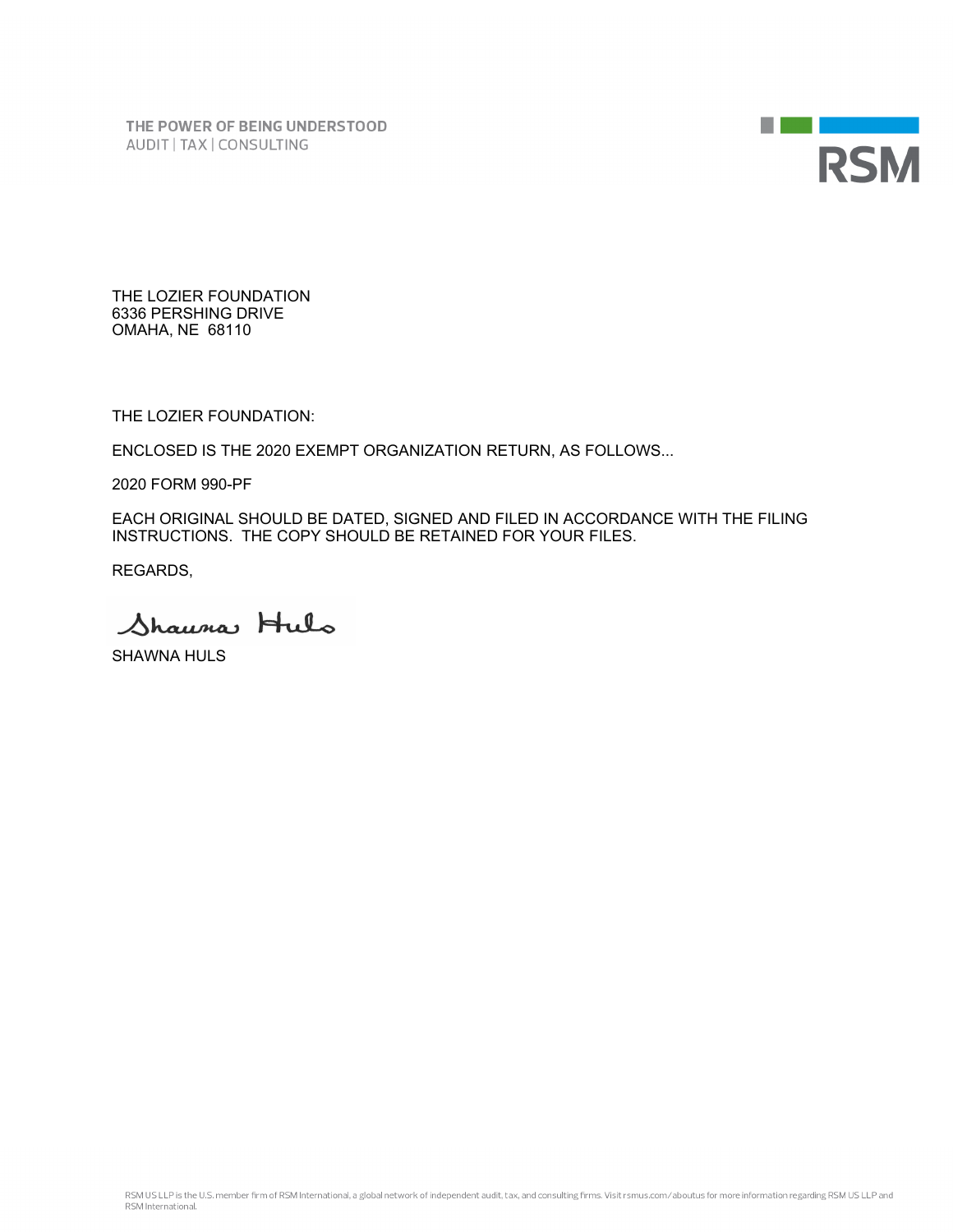THE POWER OF BEING UNDERSTOOD
AUDIT | TAX | CONSULTING

RSM

THE LOZIER FOUNDATION
6336 PERSHING DRIVE
OMAHA, NE 68110

THE LOZIER FOUNDATION:

ENCLOSED IS THE 2020 EXEMPT ORGANIZATION RETURN, AS FOLLOWS...

2020 FORM 990-PF

EACH ORIGINAL SHOULD BE DATED, SIGNED AND FILED IN ACCORDANCE WITH THE FILING INSTRUCTIONS. THE COPY SHOULD BE RETAINED FOR YOUR FILES.

REGARDS,

Shawna Huls

SHAWNA HULS

RSM US LLP is the U.S. member firm of RSM International, a global network of independent audit, tax, and consulting firms. Visit rsmus.com/aboutus for more information regarding RSM US LLP and RSM International.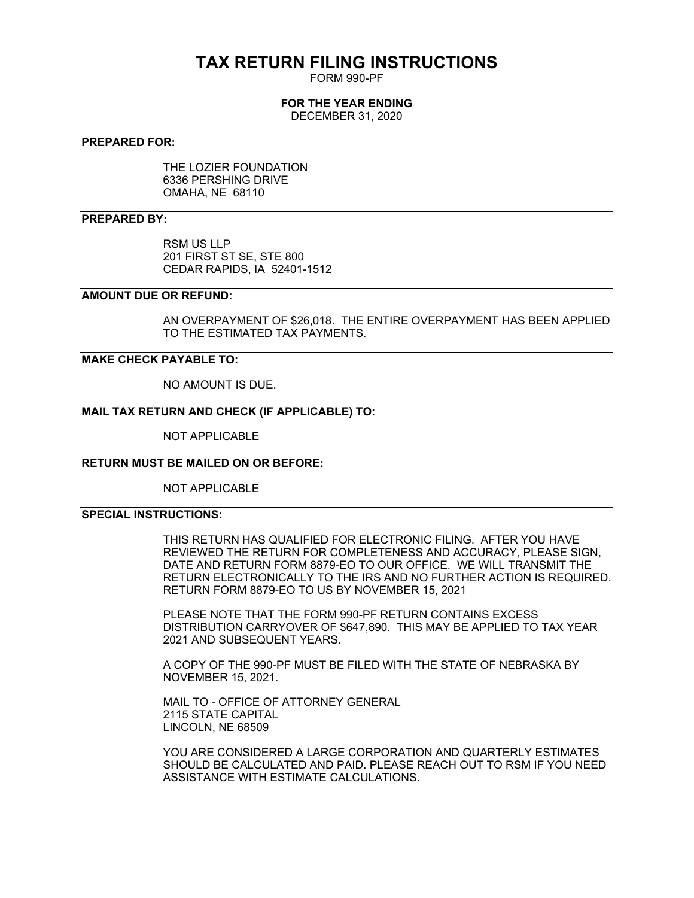# TAX RETURN FILING INSTRUCTIONS

FORM 990-PF

**FOR THE YEAR ENDING**

DECEMBER 31, 2020

---

**PREPARED FOR:**

THE LOZIER FOUNDATION
6336 PERSHING DRIVE
OMAHA, NE 68110

---

**PREPARED BY:**

RSM US LLP
201 FIRST ST SE, STE 800
CEDAR RAPIDS, IA 52401-1512

---

**AMOUNT DUE OR REFUND:**

AN OVERPAYMENT OF $26,018. THE ENTIRE OVERPAYMENT HAS BEEN APPLIED TO THE ESTIMATED TAX PAYMENTS.

---

**MAKE CHECK PAYABLE TO:**

NO AMOUNT IS DUE.

---

**MAIL TAX RETURN AND CHECK (IF APPLICABLE) TO:**

NOT APPLICABLE

---

**RETURN MUST BE MAILED ON OR BEFORE:**

NOT APPLICABLE

---

**SPECIAL INSTRUCTIONS:**

THIS RETURN HAS QUALIFIED FOR ELECTRONIC FILING. AFTER YOU HAVE REVIEWED THE RETURN FOR COMPLETENESS AND ACCURACY, PLEASE SIGN, DATE AND RETURN FORM 8879-EO TO OUR OFFICE. WE WILL TRANSMIT THE RETURN ELECTRONICALLY TO THE IRS AND NO FURTHER ACTION IS REQUIRED. RETURN FORM 8879-EO TO US BY NOVEMBER 15, 2021

PLEASE NOTE THAT THE FORM 990-PF RETURN CONTAINS EXCESS DISTRIBUTION CARRYOVER OF $647,890. THIS MAY BE APPLIED TO TAX YEAR 2021 AND SUBSEQUENT YEARS.

A COPY OF THE 990-PF MUST BE FILED WITH THE STATE OF NEBRASKA BY NOVEMBER 15, 2021.

MAIL TO - OFFICE OF ATTORNEY GENERAL
2115 STATE CAPITAL
LINCOLN, NE 68509

YOU ARE CONSIDERED A LARGE CORPORATION AND QUARTERLY ESTIMATES SHOULD BE CALCULATED AND PAID. PLEASE REACH OUT TO RSM IF YOU NEED ASSISTANCE WITH ESTIMATE CALCULATIONS.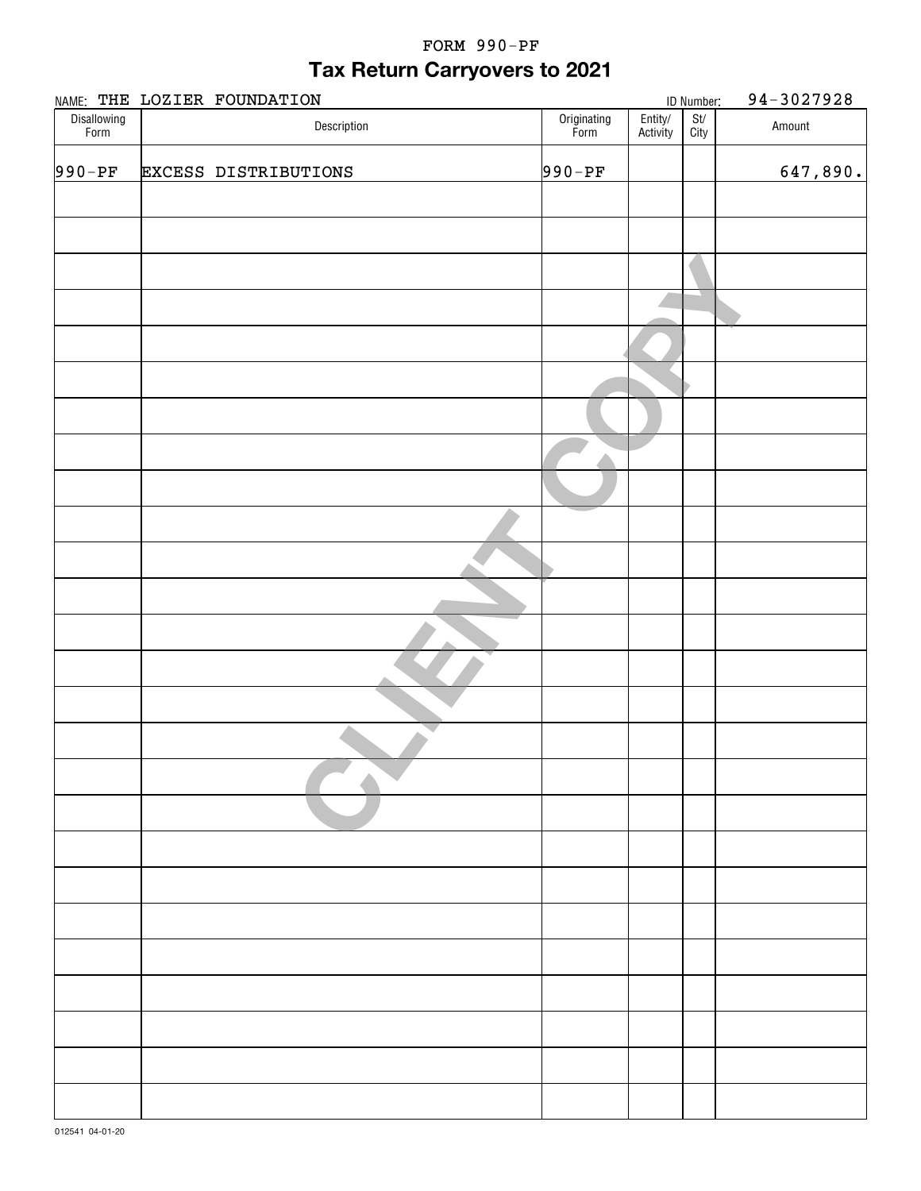FORM 990-PF

# Tax Return Carryovers to 2021

NAME: THE LOZIER FOUNDATION

ID Number: 94-3027928

| Disallowing Form | Description | Originating Form | Entity/ Activity | St/ City | Amount |
|---|---|---|---|---|---|
| 990-PF | EXCESS DISTRIBUTIONS | 990-PF | | | 647,890. |

CLIENT COPY

012541 04-01-20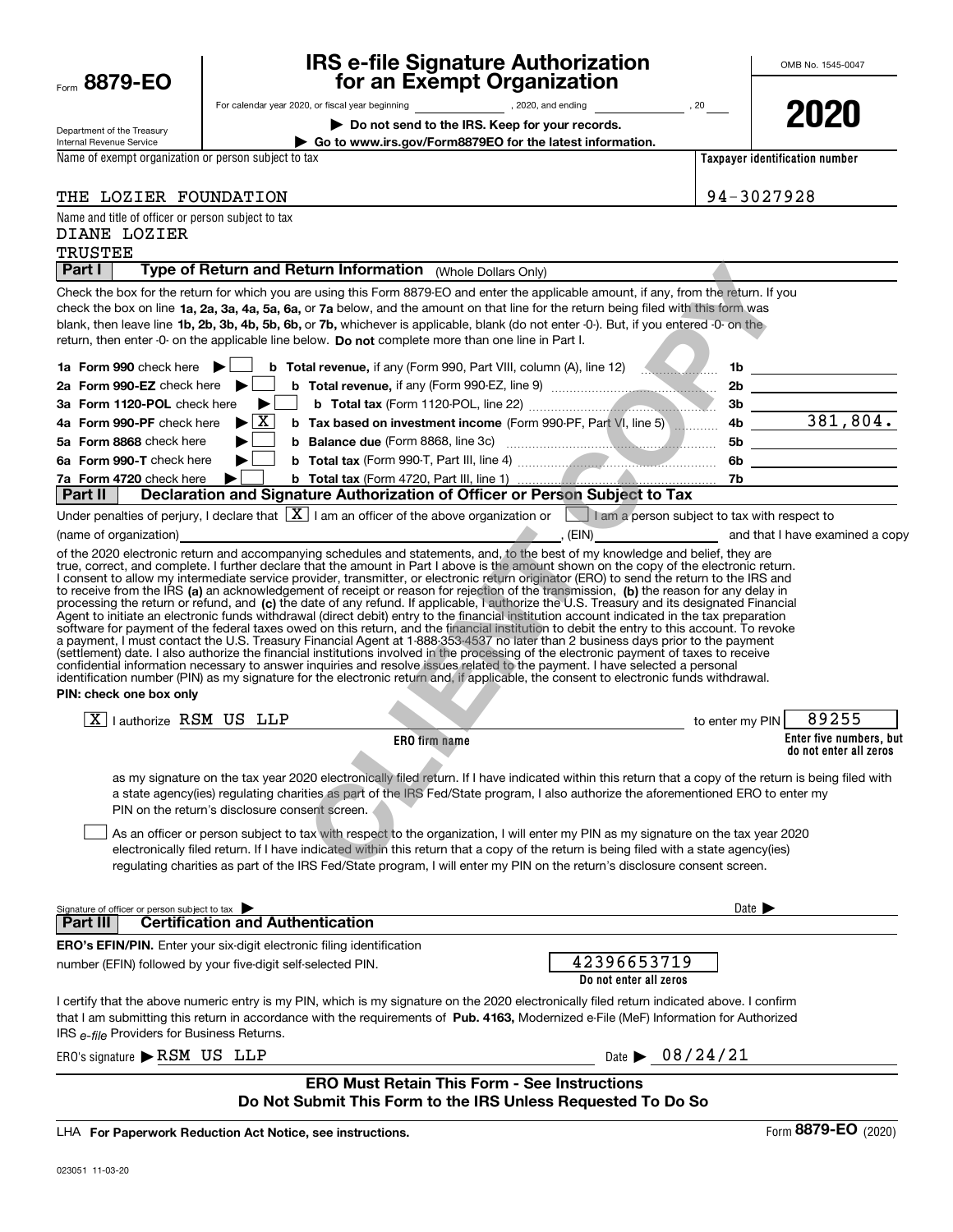Form **8879-EO**

Department of the Treasury
Internal Revenue Service

# IRS e-file Signature Authorization for an Exempt Organization

For calendar year 2020, or fiscal year beginning ____________, 2020, and ending ____________, 20____

▶ **Do not send to the IRS. Keep for your records.**

▶ **Go to www.irs.gov/Form8879EO for the latest information.**

OMB No. 1545-0047

**2020**

Name of exempt organization or person subject to tax: THE LOZIER FOUNDATION

**Taxpayer identification number**: 94-3027928

Name and title of officer or person subject to tax:
DIANE LOZIER
TRUSTEE

**Part I** **Type of Return and Return Information** (Whole Dollars Only)

Check the box for the return for which you are using this Form 8879-EO and enter the applicable amount, if any, from the return. If you check the box on line **1a, 2a, 3a, 4a, 5a, 6a,** or **7a** below, and the amount on that line for the return being filed with this form was blank, then leave line **1b, 2b, 3b, 4b, 5b, 6b,** or **7b,** whichever is applicable, blank (do not enter -0-). But, if you entered -0- on the return, then enter -0- on the applicable line below. **Do not** complete more than one line in Part I.

| | | | |
|---|---|---|---|
| **1a Form 990** check here ▶ ☐ | **b Total revenue,** if any (Form 990, Part VIII, column (A), line 12) | **1b** | |
| **2a Form 990-EZ** check here ▶ ☐ | **b Total revenue,** if any (Form 990-EZ, line 9) | **2b** | |
| **3a Form 1120-POL** check here ▶ ☐ | **b Total tax** (Form 1120-POL, line 22) | **3b** | |
| **4a Form 990-PF** check here ▶ ☒ | **b Tax based on investment income** (Form 990-PF, Part VI, line 5) | **4b** | 381,804. |
| **5a Form 8868** check here ▶ ☐ | **b Balance due** (Form 8868, line 3c) | **5b** | |
| **6a Form 990-T** check here ▶ ☐ | **b Total tax** (Form 990-T, Part III, line 4) | **6b** | |
| **7a Form 4720** check here ▶ ☐ | **b Total tax** (Form 4720, Part III, line 1) | **7b** | |

**Part II** **Declaration and Signature Authorization of Officer or Person Subject to Tax**

Under penalties of perjury, I declare that ☒ I am an officer of the above organization or ☐ I am a person subject to tax with respect to (name of organization) ____________________, (EIN) ____________ and that I have examined a copy of the 2020 electronic return and accompanying schedules and statements, and, to the best of my knowledge and belief, they are true, correct, and complete. I further declare that the amount in Part I above is the amount shown on the copy of the electronic return. I consent to allow my intermediate service provider, transmitter, or electronic return originator (ERO) to send the return to the IRS and to receive from the IRS **(a)** an acknowledgement of receipt or reason for rejection of the transmission, **(b)** the reason for any delay in processing the return or refund, and **(c)** the date of any refund. If applicable, I authorize the U.S. Treasury and its designated Financial Agent to initiate an electronic funds withdrawal (direct debit) entry to the financial institution account indicated in the tax preparation software for payment of the federal taxes owed on this return, and the financial institution to debit the entry to this account. To revoke a payment, I must contact the U.S. Treasury Financial Agent at 1-888-353-4537 no later than 2 business days prior to the payment (settlement) date. I also authorize the financial institutions involved in the processing of the electronic payment of taxes to receive confidential information necessary to answer inquiries and resolve issues related to the payment. I have selected a personal identification number (PIN) as my signature for the electronic return and, if applicable, the consent to electronic funds withdrawal.

**PIN: check one box only**

☒ I authorize RSM US LLP (**ERO firm name**) to enter my PIN 89255 (**Enter five numbers, but do not enter all zeros**)

as my signature on the tax year 2020 electronically filed return. If I have indicated within this return that a copy of the return is being filed with a state agency(ies) regulating charities as part of the IRS Fed/State program, I also authorize the aforementioned ERO to enter my PIN on the return's disclosure consent screen.

☐ As an officer or person subject to tax with respect to the organization, I will enter my PIN as my signature on the tax year 2020 electronically filed return. If I have indicated within this return that a copy of the return is being filed with a state agency(ies) regulating charities as part of the IRS Fed/State program, I will enter my PIN on the return's disclosure consent screen.

Signature of officer or person subject to tax ▶ ____________________ Date ▶ ____________

**Part III** **Certification and Authentication**

**ERO's EFIN/PIN.** Enter your six-digit electronic filing identification number (EFIN) followed by your five-digit self-selected PIN.

42396653719
**Do not enter all zeros**

I certify that the above numeric entry is my PIN, which is my signature on the 2020 electronically filed return indicated above. I confirm that I am submitting this return in accordance with the requirements of **Pub. 4163,** Modernized e-File (MeF) Information for Authorized IRS *e-file* Providers for Business Returns.

ERO's signature ▶ RSM US LLP Date ▶ 08/24/21

**ERO Must Retain This Form - See Instructions**
**Do Not Submit This Form to the IRS Unless Requested To Do So**

LHA **For Paperwork Reduction Act Notice, see instructions.** Form **8879-EO** (2020)

023051 11-03-20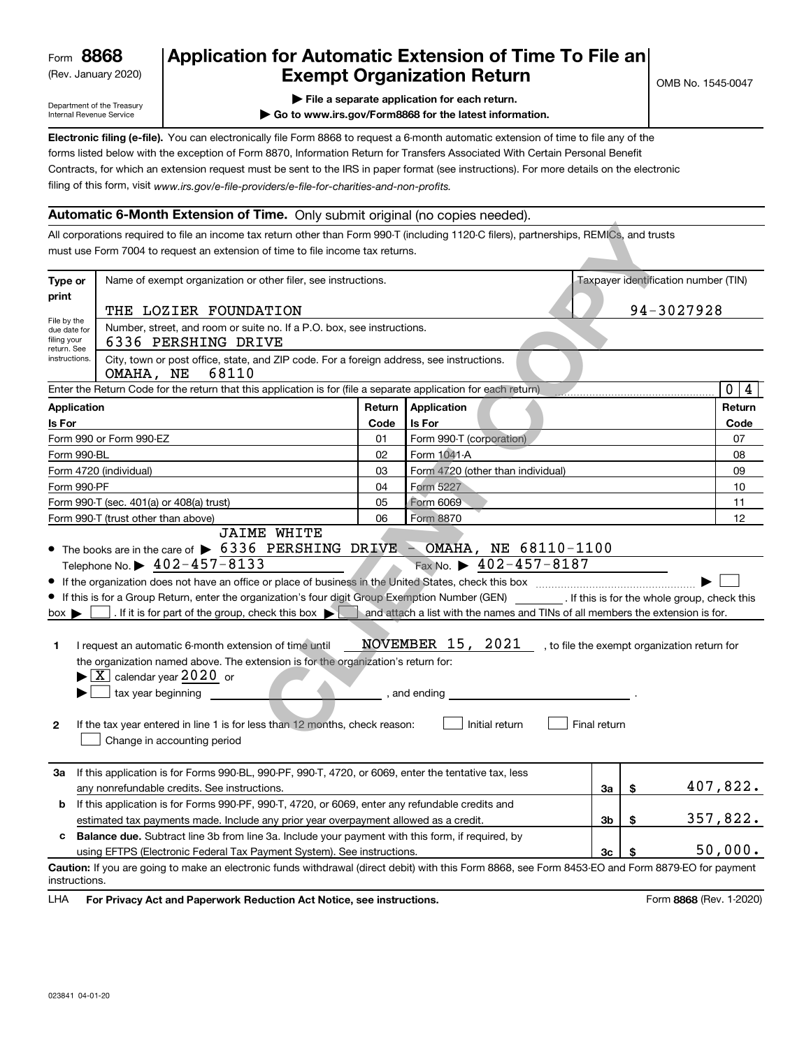Form **8868**
(Rev. January 2020)
Department of the Treasury
Internal Revenue Service

# Application for Automatic Extension of Time To File an Exempt Organization Return

▶ **File a separate application for each return.**

▶ **Go to www.irs.gov/Form8868 for the latest information.**

OMB No. 1545-0047

**Electronic filing (e-file).** You can electronically file Form 8868 to request a 6-month automatic extension of time to file any of the forms listed below with the exception of Form 8870, Information Return for Transfers Associated With Certain Personal Benefit Contracts, for which an extension request must be sent to the IRS in paper format (see instructions). For more details on the electronic filing of this form, visit *www.irs.gov/e-file-providers/e-file-for-charities-and-non-profits.*

## Automatic 6-Month Extension of Time. Only submit original (no copies needed).

All corporations required to file an income tax return other than Form 990-T (including 1120-C filers), partnerships, REMICs, and trusts must use Form 7004 to request an extension of time to file income tax returns.

**Type or print**

File by the due date for filing your return. See instructions.

Name of exempt organization or other filer, see instructions.
THE LOZIER FOUNDATION

Taxpayer identification number (TIN)
94-3027928

Number, street, and room or suite no. If a P.O. box, see instructions.
6336 PERSHING DRIVE

City, town or post office, state, and ZIP code. For a foreign address, see instructions.
OMAHA, NE 68110

Enter the Return Code for the return that this application is for (file a separate application for each return) 0 4

| Application Is For | Return Code | Application Is For | Return Code |
|---|---|---|---|
| Form 990 or Form 990-EZ | 01 | Form 990-T (corporation) | 07 |
| Form 990-BL | 02 | Form 1041-A | 08 |
| Form 4720 (individual) | 03 | Form 4720 (other than individual) | 09 |
| Form 990-PF | 04 | Form 5227 | 10 |
| Form 990-T (sec. 401(a) or 408(a) trust) | 05 | Form 6069 | 11 |
| Form 990-T (trust other than above) | 06 | Form 8870 | 12 |

- The books are in the care of ▶ JAIME WHITE 6336 PERSHING DRIVE - OMAHA, NE 68110-1100
  Telephone No. ▶ 402-457-8133 Fax No. ▶ 402-457-8187
- If the organization does not have an office or place of business in the United States, check this box ▶ ☐
- If this is for a Group Return, enter the organization's four digit Group Exemption Number (GEN) ________ . If this is for the whole group, check this box ▶ ☐ . If it is for part of the group, check this box ▶ ☐ and attach a list with the names and TINs of all members the extension is for.

**1** I request an automatic 6-month extension of time until NOVEMBER 15, 2021 , to file the exempt organization return for the organization named above. The extension is for the organization's return for:
▶ ☒ calendar year 2020 or
▶ ☐ tax year beginning ________________ , and ending ________________ .

**2** If the tax year entered in line 1 is for less than 12 months, check reason: ☐ Initial return ☐ Final return
☐ Change in accounting period

| | | | | |
|---|---|---|---|---|
| **3a** | If this application is for Forms 990-BL, 990-PF, 990-T, 4720, or 6069, enter the tentative tax, less any nonrefundable credits. See instructions. | 3a | $ | 407,822. |
| **b** | If this application is for Forms 990-PF, 990-T, 4720, or 6069, enter any refundable credits and estimated tax payments made. Include any prior year overpayment allowed as a credit. | 3b | $ | 357,822. |
| **c** | **Balance due.** Subtract line 3b from line 3a. Include your payment with this form, if required, by using EFTPS (Electronic Federal Tax Payment System). See instructions. | 3c | $ | 50,000. |

**Caution:** If you are going to make an electronic funds withdrawal (direct debit) with this Form 8868, see Form 8453-EO and Form 8879-EO for payment instructions.

LHA **For Privacy Act and Paperwork Reduction Act Notice, see instructions.** Form **8868** (Rev. 1-2020)

023841 04-01-20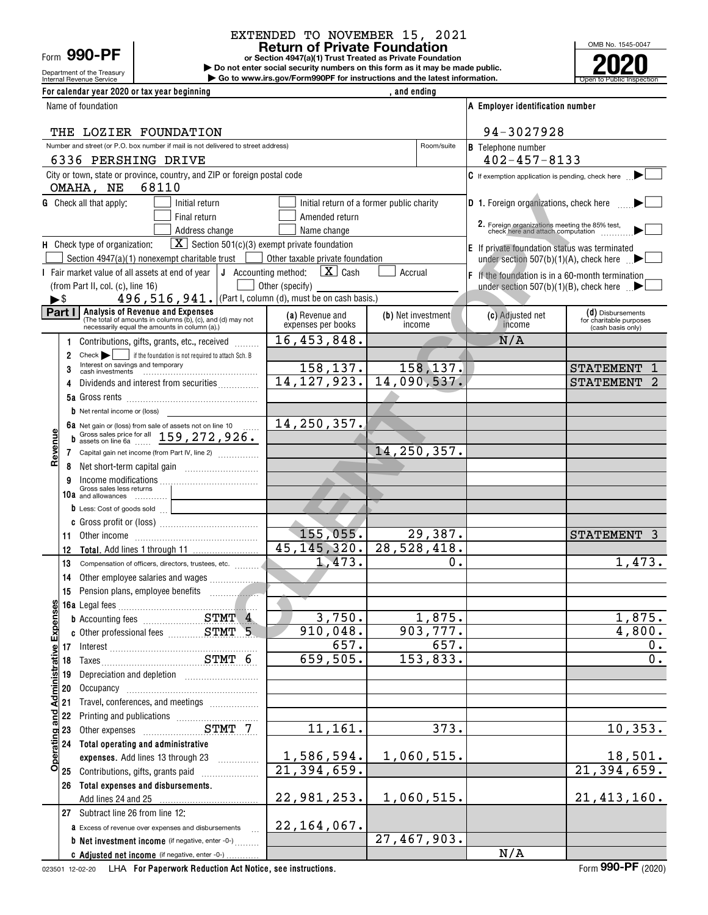EXTENDED TO NOVEMBER 15, 2021

Form **990-PF**

Department of the Treasury
Internal Revenue Service

# Return of Private Foundation

**or Section 4947(a)(1) Trust Treated as Private Foundation**

▶ Do not enter social security numbers on this form as it may be made public.
▶ Go to www.irs.gov/Form990PF for instructions and the latest information.

OMB No. 1545-0047

**2020**

Open to Public Inspection

For calendar year 2020 or tax year beginning , and ending

Name of foundation: THE LOZIER FOUNDATION

A Employer identification number: 94-3027928

Number and street (or P.O. box number if mail is not delivered to street address): 6336 PERSHING DRIVE | Room/suite

B Telephone number: 402-457-8133

City or town, state or province, country, and ZIP or foreign postal code: OMAHA, NE 68110

C If exemption application is pending, check here ▶ ☐

G Check all that apply: ☐ Initial return ☐ Initial return of a former public charity ☐ Final return ☐ Amended return ☐ Address change ☐ Name change

D 1. Foreign organizations, check here ▶ ☐
2. Foreign organizations meeting the 85% test, check here and attach computation ▶ ☐

H Check type of organization: [X] Section 501(c)(3) exempt private foundation ☐ Section 4947(a)(1) nonexempt charitable trust ☐ Other taxable private foundation

E If private foundation status was terminated under section 507(b)(1)(A), check here ▶ ☐

I Fair market value of all assets at end of year (from Part II, col. (c), line 16) ▶$ 496,516,941.

J Accounting method: [X] Cash ☐ Accrual ☐ Other (specify) (Part I, column (d), must be on cash basis.)

F If the foundation is in a 60-month termination under section 507(b)(1)(B), check here ▶ ☐

**Part I Analysis of Revenue and Expenses** (The total of amounts in columns (b), (c), and (d) may not necessarily equal the amounts in column (a).)

| | | (a) Revenue and expenses per books | (b) Net investment income | (c) Adjusted net income | (d) Disbursements for charitable purposes (cash basis only) |
|---|---|---|---|---|---|
| Revenue | 1 Contributions, gifts, grants, etc., received | 16,453,848. | | N/A | |
| | 2 Check ▶ ☐ if the foundation is not required to attach Sch. B | | | | |
| | 3 Interest on savings and temporary cash investments | 158,137. | 158,137. | | STATEMENT 1 |
| | 4 Dividends and interest from securities | 14,127,923. | 14,090,537. | | STATEMENT 2 |
| | 5a Gross rents | | | | |
| | b Net rental income or (loss) | | | | |
| | 6a Net gain or (loss) from sale of assets not on line 10 | 14,250,357. | | | |
| | b Gross sales price for all assets on line 6a 159,272,926. | | | | |
| | 7 Capital gain net income (from Part IV, line 2) | | 14,250,357. | | |
| | 8 Net short-term capital gain | | | | |
| | 9 Income modifications | | | | |
| | 10a Gross sales less returns and allowances | | | | |
| | b Less: Cost of goods sold | | | | |
| | c Gross profit or (loss) | | | | |
| | 11 Other income | 155,055. | 29,387. | | STATEMENT 3 |
| | 12 **Total.** Add lines 1 through 11 | 45,145,320. | 28,528,418. | | |
| Operating and Administrative Expenses | 13 Compensation of officers, directors, trustees, etc. | 1,473. | 0. | | 1,473. |
| | 14 Other employee salaries and wages | | | | |
| | 15 Pension plans, employee benefits | | | | |
| | 16a Legal fees | | | | |
| | b Accounting fees STMT 4 | 3,750. | 1,875. | | 1,875. |
| | c Other professional fees STMT 5 | 910,048. | 903,777. | | 4,800. |
| | 17 Interest | 657. | 657. | | 0. |
| | 18 Taxes STMT 6 | 659,505. | 153,833. | | 0. |
| | 19 Depreciation and depletion | | | | |
| | 20 Occupancy | | | | |
| | 21 Travel, conferences, and meetings | | | | |
| | 22 Printing and publications | | | | |
| | 23 Other expenses STMT 7 | 11,161. | 373. | | 10,353. |
| | 24 **Total operating and administrative expenses.** Add lines 13 through 23 | 1,586,594. | 1,060,515. | | 18,501. |
| | 25 Contributions, gifts, grants paid | 21,394,659. | | | 21,394,659. |
| | 26 **Total expenses and disbursements.** Add lines 24 and 25 | 22,981,253. | 1,060,515. | | 21,413,160. |
| | 27 Subtract line 26 from line 12: | | | | |
| | a Excess of revenue over expenses and disbursements | 22,164,067. | | | |
| | b **Net investment income** (if negative, enter -0-) | | 27,467,903. | | |
| | c **Adjusted net income** (if negative, enter -0-) | | | N/A | |

023501 12-02-20 LHA **For Paperwork Reduction Act Notice, see instructions.** Form **990-PF** (2020)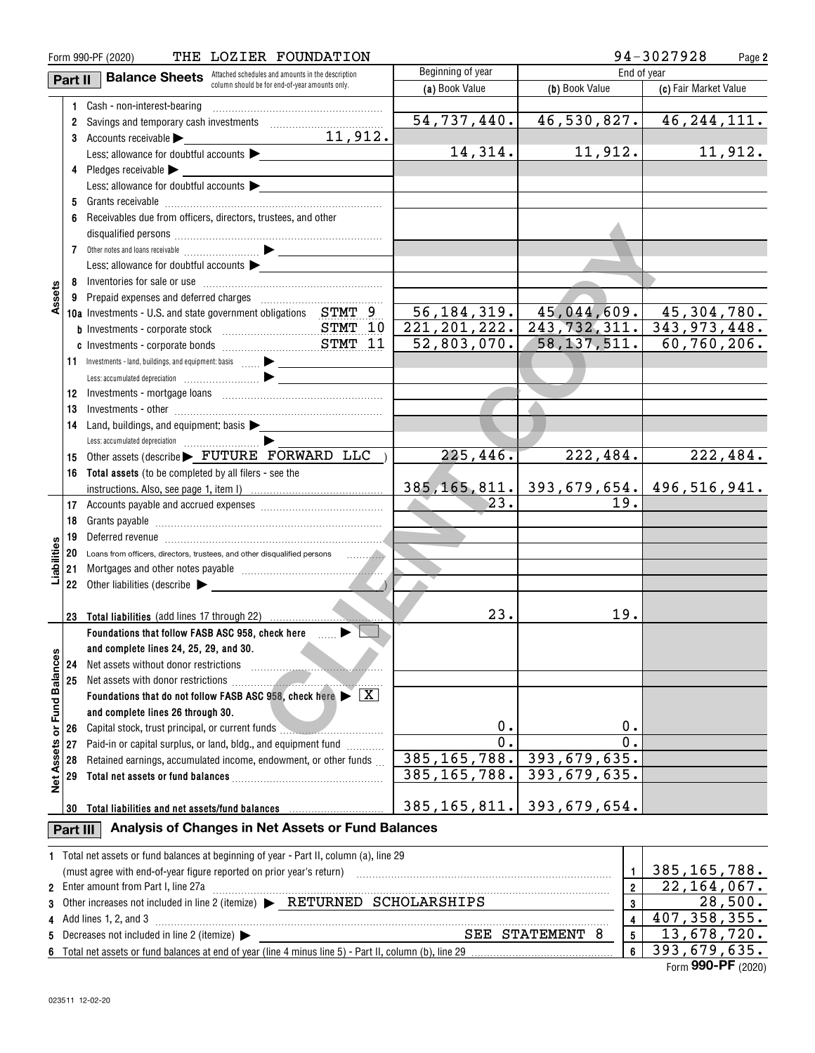Form 990-PF (2020) THE LOZIER FOUNDATION 94-3027928 Page 2

## Part II Balance Sheets

Attached schedules and amounts in the description column should be for end-of-year amounts only.

| | | Beginning of year (a) Book Value | End of year (b) Book Value | End of year (c) Fair Market Value |
|---|---|---|---|---|
| **Assets** | 1 Cash - non-interest-bearing | | | |
| | 2 Savings and temporary cash investments | 54,737,440. | 46,530,827. | 46,244,111. |
| | 3 Accounts receivable ▶ 11,912. | | | |
| | Less: allowance for doubtful accounts ▶ | 14,314. | 11,912. | 11,912. |
| | 4 Pledges receivable ▶ | | | |
| | Less: allowance for doubtful accounts ▶ | | | |
| | 5 Grants receivable | | | |
| | 6 Receivables due from officers, directors, trustees, and other disqualified persons | | | |
| | 7 Other notes and loans receivable ▶ | | | |
| | Less: allowance for doubtful accounts ▶ | | | |
| | 8 Inventories for sale or use | | | |
| | 9 Prepaid expenses and deferred charges | | | |
| | 10a Investments - U.S. and state government obligations STMT 9 | 56,184,319. | 45,044,609. | 45,304,780. |
| | b Investments - corporate stock STMT 10 | 221,201,222. | 243,732,311. | 343,973,448. |
| | c Investments - corporate bonds STMT 11 | 52,803,070. | 58,137,511. | 60,760,206. |
| | 11 Investments - land, buildings, and equipment: basis ▶ | | | |
| | Less: accumulated depreciation ▶ | | | |
| | 12 Investments - mortgage loans | | | |
| | 13 Investments - other | | | |
| | 14 Land, buildings, and equipment: basis ▶ | | | |
| | Less: accumulated depreciation ▶ | | | |
| | 15 Other assets (describe ▶ FUTURE FORWARD LLC ) | 225,446. | 222,484. | 222,484. |
| | 16 **Total assets** (to be completed by all filers - see the instructions. Also, see page 1, item I) | 385,165,811. | 393,679,654. | 496,516,941. |
| **Liabilities** | 17 Accounts payable and accrued expenses | 23. | 19. | |
| | 18 Grants payable | | | |
| | 19 Deferred revenue | | | |
| | 20 Loans from officers, directors, trustees, and other disqualified persons | | | |
| | 21 Mortgages and other notes payable | | | |
| | 22 Other liabilities (describe ▶ ) | | | |
| | 23 **Total liabilities** (add lines 17 through 22) | 23. | 19. | |
| **Net Assets or Fund Balances** | **Foundations that follow FASB ASC 958, check here ▶ ☐ and complete lines 24, 25, 29, and 30.** | | | |
| | 24 Net assets without donor restrictions | | | |
| | 25 Net assets with donor restrictions | | | |
| | **Foundations that do not follow FASB ASC 958, check here ▶ X and complete lines 26 through 30.** | | | |
| | 26 Capital stock, trust principal, or current funds | 0. | 0. | |
| | 27 Paid-in or capital surplus, or land, bldg., and equipment fund | 0. | 0. | |
| | 28 Retained earnings, accumulated income, endowment, or other funds | 385,165,788. | 393,679,635. | |
| | 29 **Total net assets or fund balances** | 385,165,788. | 393,679,635. | |
| | 30 **Total liabilities and net assets/fund balances** | 385,165,811. | 393,679,654. | |

## Part III Analysis of Changes in Net Assets or Fund Balances

| | | | |
|---|---|---|---|
| 1 | Total net assets or fund balances at beginning of year - Part II, column (a), line 29 (must agree with end-of-year figure reported on prior year's return) | 1 | 385,165,788. |
| 2 | Enter amount from Part I, line 27a | 2 | 22,164,067. |
| 3 | Other increases not included in line 2 (itemize) ▶ RETURNED SCHOLARSHIPS | 3 | 28,500. |
| 4 | Add lines 1, 2, and 3 | 4 | 407,358,355. |
| 5 | Decreases not included in line 2 (itemize) ▶ SEE STATEMENT 8 | 5 | 13,678,720. |
| 6 | Total net assets or fund balances at end of year (line 4 minus line 5) - Part II, column (b), line 29 | 6 | 393,679,635. |

Form **990-PF** (2020)

023511 12-02-20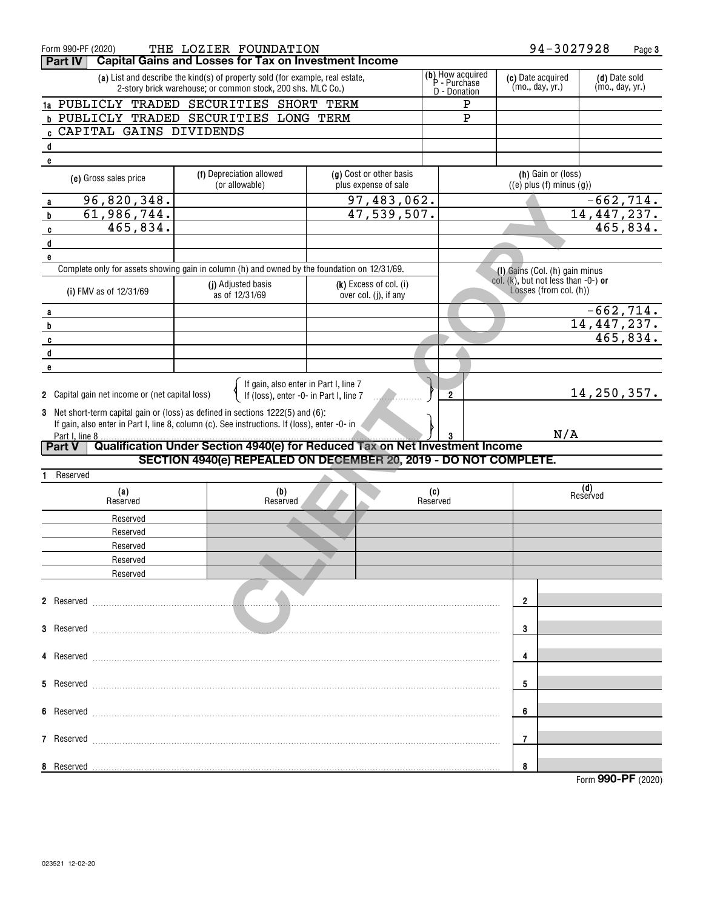Form 990-PF (2020) THE LOZIER FOUNDATION 94-3027928

## Part IV Capital Gains and Losses for Tax on Investment Income

| (a) List and describe the kind(s) of property sold (for example, real estate, 2-story brick warehouse; or common stock, 200 shs. MLC Co.) | (b) How acquired P - Purchase D - Donation | (c) Date acquired (mo., day, yr.) | (d) Date sold (mo., day, yr.) |
|---|---|---|---|
| 1a PUBLICLY TRADED SECURITIES SHORT TERM | P | | |
| b PUBLICLY TRADED SECURITIES LONG TERM | P | | |
| c CAPITAL GAINS DIVIDENDS | | | |
| d | | | |
| e | | | |

| | (e) Gross sales price | (f) Depreciation allowed (or allowable) | (g) Cost or other basis plus expense of sale | (h) Gain or (loss) ((e) plus (f) minus (g)) |
|---|---|---|---|---|
| a | 96,820,348. | | 97,483,062. | -662,714. |
| b | 61,986,744. | | 47,539,507. | 14,447,237. |
| c | 465,834. | | | 465,834. |
| d | | | | |
| e | | | | |

Complete only for assets showing gain in column (h) and owned by the foundation on 12/31/69.

| | (i) FMV as of 12/31/69 | (j) Adjusted basis as of 12/31/69 | (k) Excess of col. (i) over col. (j), if any | (l) Gains (Col. (h) gain minus col. (k), but not less than -0-) or Losses (from col. (h)) |
|---|---|---|---|---|
| a | | | | -662,714. |
| b | | | | 14,447,237. |
| c | | | | 465,834. |
| d | | | | |
| e | | | | |

2 Capital gain net income or (net capital loss) { If gain, also enter in Part I, line 7; If (loss), enter -0- in Part I, line 7 } **2** 14,250,357.

3 Net short-term capital gain or (loss) as defined in sections 1222(5) and (6): If gain, also enter in Part I, line 8, column (c). See instructions. If (loss), enter -0- in Part I, line 8 **3** N/A

## Part V Qualification Under Section 4940(e) for Reduced Tax on Net Investment Income

**SECTION 4940(e) REPEALED ON DECEMBER 20, 2019 - DO NOT COMPLETE.**

1 Reserved

| (a) Reserved | (b) Reserved | (c) Reserved | (d) Reserved |
|---|---|---|---|
| Reserved | | | |
| Reserved | | | |
| Reserved | | | |
| Reserved | | | |
| Reserved | | | |

2 Reserved **2**

3 Reserved **3**

4 Reserved **4**

5 Reserved **5**

6 Reserved **6**

7 Reserved **7**

8 Reserved **8**

Form **990-PF** (2020)

023521 12-02-20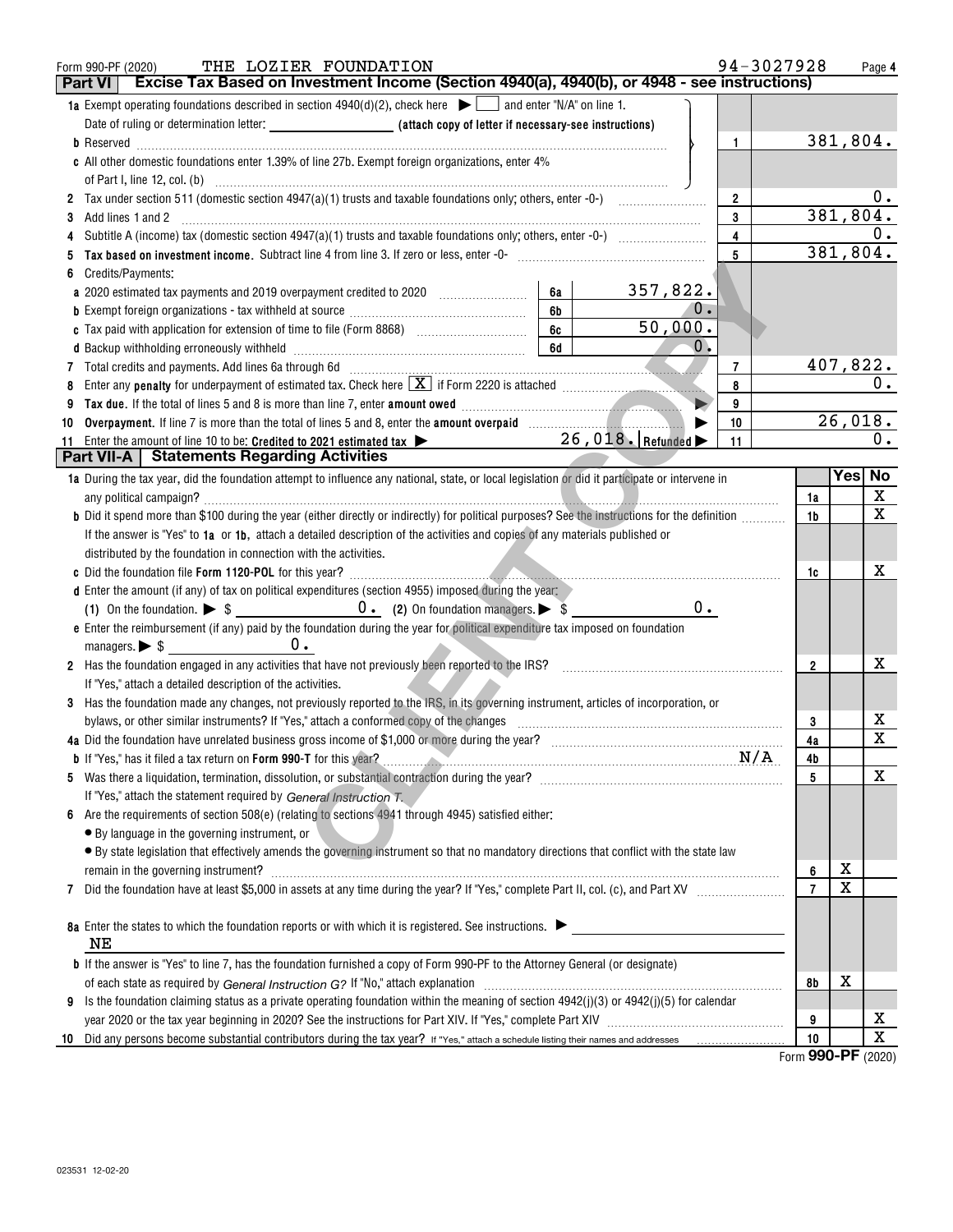Form 990-PF (2020) THE LOZIER FOUNDATION 94-3027928

## Part VI Excise Tax Based on Investment Income (Section 4940(a), 4940(b), or 4948 - see instructions)

| | | | |
|---|---|---|---|
| **1a** Exempt operating foundations described in section 4940(d)(2), check here ☐ and enter "N/A" on line 1. Date of ruling or determination letter: ______ (attach copy of letter if necessary-see instructions) | | | |
| **b** Reserved | | 1 | 381,804. |
| **c** All other domestic foundations enter 1.39% of line 27b. Exempt foreign organizations, enter 4% of Part I, line 12, col. (b) | | | |
| **2** Tax under section 511 (domestic section 4947(a)(1) trusts and taxable foundations only; others, enter -0-) | | 2 | 0. |
| **3** Add lines 1 and 2 | | 3 | 381,804. |
| **4** Subtitle A (income) tax (domestic section 4947(a)(1) trusts and taxable foundations only; others, enter -0-) | | 4 | 0. |
| **5** **Tax based on investment income.** Subtract line 4 from line 3. If zero or less, enter -0- | | 5 | 381,804. |
| **6** Credits/Payments: | | | |
| **a** 2020 estimated tax payments and 2019 overpayment credited to 2020 | 6a 357,822. | | |
| **b** Exempt foreign organizations - tax withheld at source | 6b 0. | | |
| **c** Tax paid with application for extension of time to file (Form 8868) | 6c 50,000. | | |
| **d** Backup withholding erroneously withheld | 6d 0. | | |
| **7** Total credits and payments. Add lines 6a through 6d | | 7 | 407,822. |
| **8** Enter any **penalty** for underpayment of estimated tax. Check here ☒ if Form 2220 is attached | | 8 | 0. |
| **9** **Tax due.** If the total of lines 5 and 8 is more than line 7, enter **amount owed** | | 9 | |
| **10** **Overpayment.** If line 7 is more than the total of lines 5 and 8, enter the **amount overpaid** | | 10 | 26,018. |
| **11** Enter the amount of line 10 to be: **Credited to 2021 estimated tax** 26,018. **Refunded** | | 11 | 0. |

## Part VII-A Statements Regarding Activities

| | | Yes | No |
|---|---|---|---|
| **1a** During the tax year, did the foundation attempt to influence any national, state, or local legislation or did it participate or intervene in any political campaign? | 1a | | X |
| **b** Did it spend more than $100 during the year (either directly or indirectly) for political purposes? See the instructions for the definition | 1b | | X |
| If the answer is "Yes" to **1a** or **1b**, attach a detailed description of the activities and copies of any materials published or distributed by the foundation in connection with the activities. | | | |
| **c** Did the foundation file **Form 1120-POL** for this year? | 1c | | X |
| **d** Enter the amount (if any) of tax on political expenditures (section 4955) imposed during the year: (1) On the foundation. $ 0. (2) On foundation managers. $ 0. | | | |
| **e** Enter the reimbursement (if any) paid by the foundation during the year for political expenditure tax imposed on foundation managers. $ 0. | | | |
| **2** Has the foundation engaged in any activities that have not previously been reported to the IRS? If "Yes," attach a detailed description of the activities. | 2 | | X |
| **3** Has the foundation made any changes, not previously reported to the IRS, in its governing instrument, articles of incorporation, or bylaws, or other similar instruments? If "Yes," attach a conformed copy of the changes | 3 | | X |
| **4a** Did the foundation have unrelated business gross income of $1,000 or more during the year? | 4a | | X |
| **b** If "Yes," has it filed a tax return on **Form 990-T** for this year? N/A | 4b | | |
| **5** Was there a liquidation, termination, dissolution, or substantial contraction during the year? If "Yes," attach the statement required by *General Instruction T.* | 5 | | X |
| **6** Are the requirements of section 508(e) (relating to sections 4941 through 4945) satisfied either: • By language in the governing instrument, or • By state legislation that effectively amends the governing instrument so that no mandatory directions that conflict with the state law remain in the governing instrument? | 6 | X | |
| **7** Did the foundation have at least $5,000 in assets at any time during the year? If "Yes," complete Part II, col. (c), and Part XV | 7 | X | |
| **8a** Enter the states to which the foundation reports or with which it is registered. See instructions. NE | | | |
| **b** If the answer is "Yes" to line 7, has the foundation furnished a copy of Form 990-PF to the Attorney General (or designate) of each state as required by *General Instruction G?* If "No," attach explanation | 8b | X | |
| **9** Is the foundation claiming status as a private operating foundation within the meaning of section 4942(j)(3) or 4942(j)(5) for calendar year 2020 or the tax year beginning in 2020? See the instructions for Part XIV. If "Yes," complete Part XIV | 9 | | X |
| **10** Did any persons become substantial contributors during the tax year? If "Yes," attach a schedule listing their names and addresses | 10 | | X |

Form **990-PF** (2020)

023531 12-02-20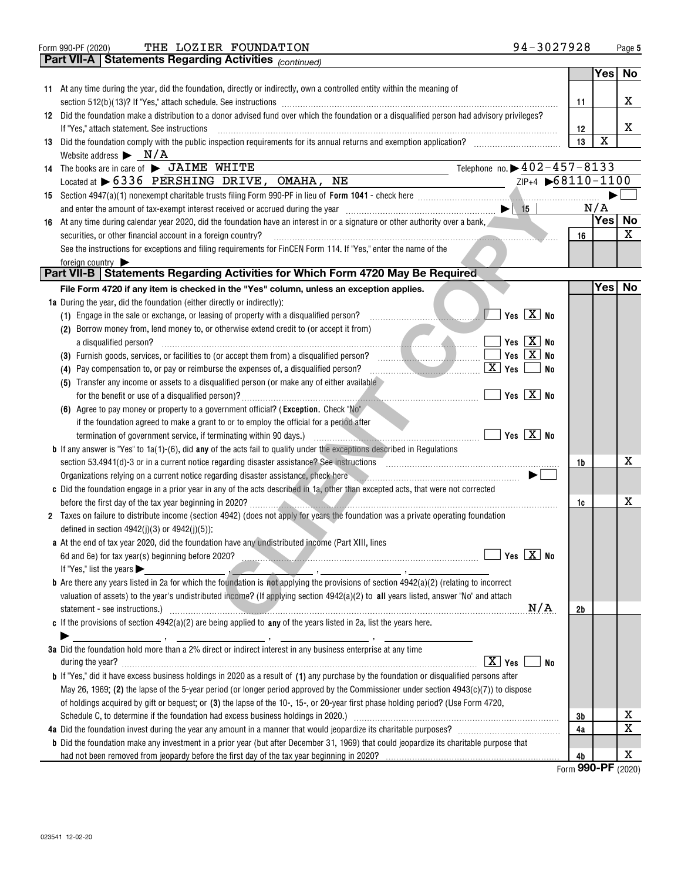Form 990-PF (2020) THE LOZIER FOUNDATION 94-3027928

## Part VII-A Statements Regarding Activities *(continued)*

| | | | Yes | No |
|---|---|---|---|---|
| 11 | At any time during the year, did the foundation, directly or indirectly, own a controlled entity within the meaning of section 512(b)(13)? If "Yes," attach schedule. See instructions | 11 | | X |
| 12 | Did the foundation make a distribution to a donor advised fund over which the foundation or a disqualified person had advisory privileges? If "Yes," attach statement. See instructions | 12 | | X |
| 13 | Did the foundation comply with the public inspection requirements for its annual returns and exemption application? | 13 | X | |

Website address ▶ N/A

14 The books are in care of ▶ JAIME WHITE Telephone no. ▶ 402-457-8133

Located at ▶ 6336 PERSHING DRIVE, OMAHA, NE ZIP+4 ▶ 68110-1100

15 Section 4947(a)(1) nonexempt charitable trusts filing Form 990-PF in lieu of **Form 1041** - check here ▶ ☐
and enter the amount of tax-exempt interest received or accrued during the year ▶ 15 N/A

| | | | Yes | No |
|---|---|---|---|---|
| 16 | At any time during calendar year 2020, did the foundation have an interest in or a signature or other authority over a bank, securities, or other financial account in a foreign country? See the instructions for exceptions and filing requirements for FinCEN Form 114. If "Yes," enter the name of the foreign country ▶ | 16 | | X |

## Part VII-B Statements Regarding Activities for Which Form 4720 May Be Required

**File Form 4720 if any item is checked in the "Yes" column, unless an exception applies.**

**1a** During the year, did the foundation (either directly or indirectly):

(1) Engage in the sale or exchange, or leasing of property with a disqualified person? ☐ Yes ☒ No

(2) Borrow money from, lend money to, or otherwise extend credit to (or accept it from) a disqualified person? ☐ Yes ☒ No

(3) Furnish goods, services, or facilities to (or accept them from) a disqualified person? ☐ Yes ☒ No

(4) Pay compensation to, or pay or reimburse the expenses of, a disqualified person? ☒ Yes ☐ No

(5) Transfer any income or assets to a disqualified person (or make any of either available for the benefit or use of a disqualified person)? ☐ Yes ☒ No

(6) Agree to pay money or property to a government official? (**Exception.** Check "No" if the foundation agreed to make a grant to or to employ the official for a period after termination of government service, if terminating within 90 days.) ☐ Yes ☒ No

| | | | Yes | No |
|---|---|---|---|---|
| b | If any answer is "Yes" to 1a(1)-(6), did **any** of the acts fail to qualify under the exceptions described in Regulations section 53.4941(d)-3 or in a current notice regarding disaster assistance? See instructions | 1b | | X |
| | Organizations relying on a current notice regarding disaster assistance, check here ▶ ☐ | | | |
| c | Did the foundation engage in a prior year in any of the acts described in 1a, other than excepted acts, that were not corrected before the first day of the tax year beginning in 2020? | 1c | | X |

**2** Taxes on failure to distribute income (section 4942) (does not apply for years the foundation was a private operating foundation defined in section 4942(j)(3) or 4942(j)(5)):

**a** At the end of tax year 2020, did the foundation have any undistributed income (Part XIII, lines 6d and 6e) for tax year(s) beginning before 2020? ☐ Yes ☒ No
If "Yes," list the years ▶ ____, ____, ____, ____

| | | | Yes | No |
|---|---|---|---|---|
| b | Are there any years listed in 2a for which the foundation is **not** applying the provisions of section 4942(a)(2) (relating to incorrect valuation of assets) to the year's undistributed income? (If applying section 4942(a)(2) to **all** years listed, answer "No" and attach statement - see instructions.) N/A | 2b | | |

**c** If the provisions of section 4942(a)(2) are being applied to **any** of the years listed in 2a, list the years here.
▶ ____, ____, ____, ____

**3a** Did the foundation hold more than a 2% direct or indirect interest in any business enterprise at any time during the year? ☒ Yes ☐ No

| | | | Yes | No |
|---|---|---|---|---|
| b | If "Yes," did it have excess business holdings in 2020 as a result of **(1)** any purchase by the foundation or disqualified persons after May 26, 1969; **(2)** the lapse of the 5-year period (or longer period approved by the Commissioner under section 4943(c)(7)) to dispose of holdings acquired by gift or bequest; or **(3)** the lapse of the 10-, 15-, or 20-year first phase holding period? (Use Form 4720, Schedule C, to determine if the foundation had excess business holdings in 2020.) | 3b | | X |
| 4a | Did the foundation invest during the year any amount in a manner that would jeopardize its charitable purposes? | 4a | | X |
| b | Did the foundation make any investment in a prior year (but after December 31, 1969) that could jeopardize its charitable purpose that had not been removed from jeopardy before the first day of the tax year beginning in 2020? | 4b | | X |

Form **990-PF** (2020)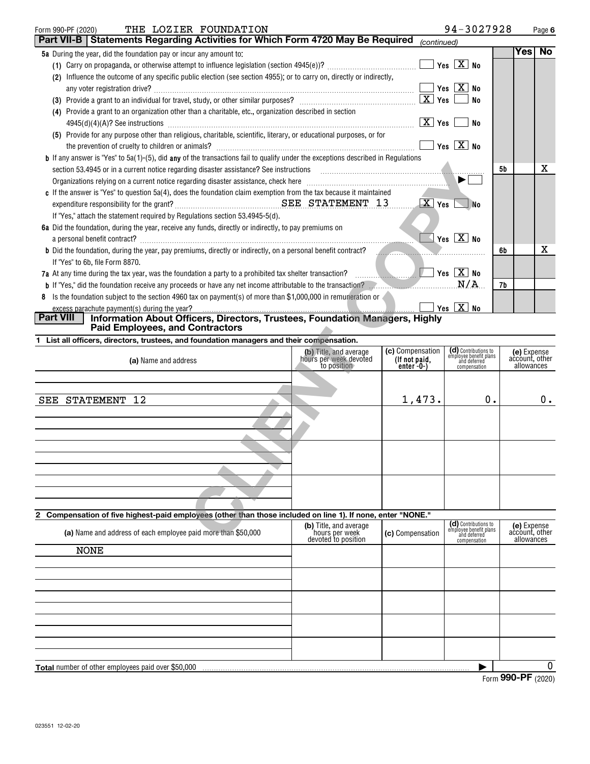Form 990-PF (2020) THE LOZIER FOUNDATION 94-3027928 Page 6

## Part VII-B Statements Regarding Activities for Which Form 4720 May Be Required *(continued)*

| | | | Yes | No |
|---|---|---|---|---|
| **5a** During the year, did the foundation pay or incur any amount to: | | | | |
| (1) Carry on propaganda, or otherwise attempt to influence legislation (section 4945(e))? | Yes [X] No | | | |
| (2) Influence the outcome of any specific public election (see section 4955); or to carry on, directly or indirectly, any voter registration drive? | Yes [X] No | | | |
| (3) Provide a grant to an individual for travel, study, or other similar purposes? | [X] Yes No | | | |
| (4) Provide a grant to an organization other than a charitable, etc., organization described in section 4945(d)(4)(A)? See instructions | [X] Yes No | | | |
| (5) Provide for any purpose other than religious, charitable, scientific, literary, or educational purposes, or for the prevention of cruelty to children or animals? | Yes [X] No | | | |
| **b** If any answer is "Yes" to 5a(1)-(5), did **any** of the transactions fail to qualify under the exceptions described in Regulations section 53.4945 or in a current notice regarding disaster assistance? See instructions | | 5b | | X |
| Organizations relying on a current notice regarding disaster assistance, check here ▶ [ ] | | | | |
| **c** If the answer is "Yes" to question 5a(4), does the foundation claim exemption from the tax because it maintained expenditure responsibility for the grant? SEE STATEMENT 13 | [X] Yes No | | | |
| If "Yes," attach the statement required by Regulations section 53.4945-5(d). | | | | |
| **6a** Did the foundation, during the year, receive any funds, directly or indirectly, to pay premiums on a personal benefit contract? | Yes [X] No | | | |
| **b** Did the foundation, during the year, pay premiums, directly or indirectly, on a personal benefit contract? | | 6b | | X |
| If "Yes" to 6b, file Form 8870. | | | | |
| **7a** At any time during the tax year, was the foundation a party to a prohibited tax shelter transaction? | Yes [X] No | | | |
| **b** If "Yes," did the foundation receive any proceeds or have any net income attributable to the transaction? | N/A | 7b | | |
| **8** Is the foundation subject to the section 4960 tax on payment(s) of more than $1,000,000 in remuneration or excess parachute payment(s) during the year? | Yes [X] No | | | |

## Part VIII Information About Officers, Directors, Trustees, Foundation Managers, Highly Paid Employees, and Contractors

**1 List all officers, directors, trustees, and foundation managers and their compensation.**

| (a) Name and address | (b) Title, and average hours per week devoted to position | (c) Compensation (If not paid, enter -0-) | (d) Contributions to employee benefit plans and deferred compensation | (e) Expense account, other allowances |
|---|---|---|---|---|
| SEE STATEMENT 12 | | 1,473. | 0. | 0. |

**2 Compensation of five highest-paid employees (other than those included on line 1). If none, enter "NONE."**

| (a) Name and address of each employee paid more than $50,000 | (b) Title, and average hours per week devoted to position | (c) Compensation | (d) Contributions to employee benefit plans and deferred compensation | (e) Expense account, other allowances |
|---|---|---|---|---|
| NONE | | | | |

**Total** number of other employees paid over $50,000 ▶ 0

Form **990-PF** (2020)

023551 12-02-20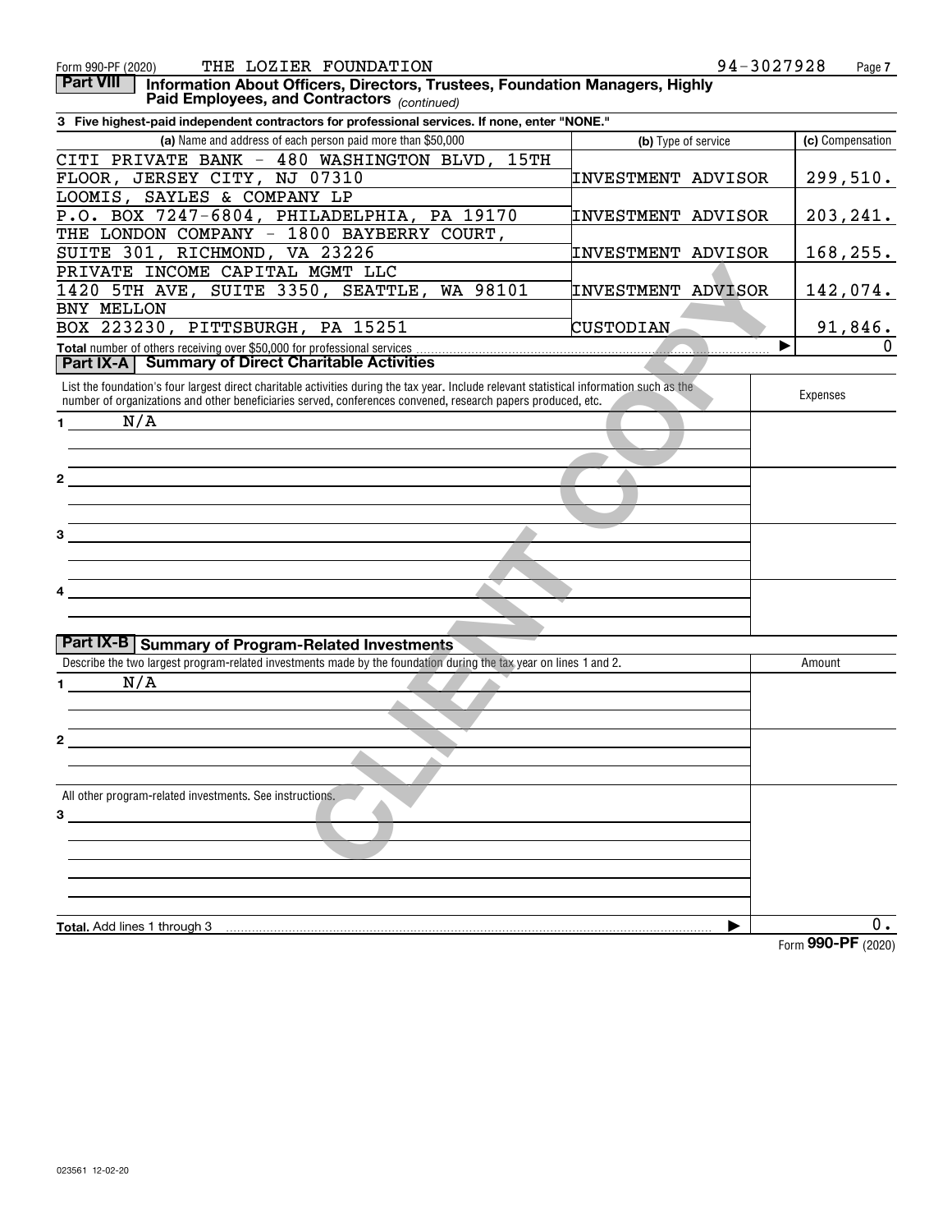THE LOZIER FOUNDATION 94-3027928

**Part VIII** **Information About Officers, Directors, Trustees, Foundation Managers, Highly Paid Employees, and Contractors** *(continued)*

**3 Five highest-paid independent contractors for professional services. If none, enter "NONE."**

| (a) Name and address of each person paid more than $50,000 | (b) Type of service | (c) Compensation |
|---|---|---|
| CITI PRIVATE BANK - 480 WASHINGTON BLVD, 15TH FLOOR, JERSEY CITY, NJ 07310 | INVESTMENT ADVISOR | 299,510. |
| LOOMIS, SAYLES & COMPANY LP P.O. BOX 7247-6804, PHILADELPHIA, PA 19170 | INVESTMENT ADVISOR | 203,241. |
| THE LONDON COMPANY - 1800 BAYBERRY COURT, SUITE 301, RICHMOND, VA 23226 | INVESTMENT ADVISOR | 168,255. |
| PRIVATE INCOME CAPITAL MGMT LLC 1420 5TH AVE, SUITE 3350, SEATTLE, WA 98101 | INVESTMENT ADVISOR | 142,074. |
| BNY MELLON BOX 223230, PITTSBURGH, PA 15251 | CUSTODIAN | 91,846. |
| **Total** number of others receiving over $50,000 for professional services ▶ | | 0 |

**Part IX-A** **Summary of Direct Charitable Activities**

| List the foundation's four largest direct charitable activities during the tax year. Include relevant statistical information such as the number of organizations and other beneficiaries served, conferences convened, research papers produced, etc. | Expenses |
|---|---|
| 1 N/A | |
| 2 | |
| 3 | |
| 4 | |

**Part IX-B** **Summary of Program-Related Investments**

| Describe the two largest program-related investments made by the foundation during the tax year on lines 1 and 2. | Amount |
|---|---|
| 1 N/A | |
| 2 | |
| All other program-related investments. See instructions. | |
| 3 | |
| **Total.** Add lines 1 through 3 ▶ | 0. |

Form **990-PF** (2020)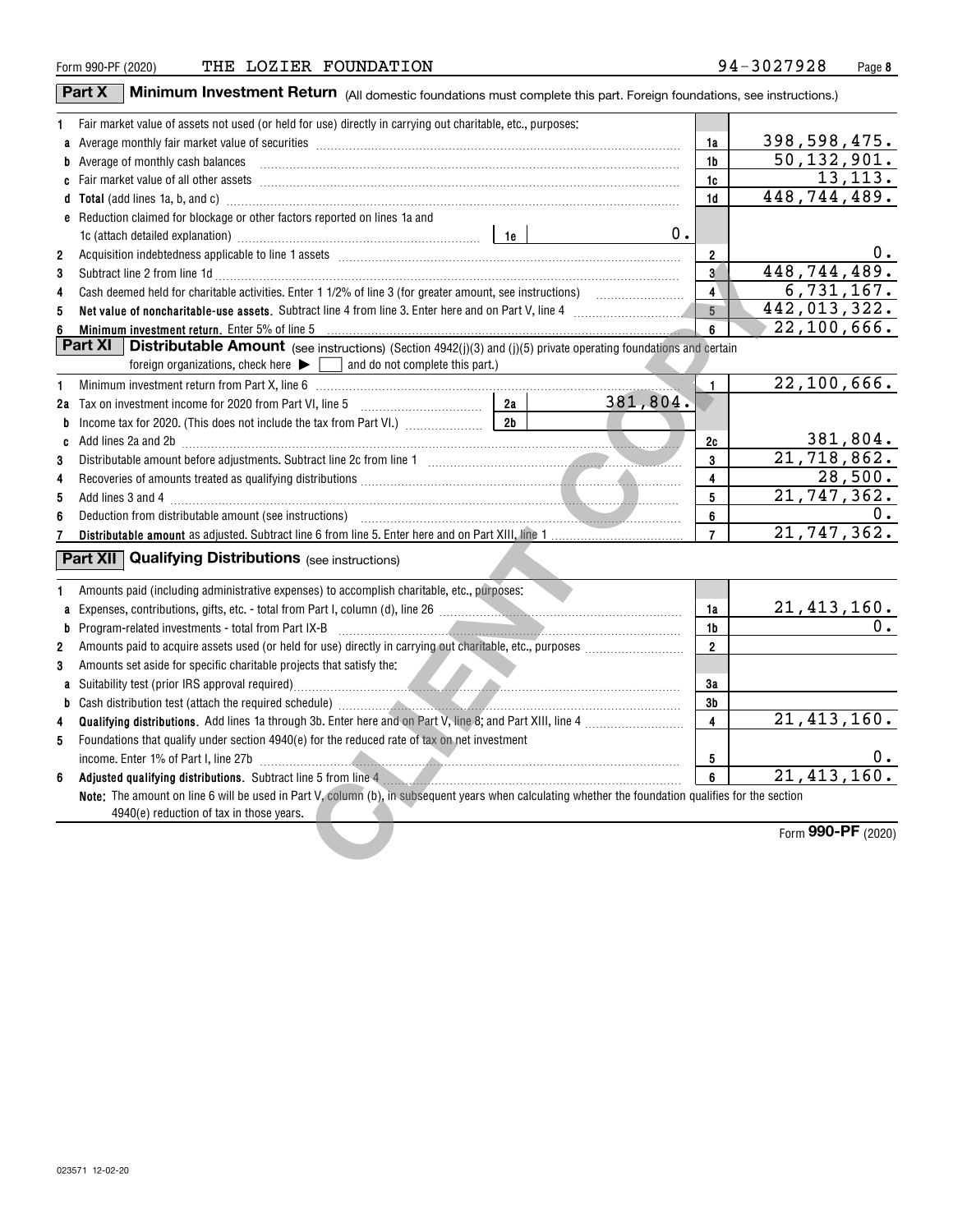Form 990-PF (2020) THE LOZIER FOUNDATION 94-3027928

## Part X Minimum Investment Return (All domestic foundations must complete this part. Foreign foundations, see instructions.)

| | | | | |
|---|---|---|---|---|
| 1 | Fair market value of assets not used (or held for use) directly in carrying out charitable, etc., purposes: | | | |
| a | Average monthly fair market value of securities | | 1a | 398,598,475. |
| b | Average of monthly cash balances | | 1b | 50,132,901. |
| c | Fair market value of all other assets | | 1c | 13,113. |
| d | **Total** (add lines 1a, b, and c) | | 1d | 448,744,489. |
| e | Reduction claimed for blockage or other factors reported on lines 1a and 1c (attach detailed explanation) | 1e 0. | | |
| 2 | Acquisition indebtedness applicable to line 1 assets | | 2 | 0. |
| 3 | Subtract line 2 from line 1d | | 3 | 448,744,489. |
| 4 | Cash deemed held for charitable activities. Enter 1 1/2% of line 3 (for greater amount, see instructions) | | 4 | 6,731,167. |
| 5 | **Net value of noncharitable-use assets.** Subtract line 4 from line 3. Enter here and on Part V, line 4 | | 5 | 442,013,322. |
| 6 | **Minimum investment return.** Enter 5% of line 5 | | 6 | 22,100,666. |

## Part XI Distributable Amount (see instructions) (Section 4942(j)(3) and (j)(5) private operating foundations and certain foreign organizations, check here ▶ ☐ and do not complete this part.)

| | | | | |
|---|---|---|---|---|
| 1 | Minimum investment return from Part X, line 6 | | 1 | 22,100,666. |
| 2a | Tax on investment income for 2020 from Part VI, line 5 | 2a 381,804. | | |
| b | Income tax for 2020. (This does not include the tax from Part VI.) | 2b | | |
| c | Add lines 2a and 2b | | 2c | 381,804. |
| 3 | Distributable amount before adjustments. Subtract line 2c from line 1 | | 3 | 21,718,862. |
| 4 | Recoveries of amounts treated as qualifying distributions | | 4 | 28,500. |
| 5 | Add lines 3 and 4 | | 5 | 21,747,362. |
| 6 | Deduction from distributable amount (see instructions) | | 6 | 0. |
| 7 | **Distributable amount** as adjusted. Subtract line 6 from line 5. Enter here and on Part XIII, line 1 | | 7 | 21,747,362. |

## Part XII Qualifying Distributions (see instructions)

| | | | |
|---|---|---|---|
| 1 | Amounts paid (including administrative expenses) to accomplish charitable, etc., purposes: | | |
| a | Expenses, contributions, gifts, etc. - total from Part I, column (d), line 26 | 1a | 21,413,160. |
| b | Program-related investments - total from Part IX-B | 1b | 0. |
| 2 | Amounts paid to acquire assets used (or held for use) directly in carrying out charitable, etc., purposes | 2 | |
| 3 | Amounts set aside for specific charitable projects that satisfy the: | | |
| a | Suitability test (prior IRS approval required) | 3a | |
| b | Cash distribution test (attach the required schedule) | 3b | |
| 4 | **Qualifying distributions.** Add lines 1a through 3b. Enter here and on Part V, line 8; and Part XIII, line 4 | 4 | 21,413,160. |
| 5 | Foundations that qualify under section 4940(e) for the reduced rate of tax on net investment income. Enter 1% of Part I, line 27b | 5 | 0. |
| 6 | **Adjusted qualifying distributions.** Subtract line 5 from line 4 | 6 | 21,413,160. |

**Note:** The amount on line 6 will be used in Part V, column (b), in subsequent years when calculating whether the foundation qualifies for the section 4940(e) reduction of tax in those years.

Form **990-PF** (2020)

023571 12-02-20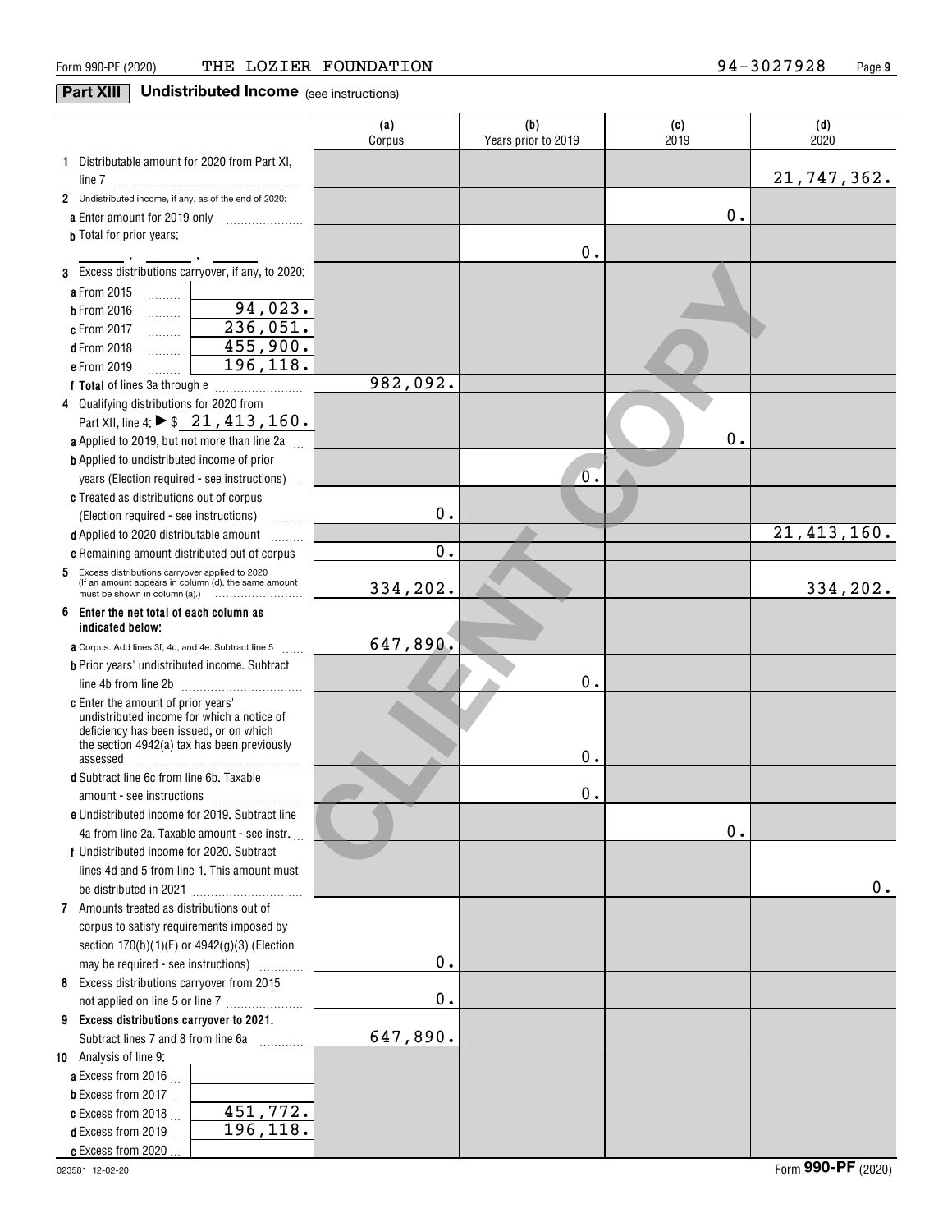Form 990-PF (2020) THE LOZIER FOUNDATION 94-3027928

**Part XIII Undistributed Income** (see instructions)

| | | (a) Corpus | (b) Years prior to 2019 | (c) 2019 | (d) 2020 |
|---|---|---|---|---|---|
| **1** Distributable amount for 2020 from Part XI, line 7 | | | | | 21,747,362. |
| **2** Undistributed income, if any, as of the end of 2020: | | | | | |
| **a** Enter amount for 2019 only | | | | 0. | |
| **b** Total for prior years: , , | | | 0. | | |
| **3** Excess distributions carryover, if any, to 2020: | | | | | |
| **a** From 2015 | | | | | |
| **b** From 2016 | 94,023. | | | | |
| **c** From 2017 | 236,051. | | | | |
| **d** From 2018 | 455,900. | | | | |
| **e** From 2019 | 196,118. | | | | |
| **f Total** of lines 3a through e | | 982,092. | | | |
| **4** Qualifying distributions for 2020 from Part XII, line 4: ▶ $ 21,413,160. | | | | | |
| **a** Applied to 2019, but not more than line 2a | | | | 0. | |
| **b** Applied to undistributed income of prior years (Election required - see instructions) | | | 0. | | |
| **c** Treated as distributions out of corpus (Election required - see instructions) | | 0. | | | |
| **d** Applied to 2020 distributable amount | | | | | 21,413,160. |
| **e** Remaining amount distributed out of corpus | | 0. | | | |
| **5** Excess distributions carryover applied to 2020 (If an amount appears in column (d), the same amount must be shown in column (a).) | | 334,202. | | | 334,202. |
| **6 Enter the net total of each column as indicated below:** | | | | | |
| **a** Corpus. Add lines 3f, 4c, and 4e. Subtract line 5 | | 647,890. | | | |
| **b** Prior years' undistributed income. Subtract line 4b from line 2b | | | 0. | | |
| **c** Enter the amount of prior years' undistributed income for which a notice of deficiency has been issued, or on which the section 4942(a) tax has been previously assessed | | | 0. | | |
| **d** Subtract line 6c from line 6b. Taxable amount - see instructions | | | 0. | | |
| **e** Undistributed income for 2019. Subtract line 4a from line 2a. Taxable amount - see instr. | | | | 0. | |
| **f** Undistributed income for 2020. Subtract lines 4d and 5 from line 1. This amount must be distributed in 2021 | | | | | 0. |
| **7** Amounts treated as distributions out of corpus to satisfy requirements imposed by section 170(b)(1)(F) or 4942(g)(3) (Election may be required - see instructions) | | 0. | | | |
| **8** Excess distributions carryover from 2015 not applied on line 5 or line 7 | | 0. | | | |
| **9 Excess distributions carryover to 2021.** Subtract lines 7 and 8 from line 6a | | 647,890. | | | |
| **10** Analysis of line 9: | | | | | |
| **a** Excess from 2016 | | | | | |
| **b** Excess from 2017 | | | | | |
| **c** Excess from 2018 | 451,772. | | | | |
| **d** Excess from 2019 | 196,118. | | | | |
| **e** Excess from 2020 | | | | | |

023581 12-02-20

Form **990-PF** (2020)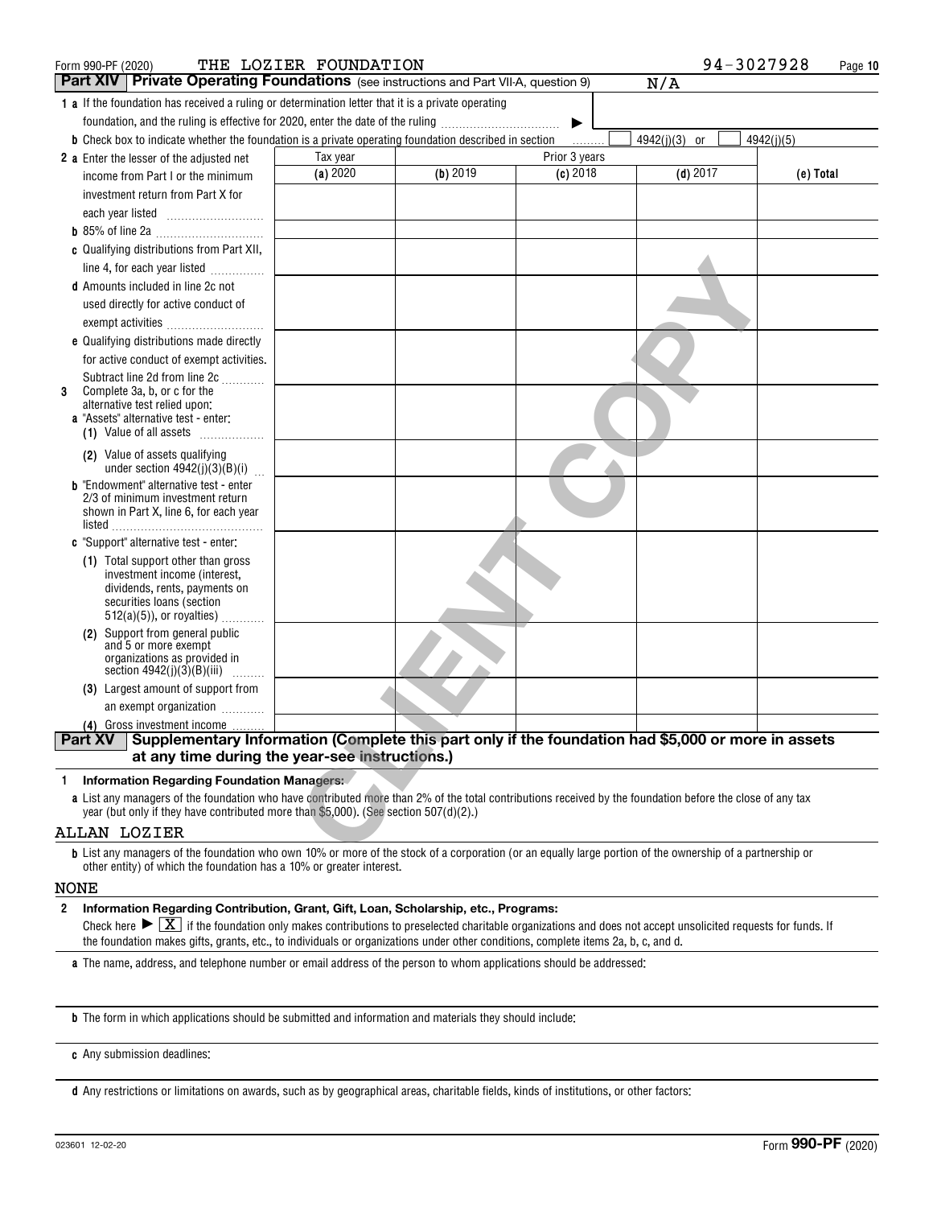Form 990-PF (2020) THE LOZIER FOUNDATION 94-3027928

**Part XIV Private Operating Foundations** (see instructions and Part VII-A, question 9) N/A

**1 a** If the foundation has received a ruling or determination letter that it is a private operating foundation, and the ruling is effective for 2020, enter the date of the ruling ▶

**b** Check box to indicate whether the foundation is a private operating foundation described in section ☐ 4942(j)(3) or ☐ 4942(j)(5)

| | Tax year | Prior 3 years | | | |
|---|---|---|---|---|---|
| | (a) 2020 | (b) 2019 | (c) 2018 | (d) 2017 | (e) Total |
| **2 a** Enter the lesser of the adjusted net income from Part I or the minimum investment return from Part X for each year listed | | | | | |
| **b** 85% of line 2a | | | | | |
| **c** Qualifying distributions from Part XII, line 4, for each year listed | | | | | |
| **d** Amounts included in line 2c not used directly for active conduct of exempt activities | | | | | |
| **e** Qualifying distributions made directly for active conduct of exempt activities. Subtract line 2d from line 2c | | | | | |
| **3** Complete 3a, b, or c for the alternative test relied upon: **a** "Assets" alternative test - enter: (1) Value of all assets | | | | | |
| (2) Value of assets qualifying under section 4942(j)(3)(B)(i) | | | | | |
| **b** "Endowment" alternative test - enter 2/3 of minimum investment return shown in Part X, line 6, for each year listed | | | | | |
| **c** "Support" alternative test - enter: (1) Total support other than gross investment income (interest, dividends, rents, payments on securities loans (section 512(a)(5)), or royalties) | | | | | |
| (2) Support from general public and 5 or more exempt organizations as provided in section 4942(j)(3)(B)(iii) | | | | | |
| (3) Largest amount of support from an exempt organization | | | | | |
| (4) Gross investment income | | | | | |

**Part XV Supplementary Information (Complete this part only if the foundation had $5,000 or more in assets at any time during the year-see instructions.)**

**1 Information Regarding Foundation Managers:**

**a** List any managers of the foundation who have contributed more than 2% of the total contributions received by the foundation before the close of any tax year (but only if they have contributed more than $5,000). (See section 507(d)(2).)

ALLAN LOZIER

**b** List any managers of the foundation who own 10% or more of the stock of a corporation (or an equally large portion of the ownership of a partnership or other entity) of which the foundation has a 10% or greater interest.

NONE

**2 Information Regarding Contribution, Grant, Gift, Loan, Scholarship, etc., Programs:**

Check here ▶ [X] if the foundation only makes contributions to preselected charitable organizations and does not accept unsolicited requests for funds. If the foundation makes gifts, grants, etc., to individuals or organizations under other conditions, complete items 2a, b, c, and d.

**a** The name, address, and telephone number or email address of the person to whom applications should be addressed:

**b** The form in which applications should be submitted and information and materials they should include:

**c** Any submission deadlines:

**d** Any restrictions or limitations on awards, such as by geographical areas, charitable fields, kinds of institutions, or other factors:

023601 12-02-20 Form **990-PF** (2020)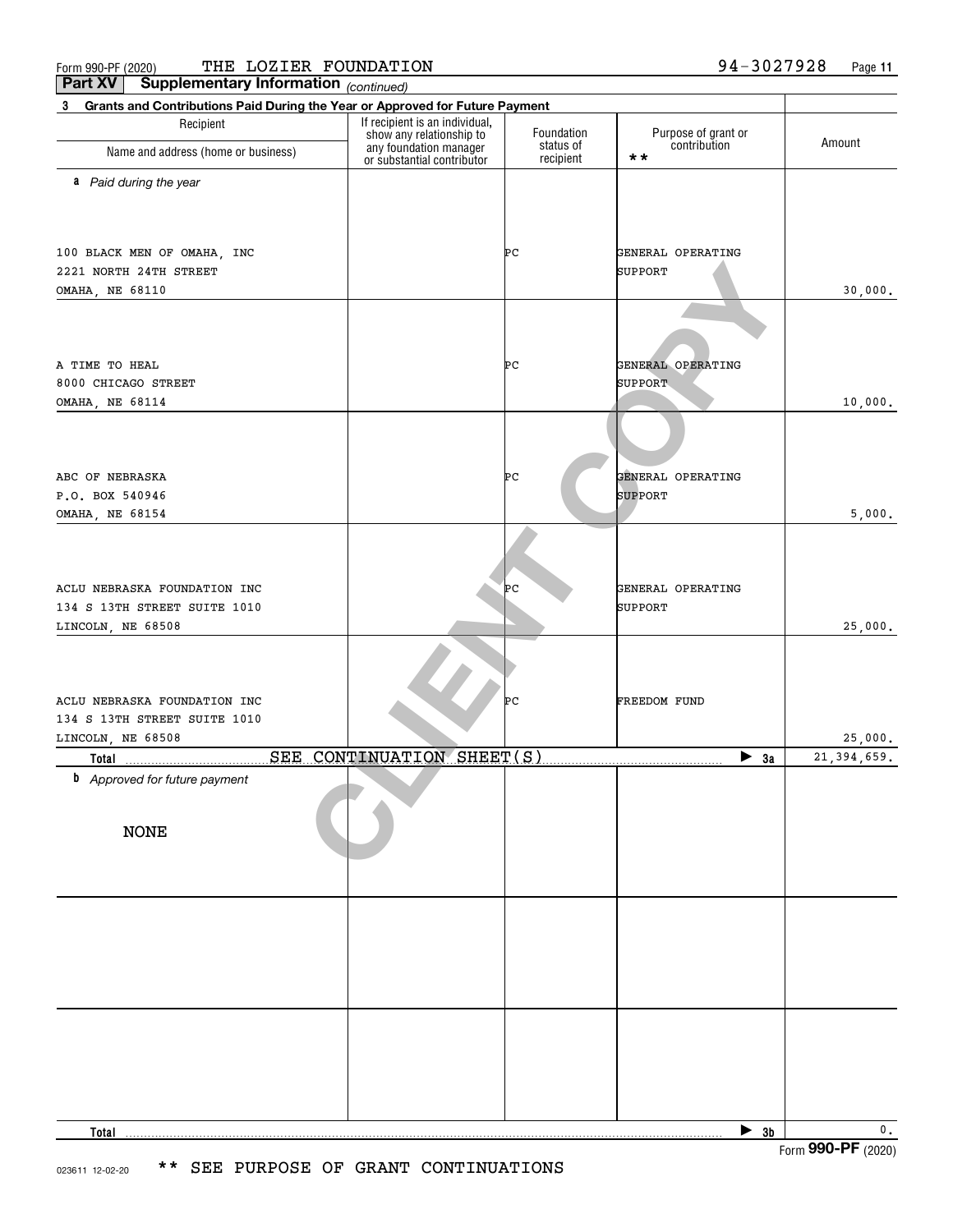Form 990-PF (2020) THE LOZIER FOUNDATION 94-3027928

**Part XV Supplementary Information** *(continued)*

**3 Grants and Contributions Paid During the Year or Approved for Future Payment**

| Recipient Name and address (home or business) | If recipient is an individual, show any relationship to any foundation manager or substantial contributor | Foundation status of recipient | Purpose of grant or contribution ** | Amount |
|---|---|---|---|---|
| ***a** Paid during the year* | | | | |
| 100 BLACK MEN OF OMAHA, INC<br>2221 NORTH 24TH STREET<br>OMAHA, NE 68110 | | PC | GENERAL OPERATING SUPPORT | 30,000. |
| A TIME TO HEAL<br>8000 CHICAGO STREET<br>OMAHA, NE 68114 | | PC | GENERAL OPERATING SUPPORT | 10,000. |
| ABC OF NEBRASKA<br>P.O. BOX 540946<br>OMAHA, NE 68154 | | PC | GENERAL OPERATING SUPPORT | 5,000. |
| ACLU NEBRASKA FOUNDATION INC<br>134 S 13TH STREET SUITE 1010<br>LINCOLN, NE 68508 | | PC | GENERAL OPERATING SUPPORT | 25,000. |
| ACLU NEBRASKA FOUNDATION INC<br>134 S 13TH STREET SUITE 1010<br>LINCOLN, NE 68508 | | PC | FREEDOM FUND | 25,000. |
| **Total** SEE CONTINUATION SHEET(S) | | | ▶ 3a | 21,394,659. |
| ***b** Approved for future payment* | | | | |
| NONE | | | | |
| **Total** | | | ▶ 3b | 0. |

Form **990-PF** (2020)

023611 12-02-20 ** SEE PURPOSE OF GRANT CONTINUATIONS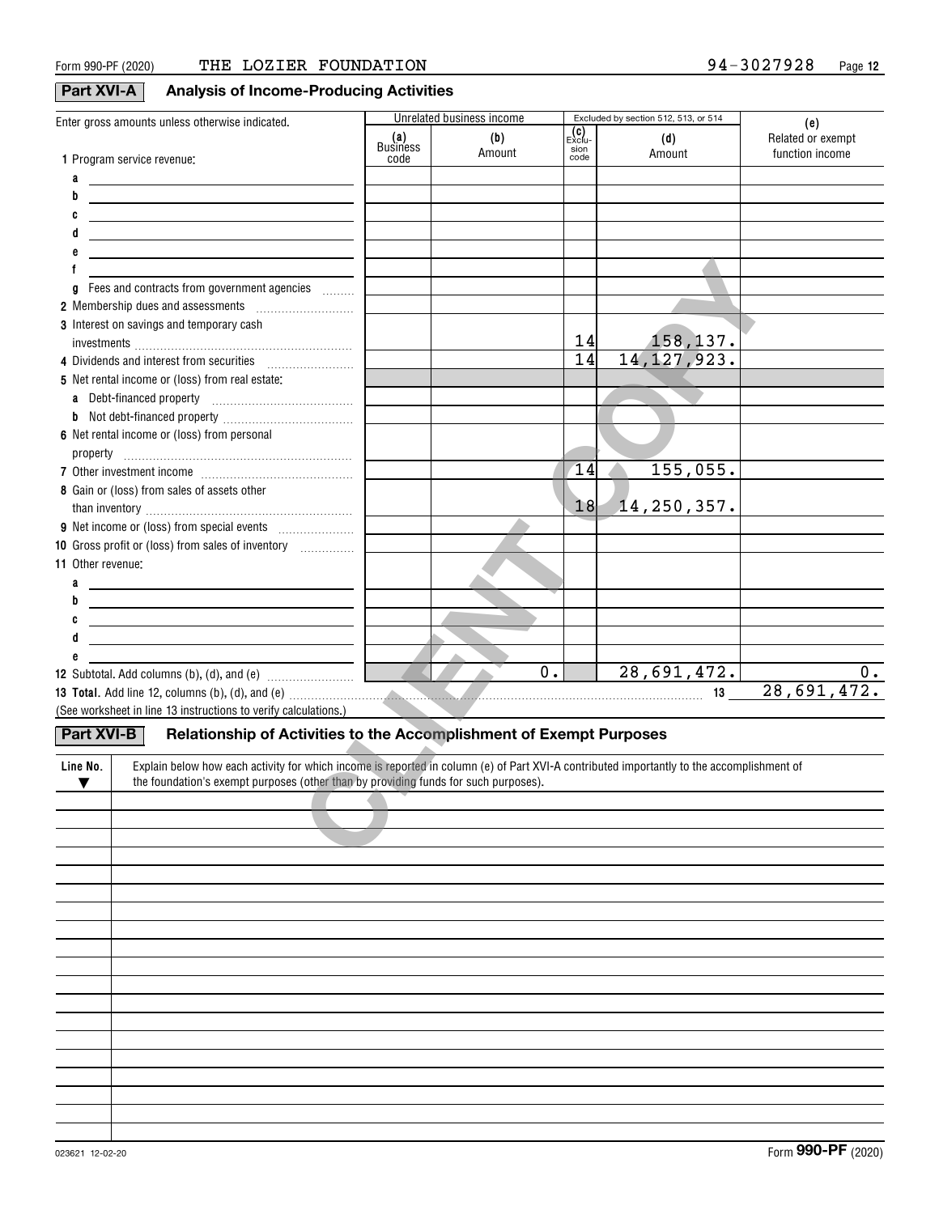Form 990-PF (2020) THE LOZIER FOUNDATION 94-3027928

## Part XVI-A Analysis of Income-Producing Activities

| Enter gross amounts unless otherwise indicated. | Unrelated business income | | Excluded by section 512, 513, or 514 | | (e) |
|---|---|---|---|---|---|
| | (a) Business code | (b) Amount | (c) Exclusion code | (d) Amount | Related or exempt function income |
| 1 Program service revenue: | | | | | |
| a | | | | | |
| b | | | | | |
| c | | | | | |
| d | | | | | |
| e | | | | | |
| f | | | | | |
| g Fees and contracts from government agencies | | | | | |
| 2 Membership dues and assessments | | | | | |
| 3 Interest on savings and temporary cash investments | | | 14 | 158,137. | |
| 4 Dividends and interest from securities | | | 14 | 14,127,923. | |
| 5 Net rental income or (loss) from real estate: | | | | | |
| a Debt-financed property | | | | | |
| b Not debt-financed property | | | | | |
| 6 Net rental income or (loss) from personal property | | | | | |
| 7 Other investment income | | | 14 | 155,055. | |
| 8 Gain or (loss) from sales of assets other than inventory | | | 18 | 14,250,357. | |
| 9 Net income or (loss) from special events | | | | | |
| 10 Gross profit or (loss) from sales of inventory | | | | | |
| 11 Other revenue: | | | | | |
| a | | | | | |
| b | | | | | |
| c | | | | | |
| d | | | | | |
| e | | | | | |
| 12 Subtotal. Add columns (b), (d), and (e) | | 0. | | 28,691,472. | 0. |

**13 Total.** Add line 12, columns (b), (d), and (e) ..... 13 28,691,472.

(See worksheet in line 13 instructions to verify calculations.)

## Part XVI-B Relationship of Activities to the Accomplishment of Exempt Purposes

| Line No. ▼ | Explain below how each activity for which income is reported in column (e) of Part XVI-A contributed importantly to the accomplishment of the foundation's exempt purposes (other than by providing funds for such purposes). |
|---|---|
| | |

023621 12-02-20

Form **990-PF** (2020)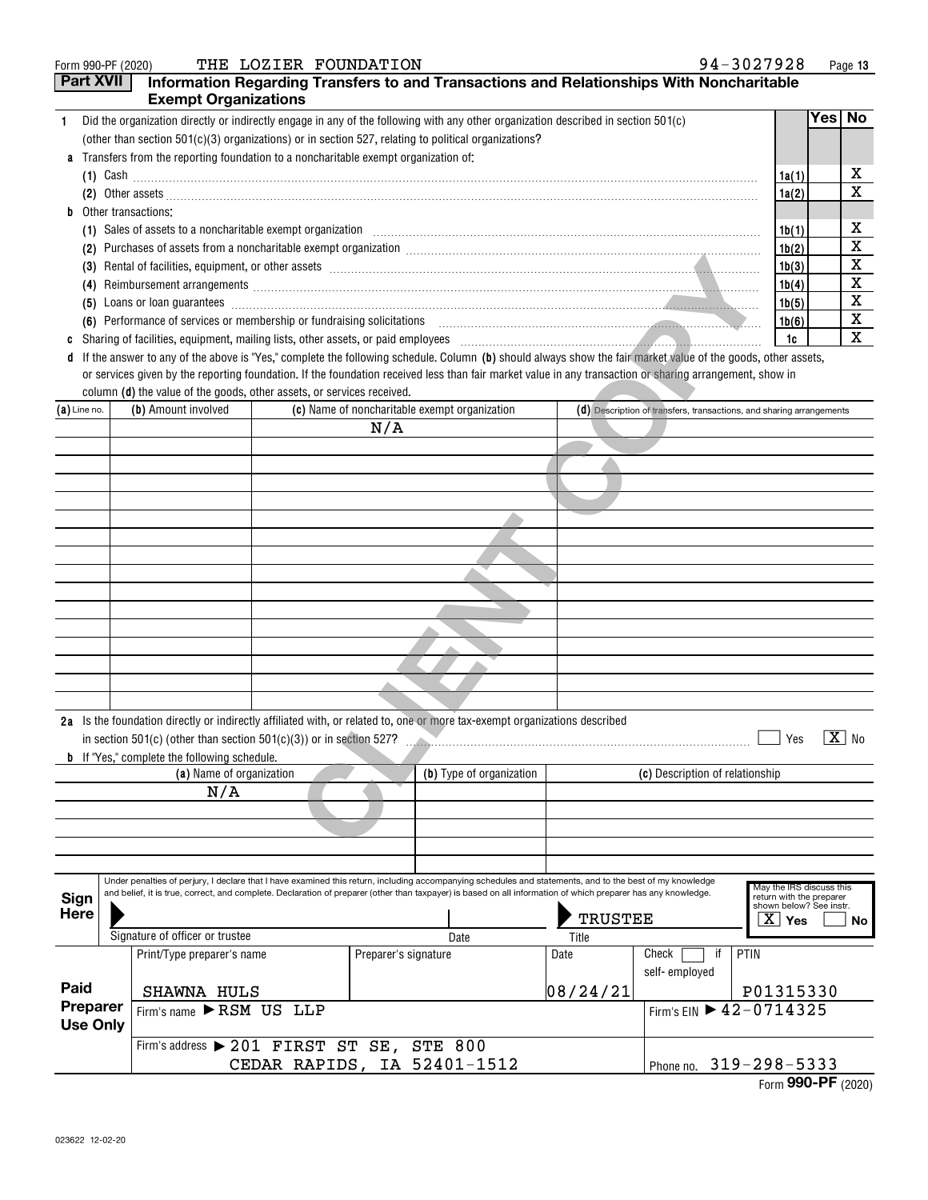Form 990-PF (2020) THE LOZIER FOUNDATION 94-3027928

## Part XVII Information Regarding Transfers to and Transactions and Relationships With Noncharitable Exempt Organizations

| | | | Yes | No |
|---|---|---|---|---|
| **1** | Did the organization directly or indirectly engage in any of the following with any other organization described in section 501(c) (other than section 501(c)(3) organizations) or in section 527, relating to political organizations? | | | |
| **a** | Transfers from the reporting foundation to a noncharitable exempt organization of: | | | |
| | (1) Cash | 1a(1) | | X |
| | (2) Other assets | 1a(2) | | X |
| **b** | Other transactions: | | | |
| | (1) Sales of assets to a noncharitable exempt organization | 1b(1) | | X |
| | (2) Purchases of assets from a noncharitable exempt organization | 1b(2) | | X |
| | (3) Rental of facilities, equipment, or other assets | 1b(3) | | X |
| | (4) Reimbursement arrangements | 1b(4) | | X |
| | (5) Loans or loan guarantees | 1b(5) | | X |
| | (6) Performance of services or membership or fundraising solicitations | 1b(6) | | X |
| **c** | Sharing of facilities, equipment, mailing lists, other assets, or paid employees | 1c | | X |

**d** If the answer to any of the above is "Yes," complete the following schedule. Column **(b)** should always show the fair market value of the goods, other assets, or services given by the reporting foundation. If the foundation received less than fair market value in any transaction or sharing arrangement, show in column **(d)** the value of the goods, other assets, or services received.

| (a) Line no. | (b) Amount involved | (c) Name of noncharitable exempt organization | (d) Description of transfers, transactions, and sharing arrangements |
|---|---|---|---|
| | | N/A | |

**2a** Is the foundation directly or indirectly affiliated with, or related to, one or more tax-exempt organizations described in section 501(c) (other than section 501(c)(3)) or in section 527? ☐ Yes ☒ No

**b** If "Yes," complete the following schedule.

| (a) Name of organization | (b) Type of organization | (c) Description of relationship |
|---|---|---|
| N/A | | |

**Sign Here**

Under penalties of perjury, I declare that I have examined this return, including accompanying schedules and statements, and to the best of my knowledge and belief, it is true, correct, and complete. Declaration of preparer (other than taxpayer) is based on all information of which preparer has any knowledge.

Signature of officer or trustee | Date | Title: TRUSTEE

May the IRS discuss this return with the preparer shown below? See instr. ☒ Yes ☐ No

**Paid Preparer Use Only**

| Print/Type preparer's name | Preparer's signature | Date | Check ☐ if self-employed | PTIN |
|---|---|---|---|---|
| SHAWNA HULS | | 08/24/21 | | P01315330 |

Firm's name ▶ RSM US LLP — Firm's EIN ▶ 42-0714325

Firm's address ▶ 201 FIRST ST SE, STE 800 CEDAR RAPIDS, IA 52401-1512 — Phone no. 319-298-5333

Form **990-PF** (2020)

023622 12-02-20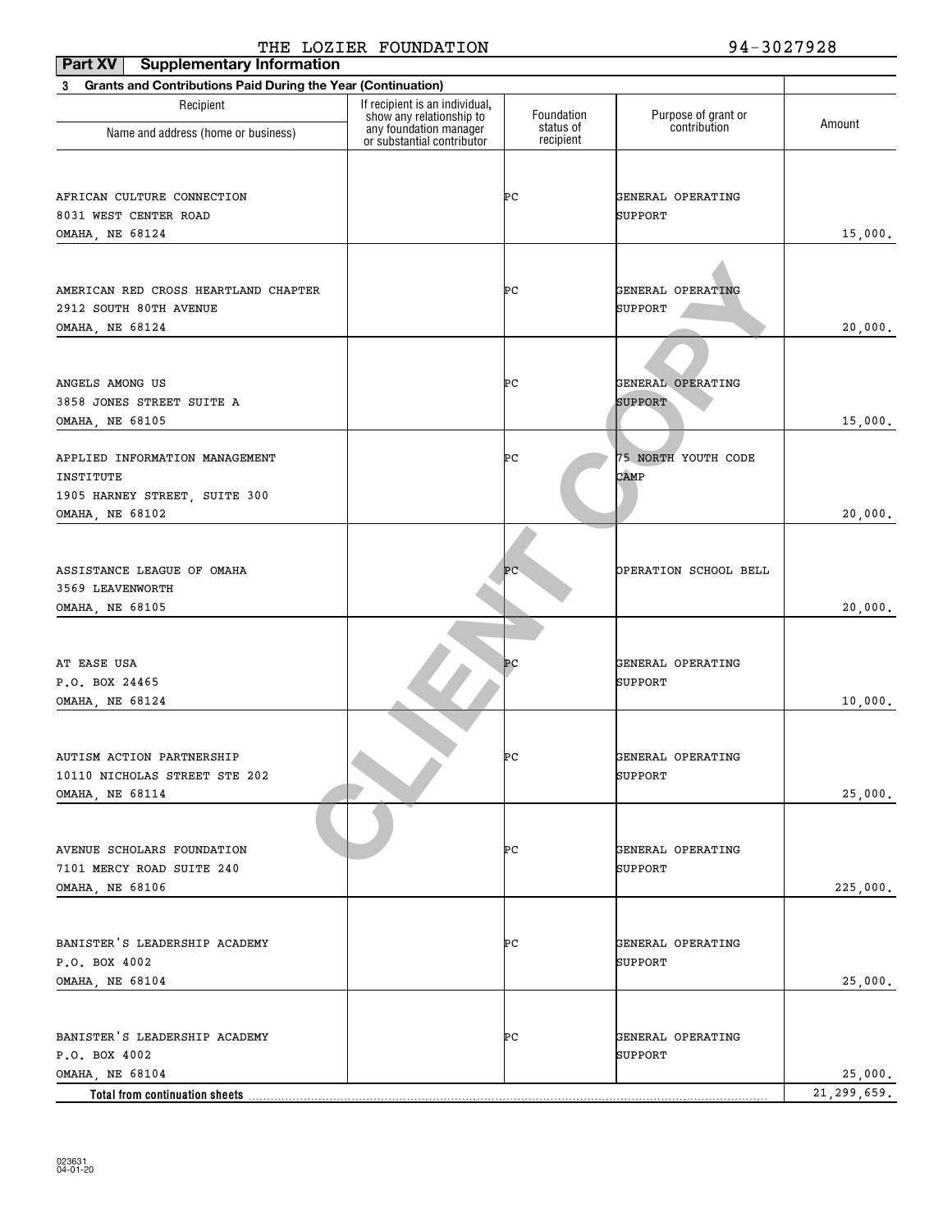THE LOZIER FOUNDATION 94-3027928

**Part XV Supplementary Information**

**3 Grants and Contributions Paid During the Year (Continuation)**

| Recipient<br>Name and address (home or business) | If recipient is an individual, show any relationship to any foundation manager or substantial contributor | Foundation status of recipient | Purpose of grant or contribution | Amount |
|---|---|---|---|---|
| AFRICAN CULTURE CONNECTION<br>8031 WEST CENTER ROAD<br>OMAHA, NE 68124 | | PC | GENERAL OPERATING SUPPORT | 15,000. |
| AMERICAN RED CROSS HEARTLAND CHAPTER<br>2912 SOUTH 80TH AVENUE<br>OMAHA, NE 68124 | | PC | GENERAL OPERATING SUPPORT | 20,000. |
| ANGELS AMONG US<br>3858 JONES STREET SUITE A<br>OMAHA, NE 68105 | | PC | GENERAL OPERATING SUPPORT | 15,000. |
| APPLIED INFORMATION MANAGEMENT INSTITUTE<br>1905 HARNEY STREET, SUITE 300<br>OMAHA, NE 68102 | | PC | 75 NORTH YOUTH CODE CAMP | 20,000. |
| ASSISTANCE LEAGUE OF OMAHA<br>3569 LEAVENWORTH<br>OMAHA, NE 68105 | | PC | OPERATION SCHOOL BELL | 20,000. |
| AT EASE USA<br>P.O. BOX 24465<br>OMAHA, NE 68124 | | PC | GENERAL OPERATING SUPPORT | 10,000. |
| AUTISM ACTION PARTNERSHIP<br>10110 NICHOLAS STREET STE 202<br>OMAHA, NE 68114 | | PC | GENERAL OPERATING SUPPORT | 25,000. |
| AVENUE SCHOLARS FOUNDATION<br>7101 MERCY ROAD SUITE 240<br>OMAHA, NE 68106 | | PC | GENERAL OPERATING SUPPORT | 225,000. |
| BANISTER'S LEADERSHIP ACADEMY<br>P.O. BOX 4002<br>OMAHA, NE 68104 | | PC | GENERAL OPERATING SUPPORT | 25,000. |
| BANISTER'S LEADERSHIP ACADEMY<br>P.O. BOX 4002<br>OMAHA, NE 68104 | | PC | GENERAL OPERATING SUPPORT | 25,000. |
| **Total from continuation sheets** | | | | 21,299,659. |

023631
04-01-20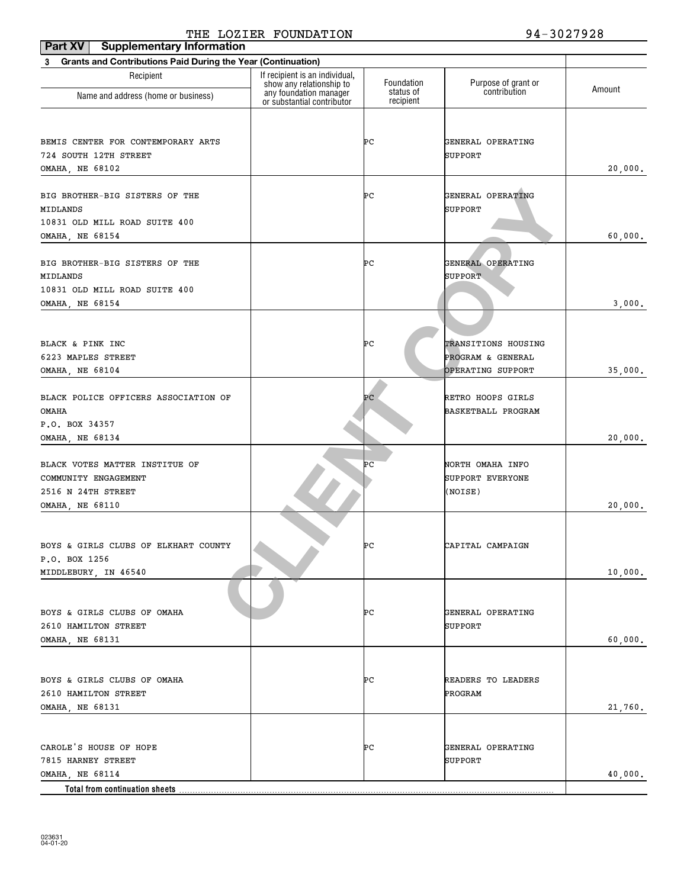THE LOZIER FOUNDATION 94-3027928

**Part XV | Supplementary Information**

**3 Grants and Contributions Paid During the Year (Continuation)**

| Recipient Name and address (home or business) | If recipient is an individual, show any relationship to any foundation manager or substantial contributor | Foundation status of recipient | Purpose of grant or contribution | Amount |
|---|---|---|---|---|
| BEMIS CENTER FOR CONTEMPORARY ARTS 724 SOUTH 12TH STREET OMAHA, NE 68102 | | PC | GENERAL OPERATING SUPPORT | 20,000. |
| BIG BROTHER-BIG SISTERS OF THE MIDLANDS 10831 OLD MILL ROAD SUITE 400 OMAHA, NE 68154 | | PC | GENERAL OPERATING SUPPORT | 60,000. |
| BIG BROTHER-BIG SISTERS OF THE MIDLANDS 10831 OLD MILL ROAD SUITE 400 OMAHA, NE 68154 | | PC | GENERAL OPERATING SUPPORT | 3,000. |
| BLACK & PINK INC 6223 MAPLES STREET OMAHA, NE 68104 | | PC | TRANSITIONS HOUSING PROGRAM & GENERAL OPERATING SUPPORT | 35,000. |
| BLACK POLICE OFFICERS ASSOCIATION OF OMAHA P.O. BOX 34357 OMAHA, NE 68134 | | PC | RETRO HOOPS GIRLS BASKETBALL PROGRAM | 20,000. |
| BLACK VOTES MATTER INSTITUE OF COMMUNITY ENGAGEMENT 2516 N 24TH STREET OMAHA, NE 68110 | | PC | NORTH OMAHA INFO SUPPORT EVERYONE (NOISE) | 20,000. |
| BOYS & GIRLS CLUBS OF ELKHART COUNTY P.O. BOX 1256 MIDDLEBURY, IN 46540 | | PC | CAPITAL CAMPAIGN | 10,000. |
| BOYS & GIRLS CLUBS OF OMAHA 2610 HAMILTON STREET OMAHA, NE 68131 | | PC | GENERAL OPERATING SUPPORT | 60,000. |
| BOYS & GIRLS CLUBS OF OMAHA 2610 HAMILTON STREET OMAHA, NE 68131 | | PC | READERS TO LEADERS PROGRAM | 21,760. |
| CAROLE'S HOUSE OF HOPE 7815 HARNEY STREET OMAHA, NE 68114 | | PC | GENERAL OPERATING SUPPORT | 40,000. |
| **Total from continuation sheets** | | | | |

023631 04-01-20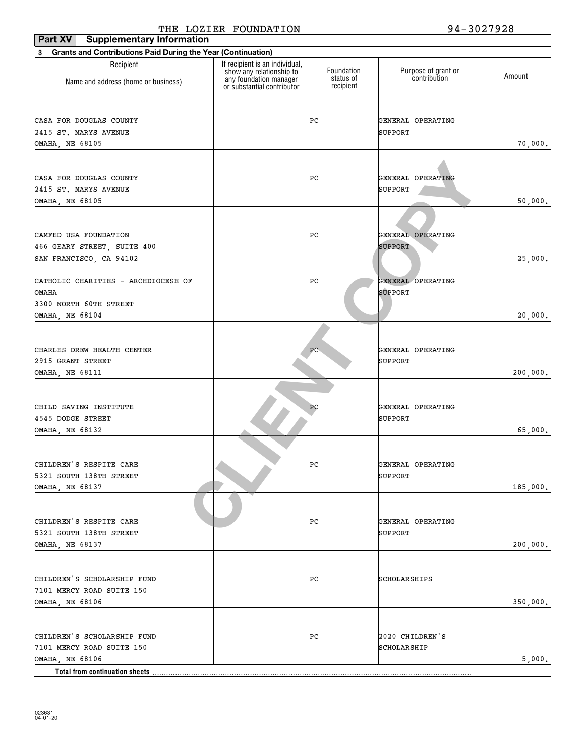THE LOZIER FOUNDATION 94-3027928

**Part XV Supplementary Information**

**3 Grants and Contributions Paid During the Year (Continuation)**

| Recipient Name and address (home or business) | If recipient is an individual, show any relationship to any foundation manager or substantial contributor | Foundation status of recipient | Purpose of grant or contribution | Amount |
|---|---|---|---|---|
| CASA FOR DOUGLAS COUNTY<br>2415 ST. MARYS AVENUE<br>OMAHA, NE 68105 | | PC | GENERAL OPERATING SUPPORT | 70,000. |
| CASA FOR DOUGLAS COUNTY<br>2415 ST. MARYS AVENUE<br>OMAHA, NE 68105 | | PC | GENERAL OPERATING SUPPORT | 50,000. |
| CAMFED USA FOUNDATION<br>466 GEARY STREET, SUITE 400<br>SAN FRANCISCO, CA 94102 | | PC | GENERAL OPERATING SUPPORT | 25,000. |
| CATHOLIC CHARITIES - ARCHDIOCESE OF OMAHA<br>3300 NORTH 60TH STREET<br>OMAHA, NE 68104 | | PC | GENERAL OPERATING SUPPORT | 20,000. |
| CHARLES DREW HEALTH CENTER<br>2915 GRANT STREET<br>OMAHA, NE 68111 | | PC | GENERAL OPERATING SUPPORT | 200,000. |
| CHILD SAVING INSTITUTE<br>4545 DODGE STREET<br>OMAHA, NE 68132 | | PC | GENERAL OPERATING SUPPORT | 65,000. |
| CHILDREN'S RESPITE CARE<br>5321 SOUTH 138TH STREET<br>OMAHA, NE 68137 | | PC | GENERAL OPERATING SUPPORT | 185,000. |
| CHILDREN'S RESPITE CARE<br>5321 SOUTH 138TH STREET<br>OMAHA, NE 68137 | | PC | GENERAL OPERATING SUPPORT | 200,000. |
| CHILDREN'S SCHOLARSHIP FUND<br>7101 MERCY ROAD SUITE 150<br>OMAHA, NE 68106 | | PC | SCHOLARSHIPS | 350,000. |
| CHILDREN'S SCHOLARSHIP FUND<br>7101 MERCY ROAD SUITE 150<br>OMAHA, NE 68106 | | PC | 2020 CHILDREN'S SCHOLARSHIP | 5,000. |
| **Total from continuation sheets** | | | | |

CLIENT COPY

023631 04-01-20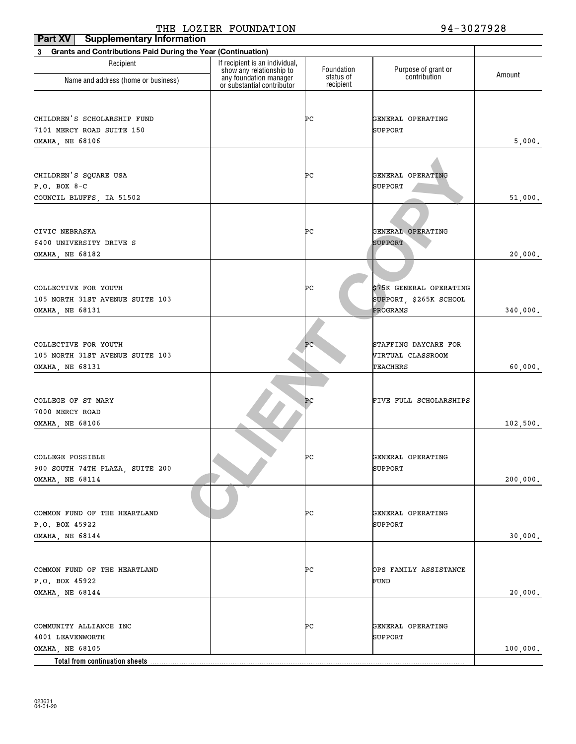THE LOZIER FOUNDATION 94-3027928

**Part XV Supplementary Information**

**3 Grants and Contributions Paid During the Year (Continuation)**

| Recipient<br>Name and address (home or business) | If recipient is an individual, show any relationship to any foundation manager or substantial contributor | Foundation status of recipient | Purpose of grant or contribution | Amount |
|---|---|---|---|---|
| CHILDREN'S SCHOLARSHIP FUND<br>7101 MERCY ROAD SUITE 150<br>OMAHA, NE 68106 | | PC | GENERAL OPERATING SUPPORT | 5,000. |
| CHILDREN'S SQUARE USA<br>P.O. BOX 8-C<br>COUNCIL BLUFFS, IA 51502 | | PC | GENERAL OPERATING SUPPORT | 51,000. |
| CIVIC NEBRASKA<br>6400 UNIVERSITY DRIVE S<br>OMAHA, NE 68182 | | PC | GENERAL OPERATING SUPPORT | 20,000. |
| COLLECTIVE FOR YOUTH<br>105 NORTH 31ST AVENUE SUITE 103<br>OMAHA, NE 68131 | | PC | $75K GENERAL OPERATING SUPPORT, $265K SCHOOL PROGRAMS | 340,000. |
| COLLECTIVE FOR YOUTH<br>105 NORTH 31ST AVENUE SUITE 103<br>OMAHA, NE 68131 | | PC | STAFFING DAYCARE FOR VIRTUAL CLASSROOM TEACHERS | 60,000. |
| COLLEGE OF ST MARY<br>7000 MERCY ROAD<br>OMAHA, NE 68106 | | PC | FIVE FULL SCHOLARSHIPS | 102,500. |
| COLLEGE POSSIBLE<br>900 SOUTH 74TH PLAZA, SUITE 200<br>OMAHA, NE 68114 | | PC | GENERAL OPERATING SUPPORT | 200,000. |
| COMMON FUND OF THE HEARTLAND<br>P.O. BOX 45922<br>OMAHA, NE 68144 | | PC | GENERAL OPERATING SUPPORT | 30,000. |
| COMMON FUND OF THE HEARTLAND<br>P.O. BOX 45922<br>OMAHA, NE 68144 | | PC | OPS FAMILY ASSISTANCE FUND | 20,000. |
| COMMUNITY ALLIANCE INC<br>4001 LEAVENWORTH<br>OMAHA, NE 68105 | | PC | GENERAL OPERATING SUPPORT | 100,000. |
| **Total from continuation sheets** | | | | |

023631 04-01-20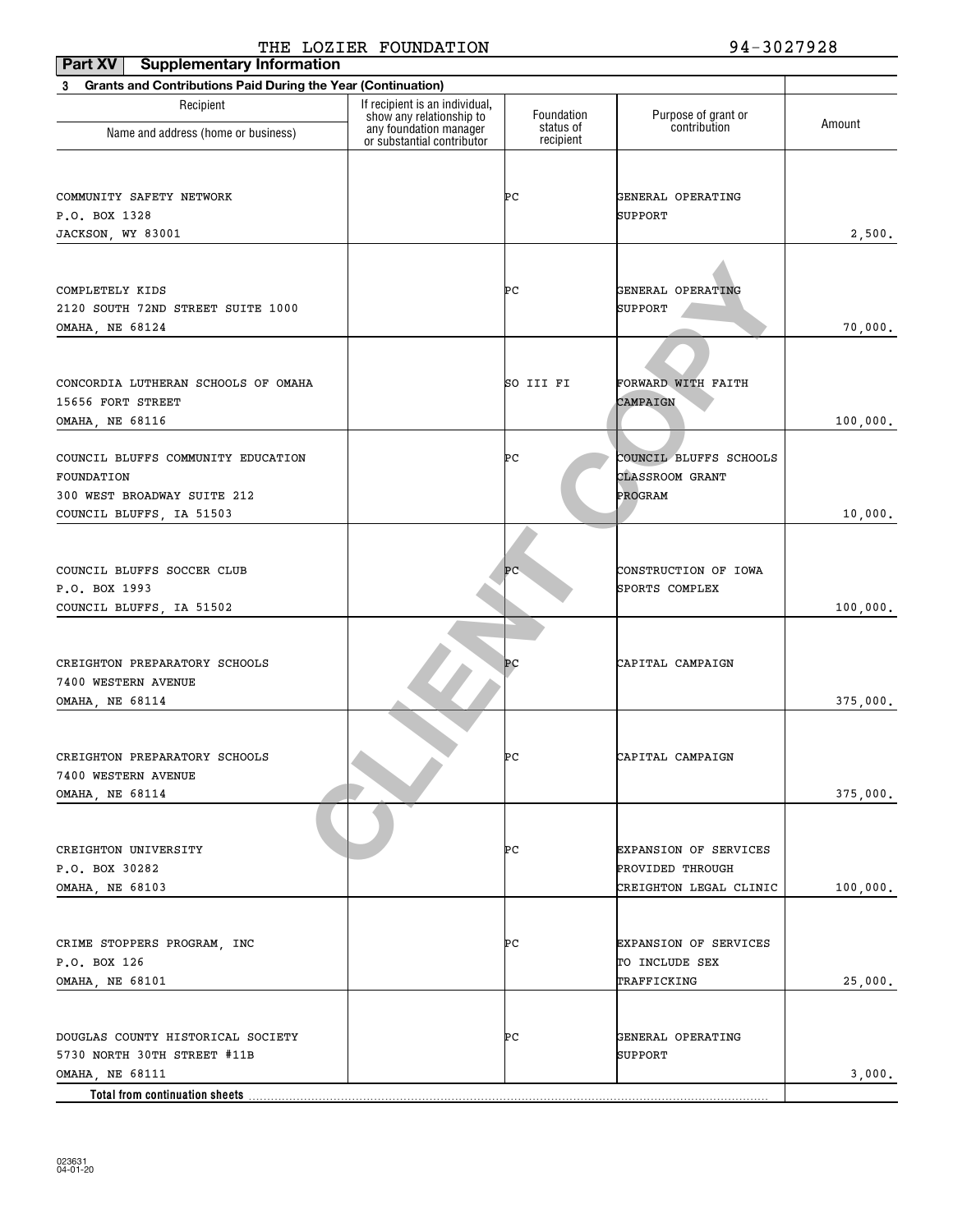THE LOZIER FOUNDATION 94-3027928

**Part XV Supplementary Information**

**3 Grants and Contributions Paid During the Year (Continuation)**

| Recipient<br>Name and address (home or business) | If recipient is an individual, show any relationship to any foundation manager or substantial contributor | Foundation status of recipient | Purpose of grant or contribution | Amount |
|---|---|---|---|---|
| COMMUNITY SAFETY NETWORK<br>P.O. BOX 1328<br>JACKSON, WY 83001 | | PC | GENERAL OPERATING SUPPORT | 2,500. |
| COMPLETELY KIDS<br>2120 SOUTH 72ND STREET SUITE 1000<br>OMAHA, NE 68124 | | PC | GENERAL OPERATING SUPPORT | 70,000. |
| CONCORDIA LUTHERAN SCHOOLS OF OMAHA<br>15656 FORT STREET<br>OMAHA, NE 68116 | | SO III FI | FORWARD WITH FAITH CAMPAIGN | 100,000. |
| COUNCIL BLUFFS COMMUNITY EDUCATION FOUNDATION<br>300 WEST BROADWAY SUITE 212<br>COUNCIL BLUFFS, IA 51503 | | PC | COUNCIL BLUFFS SCHOOLS CLASSROOM GRANT PROGRAM | 10,000. |
| COUNCIL BLUFFS SOCCER CLUB<br>P.O. BOX 1993<br>COUNCIL BLUFFS, IA 51502 | | PC | CONSTRUCTION OF IOWA SPORTS COMPLEX | 100,000. |
| CREIGHTON PREPARATORY SCHOOLS<br>7400 WESTERN AVENUE<br>OMAHA, NE 68114 | | PC | CAPITAL CAMPAIGN | 375,000. |
| CREIGHTON PREPARATORY SCHOOLS<br>7400 WESTERN AVENUE<br>OMAHA, NE 68114 | | PC | CAPITAL CAMPAIGN | 375,000. |
| CREIGHTON UNIVERSITY<br>P.O. BOX 30282<br>OMAHA, NE 68103 | | PC | EXPANSION OF SERVICES PROVIDED THROUGH CREIGHTON LEGAL CLINIC | 100,000. |
| CRIME STOPPERS PROGRAM, INC<br>P.O. BOX 126<br>OMAHA, NE 68101 | | PC | EXPANSION OF SERVICES TO INCLUDE SEX TRAFFICKING | 25,000. |
| DOUGLAS COUNTY HISTORICAL SOCIETY<br>5730 NORTH 30TH STREET #11B<br>OMAHA, NE 68111 | | PC | GENERAL OPERATING SUPPORT | 3,000. |
| **Total from continuation sheets** | | | | |

023631
04-01-20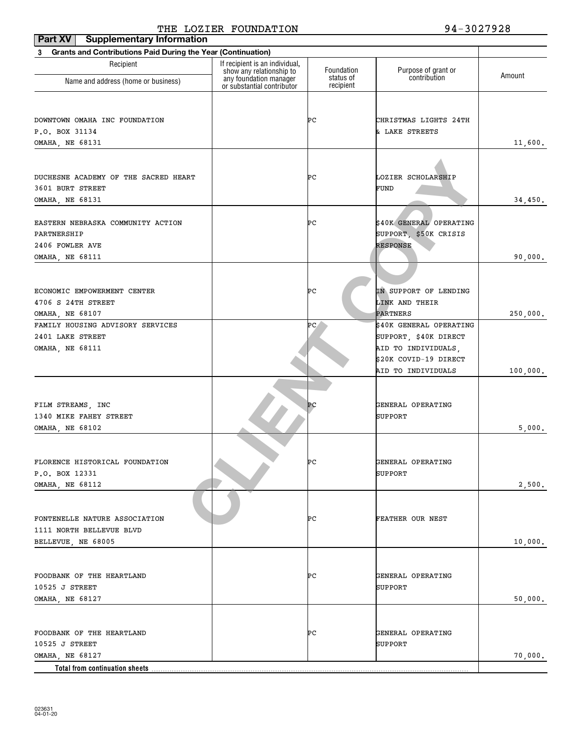THE LOZIER FOUNDATION 94-3027928

**Part XV Supplementary Information**

**3 Grants and Contributions Paid During the Year (Continuation)**

| Recipient Name and address (home or business) | If recipient is an individual, show any relationship to any foundation manager or substantial contributor | Foundation status of recipient | Purpose of grant or contribution | Amount |
|---|---|---|---|---|
| DOWNTOWN OMAHA INC FOUNDATION P.O. BOX 31134 OMAHA, NE 68131 | | PC | CHRISTMAS LIGHTS 24TH & LAKE STREETS | 11,600. |
| DUCHESNE ACADEMY OF THE SACRED HEART 3601 BURT STREET OMAHA, NE 68131 | | PC | LOZIER SCHOLARSHIP FUND | 34,450. |
| EASTERN NEBRASKA COMMUNITY ACTION PARTNERSHIP 2406 FOWLER AVE OMAHA, NE 68111 | | PC | $40K GENERAL OPERATING SUPPORT, $50K CRISIS RESPONSE | 90,000. |
| ECONOMIC EMPOWERMENT CENTER 4706 S 24TH STREET OMAHA, NE 68107 | | PC | IN SUPPORT OF LENDING LINK AND THEIR PARTNERS | 250,000. |
| FAMILY HOUSING ADVISORY SERVICES 2401 LAKE STREET OMAHA, NE 68111 | | PC | $40K GENERAL OPERATING SUPPORT, $40K DIRECT AID TO INDIVIDUALS, $20K COVID-19 DIRECT AID TO INDIVIDUALS | 100,000. |
| FILM STREAMS, INC 1340 MIKE FAHEY STREET OMAHA, NE 68102 | | PC | GENERAL OPERATING SUPPORT | 5,000. |
| FLORENCE HISTORICAL FOUNDATION P.O. BOX 12331 OMAHA, NE 68112 | | PC | GENERAL OPERATING SUPPORT | 2,500. |
| FONTENELLE NATURE ASSOCIATION 1111 NORTH BELLEVUE BLVD BELLEVUE, NE 68005 | | PC | FEATHER OUR NEST | 10,000. |
| FOODBANK OF THE HEARTLAND 10525 J STREET OMAHA, NE 68127 | | PC | GENERAL OPERATING SUPPORT | 50,000. |
| FOODBANK OF THE HEARTLAND 10525 J STREET OMAHA, NE 68127 | | PC | GENERAL OPERATING SUPPORT | 70,000. |
| **Total from continuation sheets** | | | | |

023631 04-01-20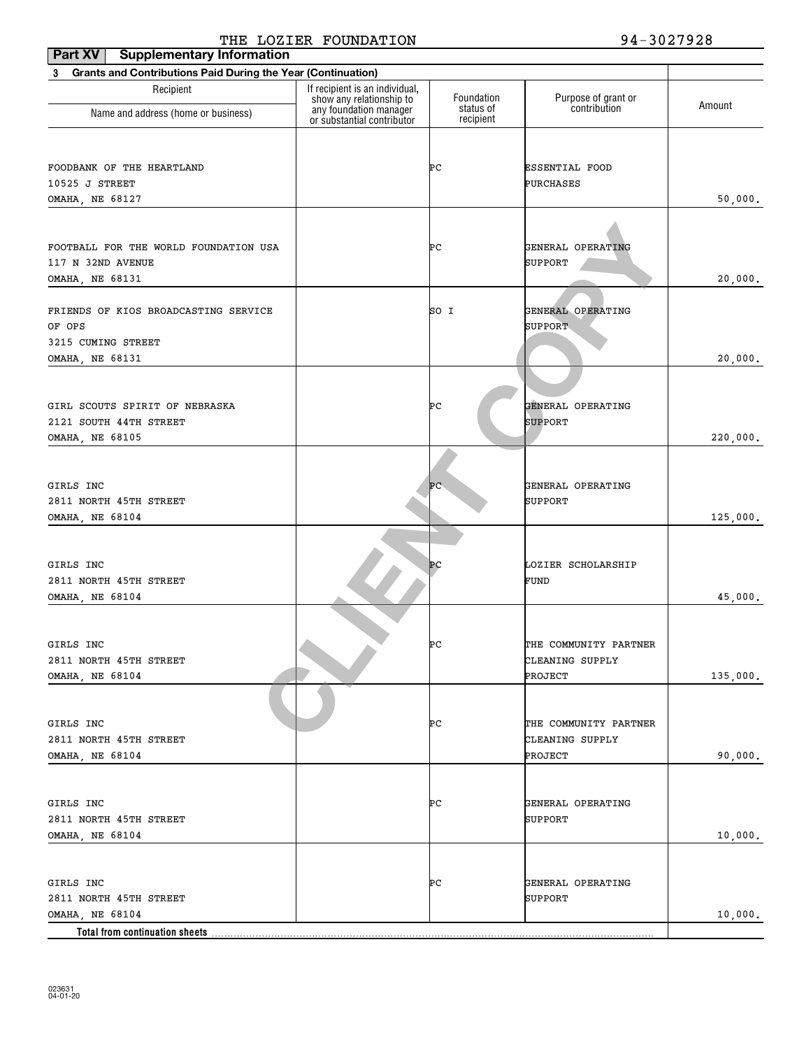THE LOZIER FOUNDATION 94-3027928

## Part XV Supplementary Information

### 3 Grants and Contributions Paid During the Year (Continuation)

| Recipient Name and address (home or business) | If recipient is an individual, show any relationship to any foundation manager or substantial contributor | Foundation status of recipient | Purpose of grant or contribution | Amount |
|---|---|---|---|---|
| FOODBANK OF THE HEARTLAND<br>10525 J STREET<br>OMAHA, NE 68127 | | PC | ESSENTIAL FOOD PURCHASES | 50,000. |
| FOOTBALL FOR THE WORLD FOUNDATION USA<br>117 N 32ND AVENUE<br>OMAHA, NE 68131 | | PC | GENERAL OPERATING SUPPORT | 20,000. |
| FRIENDS OF KIOS BROADCASTING SERVICE OF OPS<br>3215 CUMING STREET<br>OMAHA, NE 68131 | | SO I | GENERAL OPERATING SUPPORT | 20,000. |
| GIRL SCOUTS SPIRIT OF NEBRASKA<br>2121 SOUTH 44TH STREET<br>OMAHA, NE 68105 | | PC | GENERAL OPERATING SUPPORT | 220,000. |
| GIRLS INC<br>2811 NORTH 45TH STREET<br>OMAHA, NE 68104 | | PC | GENERAL OPERATING SUPPORT | 125,000. |
| GIRLS INC<br>2811 NORTH 45TH STREET<br>OMAHA, NE 68104 | | PC | LOZIER SCHOLARSHIP FUND | 45,000. |
| GIRLS INC<br>2811 NORTH 45TH STREET<br>OMAHA, NE 68104 | | PC | THE COMMUNITY PARTNER CLEANING SUPPLY PROJECT | 135,000. |
| GIRLS INC<br>2811 NORTH 45TH STREET<br>OMAHA, NE 68104 | | PC | THE COMMUNITY PARTNER CLEANING SUPPLY PROJECT | 90,000. |
| GIRLS INC<br>2811 NORTH 45TH STREET<br>OMAHA, NE 68104 | | PC | GENERAL OPERATING SUPPORT | 10,000. |
| GIRLS INC<br>2811 NORTH 45TH STREET<br>OMAHA, NE 68104 | | PC | GENERAL OPERATING SUPPORT | 10,000. |
| **Total from continuation sheets** | | | | |

CLIENT COPY

023631 04-01-20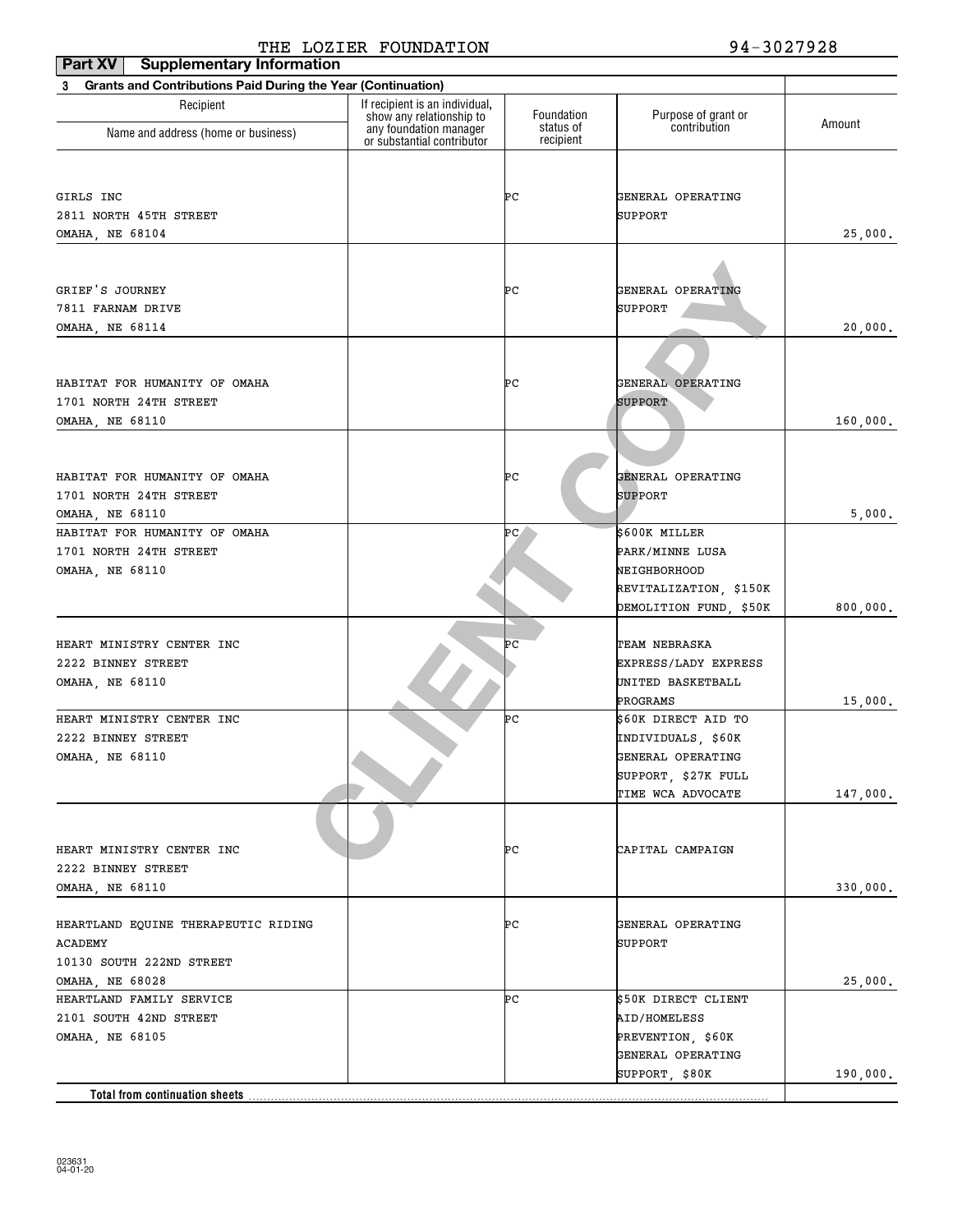THE LOZIER FOUNDATION 94-3027928

**Part XV Supplementary Information**

**3 Grants and Contributions Paid During the Year (Continuation)**

| Recipient Name and address (home or business) | If recipient is an individual, show any relationship to any foundation manager or substantial contributor | Foundation status of recipient | Purpose of grant or contribution | Amount |
|---|---|---|---|---|
| GIRLS INC<br>2811 NORTH 45TH STREET<br>OMAHA, NE 68104 | | PC | GENERAL OPERATING SUPPORT | 25,000. |
| GRIEF'S JOURNEY<br>7811 FARNAM DRIVE<br>OMAHA, NE 68114 | | PC | GENERAL OPERATING SUPPORT | 20,000. |
| HABITAT FOR HUMANITY OF OMAHA<br>1701 NORTH 24TH STREET<br>OMAHA, NE 68110 | | PC | GENERAL OPERATING SUPPORT | 160,000. |
| HABITAT FOR HUMANITY OF OMAHA<br>1701 NORTH 24TH STREET<br>OMAHA, NE 68110 | | PC | GENERAL OPERATING SUPPORT | 5,000. |
| HABITAT FOR HUMANITY OF OMAHA<br>1701 NORTH 24TH STREET<br>OMAHA, NE 68110 | | PC | $600K MILLER PARK/MINNE LUSA NEIGHBORHOOD REVITALIZATION, $150K DEMOLITION FUND, $50K | 800,000. |
| HEART MINISTRY CENTER INC<br>2222 BINNEY STREET<br>OMAHA, NE 68110 | | PC | TEAM NEBRASKA EXPRESS/LADY EXPRESS UNITED BASKETBALL PROGRAMS | 15,000. |
| HEART MINISTRY CENTER INC<br>2222 BINNEY STREET<br>OMAHA, NE 68110 | | PC | $60K DIRECT AID TO INDIVIDUALS, $60K GENERAL OPERATING SUPPORT, $27K FULL TIME WCA ADVOCATE | 147,000. |
| HEART MINISTRY CENTER INC<br>2222 BINNEY STREET<br>OMAHA, NE 68110 | | PC | CAPITAL CAMPAIGN | 330,000. |
| HEARTLAND EQUINE THERAPEUTIC RIDING ACADEMY<br>10130 SOUTH 222ND STREET<br>OMAHA, NE 68028 | | PC | GENERAL OPERATING SUPPORT | 25,000. |
| HEARTLAND FAMILY SERVICE<br>2101 SOUTH 42ND STREET<br>OMAHA, NE 68105 | | PC | $50K DIRECT CLIENT AID/HOMELESS PREVENTION, $60K GENERAL OPERATING SUPPORT, $80K | 190,000. |
| **Total from continuation sheets** | | | | |

023631 04-01-20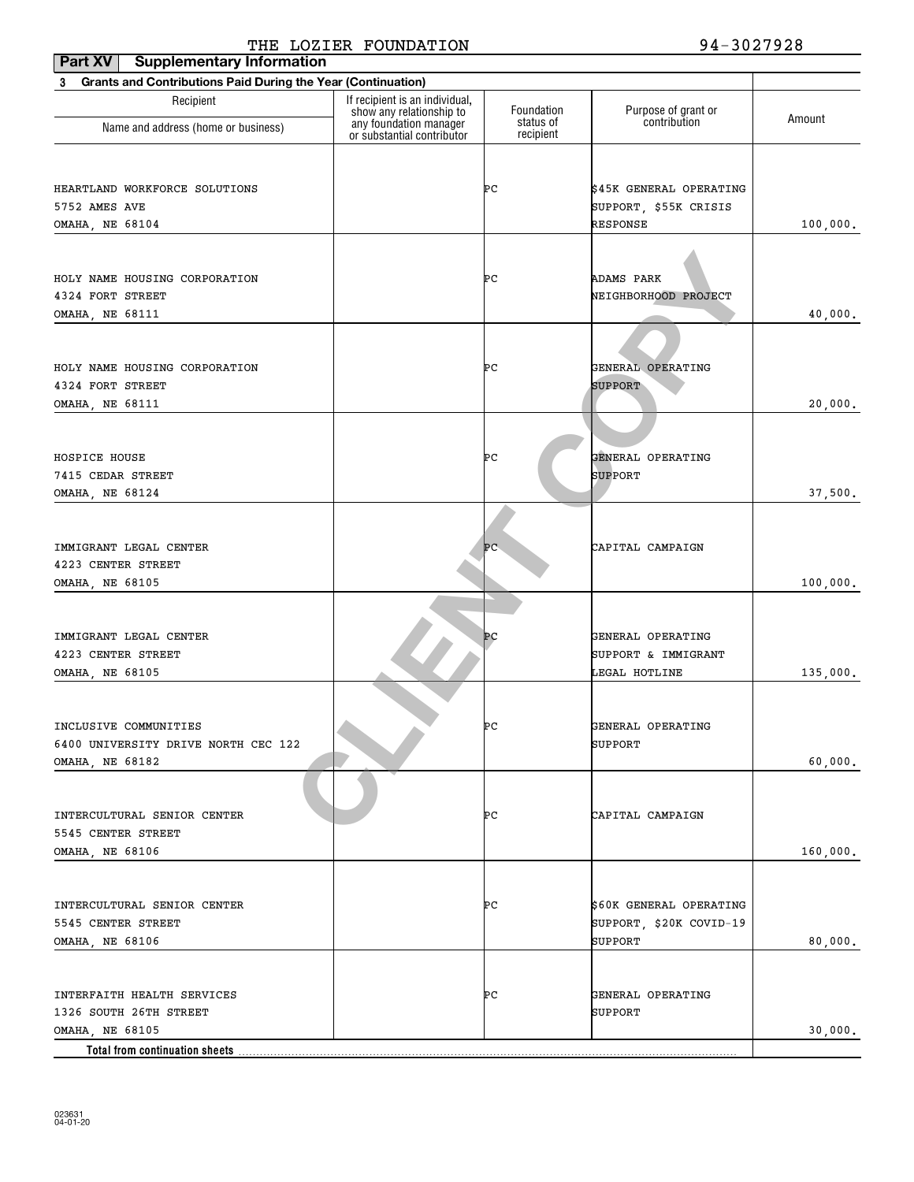THE LOZIER FOUNDATION 94-3027928

**Part XV Supplementary Information**

**3 Grants and Contributions Paid During the Year (Continuation)**

| Recipient<br>Name and address (home or business) | If recipient is an individual, show any relationship to any foundation manager or substantial contributor | Foundation status of recipient | Purpose of grant or contribution | Amount |
|---|---|---|---|---|
| HEARTLAND WORKFORCE SOLUTIONS<br>5752 AMES AVE<br>OMAHA, NE 68104 | | PC | $45K GENERAL OPERATING SUPPORT, $55K CRISIS RESPONSE | 100,000. |
| HOLY NAME HOUSING CORPORATION<br>4324 FORT STREET<br>OMAHA, NE 68111 | | PC | ADAMS PARK NEIGHBORHOOD PROJECT | 40,000. |
| HOLY NAME HOUSING CORPORATION<br>4324 FORT STREET<br>OMAHA, NE 68111 | | PC | GENERAL OPERATING SUPPORT | 20,000. |
| HOSPICE HOUSE<br>7415 CEDAR STREET<br>OMAHA, NE 68124 | | PC | GENERAL OPERATING SUPPORT | 37,500. |
| IMMIGRANT LEGAL CENTER<br>4223 CENTER STREET<br>OMAHA, NE 68105 | | PC | CAPITAL CAMPAIGN | 100,000. |
| IMMIGRANT LEGAL CENTER<br>4223 CENTER STREET<br>OMAHA, NE 68105 | | PC | GENERAL OPERATING SUPPORT & IMMIGRANT LEGAL HOTLINE | 135,000. |
| INCLUSIVE COMMUNITIES<br>6400 UNIVERSITY DRIVE NORTH CEC 122<br>OMAHA, NE 68182 | | PC | GENERAL OPERATING SUPPORT | 60,000. |
| INTERCULTURAL SENIOR CENTER<br>5545 CENTER STREET<br>OMAHA, NE 68106 | | PC | CAPITAL CAMPAIGN | 160,000. |
| INTERCULTURAL SENIOR CENTER<br>5545 CENTER STREET<br>OMAHA, NE 68106 | | PC | $60K GENERAL OPERATING SUPPORT, $20K COVID-19 SUPPORT | 80,000. |
| INTERFAITH HEALTH SERVICES<br>1326 SOUTH 26TH STREET<br>OMAHA, NE 68105 | | PC | GENERAL OPERATING SUPPORT | 30,000. |
| **Total from continuation sheets** | | | | |

023631
04-01-20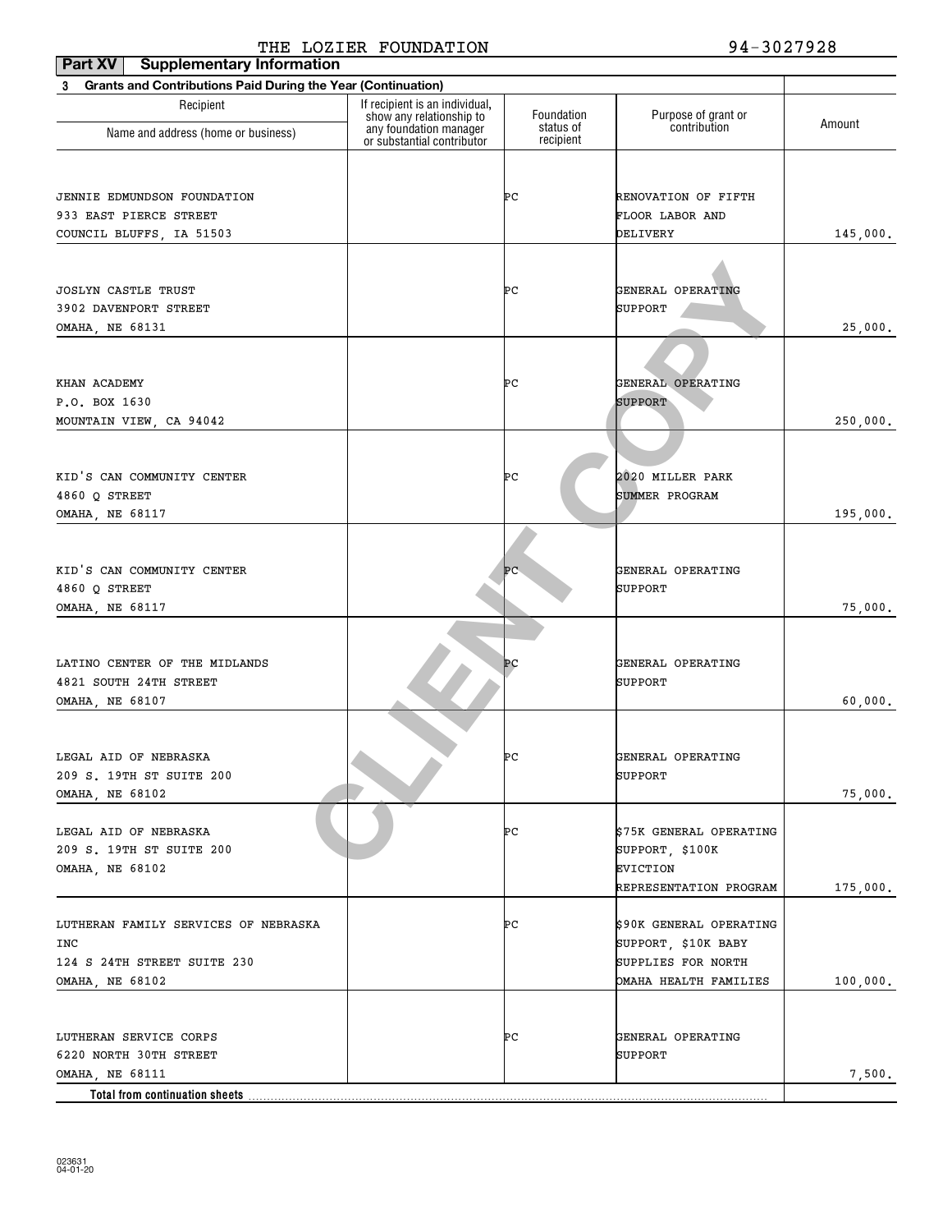THE LOZIER FOUNDATION 94-3027928

**Part XV Supplementary Information**

**3 Grants and Contributions Paid During the Year (Continuation)**

| Recipient Name and address (home or business) | If recipient is an individual, show any relationship to any foundation manager or substantial contributor | Foundation status of recipient | Purpose of grant or contribution | Amount |
|---|---|---|---|---|
| JENNIE EDMUNDSON FOUNDATION<br>933 EAST PIERCE STREET<br>COUNCIL BLUFFS, IA 51503 | | PC | RENOVATION OF FIFTH FLOOR LABOR AND DELIVERY | 145,000. |
| JOSLYN CASTLE TRUST<br>3902 DAVENPORT STREET<br>OMAHA, NE 68131 | | PC | GENERAL OPERATING SUPPORT | 25,000. |
| KHAN ACADEMY<br>P.O. BOX 1630<br>MOUNTAIN VIEW, CA 94042 | | PC | GENERAL OPERATING SUPPORT | 250,000. |
| KID'S CAN COMMUNITY CENTER<br>4860 Q STREET<br>OMAHA, NE 68117 | | PC | 2020 MILLER PARK SUMMER PROGRAM | 195,000. |
| KID'S CAN COMMUNITY CENTER<br>4860 Q STREET<br>OMAHA, NE 68117 | | PC | GENERAL OPERATING SUPPORT | 75,000. |
| LATINO CENTER OF THE MIDLANDS<br>4821 SOUTH 24TH STREET<br>OMAHA, NE 68107 | | PC | GENERAL OPERATING SUPPORT | 60,000. |
| LEGAL AID OF NEBRASKA<br>209 S. 19TH ST SUITE 200<br>OMAHA, NE 68102 | | PC | GENERAL OPERATING SUPPORT | 75,000. |
| LEGAL AID OF NEBRASKA<br>209 S. 19TH ST SUITE 200<br>OMAHA, NE 68102 | | PC | $75K GENERAL OPERATING SUPPORT, $100K EVICTION REPRESENTATION PROGRAM | 175,000. |
| LUTHERAN FAMILY SERVICES OF NEBRASKA INC<br>124 S 24TH STREET SUITE 230<br>OMAHA, NE 68102 | | PC | $90K GENERAL OPERATING SUPPORT, $10K BABY SUPPLIES FOR NORTH OMAHA HEALTH FAMILIES | 100,000. |
| LUTHERAN SERVICE CORPS<br>6220 NORTH 30TH STREET<br>OMAHA, NE 68111 | | PC | GENERAL OPERATING SUPPORT | 7,500. |
| **Total from continuation sheets** | | | | |

023631 04-01-20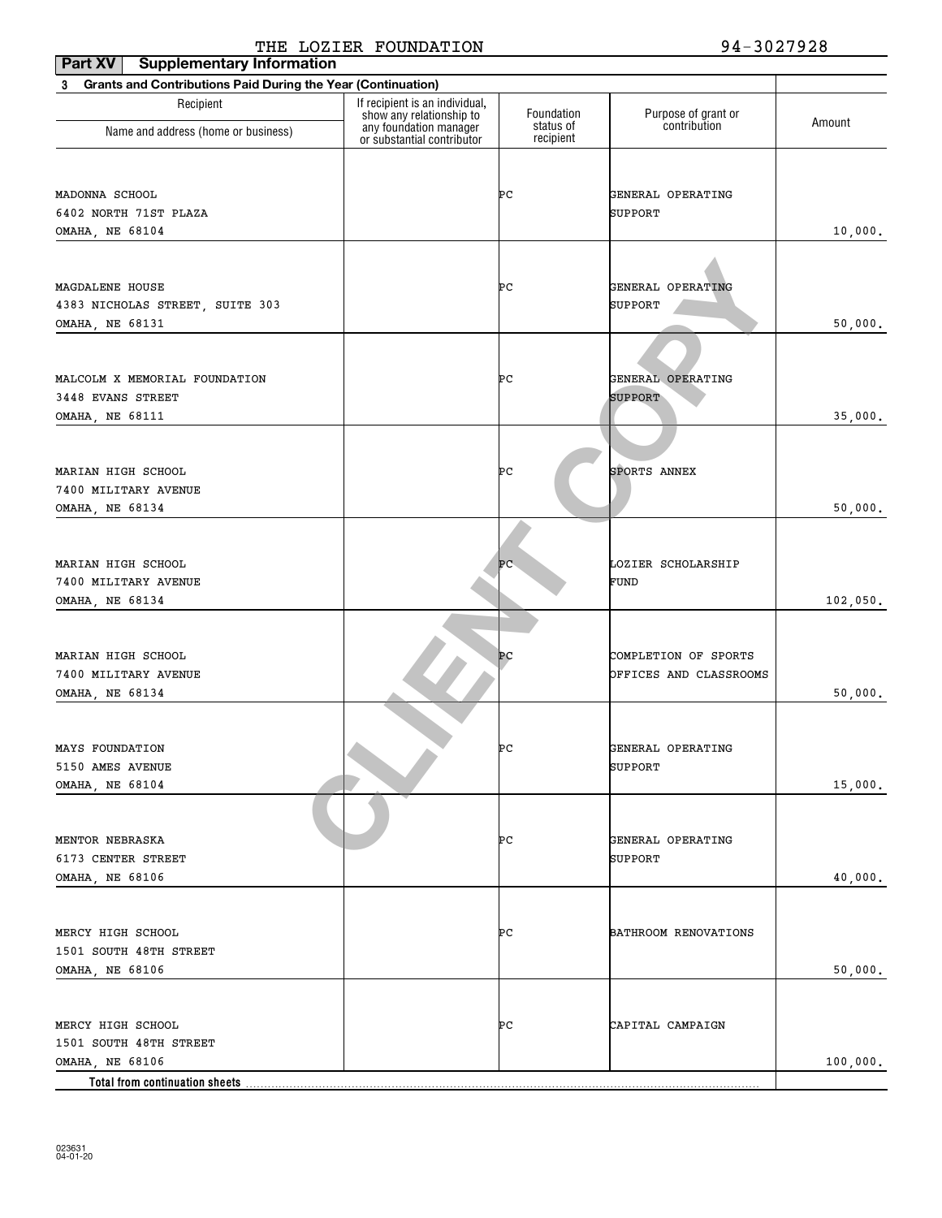THE LOZIER FOUNDATION 94-3027928

**Part XV Supplementary Information**

**3 Grants and Contributions Paid During the Year (Continuation)**

| Recipient<br>Name and address (home or business) | If recipient is an individual, show any relationship to any foundation manager or substantial contributor | Foundation status of recipient | Purpose of grant or contribution | Amount |
|---|---|---|---|---|
| MADONNA SCHOOL<br>6402 NORTH 71ST PLAZA<br>OMAHA, NE 68104 | | PC | GENERAL OPERATING SUPPORT | 10,000. |
| MAGDALENE HOUSE<br>4383 NICHOLAS STREET, SUITE 303<br>OMAHA, NE 68131 | | PC | GENERAL OPERATING SUPPORT | 50,000. |
| MALCOLM X MEMORIAL FOUNDATION<br>3448 EVANS STREET<br>OMAHA, NE 68111 | | PC | GENERAL OPERATING SUPPORT | 35,000. |
| MARIAN HIGH SCHOOL<br>7400 MILITARY AVENUE<br>OMAHA, NE 68134 | | PC | SPORTS ANNEX | 50,000. |
| MARIAN HIGH SCHOOL<br>7400 MILITARY AVENUE<br>OMAHA, NE 68134 | | PC | LOZIER SCHOLARSHIP FUND | 102,050. |
| MARIAN HIGH SCHOOL<br>7400 MILITARY AVENUE<br>OMAHA, NE 68134 | | PC | COMPLETION OF SPORTS OFFICES AND CLASSROOMS | 50,000. |
| MAYS FOUNDATION<br>5150 AMES AVENUE<br>OMAHA, NE 68104 | | PC | GENERAL OPERATING SUPPORT | 15,000. |
| MENTOR NEBRASKA<br>6173 CENTER STREET<br>OMAHA, NE 68106 | | PC | GENERAL OPERATING SUPPORT | 40,000. |
| MERCY HIGH SCHOOL<br>1501 SOUTH 48TH STREET<br>OMAHA, NE 68106 | | PC | BATHROOM RENOVATIONS | 50,000. |
| MERCY HIGH SCHOOL<br>1501 SOUTH 48TH STREET<br>OMAHA, NE 68106 | | PC | CAPITAL CAMPAIGN | 100,000. |
| **Total from continuation sheets** | | | | |

023631
04-01-20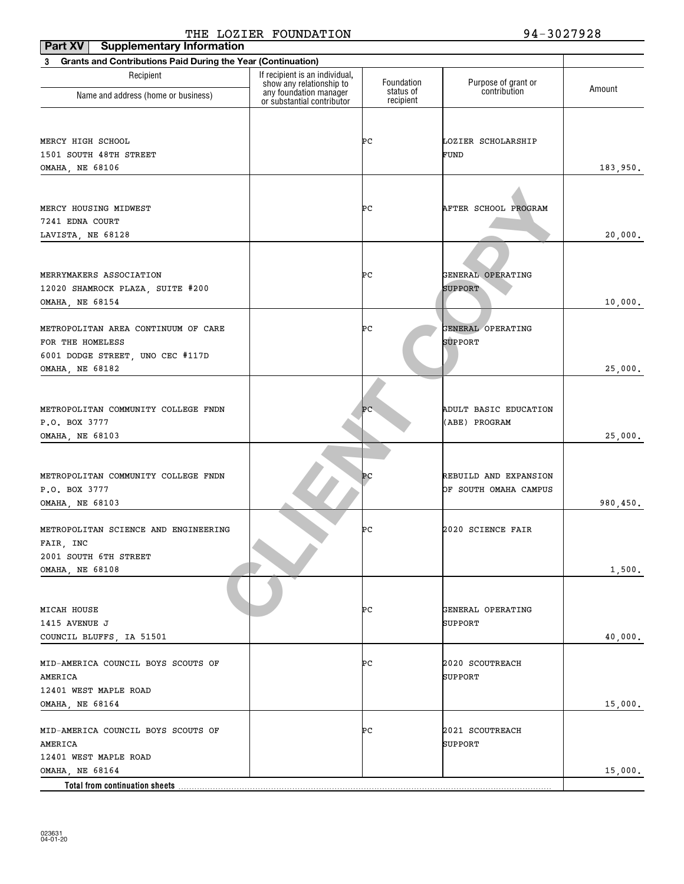THE LOZIER FOUNDATION 94-3027928

**Part XV Supplementary Information**

**3 Grants and Contributions Paid During the Year (Continuation)**

| Recipient Name and address (home or business) | If recipient is an individual, show any relationship to any foundation manager or substantial contributor | Foundation status of recipient | Purpose of grant or contribution | Amount |
|---|---|---|---|---|
| MERCY HIGH SCHOOL<br>1501 SOUTH 48TH STREET<br>OMAHA, NE 68106 | | PC | LOZIER SCHOLARSHIP FUND | 183,950. |
| MERCY HOUSING MIDWEST<br>7241 EDNA COURT<br>LAVISTA, NE 68128 | | PC | AFTER SCHOOL PROGRAM | 20,000. |
| MERRYMAKERS ASSOCIATION<br>12020 SHAMROCK PLAZA, SUITE #200<br>OMAHA, NE 68154 | | PC | GENERAL OPERATING SUPPORT | 10,000. |
| METROPOLITAN AREA CONTINUUM OF CARE FOR THE HOMELESS<br>6001 DODGE STREET, UNO CEC #117D<br>OMAHA, NE 68182 | | PC | GENERAL OPERATING SUPPORT | 25,000. |
| METROPOLITAN COMMUNITY COLLEGE FNDN<br>P.O. BOX 3777<br>OMAHA, NE 68103 | | PC | ADULT BASIC EDUCATION (ABE) PROGRAM | 25,000. |
| METROPOLITAN COMMUNITY COLLEGE FNDN<br>P.O. BOX 3777<br>OMAHA, NE 68103 | | PC | REBUILD AND EXPANSION OF SOUTH OMAHA CAMPUS | 980,450. |
| METROPOLITAN SCIENCE AND ENGINEERING FAIR, INC<br>2001 SOUTH 6TH STREET<br>OMAHA, NE 68108 | | PC | 2020 SCIENCE FAIR | 1,500. |
| MICAH HOUSE<br>1415 AVENUE J<br>COUNCIL BLUFFS, IA 51501 | | PC | GENERAL OPERATING SUPPORT | 40,000. |
| MID-AMERICA COUNCIL BOYS SCOUTS OF AMERICA<br>12401 WEST MAPLE ROAD<br>OMAHA, NE 68164 | | PC | 2020 SCOUTREACH SUPPORT | 15,000. |
| MID-AMERICA COUNCIL BOYS SCOUTS OF AMERICA<br>12401 WEST MAPLE ROAD<br>OMAHA, NE 68164 | | PC | 2021 SCOUTREACH SUPPORT | 15,000. |
| **Total from continuation sheets** | | | | |

023631 04-01-20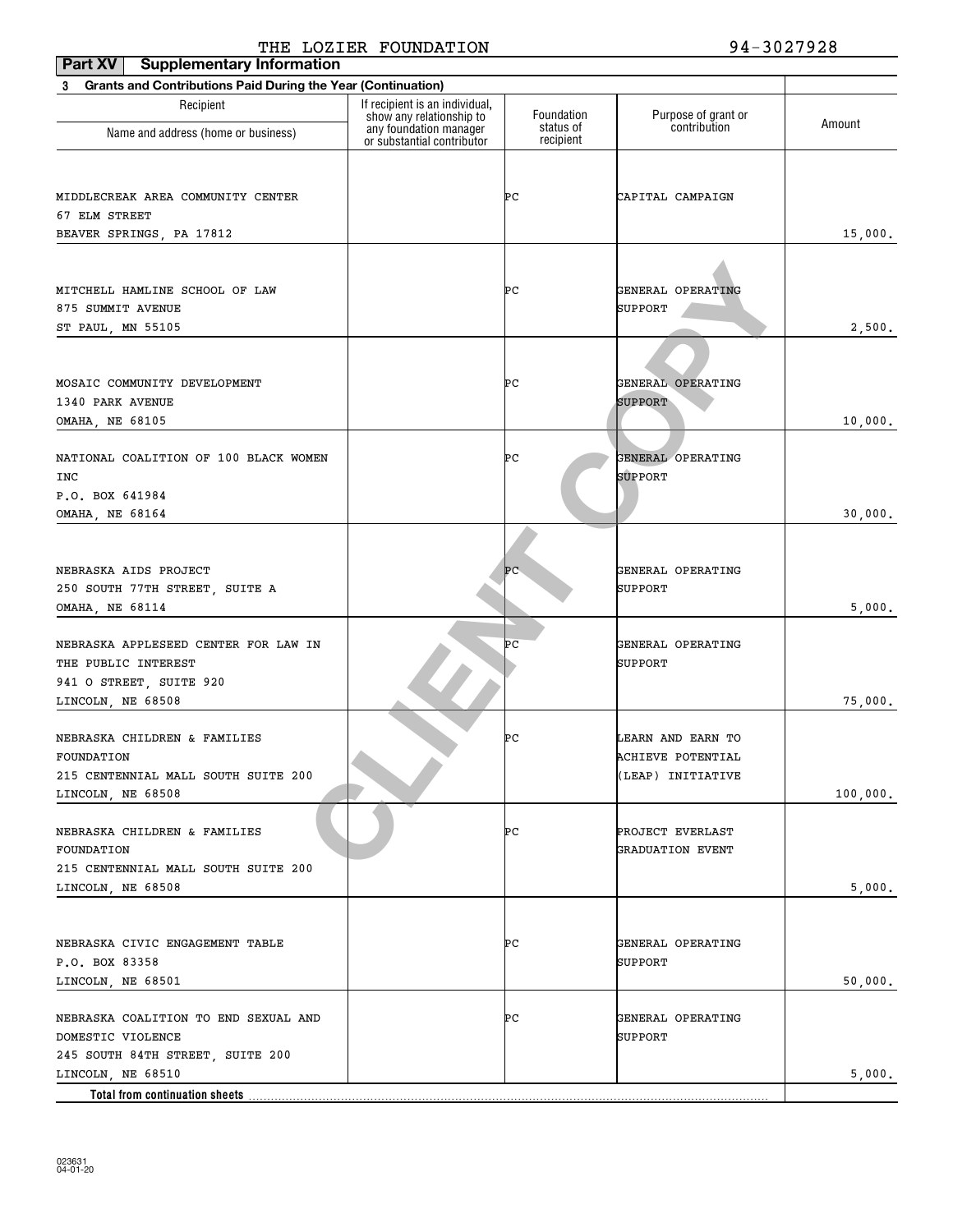THE LOZIER FOUNDATION 94-3027928

**Part XV Supplementary Information**

**3 Grants and Contributions Paid During the Year (Continuation)**

| Recipient<br>Name and address (home or business) | If recipient is an individual, show any relationship to any foundation manager or substantial contributor | Foundation status of recipient | Purpose of grant or contribution | Amount |
|---|---|---|---|---|
| MIDDLECREAK AREA COMMUNITY CENTER<br>67 ELM STREET<br>BEAVER SPRINGS, PA 17812 | | PC | CAPITAL CAMPAIGN | 15,000. |
| MITCHELL HAMLINE SCHOOL OF LAW<br>875 SUMMIT AVENUE<br>ST PAUL, MN 55105 | | PC | GENERAL OPERATING SUPPORT | 2,500. |
| MOSAIC COMMUNITY DEVELOPMENT<br>1340 PARK AVENUE<br>OMAHA, NE 68105 | | PC | GENERAL OPERATING SUPPORT | 10,000. |
| NATIONAL COALITION OF 100 BLACK WOMEN INC<br>P.O. BOX 641984<br>OMAHA, NE 68164 | | PC | GENERAL OPERATING SUPPORT | 30,000. |
| NEBRASKA AIDS PROJECT<br>250 SOUTH 77TH STREET, SUITE A<br>OMAHA, NE 68114 | | PC | GENERAL OPERATING SUPPORT | 5,000. |
| NEBRASKA APPLESEED CENTER FOR LAW IN THE PUBLIC INTEREST<br>941 O STREET, SUITE 920<br>LINCOLN, NE 68508 | | PC | GENERAL OPERATING SUPPORT | 75,000. |
| NEBRASKA CHILDREN & FAMILIES FOUNDATION<br>215 CENTENNIAL MALL SOUTH SUITE 200<br>LINCOLN, NE 68508 | | PC | LEARN AND EARN TO ACHIEVE POTENTIAL (LEAP) INITIATIVE | 100,000. |
| NEBRASKA CHILDREN & FAMILIES FOUNDATION<br>215 CENTENNIAL MALL SOUTH SUITE 200<br>LINCOLN, NE 68508 | | PC | PROJECT EVERLAST GRADUATION EVENT | 5,000. |
| NEBRASKA CIVIC ENGAGEMENT TABLE<br>P.O. BOX 83358<br>LINCOLN, NE 68501 | | PC | GENERAL OPERATING SUPPORT | 50,000. |
| NEBRASKA COALITION TO END SEXUAL AND DOMESTIC VIOLENCE<br>245 SOUTH 84TH STREET, SUITE 200<br>LINCOLN, NE 68510 | | PC | GENERAL OPERATING SUPPORT | 5,000. |
| **Total from continuation sheets** | | | | |

CLIENT COPY

023631 04-01-20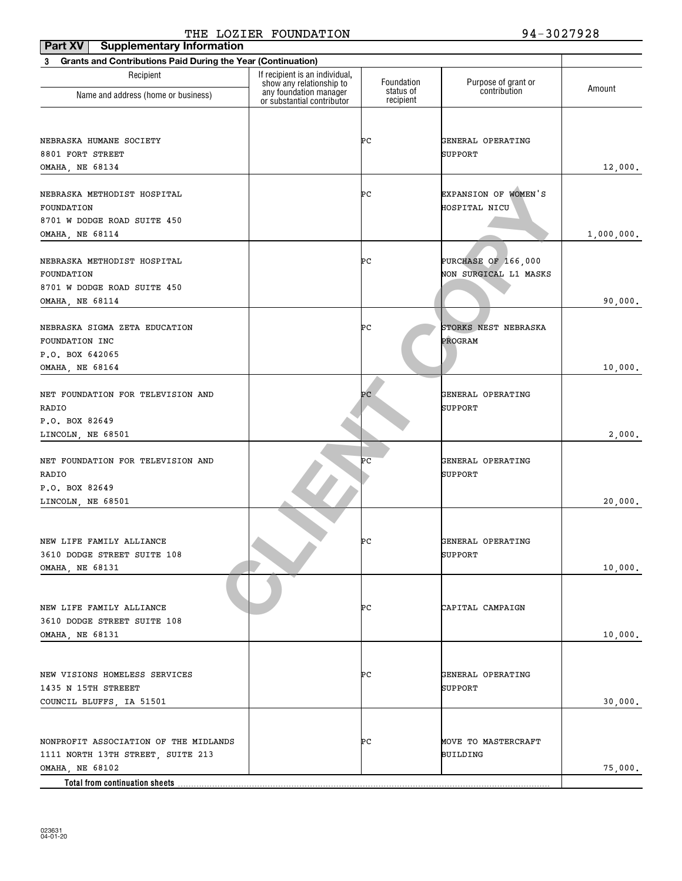THE LOZIER FOUNDATION 94-3027928

**Part XV Supplementary Information**

**3 Grants and Contributions Paid During the Year (Continuation)**

| Recipient<br>Name and address (home or business) | If recipient is an individual, show any relationship to any foundation manager or substantial contributor | Foundation status of recipient | Purpose of grant or contribution | Amount |
|---|---|---|---|---|
| NEBRASKA HUMANE SOCIETY<br>8801 FORT STREET<br>OMAHA, NE 68134 | | PC | GENERAL OPERATING SUPPORT | 12,000. |
| NEBRASKA METHODIST HOSPITAL FOUNDATION<br>8701 W DODGE ROAD SUITE 450<br>OMAHA, NE 68114 | | PC | EXPANSION OF WOMEN'S HOSPITAL NICU | 1,000,000. |
| NEBRASKA METHODIST HOSPITAL FOUNDATION<br>8701 W DODGE ROAD SUITE 450<br>OMAHA, NE 68114 | | PC | PURCHASE OF 166,000 NON SURGICAL L1 MASKS | 90,000. |
| NEBRASKA SIGMA ZETA EDUCATION FOUNDATION INC<br>P.O. BOX 642065<br>OMAHA, NE 68164 | | PC | STORKS NEST NEBRASKA PROGRAM | 10,000. |
| NET FOUNDATION FOR TELEVISION AND RADIO<br>P.O. BOX 82649<br>LINCOLN, NE 68501 | | PC | GENERAL OPERATING SUPPORT | 2,000. |
| NET FOUNDATION FOR TELEVISION AND RADIO<br>P.O. BOX 82649<br>LINCOLN, NE 68501 | | PC | GENERAL OPERATING SUPPORT | 20,000. |
| NEW LIFE FAMILY ALLIANCE<br>3610 DODGE STREET SUITE 108<br>OMAHA, NE 68131 | | PC | GENERAL OPERATING SUPPORT | 10,000. |
| NEW LIFE FAMILY ALLIANCE<br>3610 DODGE STREET SUITE 108<br>OMAHA, NE 68131 | | PC | CAPITAL CAMPAIGN | 10,000. |
| NEW VISIONS HOMELESS SERVICES<br>1435 N 15TH STREEET<br>COUNCIL BLUFFS, IA 51501 | | PC | GENERAL OPERATING SUPPORT | 30,000. |
| NONPROFIT ASSOCIATION OF THE MIDLANDS<br>1111 NORTH 13TH STREET, SUITE 213<br>OMAHA, NE 68102 | | PC | MOVE TO MASTERCRAFT BUILDING | 75,000. |
| **Total from continuation sheets** | | | | |

CLIENT COPY

023631 04-01-20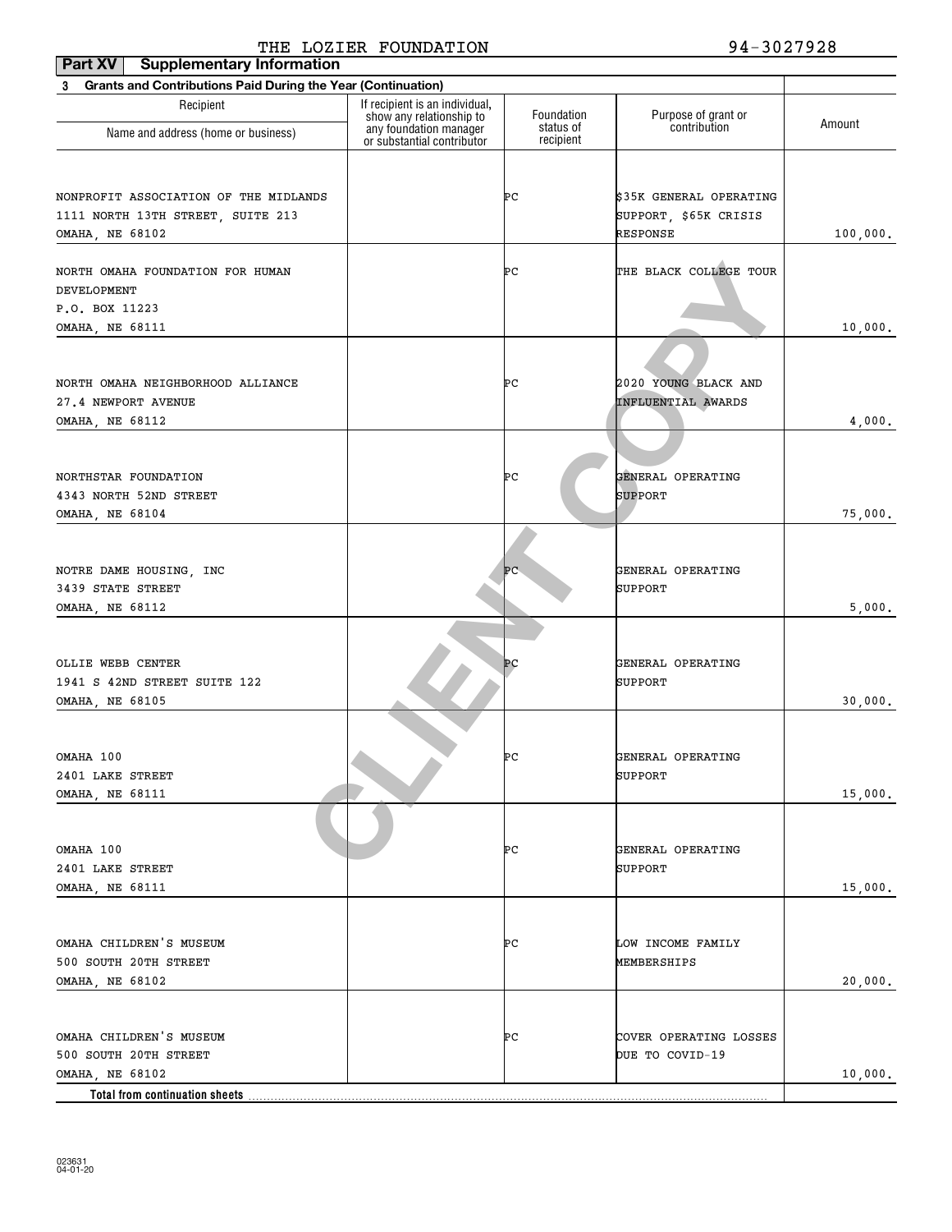THE LOZIER FOUNDATION 94-3027928

**Part XV Supplementary Information**

**3 Grants and Contributions Paid During the Year (Continuation)**

| Recipient Name and address (home or business) | If recipient is an individual, show any relationship to any foundation manager or substantial contributor | Foundation status of recipient | Purpose of grant or contribution | Amount |
|---|---|---|---|---|
| NONPROFIT ASSOCIATION OF THE MIDLANDS<br>1111 NORTH 13TH STREET, SUITE 213<br>OMAHA, NE 68102 | | PC | $35K GENERAL OPERATING SUPPORT, $65K CRISIS RESPONSE | 100,000. |
| NORTH OMAHA FOUNDATION FOR HUMAN DEVELOPMENT<br>P.O. BOX 11223<br>OMAHA, NE 68111 | | PC | THE BLACK COLLEGE TOUR | 10,000. |
| NORTH OMAHA NEIGHBORHOOD ALLIANCE<br>27.4 NEWPORT AVENUE<br>OMAHA, NE 68112 | | PC | 2020 YOUNG BLACK AND INFLUENTIAL AWARDS | 4,000. |
| NORTHSTAR FOUNDATION<br>4343 NORTH 52ND STREET<br>OMAHA, NE 68104 | | PC | GENERAL OPERATING SUPPORT | 75,000. |
| NOTRE DAME HOUSING, INC<br>3439 STATE STREET<br>OMAHA, NE 68112 | | PC | GENERAL OPERATING SUPPORT | 5,000. |
| OLLIE WEBB CENTER<br>1941 S 42ND STREET SUITE 122<br>OMAHA, NE 68105 | | PC | GENERAL OPERATING SUPPORT | 30,000. |
| OMAHA 100<br>2401 LAKE STREET<br>OMAHA, NE 68111 | | PC | GENERAL OPERATING SUPPORT | 15,000. |
| OMAHA 100<br>2401 LAKE STREET<br>OMAHA, NE 68111 | | PC | GENERAL OPERATING SUPPORT | 15,000. |
| OMAHA CHILDREN'S MUSEUM<br>500 SOUTH 20TH STREET<br>OMAHA, NE 68102 | | PC | LOW INCOME FAMILY MEMBERSHIPS | 20,000. |
| OMAHA CHILDREN'S MUSEUM<br>500 SOUTH 20TH STREET<br>OMAHA, NE 68102 | | PC | COVER OPERATING LOSSES DUE TO COVID-19 | 10,000. |
| **Total from continuation sheets** | | | | |

CLIENT COPY

023631 04-01-20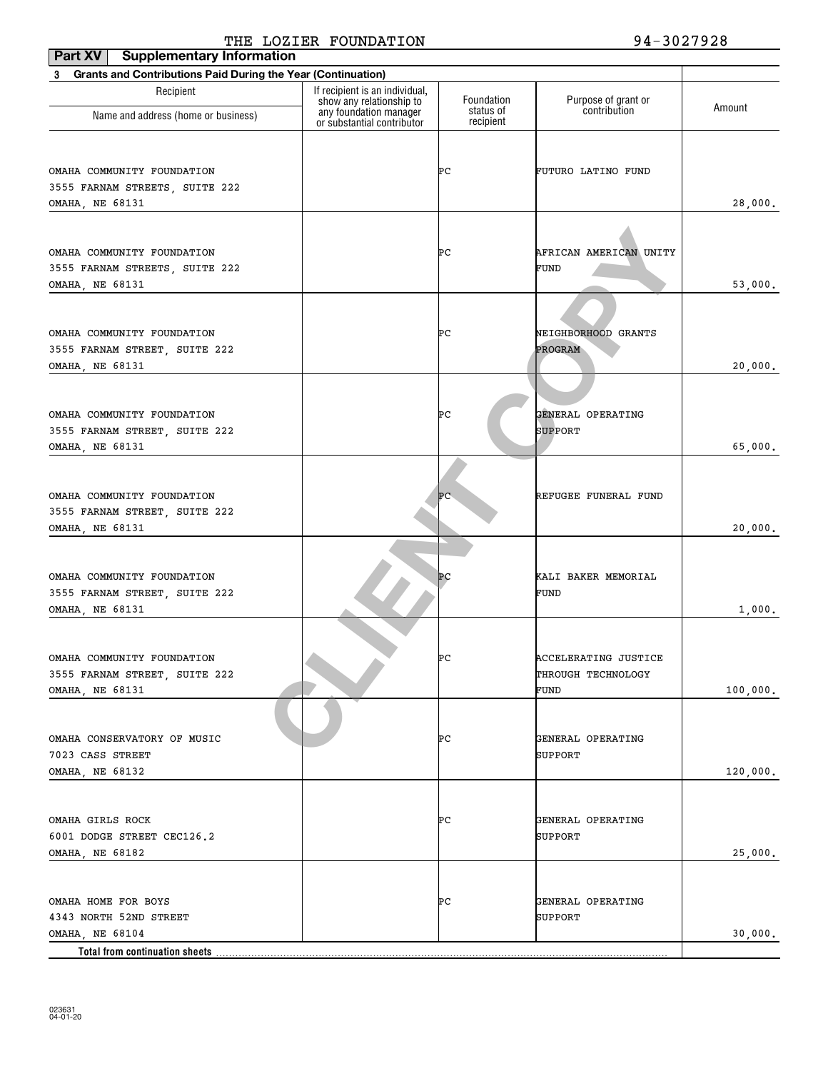THE LOZIER FOUNDATION 94-3027928

**Part XV Supplementary Information**

**3 Grants and Contributions Paid During the Year (Continuation)**

| Recipient Name and address (home or business) | If recipient is an individual, show any relationship to any foundation manager or substantial contributor | Foundation status of recipient | Purpose of grant or contribution | Amount |
|---|---|---|---|---|
| OMAHA COMMUNITY FOUNDATION<br>3555 FARNAM STREETS, SUITE 222<br>OMAHA, NE 68131 | | PC | FUTURO LATINO FUND | 28,000. |
| OMAHA COMMUNITY FOUNDATION<br>3555 FARNAM STREETS, SUITE 222<br>OMAHA, NE 68131 | | PC | AFRICAN AMERICAN UNITY FUND | 53,000. |
| OMAHA COMMUNITY FOUNDATION<br>3555 FARNAM STREET, SUITE 222<br>OMAHA, NE 68131 | | PC | NEIGHBORHOOD GRANTS PROGRAM | 20,000. |
| OMAHA COMMUNITY FOUNDATION<br>3555 FARNAM STREET, SUITE 222<br>OMAHA, NE 68131 | | PC | GENERAL OPERATING SUPPORT | 65,000. |
| OMAHA COMMUNITY FOUNDATION<br>3555 FARNAM STREET, SUITE 222<br>OMAHA, NE 68131 | | PC | REFUGEE FUNERAL FUND | 20,000. |
| OMAHA COMMUNITY FOUNDATION<br>3555 FARNAM STREET, SUITE 222<br>OMAHA, NE 68131 | | PC | KALI BAKER MEMORIAL FUND | 1,000. |
| OMAHA COMMUNITY FOUNDATION<br>3555 FARNAM STREET, SUITE 222<br>OMAHA, NE 68131 | | PC | ACCELERATING JUSTICE THROUGH TECHNOLOGY FUND | 100,000. |
| OMAHA CONSERVATORY OF MUSIC<br>7023 CASS STREET<br>OMAHA, NE 68132 | | PC | GENERAL OPERATING SUPPORT | 120,000. |
| OMAHA GIRLS ROCK<br>6001 DODGE STREET CEC126.2<br>OMAHA, NE 68182 | | PC | GENERAL OPERATING SUPPORT | 25,000. |
| OMAHA HOME FOR BOYS<br>4343 NORTH 52ND STREET<br>OMAHA, NE 68104 | | PC | GENERAL OPERATING SUPPORT | 30,000. |
| **Total from continuation sheets** | | | | |

CLIENT COPY

023631 04-01-20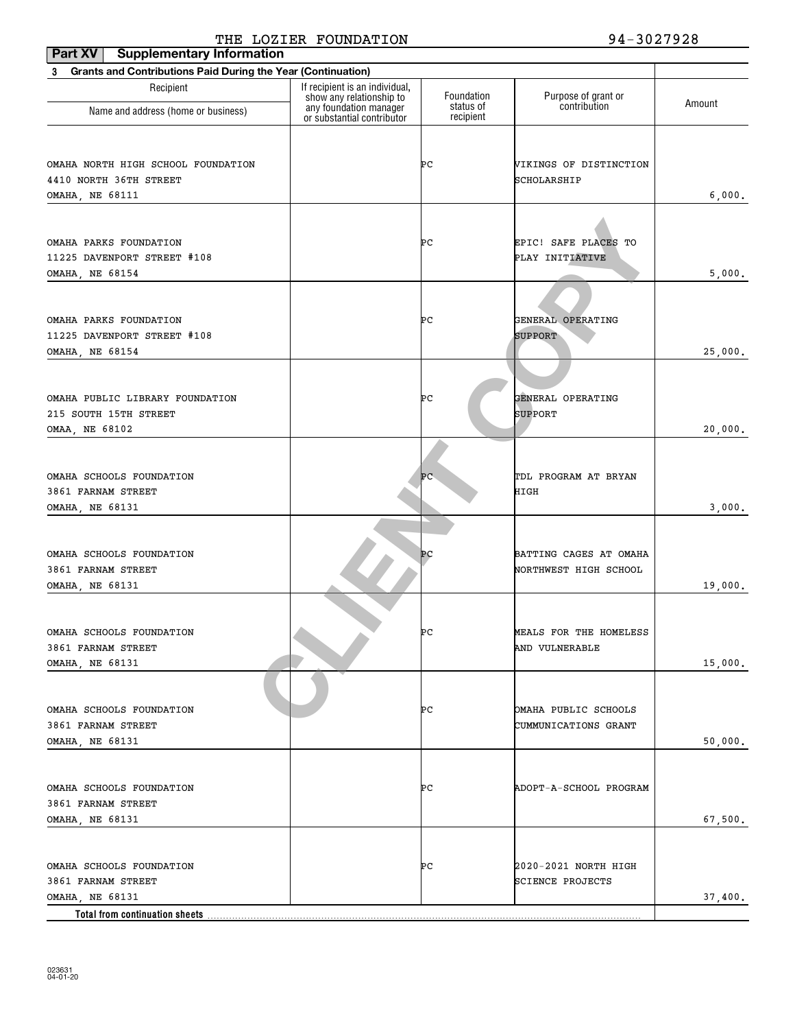THE LOZIER FOUNDATION 94-3027928

**Part XV Supplementary Information**

**3 Grants and Contributions Paid During the Year (Continuation)**

| Recipient Name and address (home or business) | If recipient is an individual, show any relationship to any foundation manager or substantial contributor | Foundation status of recipient | Purpose of grant or contribution | Amount |
|---|---|---|---|---|
| OMAHA NORTH HIGH SCHOOL FOUNDATION 4410 NORTH 36TH STREET OMAHA, NE 68111 | | PC | VIKINGS OF DISTINCTION SCHOLARSHIP | 6,000. |
| OMAHA PARKS FOUNDATION 11225 DAVENPORT STREET #108 OMAHA, NE 68154 | | PC | EPIC! SAFE PLACES TO PLAY INITIATIVE | 5,000. |
| OMAHA PARKS FOUNDATION 11225 DAVENPORT STREET #108 OMAHA, NE 68154 | | PC | GENERAL OPERATING SUPPORT | 25,000. |
| OMAHA PUBLIC LIBRARY FOUNDATION 215 SOUTH 15TH STREET OMAA, NE 68102 | | PC | GENERAL OPERATING SUPPORT | 20,000. |
| OMAHA SCHOOLS FOUNDATION 3861 FARNAM STREET OMAHA, NE 68131 | | PC | TDL PROGRAM AT BRYAN HIGH | 3,000. |
| OMAHA SCHOOLS FOUNDATION 3861 FARNAM STREET OMAHA, NE 68131 | | PC | BATTING CAGES AT OMAHA NORTHWEST HIGH SCHOOL | 19,000. |
| OMAHA SCHOOLS FOUNDATION 3861 FARNAM STREET OMAHA, NE 68131 | | PC | MEALS FOR THE HOMELESS AND VULNERABLE | 15,000. |
| OMAHA SCHOOLS FOUNDATION 3861 FARNAM STREET OMAHA, NE 68131 | | PC | OMAHA PUBLIC SCHOOLS CUMMUNICATIONS GRANT | 50,000. |
| OMAHA SCHOOLS FOUNDATION 3861 FARNAM STREET OMAHA, NE 68131 | | PC | ADOPT-A-SCHOOL PROGRAM | 67,500. |
| OMAHA SCHOOLS FOUNDATION 3861 FARNAM STREET OMAHA, NE 68131 | | PC | 2020-2021 NORTH HIGH SCIENCE PROJECTS | 37,400. |
| **Total from continuation sheets** | | | | |

CLIENT COPY

023631 04-01-20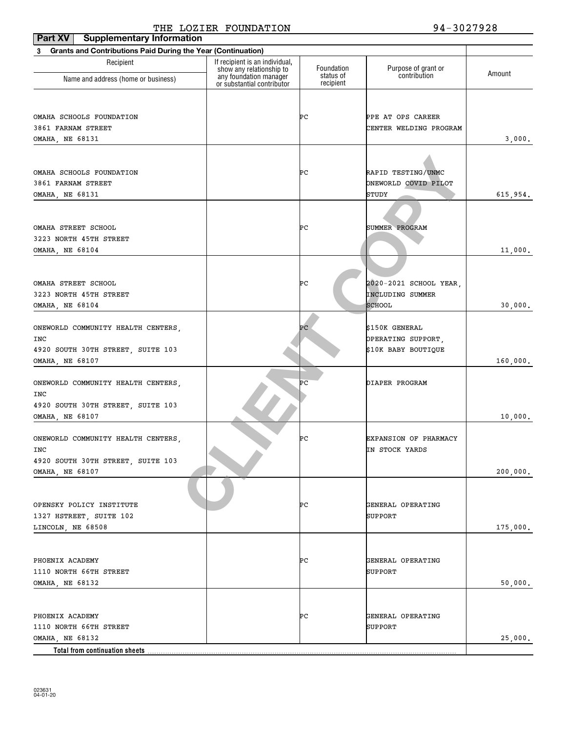THE LOZIER FOUNDATION 94-3027928

**Part XV Supplementary Information**

**3 Grants and Contributions Paid During the Year (Continuation)**

| Recipient<br>Name and address (home or business) | If recipient is an individual, show any relationship to any foundation manager or substantial contributor | Foundation status of recipient | Purpose of grant or contribution | Amount |
|---|---|---|---|---|
| OMAHA SCHOOLS FOUNDATION<br>3861 FARNAM STREET<br>OMAHA, NE 68131 | | PC | PPE AT OPS CAREER CENTER WELDING PROGRAM | 3,000. |
| OMAHA SCHOOLS FOUNDATION<br>3861 FARNAM STREET<br>OMAHA, NE 68131 | | PC | RAPID TESTING/UNMC ONEWORLD COVID PILOT STUDY | 615,954. |
| OMAHA STREET SCHOOL<br>3223 NORTH 45TH STREET<br>OMAHA, NE 68104 | | PC | SUMMER PROGRAM | 11,000. |
| OMAHA STREET SCHOOL<br>3223 NORTH 45TH STREET<br>OMAHA, NE 68104 | | PC | 2020-2021 SCHOOL YEAR, INCLUDING SUMMER SCHOOL | 30,000. |
| ONEWORLD COMMUNITY HEALTH CENTERS, INC<br>4920 SOUTH 30TH STREET, SUITE 103<br>OMAHA, NE 68107 | | PC | $150K GENERAL OPERATING SUPPORT, $10K BABY BOUTIQUE | 160,000. |
| ONEWORLD COMMUNITY HEALTH CENTERS, INC<br>4920 SOUTH 30TH STREET, SUITE 103<br>OMAHA, NE 68107 | | PC | DIAPER PROGRAM | 10,000. |
| ONEWORLD COMMUNITY HEALTH CENTERS, INC<br>4920 SOUTH 30TH STREET, SUITE 103<br>OMAHA, NE 68107 | | PC | EXPANSION OF PHARMACY IN STOCK YARDS | 200,000. |
| OPENSKY POLICY INSTITUTE<br>1327 HSTREET, SUITE 102<br>LINCOLN, NE 68508 | | PC | GENERAL OPERATING SUPPORT | 175,000. |
| PHOENIX ACADEMY<br>1110 NORTH 66TH STREET<br>OMAHA, NE 68132 | | PC | GENERAL OPERATING SUPPORT | 50,000. |
| PHOENIX ACADEMY<br>1110 NORTH 66TH STREET<br>OMAHA, NE 68132 | | PC | GENERAL OPERATING SUPPORT | 25,000. |
| **Total from continuation sheets** | | | | |

CLIENT COPY

023631
04-01-20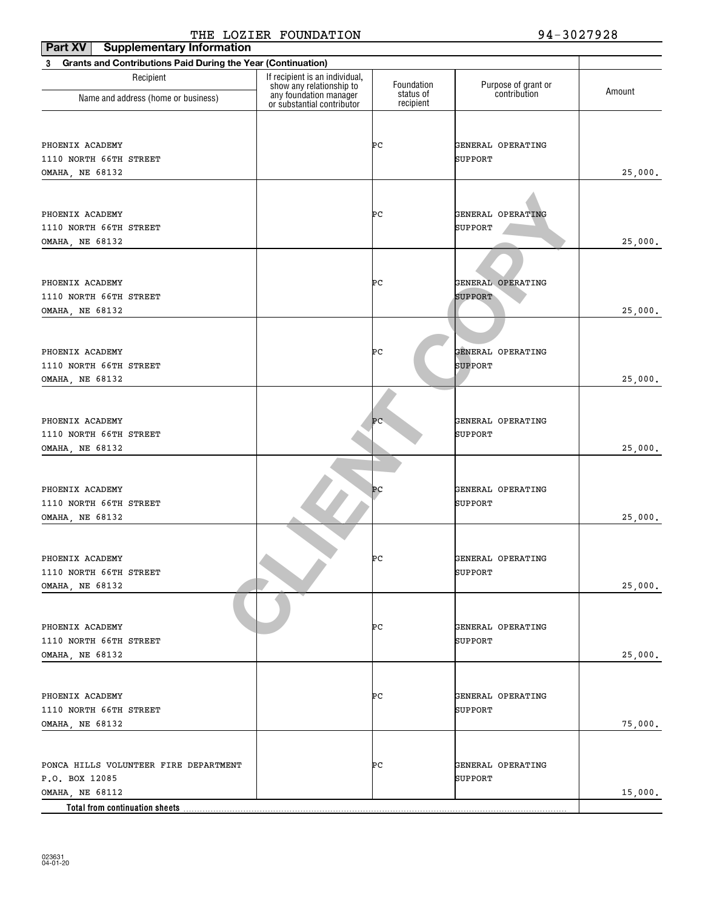THE LOZIER FOUNDATION 94-3027928

**Part XV Supplementary Information**

**3 Grants and Contributions Paid During the Year (Continuation)**

| Recipient<br>Name and address (home or business) | If recipient is an individual, show any relationship to any foundation manager or substantial contributor | Foundation status of recipient | Purpose of grant or contribution | Amount |
|---|---|---|---|---|
| PHOENIX ACADEMY<br>1110 NORTH 66TH STREET<br>OMAHA, NE 68132 | | PC | GENERAL OPERATING SUPPORT | 25,000. |
| PHOENIX ACADEMY<br>1110 NORTH 66TH STREET<br>OMAHA, NE 68132 | | PC | GENERAL OPERATING SUPPORT | 25,000. |
| PHOENIX ACADEMY<br>1110 NORTH 66TH STREET<br>OMAHA, NE 68132 | | PC | GENERAL OPERATING SUPPORT | 25,000. |
| PHOENIX ACADEMY<br>1110 NORTH 66TH STREET<br>OMAHA, NE 68132 | | PC | GENERAL OPERATING SUPPORT | 25,000. |
| PHOENIX ACADEMY<br>1110 NORTH 66TH STREET<br>OMAHA, NE 68132 | | PC | GENERAL OPERATING SUPPORT | 25,000. |
| PHOENIX ACADEMY<br>1110 NORTH 66TH STREET<br>OMAHA, NE 68132 | | PC | GENERAL OPERATING SUPPORT | 25,000. |
| PHOENIX ACADEMY<br>1110 NORTH 66TH STREET<br>OMAHA, NE 68132 | | PC | GENERAL OPERATING SUPPORT | 25,000. |
| PHOENIX ACADEMY<br>1110 NORTH 66TH STREET<br>OMAHA, NE 68132 | | PC | GENERAL OPERATING SUPPORT | 25,000. |
| PHOENIX ACADEMY<br>1110 NORTH 66TH STREET<br>OMAHA, NE 68132 | | PC | GENERAL OPERATING SUPPORT | 75,000. |
| PONCA HILLS VOLUNTEER FIRE DEPARTMENT<br>P.O. BOX 12085<br>OMAHA, NE 68112 | | PC | GENERAL OPERATING SUPPORT | 15,000. |
| **Total from continuation sheets** | | | | |

CLIENT COPY

023631
04-01-20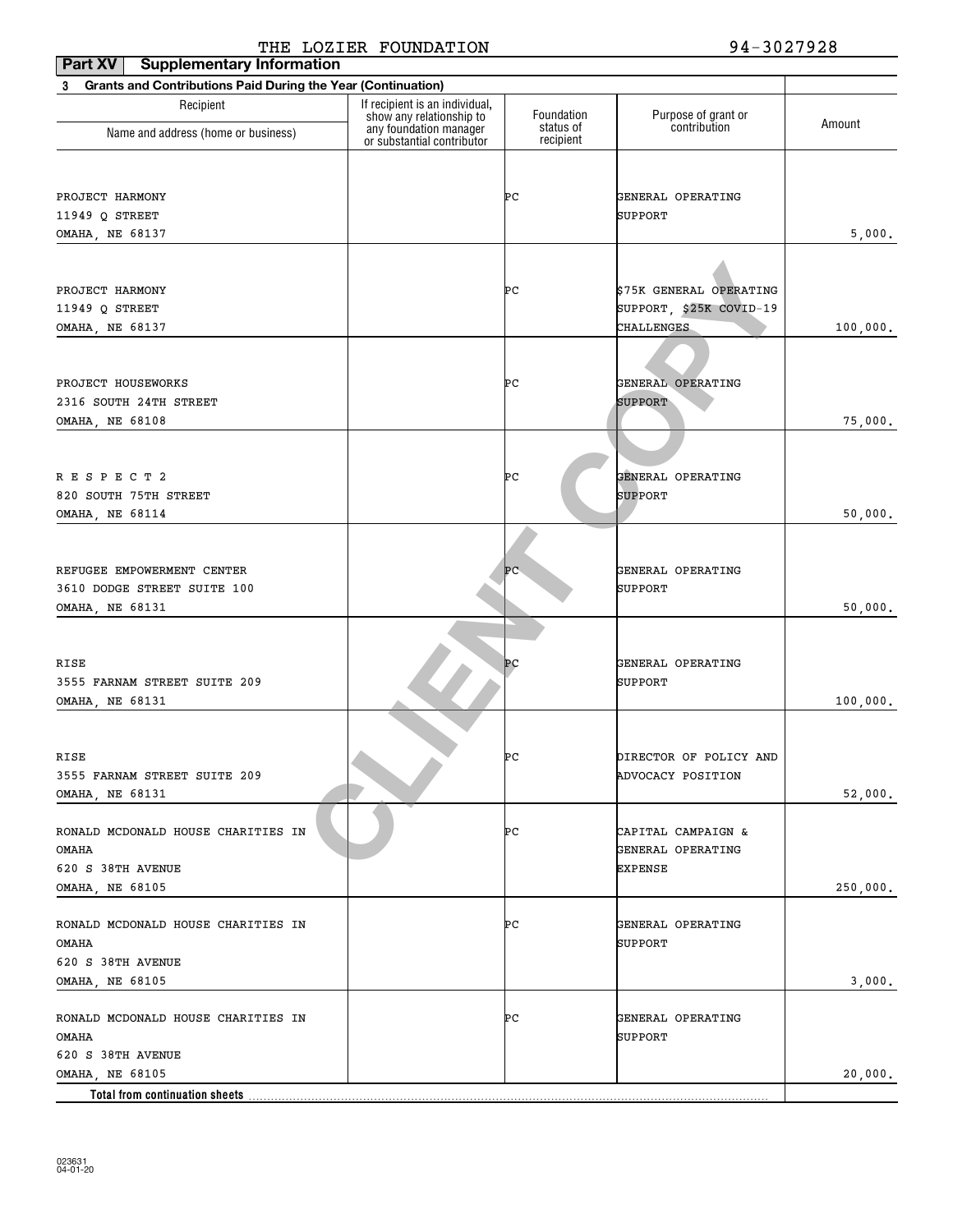THE LOZIER FOUNDATION 94-3027928

**Part XV Supplementary Information**

**3 Grants and Contributions Paid During the Year (Continuation)**

| Recipient Name and address (home or business) | If recipient is an individual, show any relationship to any foundation manager or substantial contributor | Foundation status of recipient | Purpose of grant or contribution | Amount |
|---|---|---|---|---|
| PROJECT HARMONY 11949 Q STREET OMAHA, NE 68137 | | PC | GENERAL OPERATING SUPPORT | 5,000. |
| PROJECT HARMONY 11949 Q STREET OMAHA, NE 68137 | | PC | $75K GENERAL OPERATING SUPPORT, $25K COVID-19 CHALLENGES | 100,000. |
| PROJECT HOUSEWORKS 2316 SOUTH 24TH STREET OMAHA, NE 68108 | | PC | GENERAL OPERATING SUPPORT | 75,000. |
| R E S P E C T 2 820 SOUTH 75TH STREET OMAHA, NE 68114 | | PC | GENERAL OPERATING SUPPORT | 50,000. |
| REFUGEE EMPOWERMENT CENTER 3610 DODGE STREET SUITE 100 OMAHA, NE 68131 | | PC | GENERAL OPERATING SUPPORT | 50,000. |
| RISE 3555 FARNAM STREET SUITE 209 OMAHA, NE 68131 | | PC | GENERAL OPERATING SUPPORT | 100,000. |
| RISE 3555 FARNAM STREET SUITE 209 OMAHA, NE 68131 | | PC | DIRECTOR OF POLICY AND ADVOCACY POSITION | 52,000. |
| RONALD MCDONALD HOUSE CHARITIES IN OMAHA 620 S 38TH AVENUE OMAHA, NE 68105 | | PC | CAPITAL CAMPAIGN & GENERAL OPERATING EXPENSE | 250,000. |
| RONALD MCDONALD HOUSE CHARITIES IN OMAHA 620 S 38TH AVENUE OMAHA, NE 68105 | | PC | GENERAL OPERATING SUPPORT | 3,000. |
| RONALD MCDONALD HOUSE CHARITIES IN OMAHA 620 S 38TH AVENUE OMAHA, NE 68105 | | PC | GENERAL OPERATING SUPPORT | 20,000. |
| **Total from continuation sheets** | | | | |

023631 04-01-20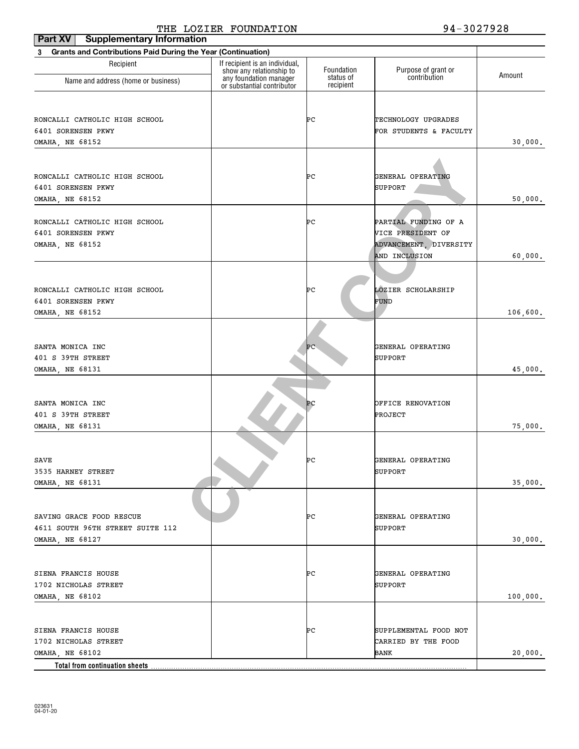THE LOZIER FOUNDATION 94-3027928

**Part XV Supplementary Information**

**3 Grants and Contributions Paid During the Year (Continuation)**

| Recipient<br>Name and address (home or business) | If recipient is an individual, show any relationship to any foundation manager or substantial contributor | Foundation status of recipient | Purpose of grant or contribution | Amount |
|---|---|---|---|---|
| RONCALLI CATHOLIC HIGH SCHOOL<br>6401 SORENSEN PKWY<br>OMAHA, NE 68152 | | PC | TECHNOLOGY UPGRADES FOR STUDENTS & FACULTY | 30,000. |
| RONCALLI CATHOLIC HIGH SCHOOL<br>6401 SORENSEN PKWY<br>OMAHA, NE 68152 | | PC | GENERAL OPERATING SUPPORT | 50,000. |
| RONCALLI CATHOLIC HIGH SCHOOL<br>6401 SORENSEN PKWY<br>OMAHA, NE 68152 | | PC | PARTIAL FUNDING OF A VICE PRESIDENT OF ADVANCEMENT, DIVERSITY AND INCLUSION | 60,000. |
| RONCALLI CATHOLIC HIGH SCHOOL<br>6401 SORENSEN PKWY<br>OMAHA, NE 68152 | | PC | LOZIER SCHOLARSHIP FUND | 106,600. |
| SANTA MONICA INC<br>401 S 39TH STREET<br>OMAHA, NE 68131 | | PC | GENERAL OPERATING SUPPORT | 45,000. |
| SANTA MONICA INC<br>401 S 39TH STREET<br>OMAHA, NE 68131 | | PC | OFFICE RENOVATION PROJECT | 75,000. |
| SAVE<br>3535 HARNEY STREET<br>OMAHA, NE 68131 | | PC | GENERAL OPERATING SUPPORT | 35,000. |
| SAVING GRACE FOOD RESCUE<br>4611 SOUTH 96TH STREET SUITE 112<br>OMAHA, NE 68127 | | PC | GENERAL OPERATING SUPPORT | 30,000. |
| SIENA FRANCIS HOUSE<br>1702 NICHOLAS STREET<br>OMAHA, NE 68102 | | PC | GENERAL OPERATING SUPPORT | 100,000. |
| SIENA FRANCIS HOUSE<br>1702 NICHOLAS STREET<br>OMAHA, NE 68102 | | PC | SUPPLEMENTAL FOOD NOT CARRIED BY THE FOOD BANK | 20,000. |
| **Total from continuation sheets** | | | | |

023631
04-01-20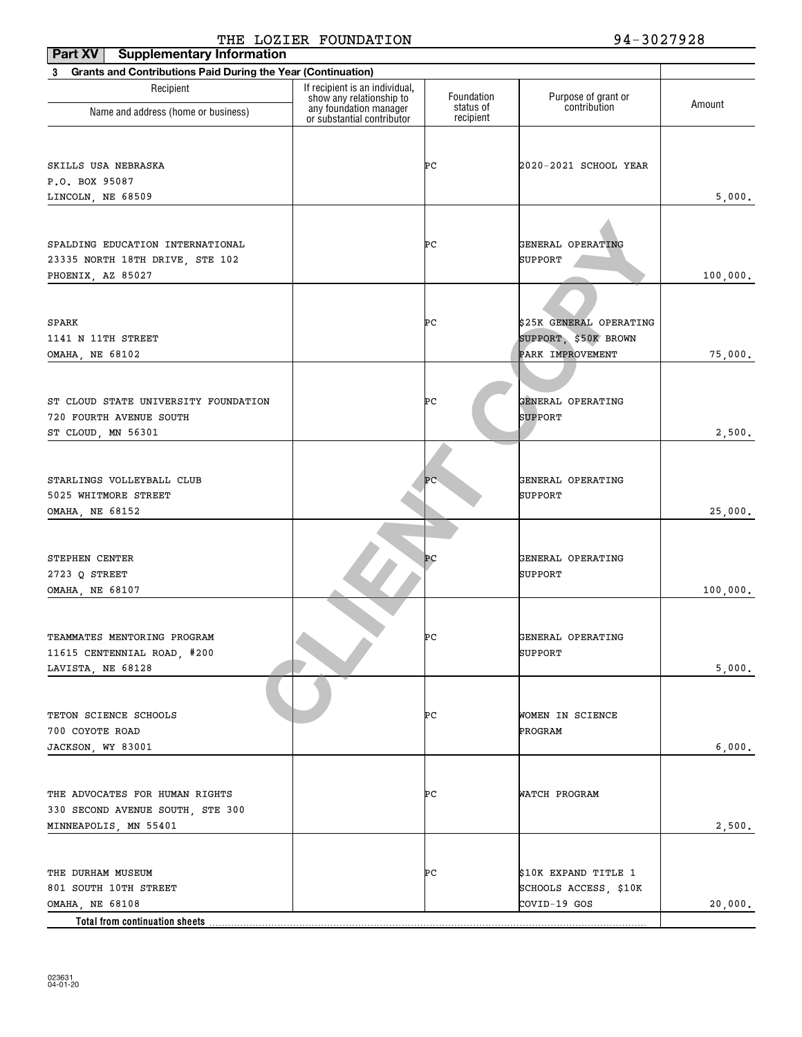THE LOZIER FOUNDATION 94-3027928

**Part XV Supplementary Information**

**3 Grants and Contributions Paid During the Year (Continuation)**

| Recipient Name and address (home or business) | If recipient is an individual, show any relationship to any foundation manager or substantial contributor | Foundation status of recipient | Purpose of grant or contribution | Amount |
|---|---|---|---|---|
| SKILLS USA NEBRASKA<br>P.O. BOX 95087<br>LINCOLN, NE 68509 | | PC | 2020-2021 SCHOOL YEAR | 5,000. |
| SPALDING EDUCATION INTERNATIONAL<br>23335 NORTH 18TH DRIVE, STE 102<br>PHOENIX, AZ 85027 | | PC | GENERAL OPERATING SUPPORT | 100,000. |
| SPARK<br>1141 N 11TH STREET<br>OMAHA, NE 68102 | | PC | $25K GENERAL OPERATING SUPPORT, $50K BROWN PARK IMPROVEMENT | 75,000. |
| ST CLOUD STATE UNIVERSITY FOUNDATION<br>720 FOURTH AVENUE SOUTH<br>ST CLOUD, MN 56301 | | PC | GENERAL OPERATING SUPPORT | 2,500. |
| STARLINGS VOLLEYBALL CLUB<br>5025 WHITMORE STREET<br>OMAHA, NE 68152 | | PC | GENERAL OPERATING SUPPORT | 25,000. |
| STEPHEN CENTER<br>2723 Q STREET<br>OMAHA, NE 68107 | | PC | GENERAL OPERATING SUPPORT | 100,000. |
| TEAMMATES MENTORING PROGRAM<br>11615 CENTENNIAL ROAD, #200<br>LAVISTA, NE 68128 | | PC | GENERAL OPERATING SUPPORT | 5,000. |
| TETON SCIENCE SCHOOLS<br>700 COYOTE ROAD<br>JACKSON, WY 83001 | | PC | WOMEN IN SCIENCE PROGRAM | 6,000. |
| THE ADVOCATES FOR HUMAN RIGHTS<br>330 SECOND AVENUE SOUTH, STE 300<br>MINNEAPOLIS, MN 55401 | | PC | WATCH PROGRAM | 2,500. |
| THE DURHAM MUSEUM<br>801 SOUTH 10TH STREET<br>OMAHA, NE 68108 | | PC | $10K EXPAND TITLE 1 SCHOOLS ACCESS, $10K COVID-19 GOS | 20,000. |
| **Total from continuation sheets** | | | | |

023631 04-01-20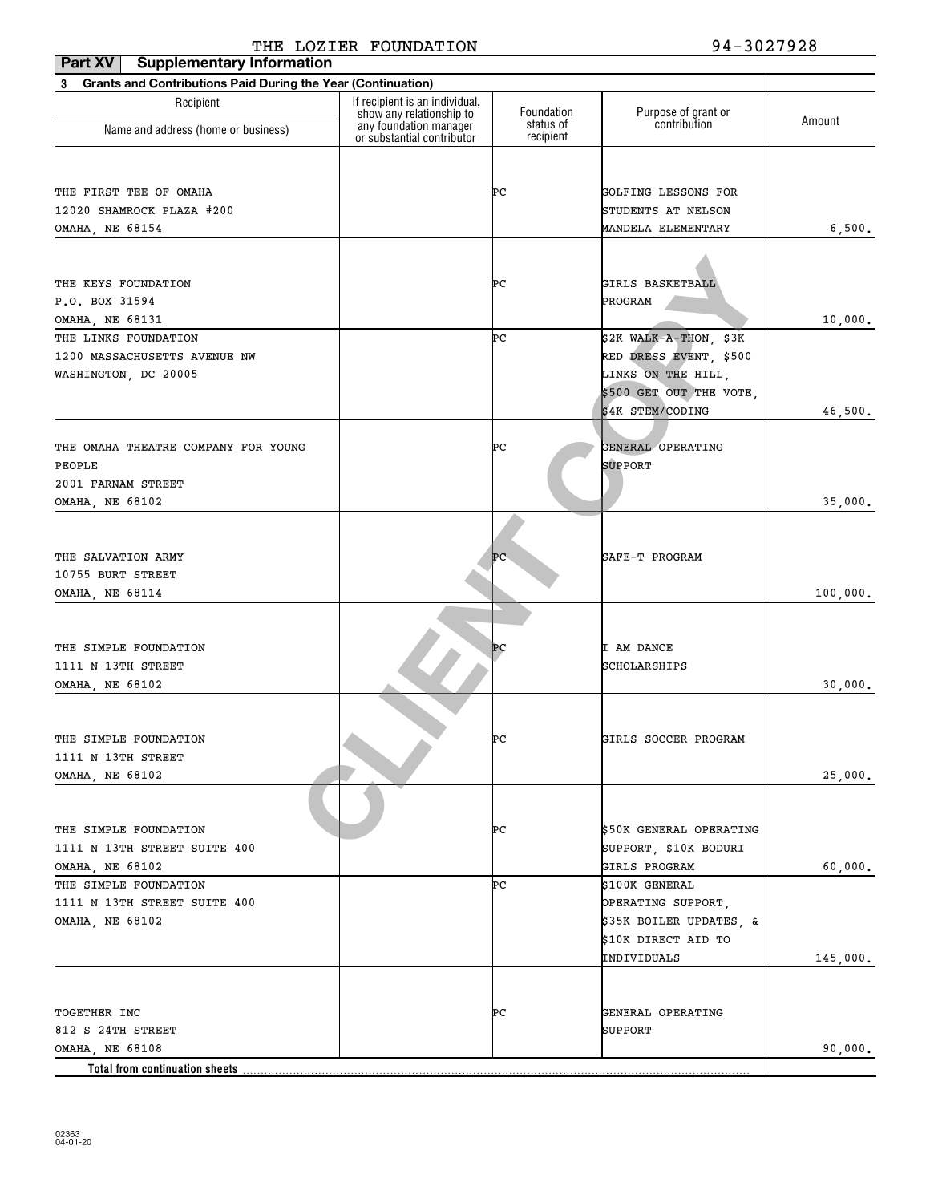THE LOZIER FOUNDATION 94-3027928

**Part XV Supplementary Information**

**3 Grants and Contributions Paid During the Year (Continuation)**

| Recipient Name and address (home or business) | If recipient is an individual, show any relationship to any foundation manager or substantial contributor | Foundation status of recipient | Purpose of grant or contribution | Amount |
|---|---|---|---|---|
| THE FIRST TEE OF OMAHA<br>12020 SHAMROCK PLAZA #200<br>OMAHA, NE 68154 | | PC | GOLFING LESSONS FOR STUDENTS AT NELSON MANDELA ELEMENTARY | 6,500. |
| THE KEYS FOUNDATION<br>P.O. BOX 31594<br>OMAHA, NE 68131 | | PC | GIRLS BASKETBALL PROGRAM | 10,000. |
| THE LINKS FOUNDATION<br>1200 MASSACHUSETTS AVENUE NW<br>WASHINGTON, DC 20005 | | PC | $2K WALK-A-THON, $3K RED DRESS EVENT, $500 LINKS ON THE HILL, $500 GET OUT THE VOTE, $4K STEM/CODING | 46,500. |
| THE OMAHA THEATRE COMPANY FOR YOUNG PEOPLE<br>2001 FARNAM STREET<br>OMAHA, NE 68102 | | PC | GENERAL OPERATING SUPPORT | 35,000. |
| THE SALVATION ARMY<br>10755 BURT STREET<br>OMAHA, NE 68114 | | PC | SAFE-T PROGRAM | 100,000. |
| THE SIMPLE FOUNDATION<br>1111 N 13TH STREET<br>OMAHA, NE 68102 | | PC | I AM DANCE SCHOLARSHIPS | 30,000. |
| THE SIMPLE FOUNDATION<br>1111 N 13TH STREET<br>OMAHA, NE 68102 | | PC | GIRLS SOCCER PROGRAM | 25,000. |
| THE SIMPLE FOUNDATION<br>1111 N 13TH STREET SUITE 400<br>OMAHA, NE 68102 | | PC | $50K GENERAL OPERATING SUPPORT, $10K BODURI GIRLS PROGRAM | 60,000. |
| THE SIMPLE FOUNDATION<br>1111 N 13TH STREET SUITE 400<br>OMAHA, NE 68102 | | PC | $100K GENERAL OPERATING SUPPORT, $35K BOILER UPDATES, & $10K DIRECT AID TO INDIVIDUALS | 145,000. |
| TOGETHER INC<br>812 S 24TH STREET<br>OMAHA, NE 68108 | | PC | GENERAL OPERATING SUPPORT | 90,000. |
| **Total from continuation sheets** | | | | |

023631 04-01-20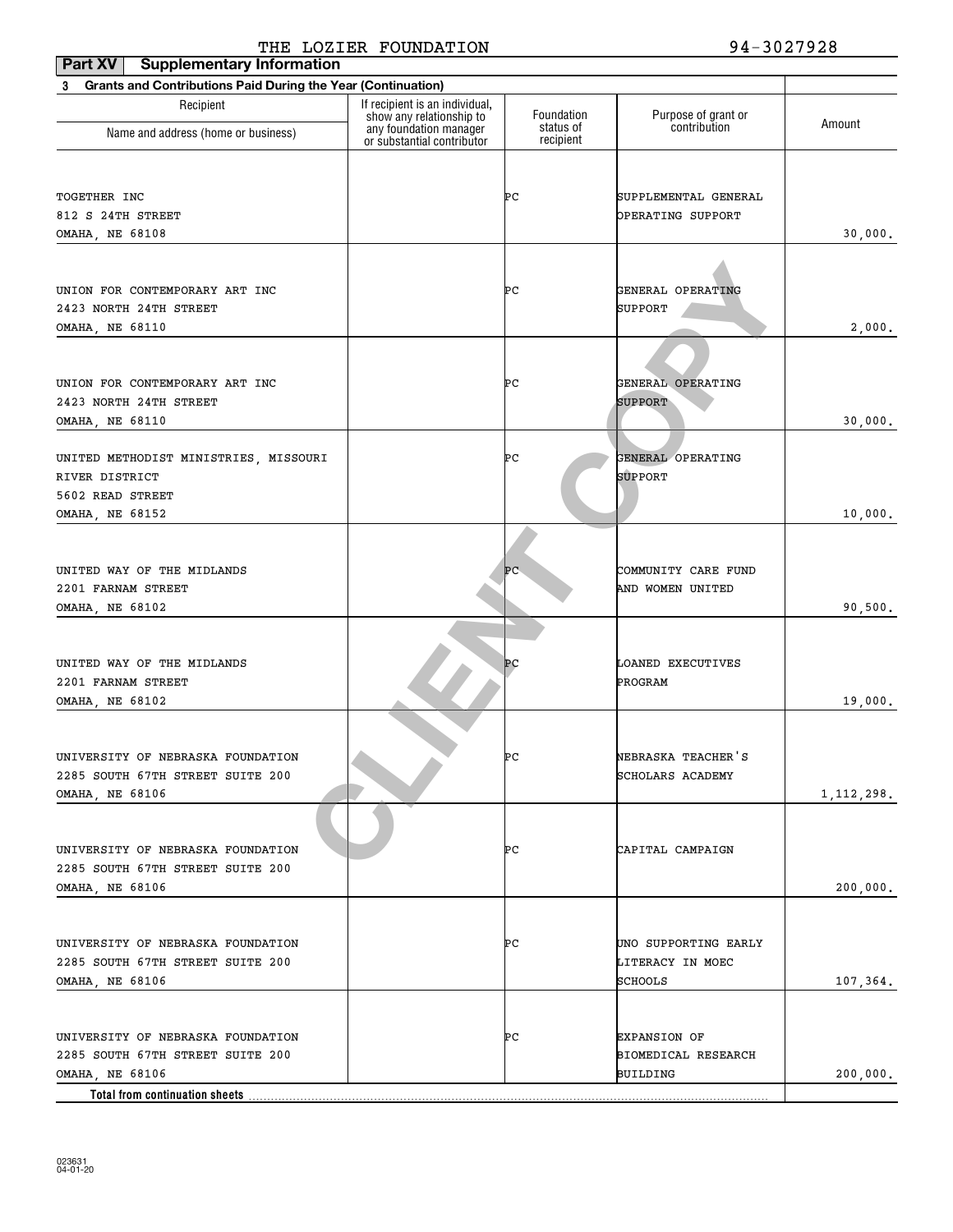THE LOZIER FOUNDATION 94-3027928

**Part XV Supplementary Information**

**3 Grants and Contributions Paid During the Year (Continuation)**

| Recipient Name and address (home or business) | If recipient is an individual, show any relationship to any foundation manager or substantial contributor | Foundation status of recipient | Purpose of grant or contribution | Amount |
|---|---|---|---|---|
| TOGETHER INC 812 S 24TH STREET OMAHA, NE 68108 | | PC | SUPPLEMENTAL GENERAL OPERATING SUPPORT | 30,000. |
| UNION FOR CONTEMPORARY ART INC 2423 NORTH 24TH STREET OMAHA, NE 68110 | | PC | GENERAL OPERATING SUPPORT | 2,000. |
| UNION FOR CONTEMPORARY ART INC 2423 NORTH 24TH STREET OMAHA, NE 68110 | | PC | GENERAL OPERATING SUPPORT | 30,000. |
| UNITED METHODIST MINISTRIES, MISSOURI RIVER DISTRICT 5602 READ STREET OMAHA, NE 68152 | | PC | GENERAL OPERATING SUPPORT | 10,000. |
| UNITED WAY OF THE MIDLANDS 2201 FARNAM STREET OMAHA, NE 68102 | | PC | COMMUNITY CARE FUND AND WOMEN UNITED | 90,500. |
| UNITED WAY OF THE MIDLANDS 2201 FARNAM STREET OMAHA, NE 68102 | | PC | LOANED EXECUTIVES PROGRAM | 19,000. |
| UNIVERSITY OF NEBRASKA FOUNDATION 2285 SOUTH 67TH STREET SUITE 200 OMAHA, NE 68106 | | PC | NEBRASKA TEACHER'S SCHOLARS ACADEMY | 1,112,298. |
| UNIVERSITY OF NEBRASKA FOUNDATION 2285 SOUTH 67TH STREET SUITE 200 OMAHA, NE 68106 | | PC | CAPITAL CAMPAIGN | 200,000. |
| UNIVERSITY OF NEBRASKA FOUNDATION 2285 SOUTH 67TH STREET SUITE 200 OMAHA, NE 68106 | | PC | UNO SUPPORTING EARLY LITERACY IN MOEC SCHOOLS | 107,364. |
| UNIVERSITY OF NEBRASKA FOUNDATION 2285 SOUTH 67TH STREET SUITE 200 OMAHA, NE 68106 | | PC | EXPANSION OF BIOMEDICAL RESEARCH BUILDING | 200,000. |
| **Total from continuation sheets** | | | | |

CLIENT COPY

023631 04-01-20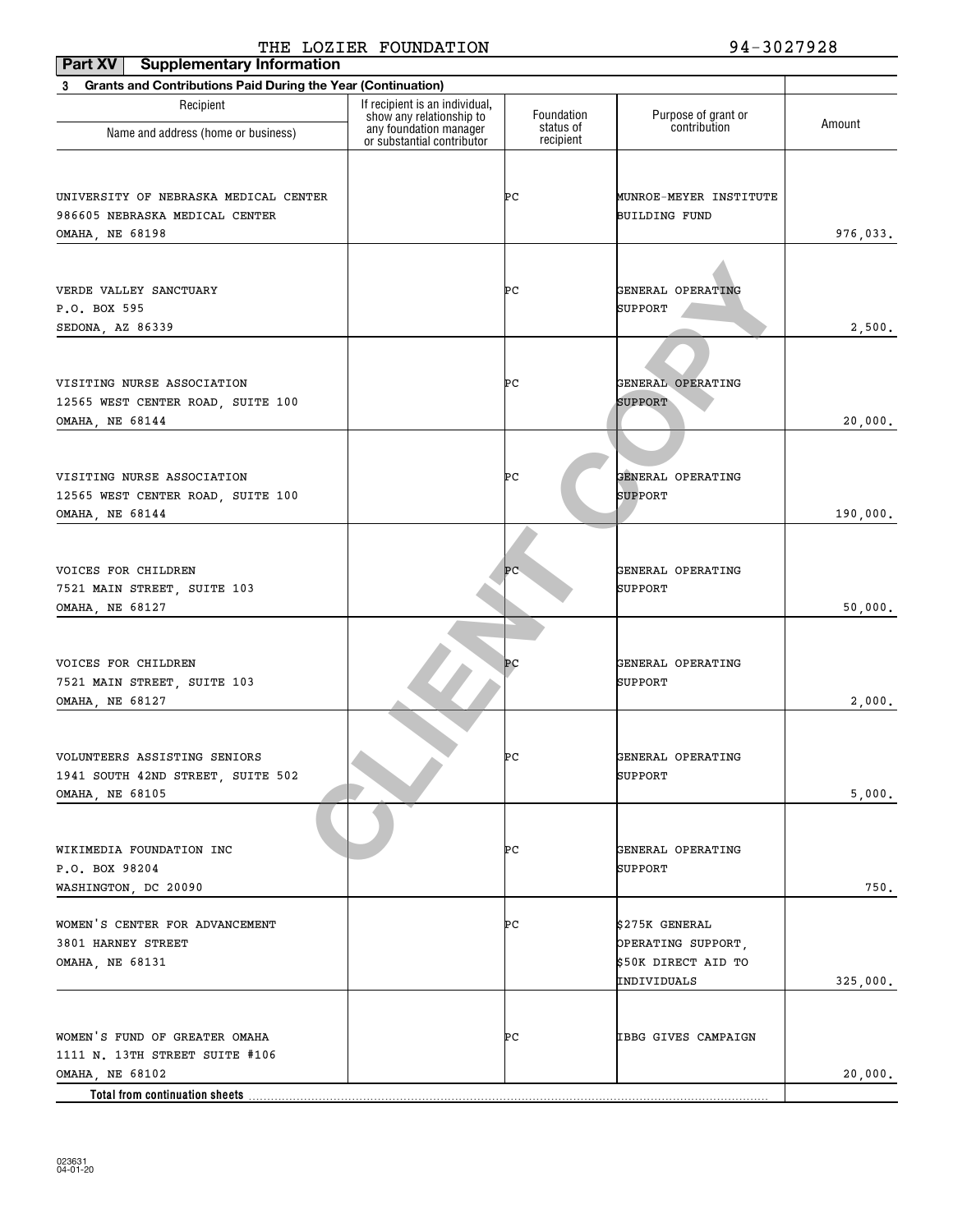THE LOZIER FOUNDATION 94-3027928

**Part XV Supplementary Information**

**3 Grants and Contributions Paid During the Year (Continuation)**

| Recipient Name and address (home or business) | If recipient is an individual, show any relationship to any foundation manager or substantial contributor | Foundation status of recipient | Purpose of grant or contribution | Amount |
|---|---|---|---|---|
| UNIVERSITY OF NEBRASKA MEDICAL CENTER 986605 NEBRASKA MEDICAL CENTER OMAHA, NE 68198 | | PC | MUNROE-MEYER INSTITUTE BUILDING FUND | 976,033. |
| VERDE VALLEY SANCTUARY P.O. BOX 595 SEDONA, AZ 86339 | | PC | GENERAL OPERATING SUPPORT | 2,500. |
| VISITING NURSE ASSOCIATION 12565 WEST CENTER ROAD, SUITE 100 OMAHA, NE 68144 | | PC | GENERAL OPERATING SUPPORT | 20,000. |
| VISITING NURSE ASSOCIATION 12565 WEST CENTER ROAD, SUITE 100 OMAHA, NE 68144 | | PC | GENERAL OPERATING SUPPORT | 190,000. |
| VOICES FOR CHILDREN 7521 MAIN STREET, SUITE 103 OMAHA, NE 68127 | | PC | GENERAL OPERATING SUPPORT | 50,000. |
| VOICES FOR CHILDREN 7521 MAIN STREET, SUITE 103 OMAHA, NE 68127 | | PC | GENERAL OPERATING SUPPORT | 2,000. |
| VOLUNTEERS ASSISTING SENIORS 1941 SOUTH 42ND STREET, SUITE 502 OMAHA, NE 68105 | | PC | GENERAL OPERATING SUPPORT | 5,000. |
| WIKIMEDIA FOUNDATION INC P.O. BOX 98204 WASHINGTON, DC 20090 | | PC | GENERAL OPERATING SUPPORT | 750. |
| WOMEN'S CENTER FOR ADVANCEMENT 3801 HARNEY STREET OMAHA, NE 68131 | | PC | $275K GENERAL OPERATING SUPPORT, $50K DIRECT AID TO INDIVIDUALS | 325,000. |
| WOMEN'S FUND OF GREATER OMAHA 1111 N. 13TH STREET SUITE #106 OMAHA, NE 68102 | | PC | IBBG GIVES CAMPAIGN | 20,000. |
| **Total from continuation sheets** | | | | |

CLIENT COPY

023631 04-01-20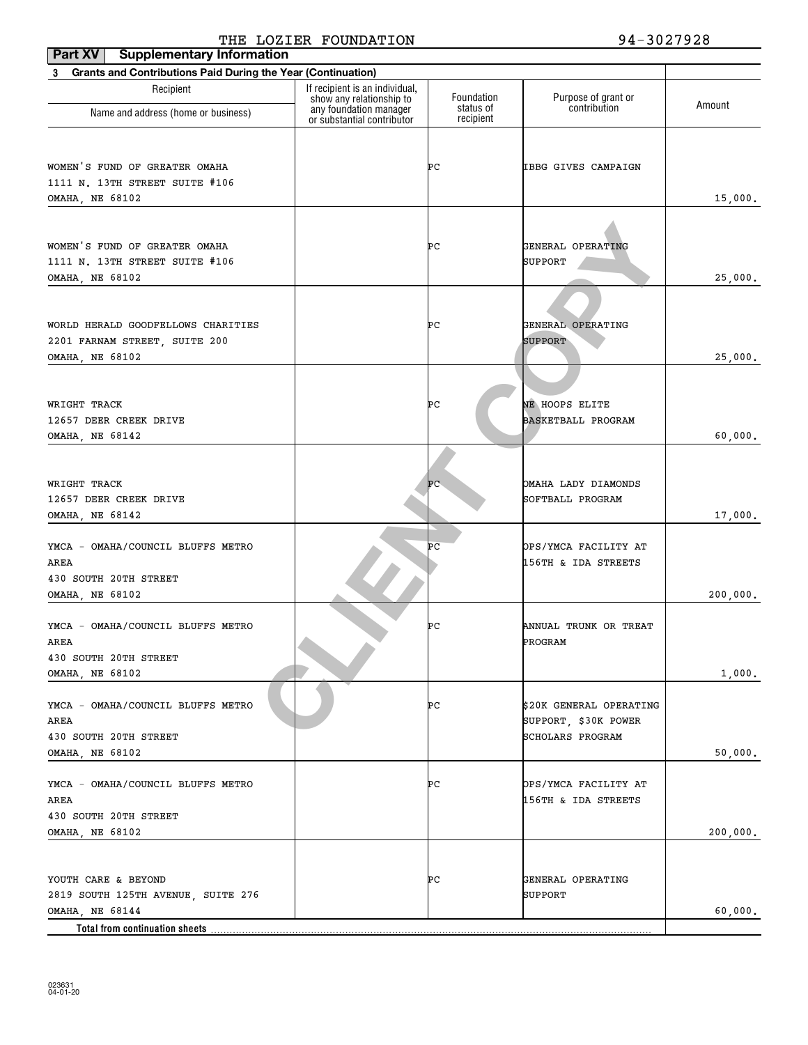THE LOZIER FOUNDATION 94-3027928

**Part XV Supplementary Information**

**3 Grants and Contributions Paid During the Year (Continuation)**

| Recipient Name and address (home or business) | If recipient is an individual, show any relationship to any foundation manager or substantial contributor | Foundation status of recipient | Purpose of grant or contribution | Amount |
|---|---|---|---|---|
| WOMEN'S FUND OF GREATER OMAHA 1111 N. 13TH STREET SUITE #106 OMAHA, NE 68102 | | PC | IBBG GIVES CAMPAIGN | 15,000. |
| WOMEN'S FUND OF GREATER OMAHA 1111 N. 13TH STREET SUITE #106 OMAHA, NE 68102 | | PC | GENERAL OPERATING SUPPORT | 25,000. |
| WORLD HERALD GOODFELLOWS CHARITIES 2201 FARNAM STREET, SUITE 200 OMAHA, NE 68102 | | PC | GENERAL OPERATING SUPPORT | 25,000. |
| WRIGHT TRACK 12657 DEER CREEK DRIVE OMAHA, NE 68142 | | PC | NE HOOPS ELITE BASKETBALL PROGRAM | 60,000. |
| WRIGHT TRACK 12657 DEER CREEK DRIVE OMAHA, NE 68142 | | PC | OMAHA LADY DIAMONDS SOFTBALL PROGRAM | 17,000. |
| YMCA - OMAHA/COUNCIL BLUFFS METRO AREA 430 SOUTH 20TH STREET OMAHA, NE 68102 | | PC | OPS/YMCA FACILITY AT 156TH & IDA STREETS | 200,000. |
| YMCA - OMAHA/COUNCIL BLUFFS METRO AREA 430 SOUTH 20TH STREET OMAHA, NE 68102 | | PC | ANNUAL TRUNK OR TREAT PROGRAM | 1,000. |
| YMCA - OMAHA/COUNCIL BLUFFS METRO AREA 430 SOUTH 20TH STREET OMAHA, NE 68102 | | PC | $20K GENERAL OPERATING SUPPORT, $30K POWER SCHOLARS PROGRAM | 50,000. |
| YMCA - OMAHA/COUNCIL BLUFFS METRO AREA 430 SOUTH 20TH STREET OMAHA, NE 68102 | | PC | OPS/YMCA FACILITY AT 156TH & IDA STREETS | 200,000. |
| YOUTH CARE & BEYOND 2819 SOUTH 125TH AVENUE, SUITE 276 OMAHA, NE 68144 | | PC | GENERAL OPERATING SUPPORT | 60,000. |
| **Total from continuation sheets** | | | | |

023631 04-01-20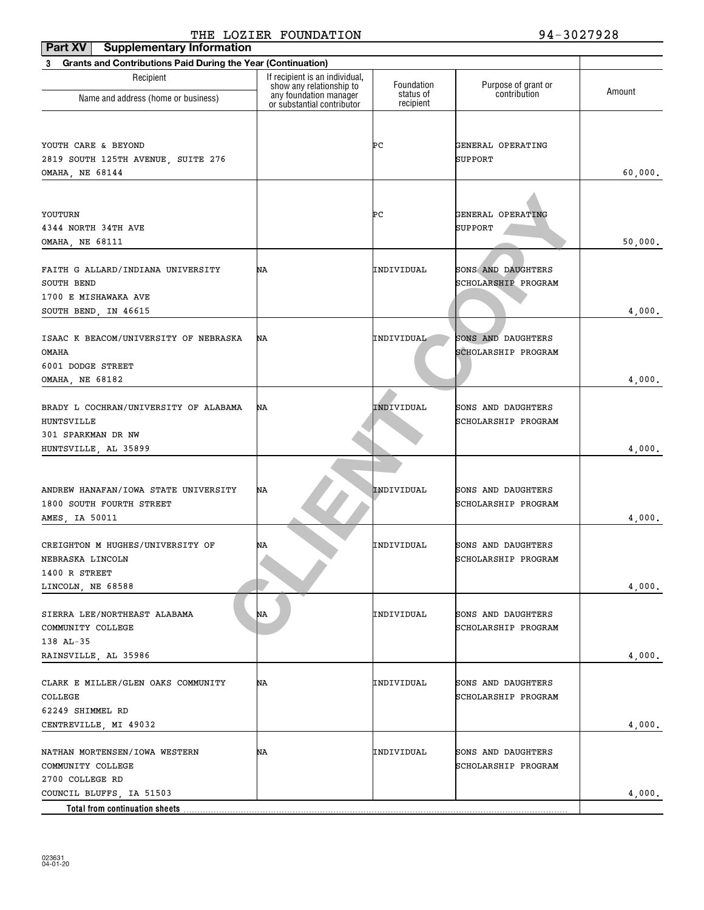THE LOZIER FOUNDATION 94-3027928

**Part XV Supplementary Information**

**3 Grants and Contributions Paid During the Year (Continuation)**

| Recipient Name and address (home or business) | If recipient is an individual, show any relationship to any foundation manager or substantial contributor | Foundation status of recipient | Purpose of grant or contribution | Amount |
|---|---|---|---|---|
| YOUTH CARE & BEYOND 2819 SOUTH 125TH AVENUE, SUITE 276 OMAHA, NE 68144 | | PC | GENERAL OPERATING SUPPORT | 60,000. |
| YOUTURN 4344 NORTH 34TH AVE OMAHA, NE 68111 | | PC | GENERAL OPERATING SUPPORT | 50,000. |
| FAITH G ALLARD/INDIANA UNIVERSITY SOUTH BEND 1700 E MISHAWAKA AVE SOUTH BEND, IN 46615 | NA | INDIVIDUAL | SONS AND DAUGHTERS SCHOLARSHIP PROGRAM | 4,000. |
| ISAAC K BEACOM/UNIVERSITY OF NEBRASKA OMAHA 6001 DODGE STREET OMAHA, NE 68182 | NA | INDIVIDUAL | SONS AND DAUGHTERS SCHOLARSHIP PROGRAM | 4,000. |
| BRADY L COCHRAN/UNIVERSITY OF ALABAMA HUNTSVILLE 301 SPARKMAN DR NW HUNTSVILLE, AL 35899 | NA | INDIVIDUAL | SONS AND DAUGHTERS SCHOLARSHIP PROGRAM | 4,000. |
| ANDREW HANAFAN/IOWA STATE UNIVERSITY 1800 SOUTH FOURTH STREET AMES, IA 50011 | NA | INDIVIDUAL | SONS AND DAUGHTERS SCHOLARSHIP PROGRAM | 4,000. |
| CREIGHTON M HUGHES/UNIVERSITY OF NEBRASKA LINCOLN 1400 R STREET LINCOLN, NE 68588 | NA | INDIVIDUAL | SONS AND DAUGHTERS SCHOLARSHIP PROGRAM | 4,000. |
| SIERRA LEE/NORTHEAST ALABAMA COMMUNITY COLLEGE 138 AL-35 RAINSVILLE, AL 35986 | NA | INDIVIDUAL | SONS AND DAUGHTERS SCHOLARSHIP PROGRAM | 4,000. |
| CLARK E MILLER/GLEN OAKS COMMUNITY COLLEGE 62249 SHIMMEL RD CENTREVILLE, MI 49032 | NA | INDIVIDUAL | SONS AND DAUGHTERS SCHOLARSHIP PROGRAM | 4,000. |
| NATHAN MORTENSEN/IOWA WESTERN COMMUNITY COLLEGE 2700 COLLEGE RD COUNCIL BLUFFS, IA 51503 | NA | INDIVIDUAL | SONS AND DAUGHTERS SCHOLARSHIP PROGRAM | 4,000. |
| **Total from continuation sheets** | | | | |

CLIENT COPY

023631 04-01-20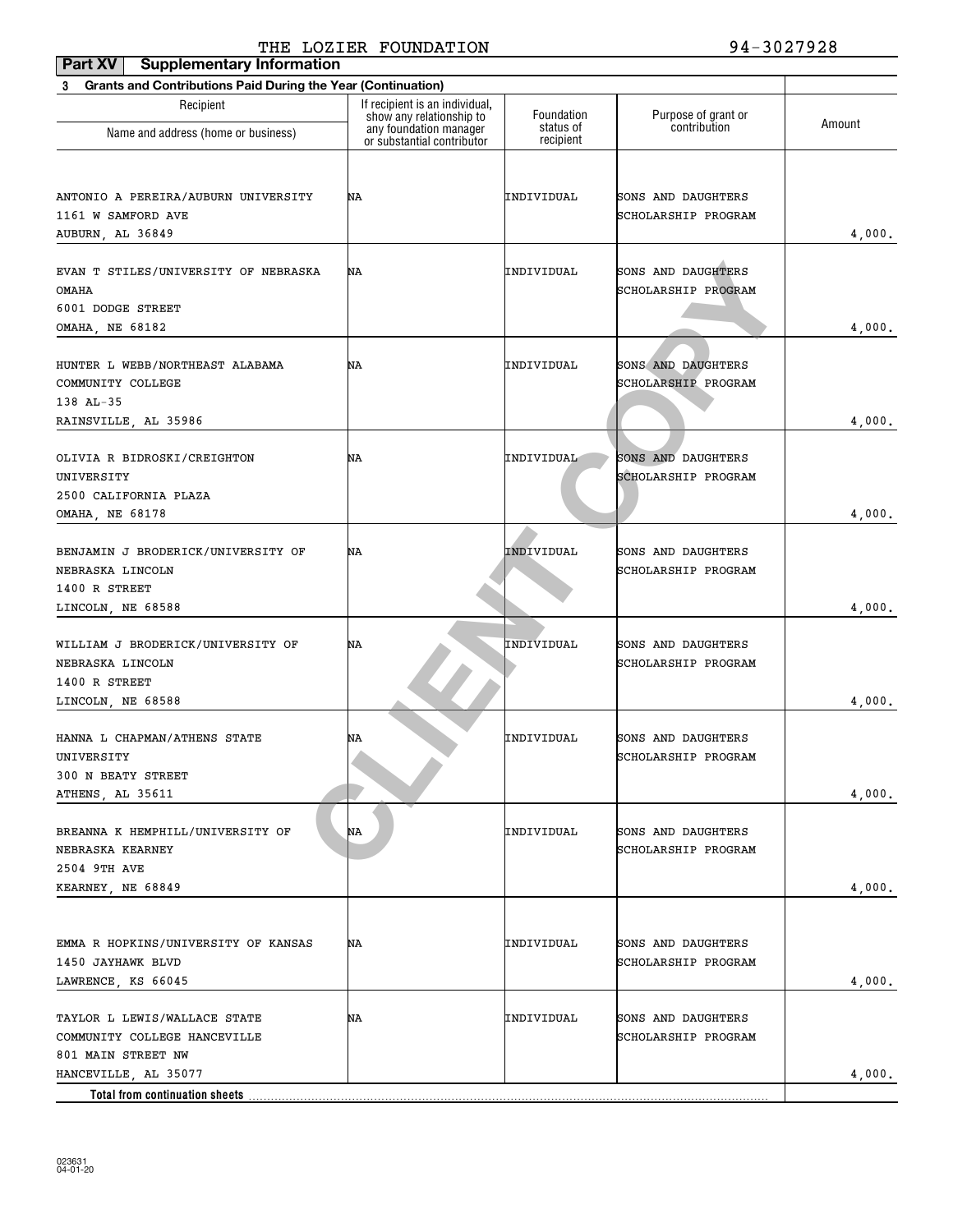THE LOZIER FOUNDATION 94-3027928

**Part XV Supplementary Information**

**3 Grants and Contributions Paid During the Year (Continuation)**

| Recipient<br>Name and address (home or business) | If recipient is an individual, show any relationship to any foundation manager or substantial contributor | Foundation status of recipient | Purpose of grant or contribution | Amount |
|---|---|---|---|---|
| ANTONIO A PEREIRA/AUBURN UNIVERSITY<br>1161 W SAMFORD AVE<br>AUBURN, AL 36849 | NA | INDIVIDUAL | SONS AND DAUGHTERS SCHOLARSHIP PROGRAM | 4,000. |
| EVAN T STILES/UNIVERSITY OF NEBRASKA OMAHA<br>6001 DODGE STREET<br>OMAHA, NE 68182 | NA | INDIVIDUAL | SONS AND DAUGHTERS SCHOLARSHIP PROGRAM | 4,000. |
| HUNTER L WEBB/NORTHEAST ALABAMA COMMUNITY COLLEGE<br>138 AL-35<br>RAINSVILLE, AL 35986 | NA | INDIVIDUAL | SONS AND DAUGHTERS SCHOLARSHIP PROGRAM | 4,000. |
| OLIVIA R BIDROSKI/CREIGHTON UNIVERSITY<br>2500 CALIFORNIA PLAZA<br>OMAHA, NE 68178 | NA | INDIVIDUAL | SONS AND DAUGHTERS SCHOLARSHIP PROGRAM | 4,000. |
| BENJAMIN J BRODERICK/UNIVERSITY OF NEBRASKA LINCOLN<br>1400 R STREET<br>LINCOLN, NE 68588 | NA | INDIVIDUAL | SONS AND DAUGHTERS SCHOLARSHIP PROGRAM | 4,000. |
| WILLIAM J BRODERICK/UNIVERSITY OF NEBRASKA LINCOLN<br>1400 R STREET<br>LINCOLN, NE 68588 | NA | INDIVIDUAL | SONS AND DAUGHTERS SCHOLARSHIP PROGRAM | 4,000. |
| HANNA L CHAPMAN/ATHENS STATE UNIVERSITY<br>300 N BEATY STREET<br>ATHENS, AL 35611 | NA | INDIVIDUAL | SONS AND DAUGHTERS SCHOLARSHIP PROGRAM | 4,000. |
| BREANNA K HEMPHILL/UNIVERSITY OF NEBRASKA KEARNEY<br>2504 9TH AVE<br>KEARNEY, NE 68849 | NA | INDIVIDUAL | SONS AND DAUGHTERS SCHOLARSHIP PROGRAM | 4,000. |
| EMMA R HOPKINS/UNIVERSITY OF KANSAS<br>1450 JAYHAWK BLVD<br>LAWRENCE, KS 66045 | NA | INDIVIDUAL | SONS AND DAUGHTERS SCHOLARSHIP PROGRAM | 4,000. |
| TAYLOR L LEWIS/WALLACE STATE COMMUNITY COLLEGE HANCEVILLE<br>801 MAIN STREET NW<br>HANCEVILLE, AL 35077 | NA | INDIVIDUAL | SONS AND DAUGHTERS SCHOLARSHIP PROGRAM | 4,000. |
| **Total from continuation sheets** | | | | |

023631
04-01-20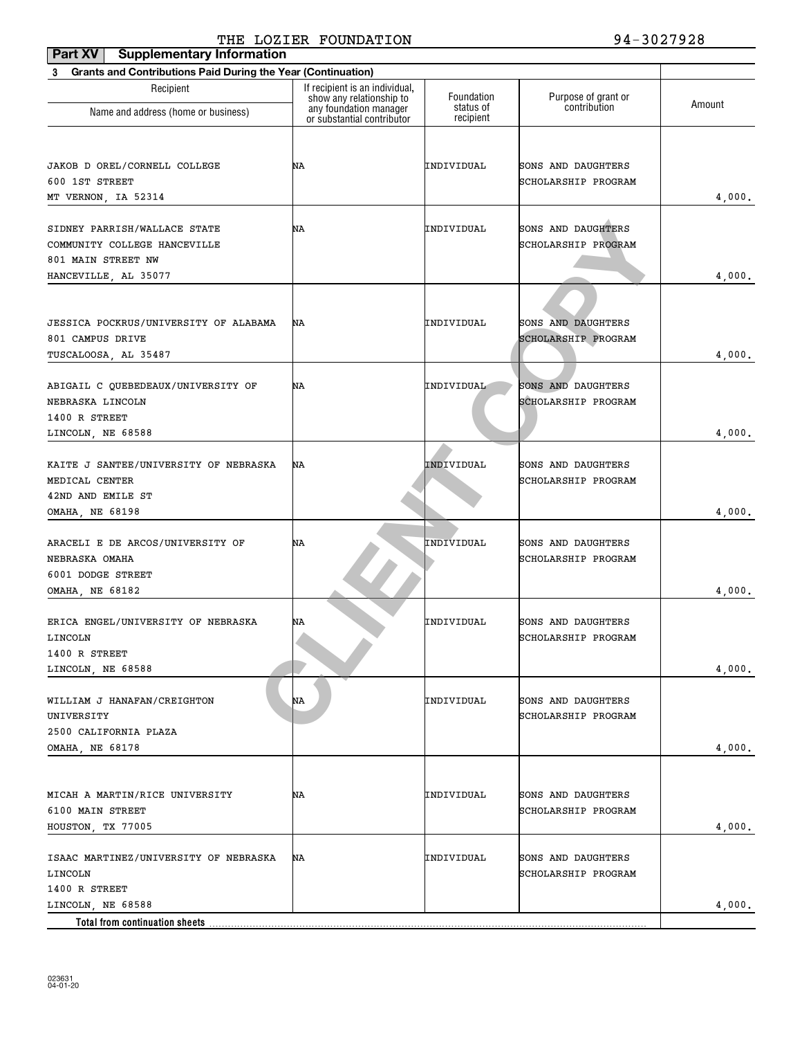THE LOZIER FOUNDATION 94-3027928

## Part XV Supplementary Information

**3 Grants and Contributions Paid During the Year (Continuation)**

| Recipient<br>Name and address (home or business) | If recipient is an individual, show any relationship to any foundation manager or substantial contributor | Foundation status of recipient | Purpose of grant or contribution | Amount |
|---|---|---|---|---|
| JAKOB D OREL/CORNELL COLLEGE<br>600 1ST STREET<br>MT VERNON, IA 52314 | NA | INDIVIDUAL | SONS AND DAUGHTERS SCHOLARSHIP PROGRAM | 4,000. |
| SIDNEY PARRISH/WALLACE STATE COMMUNITY COLLEGE HANCEVILLE<br>801 MAIN STREET NW<br>HANCEVILLE, AL 35077 | NA | INDIVIDUAL | SONS AND DAUGHTERS SCHOLARSHIP PROGRAM | 4,000. |
| JESSICA POCKRUS/UNIVERSITY OF ALABAMA<br>801 CAMPUS DRIVE<br>TUSCALOOSA, AL 35487 | NA | INDIVIDUAL | SONS AND DAUGHTERS SCHOLARSHIP PROGRAM | 4,000. |
| ABIGAIL C QUEBEDEAUX/UNIVERSITY OF NEBRASKA LINCOLN<br>1400 R STREET<br>LINCOLN, NE 68588 | NA | INDIVIDUAL | SONS AND DAUGHTERS SCHOLARSHIP PROGRAM | 4,000. |
| KAITE J SANTEE/UNIVERSITY OF NEBRASKA MEDICAL CENTER<br>42ND AND EMILE ST<br>OMAHA, NE 68198 | NA | INDIVIDUAL | SONS AND DAUGHTERS SCHOLARSHIP PROGRAM | 4,000. |
| ARACELI E DE ARCOS/UNIVERSITY OF NEBRASKA OMAHA<br>6001 DODGE STREET<br>OMAHA, NE 68182 | NA | INDIVIDUAL | SONS AND DAUGHTERS SCHOLARSHIP PROGRAM | 4,000. |
| ERICA ENGEL/UNIVERSITY OF NEBRASKA LINCOLN<br>1400 R STREET<br>LINCOLN, NE 68588 | NA | INDIVIDUAL | SONS AND DAUGHTERS SCHOLARSHIP PROGRAM | 4,000. |
| WILLIAM J HANAFAN/CREIGHTON UNIVERSITY<br>2500 CALIFORNIA PLAZA<br>OMAHA, NE 68178 | NA | INDIVIDUAL | SONS AND DAUGHTERS SCHOLARSHIP PROGRAM | 4,000. |
| MICAH A MARTIN/RICE UNIVERSITY<br>6100 MAIN STREET<br>HOUSTON, TX 77005 | NA | INDIVIDUAL | SONS AND DAUGHTERS SCHOLARSHIP PROGRAM | 4,000. |
| ISAAC MARTINEZ/UNIVERSITY OF NEBRASKA LINCOLN<br>1400 R STREET<br>LINCOLN, NE 68588 | NA | INDIVIDUAL | SONS AND DAUGHTERS SCHOLARSHIP PROGRAM | 4,000. |
| **Total from continuation sheets** | | | | |

023631
04-01-20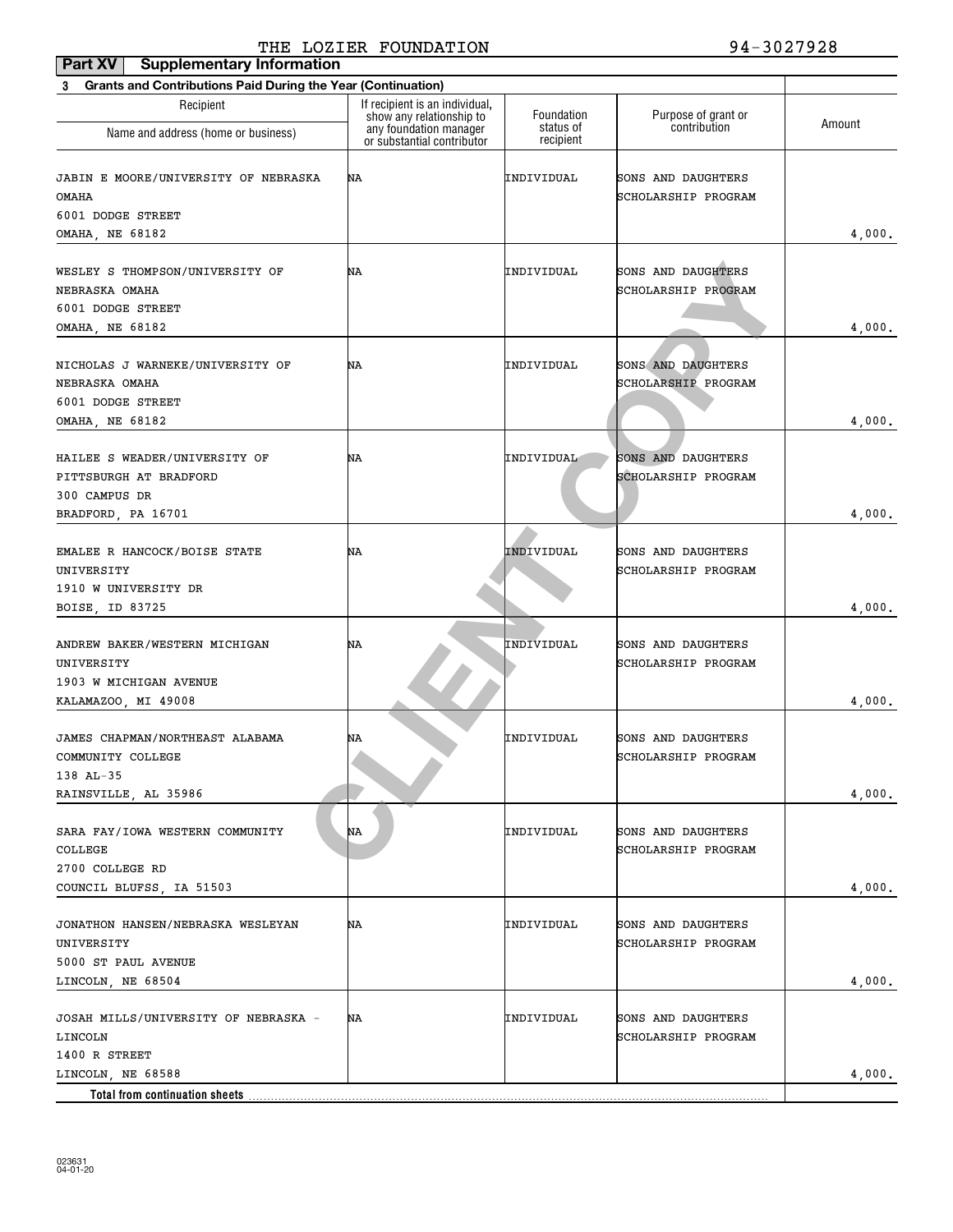THE LOZIER FOUNDATION 94-3027928

**Part XV Supplementary Information**

**3 Grants and Contributions Paid During the Year (Continuation)**

| Recipient Name and address (home or business) | If recipient is an individual, show any relationship to any foundation manager or substantial contributor | Foundation status of recipient | Purpose of grant or contribution | Amount |
|---|---|---|---|---|
| JABIN E MOORE/UNIVERSITY OF NEBRASKA OMAHA 6001 DODGE STREET OMAHA, NE 68182 | NA | INDIVIDUAL | SONS AND DAUGHTERS SCHOLARSHIP PROGRAM | 4,000. |
| WESLEY S THOMPSON/UNIVERSITY OF NEBRASKA OMAHA 6001 DODGE STREET OMAHA, NE 68182 | NA | INDIVIDUAL | SONS AND DAUGHTERS SCHOLARSHIP PROGRAM | 4,000. |
| NICHOLAS J WARNEKE/UNIVERSITY OF NEBRASKA OMAHA 6001 DODGE STREET OMAHA, NE 68182 | NA | INDIVIDUAL | SONS AND DAUGHTERS SCHOLARSHIP PROGRAM | 4,000. |
| HAILEE S WEADER/UNIVERSITY OF PITTSBURGH AT BRADFORD 300 CAMPUS DR BRADFORD, PA 16701 | NA | INDIVIDUAL | SONS AND DAUGHTERS SCHOLARSHIP PROGRAM | 4,000. |
| EMALEE R HANCOCK/BOISE STATE UNIVERSITY 1910 W UNIVERSITY DR BOISE, ID 83725 | NA | INDIVIDUAL | SONS AND DAUGHTERS SCHOLARSHIP PROGRAM | 4,000. |
| ANDREW BAKER/WESTERN MICHIGAN UNIVERSITY 1903 W MICHIGAN AVENUE KALAMAZOO, MI 49008 | NA | INDIVIDUAL | SONS AND DAUGHTERS SCHOLARSHIP PROGRAM | 4,000. |
| JAMES CHAPMAN/NORTHEAST ALABAMA COMMUNITY COLLEGE 138 AL-35 RAINSVILLE, AL 35986 | NA | INDIVIDUAL | SONS AND DAUGHTERS SCHOLARSHIP PROGRAM | 4,000. |
| SARA FAY/IOWA WESTERN COMMUNITY COLLEGE 2700 COLLEGE RD COUNCIL BLUFSS, IA 51503 | NA | INDIVIDUAL | SONS AND DAUGHTERS SCHOLARSHIP PROGRAM | 4,000. |
| JONATHON HANSEN/NEBRASKA WESLEYAN UNIVERSITY 5000 ST PAUL AVENUE LINCOLN, NE 68504 | NA | INDIVIDUAL | SONS AND DAUGHTERS SCHOLARSHIP PROGRAM | 4,000. |
| JOSAH MILLS/UNIVERSITY OF NEBRASKA - LINCOLN 1400 R STREET LINCOLN, NE 68588 | NA | INDIVIDUAL | SONS AND DAUGHTERS SCHOLARSHIP PROGRAM | 4,000. |
| **Total from continuation sheets** | | | | |

023631 04-01-20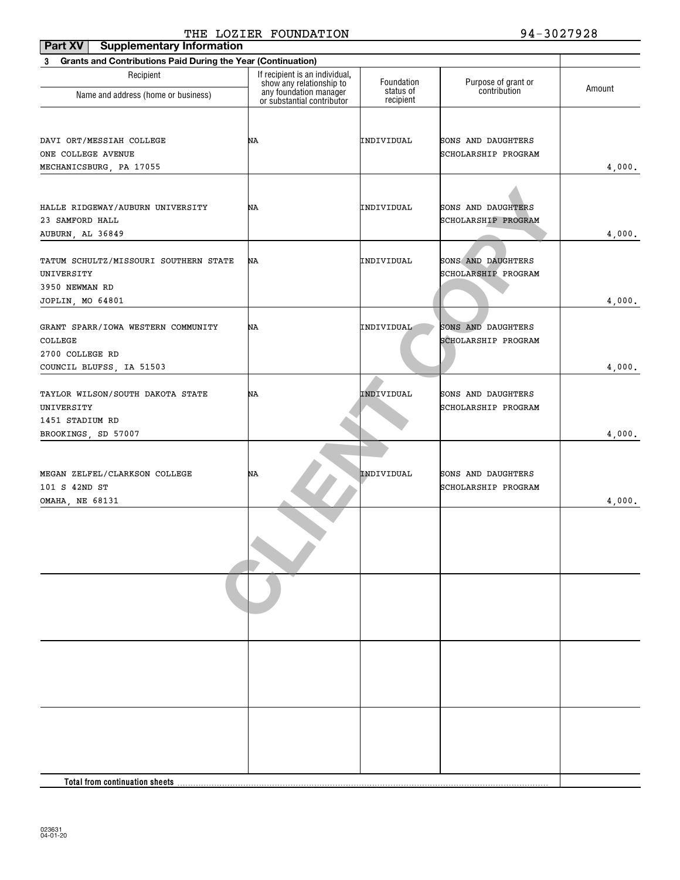THE LOZIER FOUNDATION 94-3027928

**Part XV Supplementary Information**

**3 Grants and Contributions Paid During the Year (Continuation)**

| Recipient<br>Name and address (home or business) | If recipient is an individual, show any relationship to any foundation manager or substantial contributor | Foundation status of recipient | Purpose of grant or contribution | Amount |
|---|---|---|---|---|
| DAVI ORT/MESSIAH COLLEGE<br>ONE COLLEGE AVENUE<br>MECHANICSBURG, PA 17055 | NA | INDIVIDUAL | SONS AND DAUGHTERS SCHOLARSHIP PROGRAM | 4,000. |
| HALLE RIDGEWAY/AUBURN UNIVERSITY<br>23 SAMFORD HALL<br>AUBURN, AL 36849 | NA | INDIVIDUAL | SONS AND DAUGHTERS SCHOLARSHIP PROGRAM | 4,000. |
| TATUM SCHULTZ/MISSOURI SOUTHERN STATE UNIVERSITY<br>3950 NEWMAN RD<br>JOPLIN, MO 64801 | NA | INDIVIDUAL | SONS AND DAUGHTERS SCHOLARSHIP PROGRAM | 4,000. |
| GRANT SPARR/IOWA WESTERN COMMUNITY COLLEGE<br>2700 COLLEGE RD<br>COUNCIL BLUFSS, IA 51503 | NA | INDIVIDUAL | SONS AND DAUGHTERS SCHOLARSHIP PROGRAM | 4,000. |
| TAYLOR WILSON/SOUTH DAKOTA STATE UNIVERSITY<br>1451 STADIUM RD<br>BROOKINGS, SD 57007 | NA | INDIVIDUAL | SONS AND DAUGHTERS SCHOLARSHIP PROGRAM | 4,000. |
| MEGAN ZELFEL/CLARKSON COLLEGE<br>101 S 42ND ST<br>OMAHA, NE 68131 | NA | INDIVIDUAL | SONS AND DAUGHTERS SCHOLARSHIP PROGRAM | 4,000. |
| | | | | |
| | | | | |
| | | | | |
| | | | | |
| **Total from continuation sheets** | | | | |

CLIENT COPY

023631
04-01-20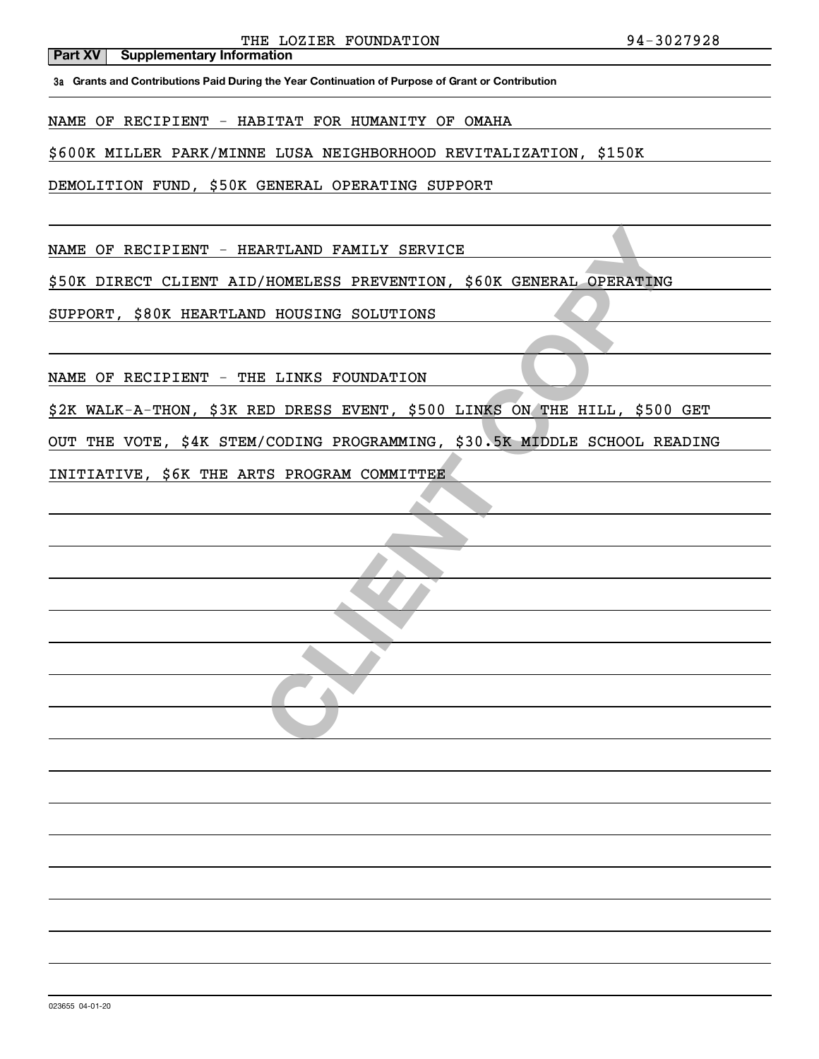THE LOZIER FOUNDATION 94-3027928

**Part XV Supplementary Information**

**3a Grants and Contributions Paid During the Year Continuation of Purpose of Grant or Contribution**

NAME OF RECIPIENT - HABITAT FOR HUMANITY OF OMAHA

$600K MILLER PARK/MINNE LUSA NEIGHBORHOOD REVITALIZATION, $150K DEMOLITION FUND, $50K GENERAL OPERATING SUPPORT

NAME OF RECIPIENT - HEARTLAND FAMILY SERVICE

$50K DIRECT CLIENT AID/HOMELESS PREVENTION, $60K GENERAL OPERATING SUPPORT, $80K HEARTLAND HOUSING SOLUTIONS

NAME OF RECIPIENT - THE LINKS FOUNDATION

$2K WALK-A-THON, $3K RED DRESS EVENT, $500 LINKS ON THE HILL, $500 GET OUT THE VOTE, $4K STEM/CODING PROGRAMMING, $30.5K MIDDLE SCHOOL READING INITIATIVE, $6K THE ARTS PROGRAM COMMITTEE

023655 04-01-20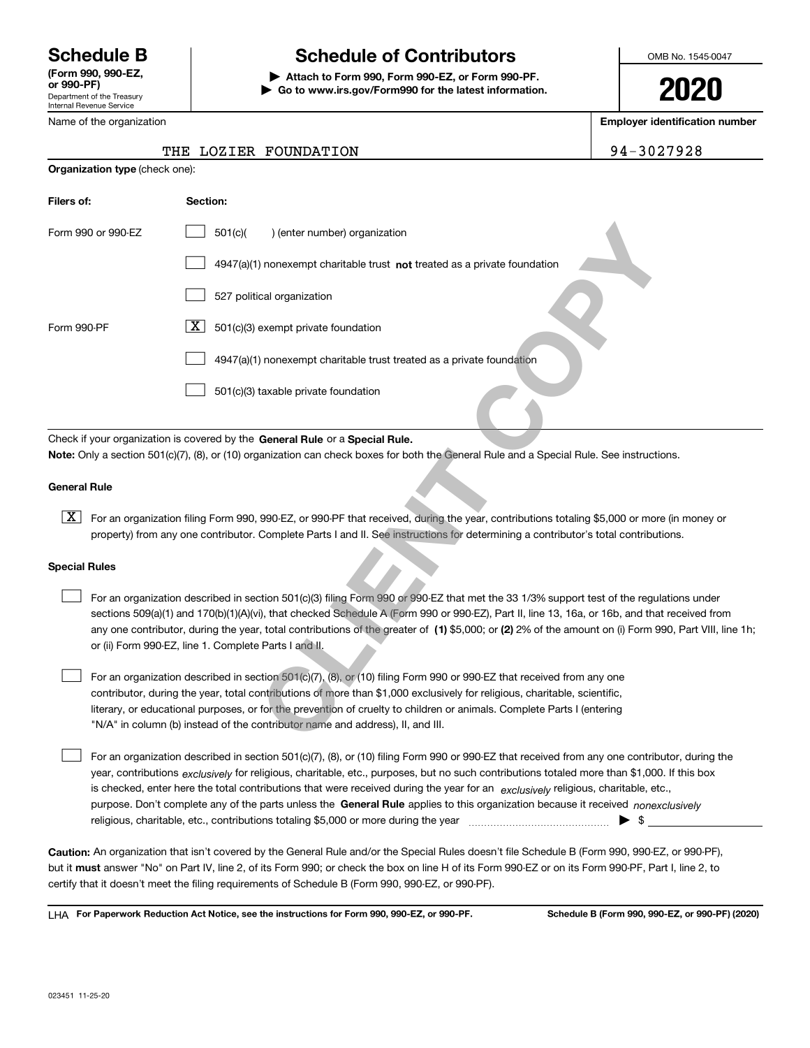# Schedule B

**(Form 990, 990-EZ, or 990-PF)**
Department of the Treasury
Internal Revenue Service

# Schedule of Contributors

▶ **Attach to Form 990, Form 990-EZ, or Form 990-PF.**
▶ **Go to www.irs.gov/Form990 for the latest information.**

OMB No. 1545-0047

**2020**

Name of the organization: THE LOZIER FOUNDATION

**Employer identification number:** 94-3027928

**Organization type** (check one):

| **Filers of:** | **Section:** |
|---|---|
| Form 990 or 990-EZ | ☐ 501(c)( ) (enter number) organization |
| | ☐ 4947(a)(1) nonexempt charitable trust **not** treated as a private foundation |
| | ☐ 527 political organization |
| Form 990-PF | ☒ 501(c)(3) exempt private foundation |
| | ☐ 4947(a)(1) nonexempt charitable trust treated as a private foundation |
| | ☐ 501(c)(3) taxable private foundation |

Check if your organization is covered by the **General Rule** or a **Special Rule.**

**Note:** Only a section 501(c)(7), (8), or (10) organization can check boxes for both the General Rule and a Special Rule. See instructions.

### General Rule

☒ For an organization filing Form 990, 990-EZ, or 990-PF that received, during the year, contributions totaling $5,000 or more (in money or property) from any one contributor. Complete Parts I and II. See instructions for determining a contributor's total contributions.

### Special Rules

☐ For an organization described in section 501(c)(3) filing Form 990 or 990-EZ that met the 33 1/3% support test of the regulations under sections 509(a)(1) and 170(b)(1)(A)(vi), that checked Schedule A (Form 990 or 990-EZ), Part II, line 13, 16a, or 16b, and that received from any one contributor, during the year, total contributions of the greater of **(1)** $5,000; or **(2)** 2% of the amount on (i) Form 990, Part VIII, line 1h; or (ii) Form 990-EZ, line 1. Complete Parts I and II.

☐ For an organization described in section 501(c)(7), (8), or (10) filing Form 990 or 990-EZ that received from any one contributor, during the year, total contributions of more than $1,000 exclusively for religious, charitable, scientific, literary, or educational purposes, or for the prevention of cruelty to children or animals. Complete Parts I (entering "N/A" in column (b) instead of the contributor name and address), II, and III.

☐ For an organization described in section 501(c)(7), (8), or (10) filing Form 990 or 990-EZ that received from any one contributor, during the year, contributions *exclusively* for religious, charitable, etc., purposes, but no such contributions totaled more than $1,000. If this box is checked, enter here the total contributions that were received during the year for an *exclusively* religious, charitable, etc., purpose. Don't complete any of the parts unless the **General Rule** applies to this organization because it received *nonexclusively* religious, charitable, etc., contributions totaling $5,000 or more during the year ▶ $

**Caution:** An organization that isn't covered by the General Rule and/or the Special Rules doesn't file Schedule B (Form 990, 990-EZ, or 990-PF), but it **must** answer "No" on Part IV, line 2, of its Form 990; or check the box on line H of its Form 990-EZ or on its Form 990-PF, Part I, line 2, to certify that it doesn't meet the filing requirements of Schedule B (Form 990, 990-EZ, or 990-PF).

LHA **For Paperwork Reduction Act Notice, see the instructions for Form 990, 990-EZ, or 990-PF.** **Schedule B (Form 990, 990-EZ, or 990-PF) (2020)**

023451 11-25-20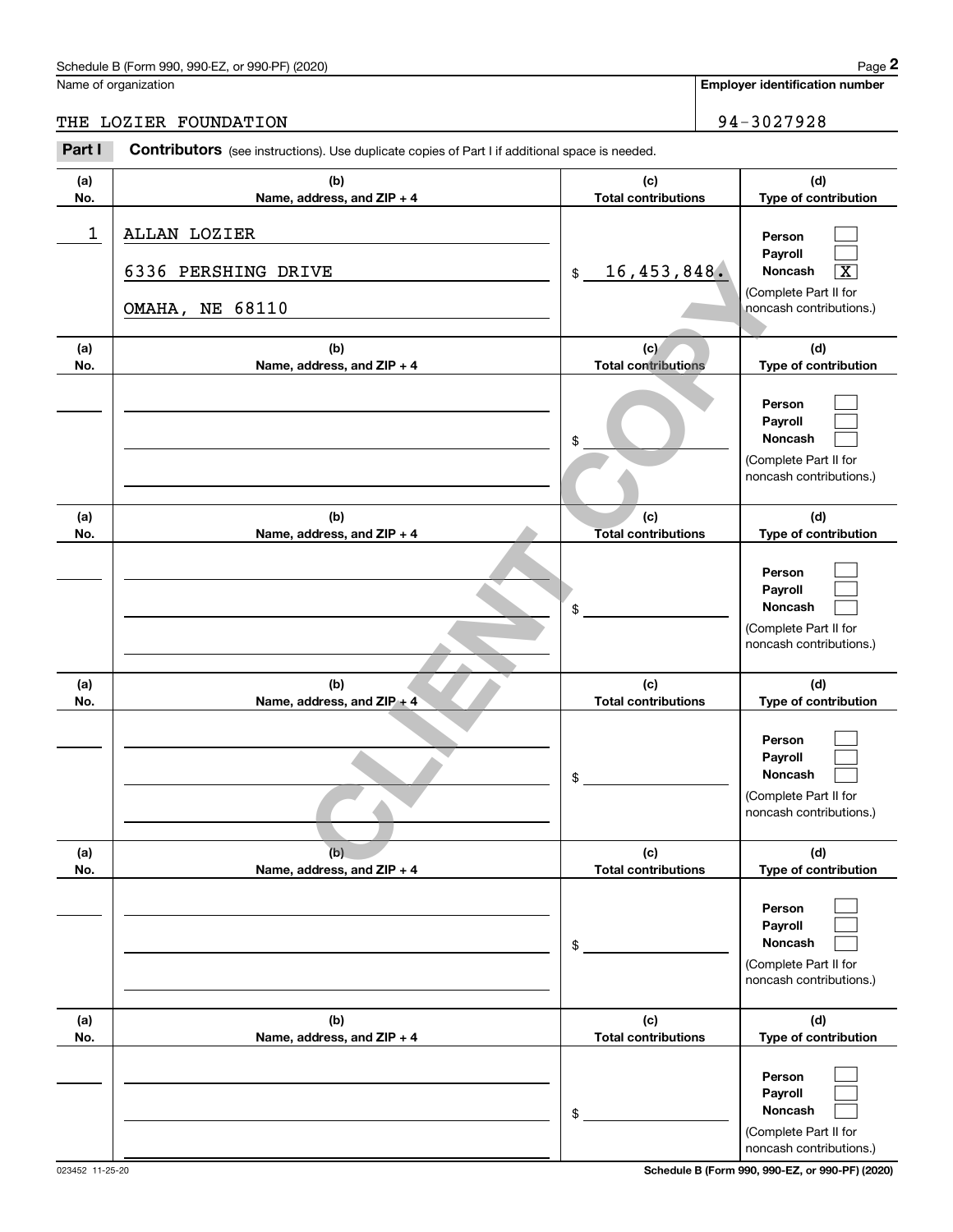Name of organization

THE LOZIER FOUNDATION

**Employer identification number**

94-3027928

**Part I** **Contributors** (see instructions). Use duplicate copies of Part I if additional space is needed.

| (a) No. | (b) Name, address, and ZIP + 4 | (c) Total contributions | (d) Type of contribution |
|---|---|---|---|
| 1 | ALLAN LOZIER<br>6336 PERSHING DRIVE<br>OMAHA, NE 68110 | $ 16,453,848. | Person ☐<br>Payroll ☐<br>Noncash ☒<br>(Complete Part II for noncash contributions.) |
| | | $ | Person ☐<br>Payroll ☐<br>Noncash ☐<br>(Complete Part II for noncash contributions.) |
| | | $ | Person ☐<br>Payroll ☐<br>Noncash ☐<br>(Complete Part II for noncash contributions.) |
| | | $ | Person ☐<br>Payroll ☐<br>Noncash ☐<br>(Complete Part II for noncash contributions.) |
| | | $ | Person ☐<br>Payroll ☐<br>Noncash ☐<br>(Complete Part II for noncash contributions.) |
| | | $ | Person ☐<br>Payroll ☐<br>Noncash ☐<br>(Complete Part II for noncash contributions.) |

CLIENT COPY

023452 11-25-20

**Schedule B (Form 990, 990-EZ, or 990-PF) (2020)**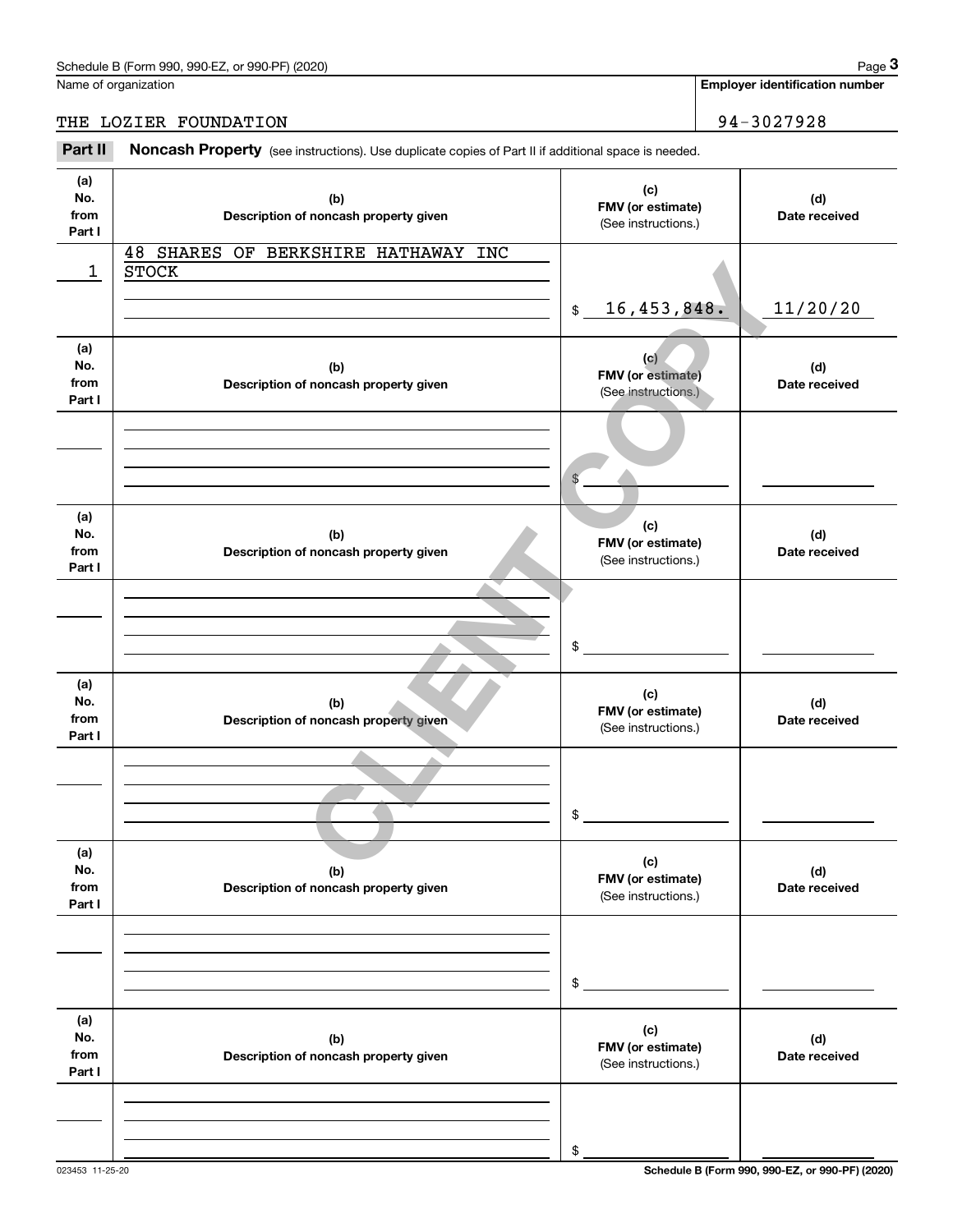Schedule B (Form 990, 990-EZ, or 990-PF) (2020)

| Name of organization | Employer identification number |
|---|---|
| THE LOZIER FOUNDATION | 94-3027928 |

**Part II** **Noncash Property** (see instructions). Use duplicate copies of Part II if additional space is needed.

| (a) No. from Part I | (b) Description of noncash property given | (c) FMV (or estimate) (See instructions.) | (d) Date received |
|---|---|---|---|
| 1 | 48 SHARES OF BERKSHIRE HATHAWAY INC STOCK | $ 16,453,848. | 11/20/20 |

| (a) No. from Part I | (b) Description of noncash property given | (c) FMV (or estimate) (See instructions.) | (d) Date received |
|---|---|---|---|
| | | $ | |

| (a) No. from Part I | (b) Description of noncash property given | (c) FMV (or estimate) (See instructions.) | (d) Date received |
|---|---|---|---|
| | | $ | |

| (a) No. from Part I | (b) Description of noncash property given | (c) FMV (or estimate) (See instructions.) | (d) Date received |
|---|---|---|---|
| | | $ | |

| (a) No. from Part I | (b) Description of noncash property given | (c) FMV (or estimate) (See instructions.) | (d) Date received |
|---|---|---|---|
| | | $ | |

| (a) No. from Part I | (b) Description of noncash property given | (c) FMV (or estimate) (See instructions.) | (d) Date received |
|---|---|---|---|
| | | $ | |

CLIENT COPY

023453 11-25-20

Schedule B (Form 990, 990-EZ, or 990-PF) (2020)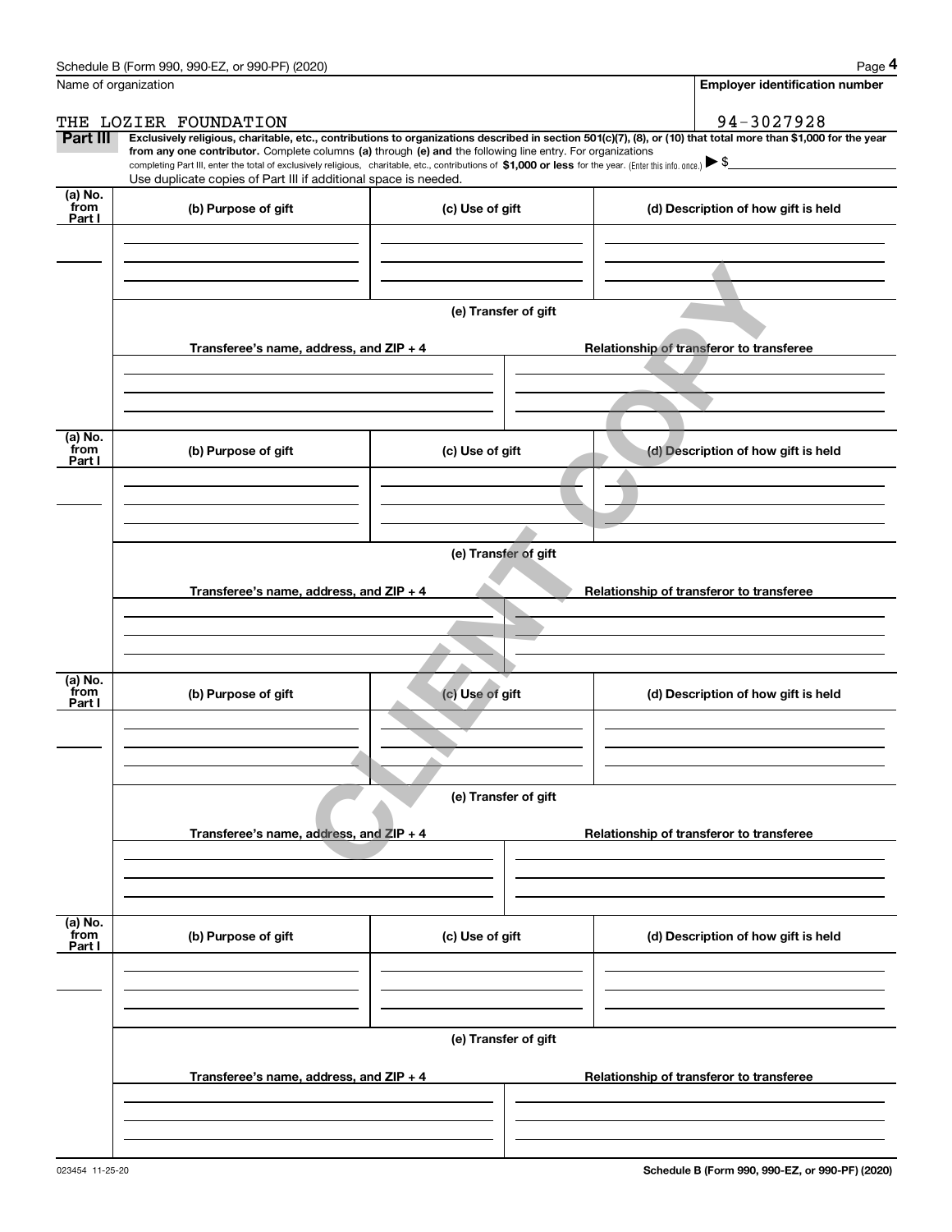Name of organization

**Employer identification number**

THE LOZIER FOUNDATION

94-3027928

**Part III** **Exclusively religious, charitable, etc., contributions to organizations described in section 501(c)(7), (8), or (10) that total more than $1,000 for the year from any one contributor.** Complete columns **(a)** through **(e) and** the following line entry. For organizations completing Part III, enter the total of exclusively religious, charitable, etc., contributions of **$1,000 or less** for the year. (Enter this info. once.) ▶ $

Use duplicate copies of Part III if additional space is needed.

| (a) No. from Part I | (b) Purpose of gift | (c) Use of gift | (d) Description of how gift is held |
|---|---|---|---|
| | | | |

**(e) Transfer of gift**

| Transferee's name, address, and ZIP + 4 | Relationship of transferor to transferee |
|---|---|
| | |

| (a) No. from Part I | (b) Purpose of gift | (c) Use of gift | (d) Description of how gift is held |
|---|---|---|---|
| | | | |

**(e) Transfer of gift**

| Transferee's name, address, and ZIP + 4 | Relationship of transferor to transferee |
|---|---|
| | |

| (a) No. from Part I | (b) Purpose of gift | (c) Use of gift | (d) Description of how gift is held |
|---|---|---|---|
| | | | |

**(e) Transfer of gift**

| Transferee's name, address, and ZIP + 4 | Relationship of transferor to transferee |
|---|---|
| | |

| (a) No. from Part I | (b) Purpose of gift | (c) Use of gift | (d) Description of how gift is held |
|---|---|---|---|
| | | | |

**(e) Transfer of gift**

| Transferee's name, address, and ZIP + 4 | Relationship of transferor to transferee |
|---|---|
| | |

CLIENT COPY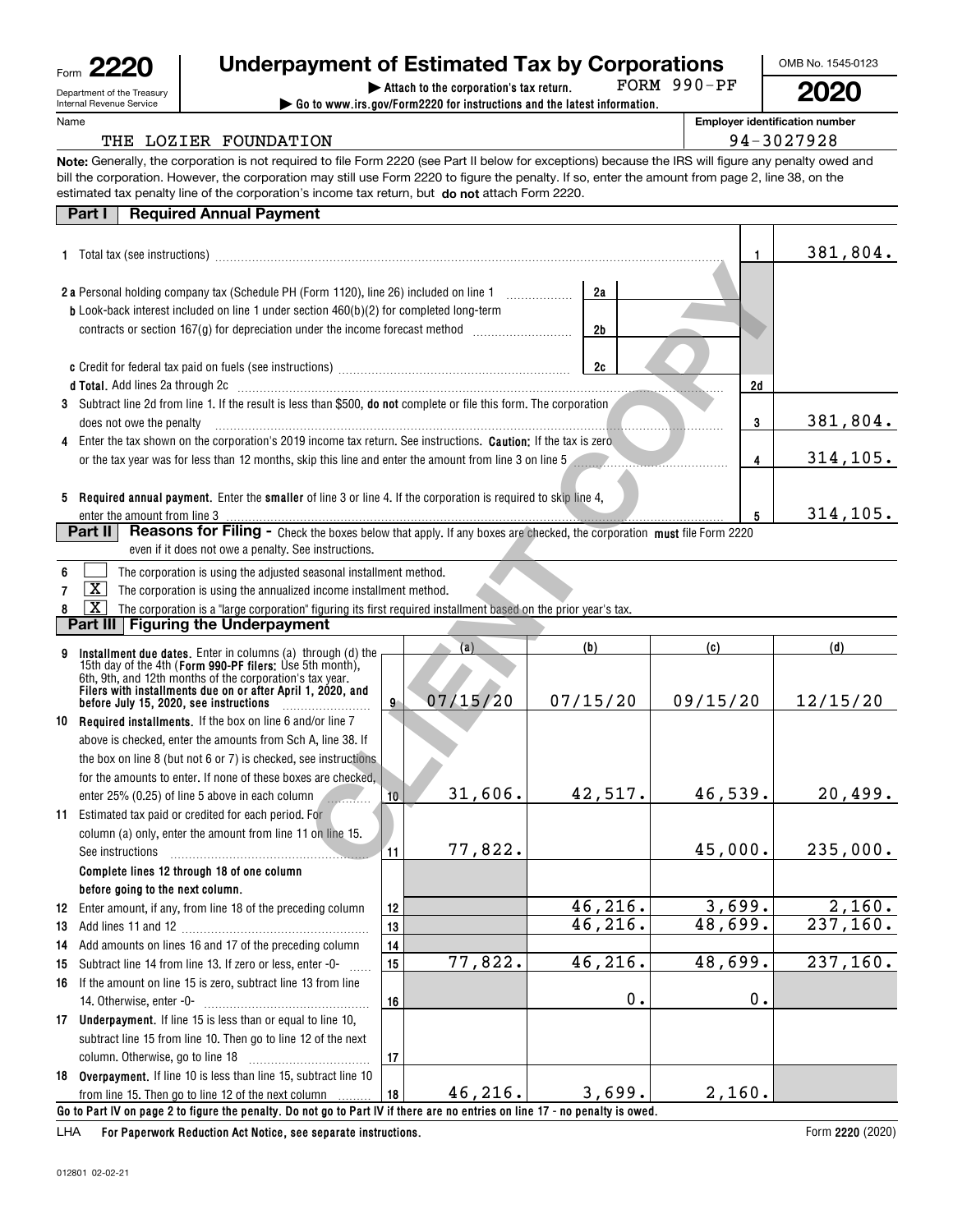Form **2220** Department of the Treasury Internal Revenue Service

# Underpayment of Estimated Tax by Corporations

▶ Attach to the corporation's tax return. FORM 990-PF

▶ Go to www.irs.gov/Form2220 for instructions and the latest information.

OMB No. 1545-0123

**2020**

Name: THE LOZIER FOUNDATION

Employer identification number: 94-3027928

**Note:** Generally, the corporation is not required to file Form 2220 (see Part II below for exceptions) because the IRS will figure any penalty owed and bill the corporation. However, the corporation may still use Form 2220 to figure the penalty. If so, enter the amount from page 2, line 38, on the estimated tax penalty line of the corporation's income tax return, but **do not** attach Form 2220.

CLIENT COPY

## Part I Required Annual Payment

| Line | Description | | Amount |
|---|---|---|---|
| 1 | Total tax (see instructions) | 1 | 381,804. |
| 2a | Personal holding company tax (Schedule PH (Form 1120), line 26) included on line 1 | 2a | |
| b | Look-back interest included on line 1 under section 460(b)(2) for completed long-term contracts or section 167(g) for depreciation under the income forecast method | 2b | |
| c | Credit for federal tax paid on fuels (see instructions) | 2c | |
| d | **Total.** Add lines 2a through 2c | 2d | |
| 3 | Subtract line 2d from line 1. If the result is less than $500, **do not** complete or file this form. The corporation does not owe the penalty | 3 | 381,804. |
| 4 | Enter the tax shown on the corporation's 2019 income tax return. See instructions. **Caution:** If the tax is zero or the tax year was for less than 12 months, skip this line and enter the amount from line 3 on line 5 | 4 | 314,105. |
| 5 | **Required annual payment.** Enter the **smaller** of line 3 or line 4. If the corporation is required to skip line 4, enter the amount from line 3 | 5 | 314,105. |

## Part II Reasons for Filing - Check the boxes below that apply. If any boxes are checked, the corporation **must** file Form 2220 even if it does not owe a penalty. See instructions.

6 ☐ The corporation is using the adjusted seasonal installment method.

7 ☒ The corporation is using the annualized income installment method.

8 ☒ The corporation is a "large corporation" figuring its first required installment based on the prior year's tax.

## Part III Figuring the Underpayment

| Line | Description | | (a) | (b) | (c) | (d) |
|---|---|---|---|---|---|---|
| 9 | **Installment due dates.** Enter in columns (a) through (d) the 15th day of the 4th (**Form 990-PF filers:** Use 5th month), 6th, 9th, and 12th months of the corporation's tax year. **Filers with installments due on or after April 1, 2020, and before July 15, 2020, see instructions** | 9 | 07/15/20 | 07/15/20 | 09/15/20 | 12/15/20 |
| 10 | **Required installments.** If the box on line 6 and/or line 7 above is checked, enter the amounts from Sch A, line 38. If the box on line 8 (but not 6 or 7) is checked, see instructions for the amounts to enter. If none of these boxes are checked, enter 25% (0.25) of line 5 above in each column | 10 | 31,606. | 42,517. | 46,539. | 20,499. |
| 11 | Estimated tax paid or credited for each period. For column (a) only, enter the amount from line 11 on line 15. See instructions | 11 | 77,822. | | 45,000. | 235,000. |
| | **Complete lines 12 through 18 of one column before going to the next column.** | | | | | |
| 12 | Enter amount, if any, from line 18 of the preceding column | 12 | | 46,216. | 3,699. | 2,160. |
| 13 | Add lines 11 and 12 | 13 | | 46,216. | 48,699. | 237,160. |
| 14 | Add amounts on lines 16 and 17 of the preceding column | 14 | | | | |
| 15 | Subtract line 14 from line 13. If zero or less, enter -0- | 15 | 77,822. | 46,216. | 48,699. | 237,160. |
| 16 | If the amount on line 15 is zero, subtract line 13 from line 14. Otherwise, enter -0- | 16 | | 0. | 0. | |
| 17 | **Underpayment.** If line 15 is less than or equal to line 10, subtract line 15 from line 10. Then go to line 12 of the next column. Otherwise, go to line 18 | 17 | | | | |
| 18 | **Overpayment.** If line 10 is less than line 15, subtract line 10 from line 15. Then go to line 12 of the next column | 18 | 46,216. | 3,699. | 2,160. | |

**Go to Part IV on page 2 to figure the penalty. Do not go to Part IV if there are no entries on line 17 - no penalty is owed.**

LHA **For Paperwork Reduction Act Notice, see separate instructions.** Form **2220** (2020)

012801 02-02-21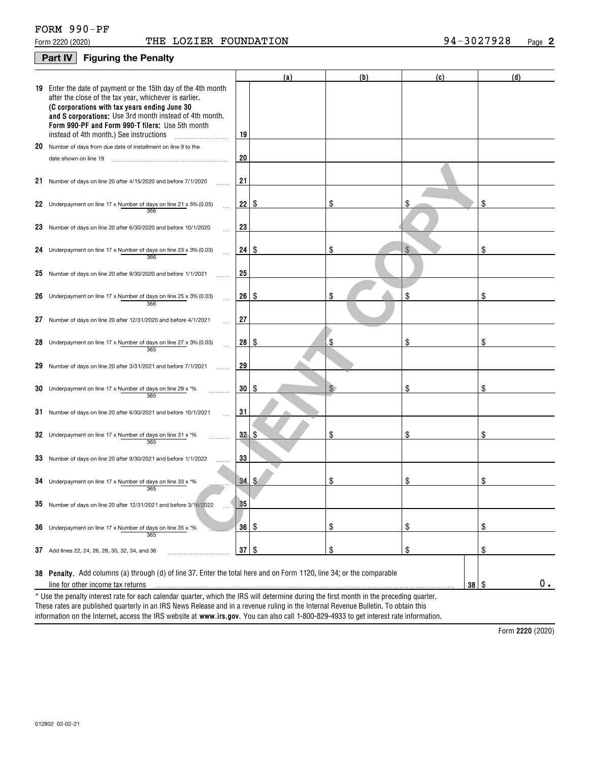FORM 990-PF

Form 2220 (2020) THE LOZIER FOUNDATION 94-3027928

## Part IV Figuring the Penalty

| | | | (a) | (b) | (c) | (d) |
|---|---|---|---|---|---|---|
| 19 | Enter the date of payment or the 15th day of the 4th month after the close of the tax year, whichever is earlier. **(C corporations with tax years ending June 30 and S corporations:** Use 3rd month instead of 4th month. **Form 990-PF and Form 990-T filers:** Use 5th month instead of 4th month.) See instructions | 19 | | | | |
| 20 | Number of days from due date of installment on line 9 to the date shown on line 19 | 20 | | | | |
| 21 | Number of days on line 20 after 4/15/2020 and before 7/1/2020 | 21 | | | | |
| 22 | Underpayment on line 17 x Number of days on line 21 / 366 x 5% (0.05) | 22 | $ | $ | $ | $ |
| 23 | Number of days on line 20 after 6/30/2020 and before 10/1/2020 | 23 | | | | |
| 24 | Underpayment on line 17 x Number of days on line 23 / 366 x 3% (0.03) | 24 | $ | $ | $ | $ |
| 25 | Number of days on line 20 after 9/30/2020 and before 1/1/2021 | 25 | | | | |
| 26 | Underpayment on line 17 x Number of days on line 25 / 366 x 3% (0.03) | 26 | $ | $ | $ | $ |
| 27 | Number of days on line 20 after 12/31/2020 and before 4/1/2021 | 27 | | | | |
| 28 | Underpayment on line 17 x Number of days on line 27 / 365 x 3% (0.03) | 28 | $ | $ | $ | $ |
| 29 | Number of days on line 20 after 3/31/2021 and before 7/1/2021 | 29 | | | | |
| 30 | Underpayment on line 17 x Number of days on line 29 / 365 x *% | 30 | $ | $ | $ | $ |
| 31 | Number of days on line 20 after 6/30/2021 and before 10/1/2021 | 31 | | | | |
| 32 | Underpayment on line 17 x Number of days on line 31 / 365 x *% | 32 | $ | $ | $ | $ |
| 33 | Number of days on line 20 after 9/30/2021 and before 1/1/2022 | 33 | | | | |
| 34 | Underpayment on line 17 x Number of days on line 33 / 365 x *% | 34 | $ | $ | $ | $ |
| 35 | Number of days on line 20 after 12/31/2021 and before 3/16/2022 | 35 | | | | |
| 36 | Underpayment on line 17 x Number of days on line 35 / 365 x *% | 36 | $ | $ | $ | $ |
| 37 | Add lines 22, 24, 26, 28, 30, 32, 34, and 36 | 37 | $ | $ | $ | $ |

**38 Penalty.** Add columns (a) through (d) of line 37. Enter the total here and on Form 1120, line 34; or the comparable line for other income tax returns ..... 38 $ 0.

\* Use the penalty interest rate for each calendar quarter, which the IRS will determine during the first month in the preceding quarter. These rates are published quarterly in an IRS News Release and in a revenue ruling in the Internal Revenue Bulletin. To obtain this information on the Internet, access the IRS website at **www.irs.gov**. You can also call 1-800-829-4933 to get interest rate information.

Form **2220** (2020)

012802 02-02-21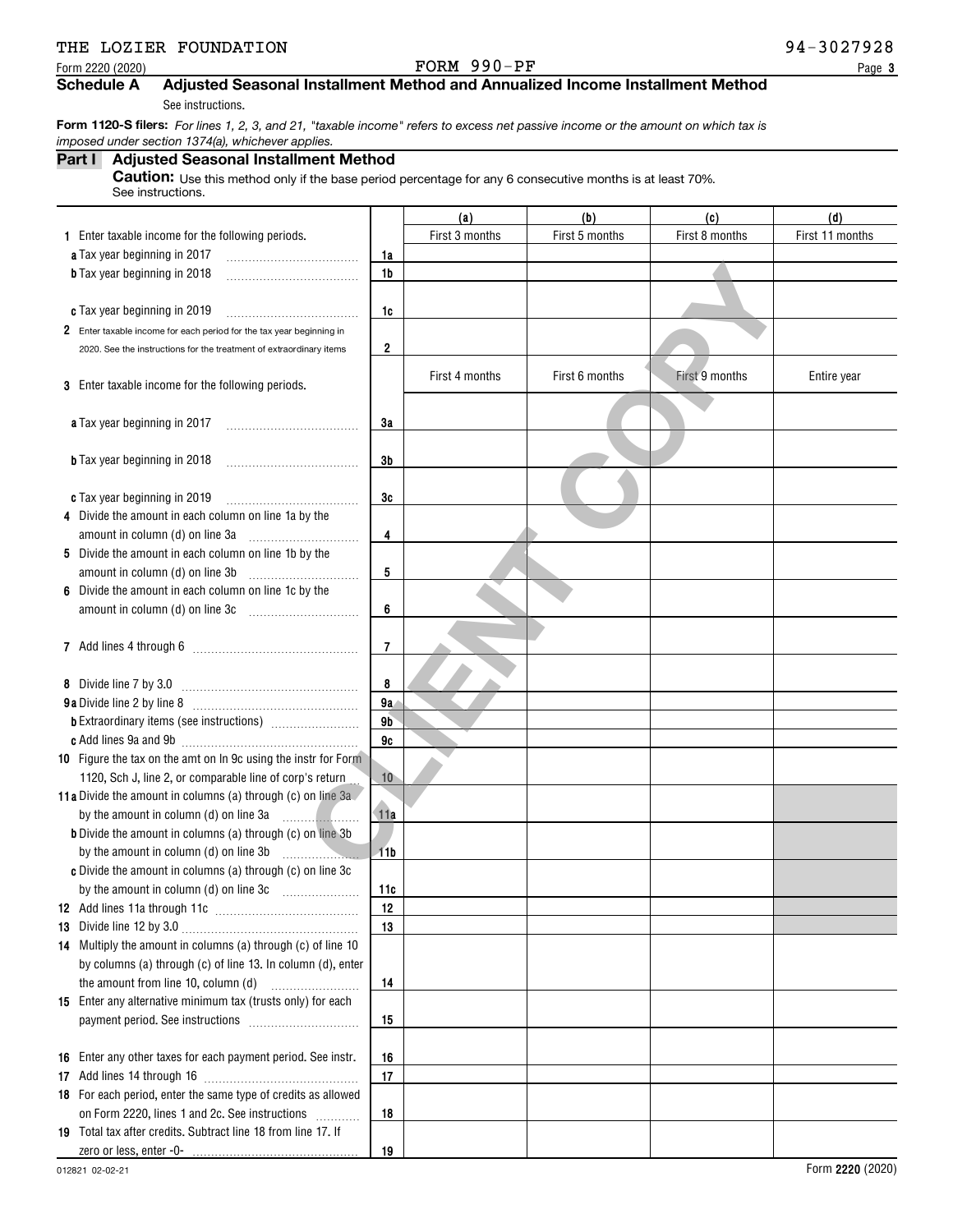THE LOZIER FOUNDATION 94-3027928

Form 2220 (2020) FORM 990-PF

## Schedule A Adjusted Seasonal Installment Method and Annualized Income Installment Method

See instructions.

**Form 1120-S filers:** *For lines 1, 2, 3, and 21, "taxable income" refers to excess net passive income or the amount on which tax is imposed under section 1374(a), whichever applies.*

### Part I Adjusted Seasonal Installment Method

**Caution:** Use this method only if the base period percentage for any 6 consecutive months is at least 70%. See instructions.

| | | (a) | (b) | (c) | (d) |
|---|---|---|---|---|---|
| **1** Enter taxable income for the following periods. | | First 3 months | First 5 months | First 8 months | First 11 months |
| **a** Tax year beginning in 2017 | 1a | | | | |
| **b** Tax year beginning in 2018 | 1b | | | | |
| **c** Tax year beginning in 2019 | 1c | | | | |
| **2** Enter taxable income for each period for the tax year beginning in 2020. See the instructions for the treatment of extraordinary items | 2 | | | | |
| **3** Enter taxable income for the following periods. | | First 4 months | First 6 months | First 9 months | Entire year |
| **a** Tax year beginning in 2017 | 3a | | | | |
| **b** Tax year beginning in 2018 | 3b | | | | |
| **c** Tax year beginning in 2019 | 3c | | | | |
| **4** Divide the amount in each column on line 1a by the amount in column (d) on line 3a | 4 | | | | |
| **5** Divide the amount in each column on line 1b by the amount in column (d) on line 3b | 5 | | | | |
| **6** Divide the amount in each column on line 1c by the amount in column (d) on line 3c | 6 | | | | |
| **7** Add lines 4 through 6 | 7 | | | | |
| **8** Divide line 7 by 3.0 | 8 | | | | |
| **9a** Divide line 2 by line 8 | 9a | | | | |
| **b** Extraordinary items (see instructions) | 9b | | | | |
| **c** Add lines 9a and 9b | 9c | | | | |
| **10** Figure the tax on the amt on ln 9c using the instr for Form 1120, Sch J, line 2, or comparable line of corp's return | 10 | | | | |
| **11a** Divide the amount in columns (a) through (c) on line 3a by the amount in column (d) on line 3a | 11a | | | | |
| **b** Divide the amount in columns (a) through (c) on line 3b by the amount in column (d) on line 3b | 11b | | | | |
| **c** Divide the amount in columns (a) through (c) on line 3c by the amount in column (d) on line 3c | 11c | | | | |
| **12** Add lines 11a through 11c | 12 | | | | |
| **13** Divide line 12 by 3.0 | 13 | | | | |
| **14** Multiply the amount in columns (a) through (c) of line 10 by columns (a) through (c) of line 13. In column (d), enter the amount from line 10, column (d) | 14 | | | | |
| **15** Enter any alternative minimum tax (trusts only) for each payment period. See instructions | 15 | | | | |
| **16** Enter any other taxes for each payment period. See instr. | 16 | | | | |
| **17** Add lines 14 through 16 | 17 | | | | |
| **18** For each period, enter the same type of credits as allowed on Form 2220, lines 1 and 2c. See instructions | 18 | | | | |
| **19** Total tax after credits. Subtract line 18 from line 17. If zero or less, enter -0- | 19 | | | | |

012821 02-02-21

Form **2220** (2020)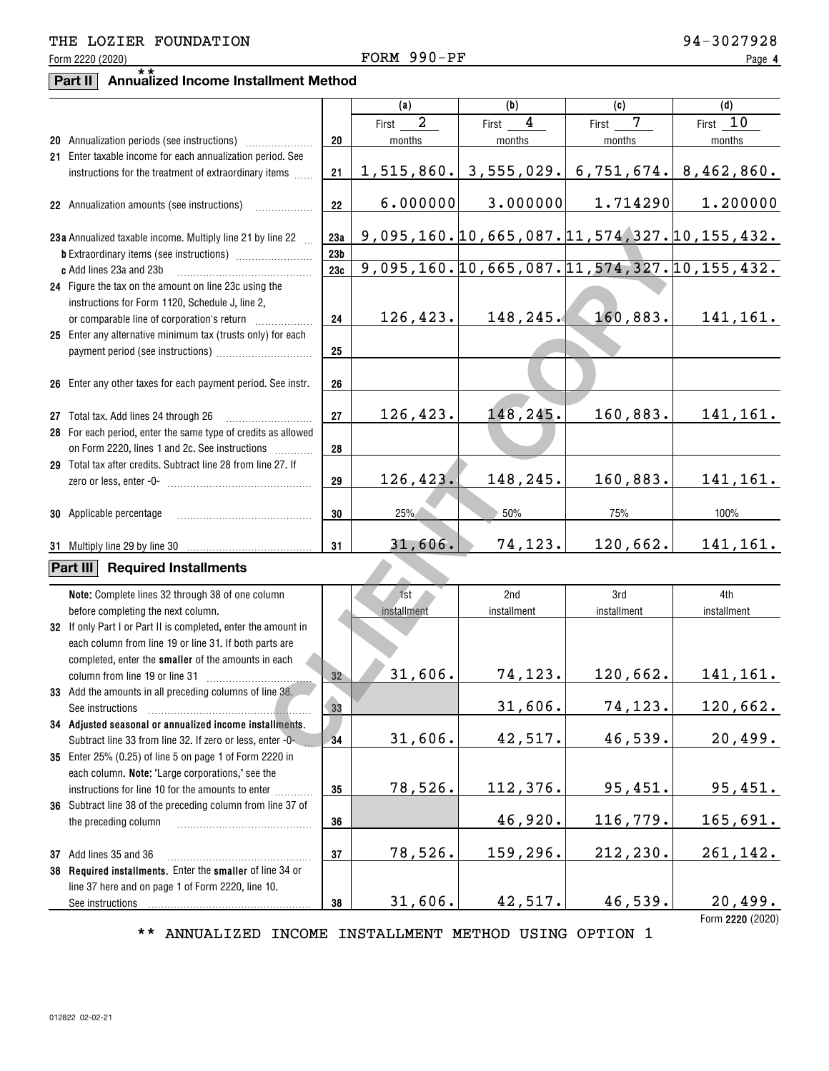THE LOZIER FOUNDATION 94-3027928

Form 2220 (2020) FORM 990-PF

## Part II ** Annualized Income Installment Method

| | | | (a) | (b) | (c) | (d) |
|---|---|---|---|---|---|---|
| 20 | Annualization periods (see instructions) | 20 | First 2 months | First 4 months | First 7 months | First 10 months |
| 21 | Enter taxable income for each annualization period. See instructions for the treatment of extraordinary items | 21 | 1,515,860. | 3,555,029. | 6,751,674. | 8,462,860. |
| 22 | Annualization amounts (see instructions) | 22 | 6.000000 | 3.000000 | 1.714290 | 1.200000 |
| 23a | Annualized taxable income. Multiply line 21 by line 22 | 23a | 9,095,160. | 10,665,087. | 11,574,327. | 10,155,432. |
| b | Extraordinary items (see instructions) | 23b | | | | |
| c | Add lines 23a and 23b | 23c | 9,095,160. | 10,665,087. | 11,574,327. | 10,155,432. |
| 24 | Figure the tax on the amount on line 23c using the instructions for Form 1120, Schedule J, line 2, or comparable line of corporation's return | 24 | 126,423. | 148,245. | 160,883. | 141,161. |
| 25 | Enter any alternative minimum tax (trusts only) for each payment period (see instructions) | 25 | | | | |
| 26 | Enter any other taxes for each payment period. See instr. | 26 | | | | |
| 27 | Total tax. Add lines 24 through 26 | 27 | 126,423. | 148,245. | 160,883. | 141,161. |
| 28 | For each period, enter the same type of credits as allowed on Form 2220, lines 1 and 2c. See instructions | 28 | | | | |
| 29 | Total tax after credits. Subtract line 28 from line 27. If zero or less, enter -0- | 29 | 126,423. | 148,245. | 160,883. | 141,161. |
| 30 | Applicable percentage | 30 | 25% | 50% | 75% | 100% |
| 31 | Multiply line 29 by line 30 | 31 | 31,606. | 74,123. | 120,662. | 141,161. |

## Part III Required Installments

| | Note: Complete lines 32 through 38 of one column before completing the next column. | | 1st installment | 2nd installment | 3rd installment | 4th installment |
|---|---|---|---|---|---|---|
| 32 | If only Part I or Part II is completed, enter the amount in each column from line 19 or line 31. If both parts are completed, enter the **smaller** of the amounts in each column from line 19 or line 31 | 32 | 31,606. | 74,123. | 120,662. | 141,161. |
| 33 | Add the amounts in all preceding columns of line 38. See instructions | 33 | | 31,606. | 74,123. | 120,662. |
| 34 | **Adjusted seasonal or annualized income installments.** Subtract line 33 from line 32. If zero or less, enter -0- | 34 | 31,606. | 42,517. | 46,539. | 20,499. |
| 35 | Enter 25% (0.25) of line 5 on page 1 of Form 2220 in each column. **Note:** "Large corporations," see the instructions for line 10 for the amounts to enter | 35 | 78,526. | 112,376. | 95,451. | 95,451. |
| 36 | Subtract line 38 of the preceding column from line 37 of the preceding column | 36 | | 46,920. | 116,779. | 165,691. |
| 37 | Add lines 35 and 36 | 37 | 78,526. | 159,296. | 212,230. | 261,142. |
| 38 | **Required installments.** Enter the **smaller** of line 34 or line 37 here and on page 1 of Form 2220, line 10. See instructions | 38 | 31,606. | 42,517. | 46,539. | 20,499. |

Form 2220 (2020)

** ANNUALIZED INCOME INSTALLMENT METHOD USING OPTION 1

012822 02-02-21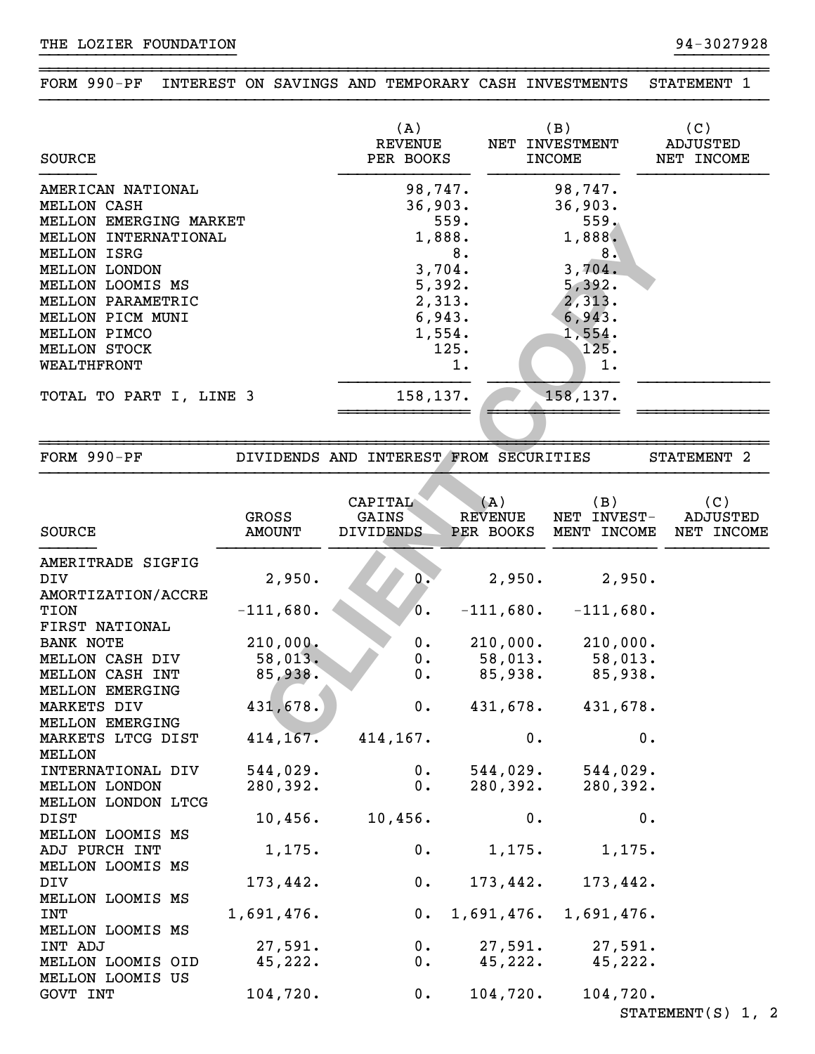THE LOZIER FOUNDATION 94-3027928

## FORM 990-PF INTEREST ON SAVINGS AND TEMPORARY CASH INVESTMENTS STATEMENT 1

| SOURCE | (A) REVENUE PER BOOKS | (B) NET INVESTMENT INCOME | (C) ADJUSTED NET INCOME |
|---|---|---|---|
| AMERICAN NATIONAL | 98,747. | 98,747. | |
| MELLON CASH | 36,903. | 36,903. | |
| MELLON EMERGING MARKET | 559. | 559. | |
| MELLON INTERNATIONAL | 1,888. | 1,888. | |
| MELLON ISRG | 8. | 8. | |
| MELLON LONDON | 3,704. | 3,704. | |
| MELLON LOOMIS MS | 5,392. | 5,392. | |
| MELLON PARAMETRIC | 2,313. | 2,313. | |
| MELLON PICM MUNI | 6,943. | 6,943. | |
| MELLON PIMCO | 1,554. | 1,554. | |
| MELLON STOCK | 125. | 125. | |
| WEALTHFRONT | 1. | 1. | |
| TOTAL TO PART I, LINE 3 | 158,137. | 158,137. | |

## FORM 990-PF DIVIDENDS AND INTEREST FROM SECURITIES STATEMENT 2

| SOURCE | GROSS AMOUNT | CAPITAL GAINS DIVIDENDS | (A) REVENUE PER BOOKS | (B) NET INVEST-MENT INCOME | (C) ADJUSTED NET INCOME |
|---|---|---|---|---|---|
| AMERITRADE SIGFIG DIV | 2,950. | 0. | 2,950. | 2,950. | |
| AMORTIZATION/ACCRETION | -111,680. | 0. | -111,680. | -111,680. | |
| FIRST NATIONAL BANK NOTE | 210,000. | 0. | 210,000. | 210,000. | |
| MELLON CASH DIV | 58,013. | 0. | 58,013. | 58,013. | |
| MELLON CASH INT | 85,938. | 0. | 85,938. | 85,938. | |
| MELLON EMERGING MARKETS DIV | 431,678. | 0. | 431,678. | 431,678. | |
| MELLON EMERGING MARKETS LTCG DIST | 414,167. | 414,167. | 0. | 0. | |
| MELLON INTERNATIONAL DIV | 544,029. | 0. | 544,029. | 544,029. | |
| MELLON LONDON | 280,392. | 0. | 280,392. | 280,392. | |
| MELLON LONDON LTCG DIST | 10,456. | 10,456. | 0. | 0. | |
| MELLON LOOMIS MS ADJ PURCH INT | 1,175. | 0. | 1,175. | 1,175. | |
| MELLON LOOMIS MS DIV | 173,442. | 0. | 173,442. | 173,442. | |
| MELLON LOOMIS MS INT | 1,691,476. | 0. | 1,691,476. | 1,691,476. | |
| MELLON LOOMIS MS INT ADJ | 27,591. | 0. | 27,591. | 27,591. | |
| MELLON LOOMIS OID | 45,222. | 0. | 45,222. | 45,222. | |
| MELLON LOOMIS US GOVT INT | 104,720. | 0. | 104,720. | 104,720. | |

STATEMENT(S) 1, 2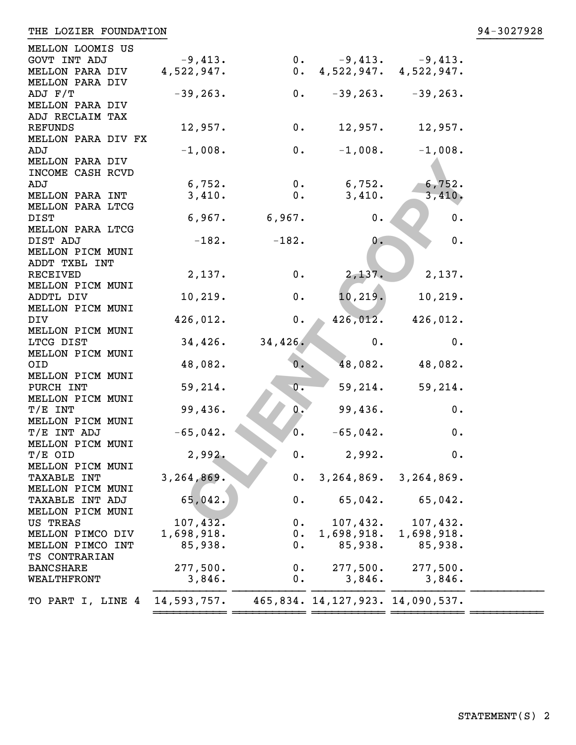THE LOZIER FOUNDATION 94-3027928

| | | | | | |
|---|---|---|---|---|---|
| MELLON LOOMIS US GOVT INT ADJ | -9,413. | 0. | -9,413. | -9,413. | |
| MELLON PARA DIV | 4,522,947. | 0. | 4,522,947. | 4,522,947. | |
| MELLON PARA DIV ADJ F/T | -39,263. | 0. | -39,263. | -39,263. | |
| MELLON PARA DIV ADJ RECLAIM TAX REFUNDS | 12,957. | 0. | 12,957. | 12,957. | |
| MELLON PARA DIV FX ADJ | -1,008. | 0. | -1,008. | -1,008. | |
| MELLON PARA DIV INCOME CASH RCVD ADJ | 6,752. | 0. | 6,752. | 6,752. | |
| MELLON PARA INT | 3,410. | 0. | 3,410. | 3,410. | |
| MELLON PARA LTCG DIST | 6,967. | 6,967. | 0. | 0. | |
| MELLON PARA LTCG DIST ADJ | -182. | -182. | 0. | 0. | |
| MELLON PICM MUNI ADDT TXBL INT RECEIVED | 2,137. | 0. | 2,137. | 2,137. | |
| MELLON PICM MUNI ADDTL DIV | 10,219. | 0. | 10,219. | 10,219. | |
| MELLON PICM MUNI DIV | 426,012. | 0. | 426,012. | 426,012. | |
| MELLON PICM MUNI LTCG DIST | 34,426. | 34,426. | 0. | 0. | |
| MELLON PICM MUNI OID | 48,082. | 0. | 48,082. | 48,082. | |
| MELLON PICM MUNI PURCH INT | 59,214. | 0. | 59,214. | 59,214. | |
| MELLON PICM MUNI T/E INT | 99,436. | 0. | 99,436. | 0. | |
| MELLON PICM MUNI T/E INT ADJ | -65,042. | 0. | -65,042. | 0. | |
| MELLON PICM MUNI T/E OID | 2,992. | 0. | 2,992. | 0. | |
| MELLON PICM MUNI TAXABLE INT | 3,264,869. | 0. | 3,264,869. | 3,264,869. | |
| MELLON PICM MUNI TAXABLE INT ADJ | 65,042. | 0. | 65,042. | 65,042. | |
| MELLON PICM MUNI US TREAS | 107,432. | 0. | 107,432. | 107,432. | |
| MELLON PIMCO DIV | 1,698,918. | 0. | 1,698,918. | 1,698,918. | |
| MELLON PIMCO INT | 85,938. | 0. | 85,938. | 85,938. | |
| TS CONTRARIAN BANCSHARE | 277,500. | 0. | 277,500. | 277,500. | |
| WEALTHFRONT | 3,846. | 0. | 3,846. | 3,846. | |
| TO PART I, LINE 4 | 14,593,757. | 465,834. | 14,127,923. | 14,090,537. | |

STATEMENT(S) 2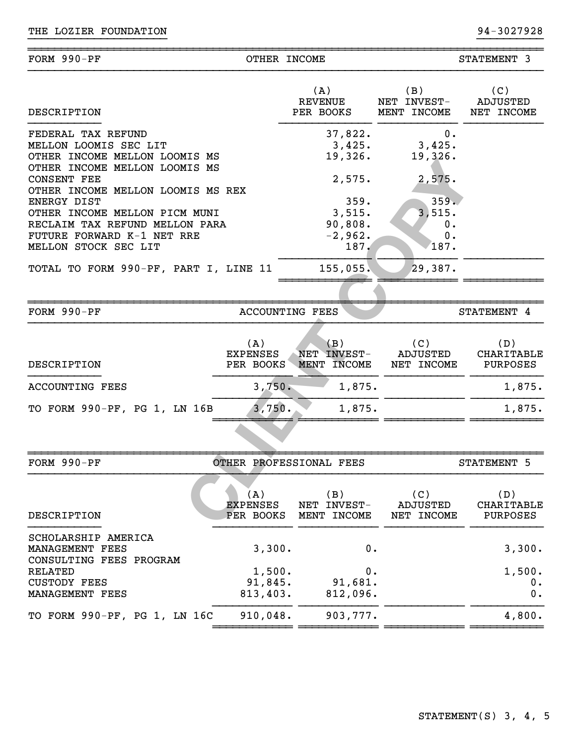THE LOZIER FOUNDATION 94-3027928

| FORM 990-PF | OTHER INCOME | | STATEMENT 3 |
|---|---|---|---|
| DESCRIPTION | (A) REVENUE PER BOOKS | (B) NET INVEST-MENT INCOME | (C) ADJUSTED NET INCOME |
| FEDERAL TAX REFUND | 37,822. | 0. | |
| MELLON LOOMIS SEC LIT | 3,425. | 3,425. | |
| OTHER INCOME MELLON LOOMIS MS | 19,326. | 19,326. | |
| OTHER INCOME MELLON LOOMIS MS CONSENT FEE | 2,575. | 2,575. | |
| OTHER INCOME MELLON LOOMIS MS REX ENERGY DIST | 359. | 359. | |
| OTHER INCOME MELLON PICM MUNI | 3,515. | 3,515. | |
| RECLAIM TAX REFUND MELLON PARA | 90,808. | 0. | |
| FUTURE FORWARD K-1 NET RRE | -2,962. | 0. | |
| MELLON STOCK SEC LIT | 187. | 187. | |
| TOTAL TO FORM 990-PF, PART I, LINE 11 | 155,055. | 29,387. | |

| FORM 990-PF | ACCOUNTING FEES | | | STATEMENT 4 |
|---|---|---|---|---|
| DESCRIPTION | (A) EXPENSES PER BOOKS | (B) NET INVEST-MENT INCOME | (C) ADJUSTED NET INCOME | (D) CHARITABLE PURPOSES |
| ACCOUNTING FEES | 3,750. | 1,875. | | 1,875. |
| TO FORM 990-PF, PG 1, LN 16B | 3,750. | 1,875. | | 1,875. |

| FORM 990-PF | OTHER PROFESSIONAL FEES | | | STATEMENT 5 |
|---|---|---|---|---|
| DESCRIPTION | (A) EXPENSES PER BOOKS | (B) NET INVEST-MENT INCOME | (C) ADJUSTED NET INCOME | (D) CHARITABLE PURPOSES |
| SCHOLARSHIP AMERICA MANAGEMENT FEES | 3,300. | 0. | | 3,300. |
| CONSULTING FEES PROGRAM RELATED | 1,500. | 0. | | 1,500. |
| CUSTODY FEES | 91,845. | 91,681. | | 0. |
| MANAGEMENT FEES | 813,403. | 812,096. | | 0. |
| TO FORM 990-PF, PG 1, LN 16C | 910,048. | 903,777. | | 4,800. |

STATEMENT(S) 3, 4, 5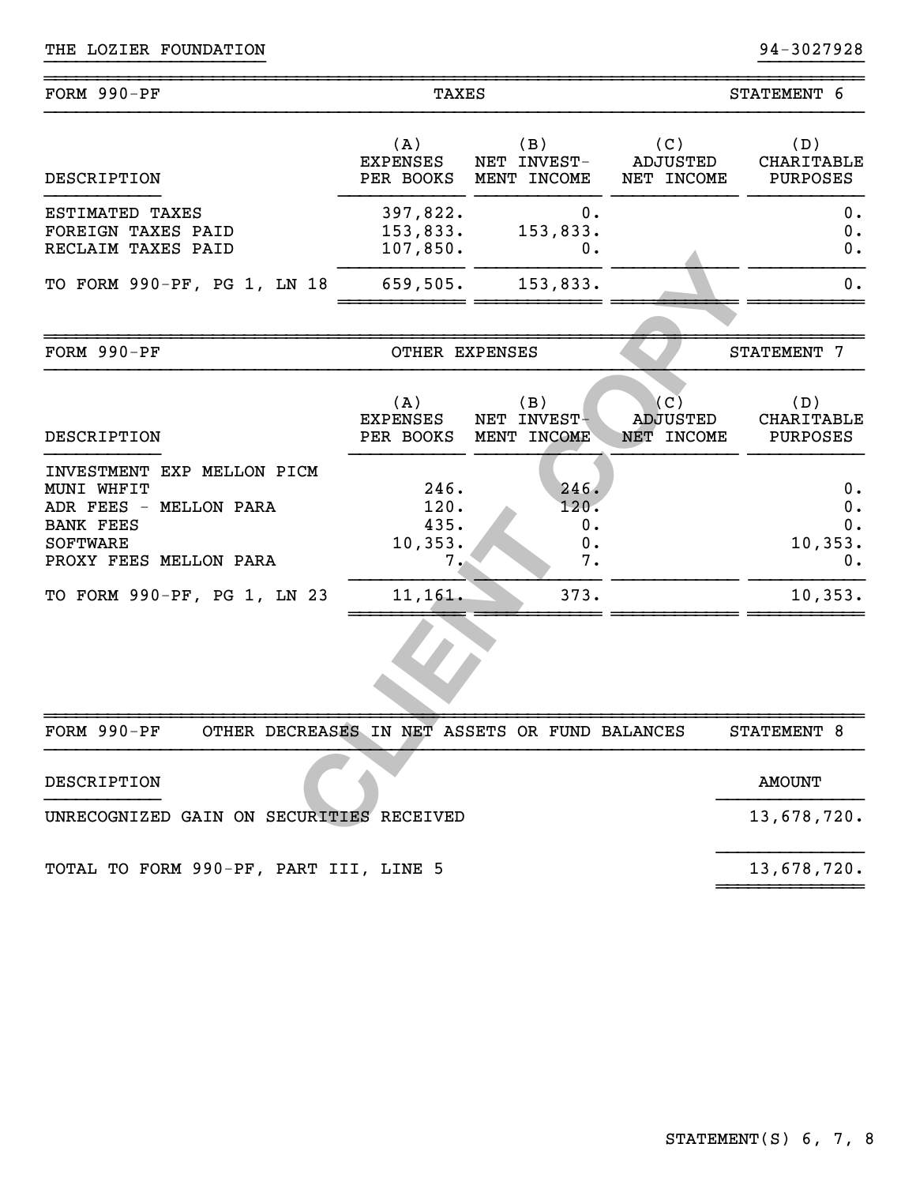THE LOZIER FOUNDATION 94-3027928

## FORM 990-PF — TAXES — STATEMENT 6

| DESCRIPTION | (A) EXPENSES PER BOOKS | (B) NET INVEST-MENT INCOME | (C) ADJUSTED NET INCOME | (D) CHARITABLE PURPOSES |
|---|---|---|---|---|
| ESTIMATED TAXES | 397,822. | 0. | | 0. |
| FOREIGN TAXES PAID | 153,833. | 153,833. | | 0. |
| RECLAIM TAXES PAID | 107,850. | 0. | | 0. |
| TO FORM 990-PF, PG 1, LN 18 | 659,505. | 153,833. | | 0. |

## FORM 990-PF — OTHER EXPENSES — STATEMENT 7

| DESCRIPTION | (A) EXPENSES PER BOOKS | (B) NET INVEST-MENT INCOME | (C) ADJUSTED NET INCOME | (D) CHARITABLE PURPOSES |
|---|---|---|---|---|
| INVESTMENT EXP MELLON PICM MUNI WHFIT | 246. | 246. | | 0. |
| ADR FEES - MELLON PARA | 120. | 120. | | 0. |
| BANK FEES | 435. | 0. | | 0. |
| SOFTWARE | 10,353. | 0. | | 10,353. |
| PROXY FEES MELLON PARA | 7. | 7. | | 0. |
| TO FORM 990-PF, PG 1, LN 23 | 11,161. | 373. | | 10,353. |

## FORM 990-PF — OTHER DECREASES IN NET ASSETS OR FUND BALANCES — STATEMENT 8

| DESCRIPTION | AMOUNT |
|---|---|
| UNRECOGNIZED GAIN ON SECURITIES RECEIVED | 13,678,720. |
| TOTAL TO FORM 990-PF, PART III, LINE 5 | 13,678,720. |

STATEMENT(S) 6, 7, 8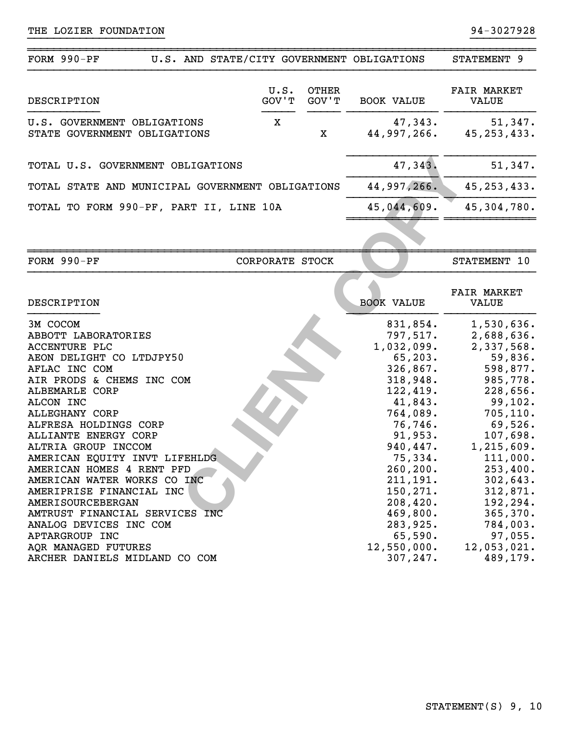THE LOZIER FOUNDATION 94-3027928

## FORM 990-PF U.S. AND STATE/CITY GOVERNMENT OBLIGATIONS STATEMENT 9

| DESCRIPTION | U.S. GOV'T | OTHER GOV'T | BOOK VALUE | FAIR MARKET VALUE |
|---|---|---|---|---|
| U.S. GOVERNMENT OBLIGATIONS | X | | 47,343. | 51,347. |
| STATE GOVERNMENT OBLIGATIONS | | X | 44,997,266. | 45,253,433. |
| TOTAL U.S. GOVERNMENT OBLIGATIONS | | | 47,343. | 51,347. |
| TOTAL STATE AND MUNICIPAL GOVERNMENT OBLIGATIONS | | | 44,997,266. | 45,253,433. |
| TOTAL TO FORM 990-PF, PART II, LINE 10A | | | 45,044,609. | 45,304,780. |

## FORM 990-PF CORPORATE STOCK STATEMENT 10

| DESCRIPTION | BOOK VALUE | FAIR MARKET VALUE |
|---|---|---|
| 3M COCOM | 831,854. | 1,530,636. |
| ABBOTT LABORATORIES | 797,517. | 2,688,636. |
| ACCENTURE PLC | 1,032,099. | 2,337,568. |
| AEON DELIGHT CO LTDJPY50 | 65,203. | 59,836. |
| AFLAC INC COM | 326,867. | 598,877. |
| AIR PRODS & CHEMS INC COM | 318,948. | 985,778. |
| ALBEMARLE CORP | 122,419. | 228,656. |
| ALCON INC | 41,843. | 99,102. |
| ALLEGHANY CORP | 764,089. | 705,110. |
| ALFRESA HOLDINGS CORP | 76,746. | 69,526. |
| ALLIANTE ENERGY CORP | 91,953. | 107,698. |
| ALTRIA GROUP INCCOM | 940,447. | 1,215,609. |
| AMERICAN EQUITY INVT LIFEHLDG | 75,334. | 111,000. |
| AMERICAN HOMES 4 RENT PFD | 260,200. | 253,400. |
| AMERICAN WATER WORKS CO INC | 211,191. | 302,643. |
| AMERIPRISE FINANCIAL INC | 150,271. | 312,871. |
| AMERISOURCEBERGAN | 208,420. | 192,294. |
| AMTRUST FINANCIAL SERVICES INC | 469,800. | 365,370. |
| ANALOG DEVICES INC COM | 283,925. | 784,003. |
| APTARGROUP INC | 65,590. | 97,055. |
| AQR MANAGED FUTURES | 12,550,000. | 12,053,021. |
| ARCHER DANIELS MIDLAND CO COM | 307,247. | 489,179. |

STATEMENT(S) 9, 10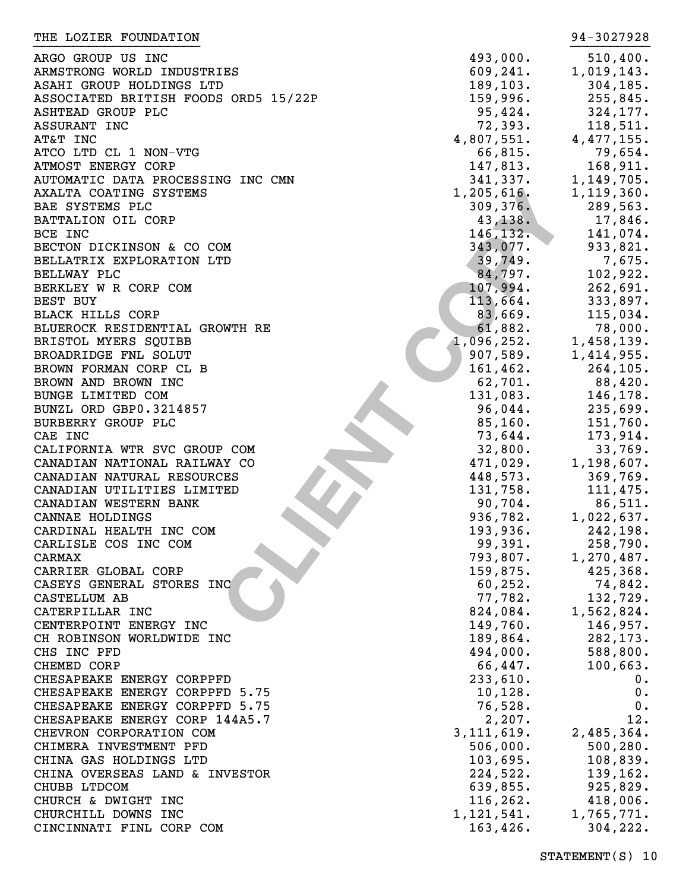THE LOZIER FOUNDATION 94-3027928

| | | |
|---|---|---|
| ARGO GROUP US INC | 493,000. | 510,400. |
| ARMSTRONG WORLD INDUSTRIES | 609,241. | 1,019,143. |
| ASAHI GROUP HOLDINGS LTD | 189,103. | 304,185. |
| ASSOCIATED BRITISH FOODS ORD5 15/22P | 159,996. | 255,845. |
| ASHTEAD GROUP PLC | 95,424. | 324,177. |
| ASSURANT INC | 72,393. | 118,511. |
| AT&T INC | 4,807,551. | 4,477,155. |
| ATCO LTD CL 1 NON-VTG | 66,815. | 79,654. |
| ATMOST ENERGY CORP | 147,813. | 168,911. |
| AUTOMATIC DATA PROCESSING INC CMN | 341,337. | 1,149,705. |
| AXALTA COATING SYSTEMS | 1,205,616. | 1,119,360. |
| BAE SYSTEMS PLC | 309,376. | 289,563. |
| BATTALION OIL CORP | 43,138. | 17,846. |
| BCE INC | 146,132. | 141,074. |
| BECTON DICKINSON & CO COM | 343,077. | 933,821. |
| BELLATRIX EXPLORATION LTD | 39,749. | 7,675. |
| BELLWAY PLC | 84,797. | 102,922. |
| BERKLEY W R CORP COM | 107,994. | 262,691. |
| BEST BUY | 113,664. | 333,897. |
| BLACK HILLS CORP | 83,669. | 115,034. |
| BLUEROCK RESIDENTIAL GROWTH RE | 61,882. | 78,000. |
| BRISTOL MYERS SQUIBB | 1,096,252. | 1,458,139. |
| BROADRIDGE FNL SOLUT | 907,589. | 1,414,955. |
| BROWN FORMAN CORP CL B | 161,462. | 264,105. |
| BROWN AND BROWN INC | 62,701. | 88,420. |
| BUNGE LIMITED COM | 131,083. | 146,178. |
| BUNZL ORD GBP0.3214857 | 96,044. | 235,699. |
| BURBERRY GROUP PLC | 85,160. | 151,760. |
| CAE INC | 73,644. | 173,914. |
| CALIFORNIA WTR SVC GROUP COM | 32,800. | 33,769. |
| CANADIAN NATIONAL RAILWAY CO | 471,029. | 1,198,607. |
| CANADIAN NATURAL RESOURCES | 448,573. | 369,769. |
| CANADIAN UTILITIES LIMITED | 131,758. | 111,475. |
| CANADIAN WESTERN BANK | 90,704. | 86,511. |
| CANNAE HOLDINGS | 936,782. | 1,022,637. |
| CARDINAL HEALTH INC COM | 193,936. | 242,198. |
| CARLISLE COS INC COM | 99,391. | 258,790. |
| CARMAX | 793,807. | 1,270,487. |
| CARRIER GLOBAL CORP | 159,875. | 425,368. |
| CASEYS GENERAL STORES INC | 60,252. | 74,842. |
| CASTELLUM AB | 77,782. | 132,729. |
| CATERPILLAR INC | 824,084. | 1,562,824. |
| CENTERPOINT ENERGY INC | 149,760. | 146,957. |
| CH ROBINSON WORLDWIDE INC | 189,864. | 282,173. |
| CHS INC PFD | 494,000. | 588,800. |
| CHEMED CORP | 66,447. | 100,663. |
| CHESAPEAKE ENERGY CORPPFD | 233,610. | 0. |
| CHESAPEAKE ENERGY CORPPFD 5.75 | 10,128. | 0. |
| CHESAPEAKE ENERGY CORPPFD 5.75 | 76,528. | 0. |
| CHESAPEAKE ENERGY CORP 144A5.7 | 2,207. | 12. |
| CHEVRON CORPORATION COM | 3,111,619. | 2,485,364. |
| CHIMERA INVESTMENT PFD | 506,000. | 500,280. |
| CHINA GAS HOLDINGS LTD | 103,695. | 108,839. |
| CHINA OVERSEAS LAND & INVESTOR | 224,522. | 139,162. |
| CHUBB LTDCOM | 639,855. | 925,829. |
| CHURCH & DWIGHT INC | 116,262. | 418,006. |
| CHURCHILL DOWNS INC | 1,121,541. | 1,765,771. |
| CINCINNATI FINL CORP COM | 163,426. | 304,222. |

STATEMENT(S) 10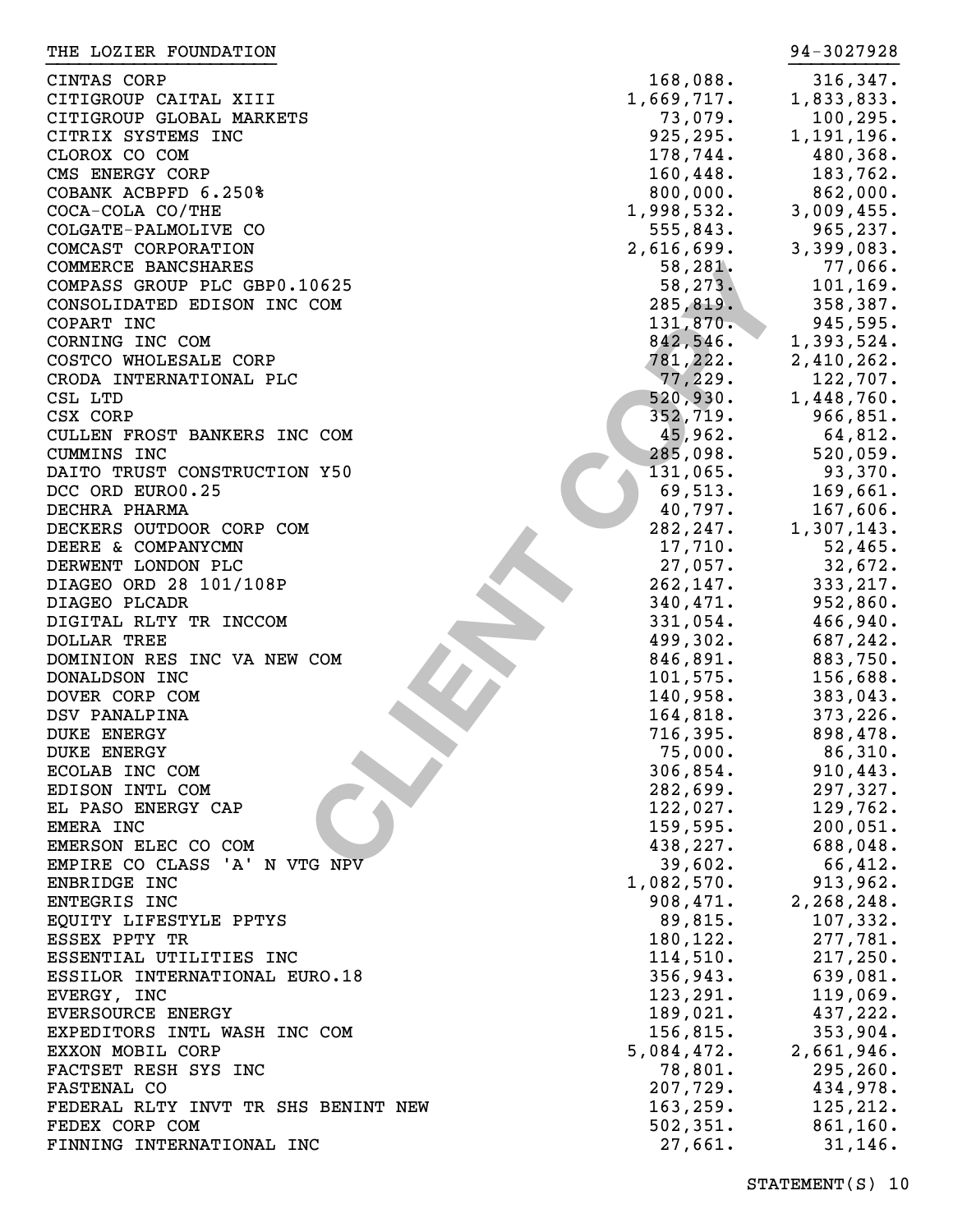THE LOZIER FOUNDATION 94-3027928

| | | |
|---|---|---|
| CINTAS CORP | 168,088. | 316,347. |
| CITIGROUP CAITAL XIII | 1,669,717. | 1,833,833. |
| CITIGROUP GLOBAL MARKETS | 73,079. | 100,295. |
| CITRIX SYSTEMS INC | 925,295. | 1,191,196. |
| CLOROX CO COM | 178,744. | 480,368. |
| CMS ENERGY CORP | 160,448. | 183,762. |
| COBANK ACBPFD 6.250% | 800,000. | 862,000. |
| COCA-COLA CO/THE | 1,998,532. | 3,009,455. |
| COLGATE-PALMOLIVE CO | 555,843. | 965,237. |
| COMCAST CORPORATION | 2,616,699. | 3,399,083. |
| COMMERCE BANCSHARES | 58,281. | 77,066. |
| COMPASS GROUP PLC GBP0.10625 | 58,273. | 101,169. |
| CONSOLIDATED EDISON INC COM | 285,819. | 358,387. |
| COPART INC | 131,870. | 945,595. |
| CORNING INC COM | 842,546. | 1,393,524. |
| COSTCO WHOLESALE CORP | 781,222. | 2,410,262. |
| CRODA INTERNATIONAL PLC | 77,229. | 122,707. |
| CSL LTD | 520,930. | 1,448,760. |
| CSX CORP | 352,719. | 966,851. |
| CULLEN FROST BANKERS INC COM | 45,962. | 64,812. |
| CUMMINS INC | 285,098. | 520,059. |
| DAITO TRUST CONSTRUCTION Y50 | 131,065. | 93,370. |
| DCC ORD EURO0.25 | 69,513. | 169,661. |
| DECHRA PHARMA | 40,797. | 167,606. |
| DECKERS OUTDOOR CORP COM | 282,247. | 1,307,143. |
| DEERE & COMPANYCMN | 17,710. | 52,465. |
| DERWENT LONDON PLC | 27,057. | 32,672. |
| DIAGEO ORD 28 101/108P | 262,147. | 333,217. |
| DIAGEO PLCADR | 340,471. | 952,860. |
| DIGITAL RLTY TR INCCOM | 331,054. | 466,940. |
| DOLLAR TREE | 499,302. | 687,242. |
| DOMINION RES INC VA NEW COM | 846,891. | 883,750. |
| DONALDSON INC | 101,575. | 156,688. |
| DOVER CORP COM | 140,958. | 383,043. |
| DSV PANALPINA | 164,818. | 373,226. |
| DUKE ENERGY | 716,395. | 898,478. |
| DUKE ENERGY | 75,000. | 86,310. |
| ECOLAB INC COM | 306,854. | 910,443. |
| EDISON INTL COM | 282,699. | 297,327. |
| EL PASO ENERGY CAP | 122,027. | 129,762. |
| EMERA INC | 159,595. | 200,051. |
| EMERSON ELEC CO COM | 438,227. | 688,048. |
| EMPIRE CO CLASS 'A' N VTG NPV | 39,602. | 66,412. |
| ENBRIDGE INC | 1,082,570. | 913,962. |
| ENTEGRIS INC | 908,471. | 2,268,248. |
| EQUITY LIFESTYLE PPTYS | 89,815. | 107,332. |
| ESSEX PPTY TR | 180,122. | 277,781. |
| ESSENTIAL UTILITIES INC | 114,510. | 217,250. |
| ESSILOR INTERNATIONAL EURO.18 | 356,943. | 639,081. |
| EVERGY, INC | 123,291. | 119,069. |
| EVERSOURCE ENERGY | 189,021. | 437,222. |
| EXPEDITORS INTL WASH INC COM | 156,815. | 353,904. |
| EXXON MOBIL CORP | 5,084,472. | 2,661,946. |
| FACTSET RESH SYS INC | 78,801. | 295,260. |
| FASTENAL CO | 207,729. | 434,978. |
| FEDERAL RLTY INVT TR SHS BENINT NEW | 163,259. | 125,212. |
| FEDEX CORP COM | 502,351. | 861,160. |
| FINNING INTERNATIONAL INC | 27,661. | 31,146. |

STATEMENT(S) 10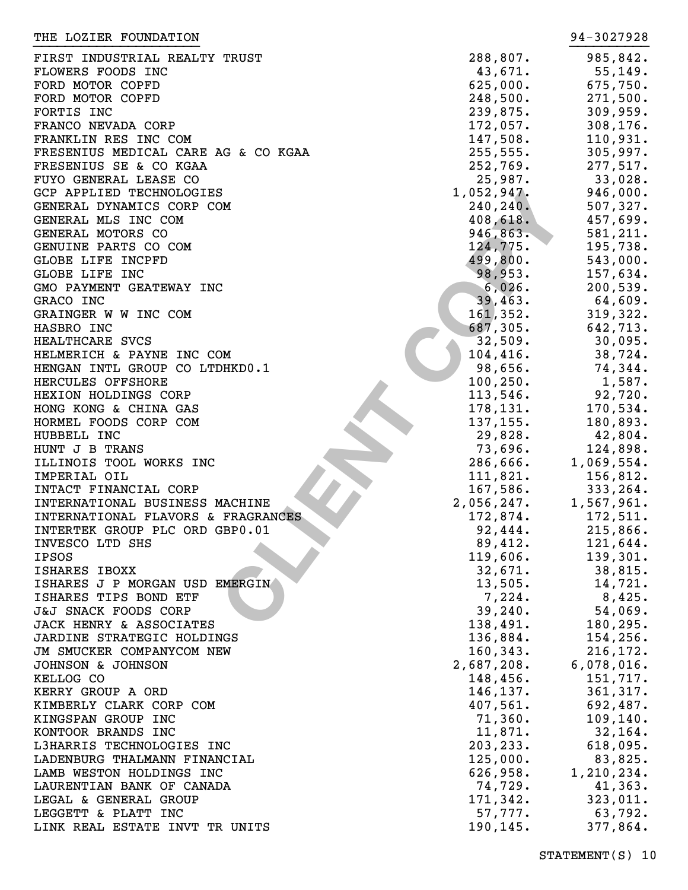THE LOZIER FOUNDATION 94-3027928

| | | |
|---|---|---|
| FIRST INDUSTRIAL REALTY TRUST | 288,807. | 985,842. |
| FLOWERS FOODS INC | 43,671. | 55,149. |
| FORD MOTOR COPFD | 625,000. | 675,750. |
| FORD MOTOR COPFD | 248,500. | 271,500. |
| FORTIS INC | 239,875. | 309,959. |
| FRANCO NEVADA CORP | 172,057. | 308,176. |
| FRANKLIN RES INC COM | 147,508. | 110,931. |
| FRESENIUS MEDICAL CARE AG & CO KGAA | 255,555. | 305,997. |
| FRESENIUS SE & CO KGAA | 252,769. | 277,517. |
| FUYO GENERAL LEASE CO | 25,987. | 33,028. |
| GCP APPLIED TECHNOLOGIES | 1,052,947. | 946,000. |
| GENERAL DYNAMICS CORP COM | 240,240. | 507,327. |
| GENERAL MLS INC COM | 408,618. | 457,699. |
| GENERAL MOTORS CO | 946,863. | 581,211. |
| GENUINE PARTS CO COM | 124,775. | 195,738. |
| GLOBE LIFE INCPFD | 499,800. | 543,000. |
| GLOBE LIFE INC | 98,953. | 157,634. |
| GMO PAYMENT GEATEWAY INC | 6,026. | 200,539. |
| GRACO INC | 39,463. | 64,609. |
| GRAINGER W W INC COM | 161,352. | 319,322. |
| HASBRO INC | 687,305. | 642,713. |
| HEALTHCARE SVCS | 32,509. | 30,095. |
| HELMERICH & PAYNE INC COM | 104,416. | 38,724. |
| HENGAN INTL GROUP CO LTDHKD0.1 | 98,656. | 74,344. |
| HERCULES OFFSHORE | 100,250. | 1,587. |
| HEXION HOLDINGS CORP | 113,546. | 92,720. |
| HONG KONG & CHINA GAS | 178,131. | 170,534. |
| HORMEL FOODS CORP COM | 137,155. | 180,893. |
| HUBBELL INC | 29,828. | 42,804. |
| HUNT J B TRANS | 73,696. | 124,898. |
| ILLINOIS TOOL WORKS INC | 286,666. | 1,069,554. |
| IMPERIAL OIL | 111,821. | 156,812. |
| INTACT FINANCIAL CORP | 167,586. | 333,264. |
| INTERNATIONAL BUSINESS MACHINE | 2,056,247. | 1,567,961. |
| INTERNATIONAL FLAVORS & FRAGRANCES | 172,874. | 172,511. |
| INTERTEK GROUP PLC ORD GBP0.01 | 92,444. | 215,866. |
| INVESCO LTD SHS | 89,412. | 121,644. |
| IPSOS | 119,606. | 139,301. |
| ISHARES IBOXX | 32,671. | 38,815. |
| ISHARES J P MORGAN USD EMERGIN | 13,505. | 14,721. |
| ISHARES TIPS BOND ETF | 7,224. | 8,425. |
| J&J SNACK FOODS CORP | 39,240. | 54,069. |
| JACK HENRY & ASSOCIATES | 138,491. | 180,295. |
| JARDINE STRATEGIC HOLDINGS | 136,884. | 154,256. |
| JM SMUCKER COMPANYCOM NEW | 160,343. | 216,172. |
| JOHNSON & JOHNSON | 2,687,208. | 6,078,016. |
| KELLOG CO | 148,456. | 151,717. |
| KERRY GROUP A ORD | 146,137. | 361,317. |
| KIMBERLY CLARK CORP COM | 407,561. | 692,487. |
| KINGSPAN GROUP INC | 71,360. | 109,140. |
| KONTOOR BRANDS INC | 11,871. | 32,164. |
| L3HARRIS TECHNOLOGIES INC | 203,233. | 618,095. |
| LADENBURG THALMANN FINANCIAL | 125,000. | 83,825. |
| LAMB WESTON HOLDINGS INC | 626,958. | 1,210,234. |
| LAURENTIAN BANK OF CANADA | 74,729. | 41,363. |
| LEGAL & GENERAL GROUP | 171,342. | 323,011. |
| LEGGETT & PLATT INC | 57,777. | 63,792. |
| LINK REAL ESTATE INVT TR UNITS | 190,145. | 377,864. |

STATEMENT(S) 10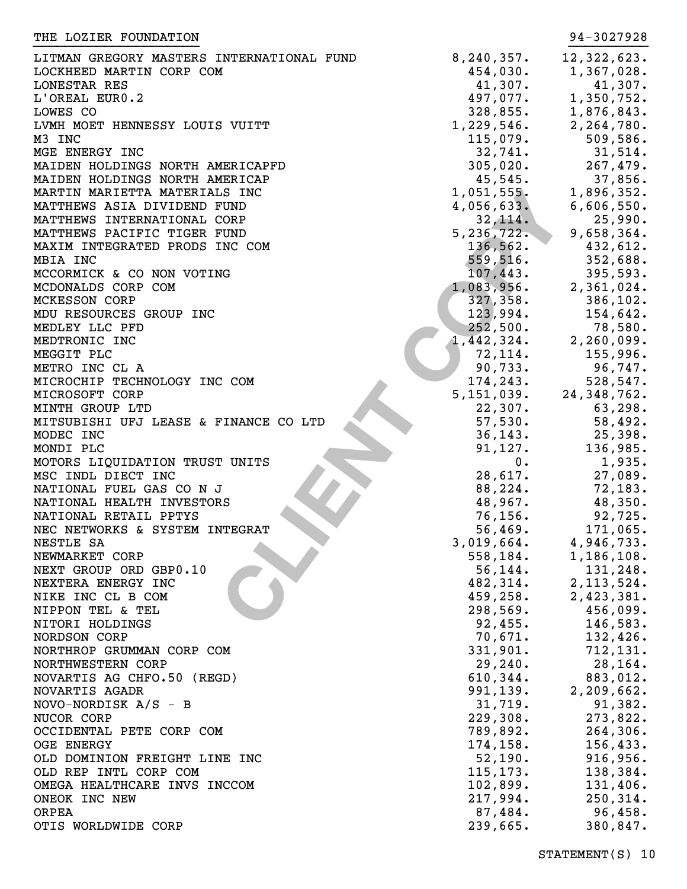| | | |
|---|---|---|
| LITMAN GREGORY MASTERS INTERNATIONAL FUND | 8,240,357. | 12,322,623. |
| LOCKHEED MARTIN CORP COM | 454,030. | 1,367,028. |
| LONESTAR RES | 41,307. | 41,307. |
| L'OREAL EUR0.2 | 497,077. | 1,350,752. |
| LOWES CO | 328,855. | 1,876,843. |
| LVMH MOET HENNESSY LOUIS VUITT | 1,229,546. | 2,264,780. |
| M3 INC | 115,079. | 509,586. |
| MGE ENERGY INC | 32,741. | 31,514. |
| MAIDEN HOLDINGS NORTH AMERICAPFD | 305,020. | 267,479. |
| MAIDEN HOLDINGS NORTH AMERICAP | 45,545. | 37,856. |
| MARTIN MARIETTA MATERIALS INC | 1,051,555. | 1,896,352. |
| MATTHEWS ASIA DIVIDEND FUND | 4,056,633. | 6,606,550. |
| MATTHEWS INTERNATIONAL CORP | 32,114. | 25,990. |
| MATTHEWS PACIFIC TIGER FUND | 5,236,722. | 9,658,364. |
| MAXIM INTEGRATED PRODS INC COM | 136,562. | 432,612. |
| MBIA INC | 559,516. | 352,688. |
| MCCORMICK & CO NON VOTING | 107,443. | 395,593. |
| MCDONALDS CORP COM | 1,083,956. | 2,361,024. |
| MCKESSON CORP | 327,358. | 386,102. |
| MDU RESOURCES GROUP INC | 123,994. | 154,642. |
| MEDLEY LLC PFD | 252,500. | 78,580. |
| MEDTRONIC INC | 1,442,324. | 2,260,099. |
| MEGGIT PLC | 72,114. | 155,996. |
| METRO INC CL A | 90,733. | 96,747. |
| MICROCHIP TECHNOLOGY INC COM | 174,243. | 528,547. |
| MICROSOFT CORP | 5,151,039. | 24,348,762. |
| MINTH GROUP LTD | 22,307. | 63,298. |
| MITSUBISHI UFJ LEASE & FINANCE CO LTD | 57,530. | 58,492. |
| MODEC INC | 36,143. | 25,398. |
| MONDI PLC | 91,127. | 136,985. |
| MOTORS LIQUIDATION TRUST UNITS | 0. | 1,935. |
| MSC INDL DIECT INC | 28,617. | 27,089. |
| NATIONAL FUEL GAS CO N J | 88,224. | 72,183. |
| NATIONAL HEALTH INVESTORS | 48,967. | 48,350. |
| NATIONAL RETAIL PPTYS | 76,156. | 92,725. |
| NEC NETWORKS & SYSTEM INTEGRAT | 56,469. | 171,065. |
| NESTLE SA | 3,019,664. | 4,946,733. |
| NEWMARKET CORP | 558,184. | 1,186,108. |
| NEXT GROUP ORD GBP0.10 | 56,144. | 131,248. |
| NEXTERA ENERGY INC | 482,314. | 2,113,524. |
| NIKE INC CL B COM | 459,258. | 2,423,381. |
| NIPPON TEL & TEL | 298,569. | 456,099. |
| NITORI HOLDINGS | 92,455. | 146,583. |
| NORDSON CORP | 70,671. | 132,426. |
| NORTHROP GRUMMAN CORP COM | 331,901. | 712,131. |
| NORTHWESTERN CORP | 29,240. | 28,164. |
| NOVARTIS AG CHFO.50 (REGD) | 610,344. | 883,012. |
| NOVARTIS AGADR | 991,139. | 2,209,662. |
| NOVO-NORDISK A/S - B | 31,719. | 91,382. |
| NUCOR CORP | 229,308. | 273,822. |
| OCCIDENTAL PETE CORP COM | 789,892. | 264,306. |
| OGE ENERGY | 174,158. | 156,433. |
| OLD DOMINION FREIGHT LINE INC | 52,190. | 916,956. |
| OLD REP INTL CORP COM | 115,173. | 138,384. |
| OMEGA HEALTHCARE INVS INCCOM | 102,899. | 131,406. |
| ONEOK INC NEW | 217,994. | 250,314. |
| ORPEA | 87,484. | 96,458. |
| OTIS WORLDWIDE CORP | 239,665. | 380,847. |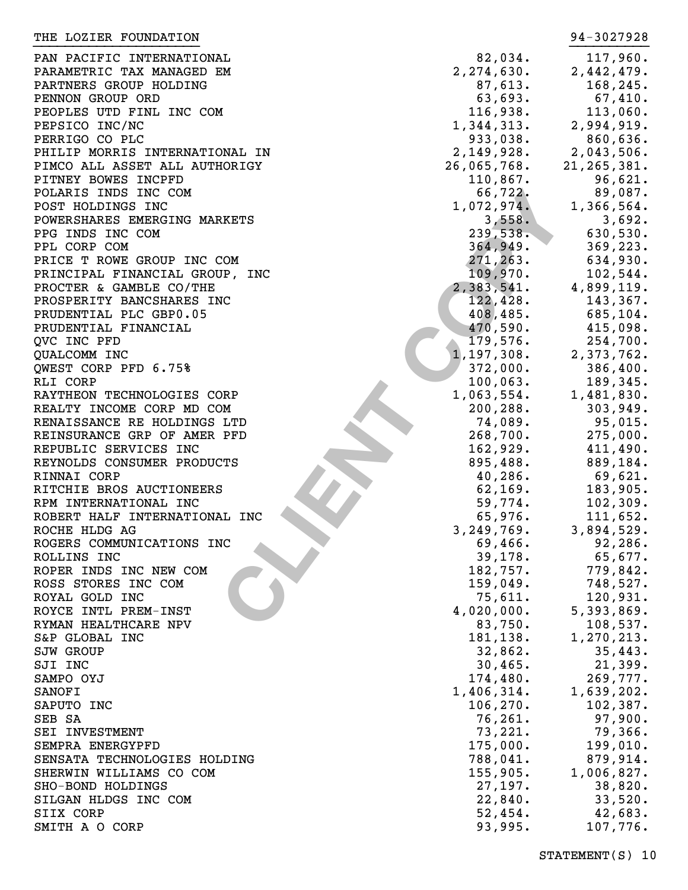THE LOZIER FOUNDATION 94-3027928

| | | |
|---|---|---|
| PAN PACIFIC INTERNATIONAL | 82,034. | 117,960. |
| PARAMETRIC TAX MANAGED EM | 2,274,630. | 2,442,479. |
| PARTNERS GROUP HOLDING | 87,613. | 168,245. |
| PENNON GROUP ORD | 63,693. | 67,410. |
| PEOPLES UTD FINL INC COM | 116,938. | 113,060. |
| PEPSICO INC/NC | 1,344,313. | 2,994,919. |
| PERRIGO CO PLC | 933,038. | 860,636. |
| PHILIP MORRIS INTERNATIONAL IN | 2,149,928. | 2,043,506. |
| PIMCO ALL ASSET ALL AUTHORIGY | 26,065,768. | 21,265,381. |
| PITNEY BOWES INCPFD | 110,867. | 96,621. |
| POLARIS INDS INC COM | 66,722. | 89,087. |
| POST HOLDINGS INC | 1,072,974. | 1,366,564. |
| POWERSHARES EMERGING MARKETS | 3,558. | 3,692. |
| PPG INDS INC COM | 239,538. | 630,530. |
| PPL CORP COM | 364,949. | 369,223. |
| PRICE T ROWE GROUP INC COM | 271,263. | 634,930. |
| PRINCIPAL FINANCIAL GROUP, INC | 109,970. | 102,544. |
| PROCTER & GAMBLE CO/THE | 2,383,541. | 4,899,119. |
| PROSPERITY BANCSHARES INC | 122,428. | 143,367. |
| PRUDENTIAL PLC GBP0.05 | 408,485. | 685,104. |
| PRUDENTIAL FINANCIAL | 470,590. | 415,098. |
| QVC INC PFD | 179,576. | 254,700. |
| QUALCOMM INC | 1,197,308. | 2,373,762. |
| QWEST CORP PFD 6.75% | 372,000. | 386,400. |
| RLI CORP | 100,063. | 189,345. |
| RAYTHEON TECHNOLOGIES CORP | 1,063,554. | 1,481,830. |
| REALTY INCOME CORP MD COM | 200,288. | 303,949. |
| RENAISSANCE RE HOLDINGS LTD | 74,089. | 95,015. |
| REINSURANCE GRP OF AMER PFD | 268,700. | 275,000. |
| REPUBLIC SERVICES INC | 162,929. | 411,490. |
| REYNOLDS CONSUMER PRODUCTS | 895,488. | 889,184. |
| RINNAI CORP | 40,286. | 69,621. |
| RITCHIE BROS AUCTIONEERS | 62,169. | 183,905. |
| RPM INTERNATIONAL INC | 59,774. | 102,309. |
| ROBERT HALF INTERNATIONAL INC | 65,976. | 111,652. |
| ROCHE HLDG AG | 3,249,769. | 3,894,529. |
| ROGERS COMMUNICATIONS INC | 69,466. | 92,286. |
| ROLLINS INC | 39,178. | 65,677. |
| ROPER INDS INC NEW COM | 182,757. | 779,842. |
| ROSS STORES INC COM | 159,049. | 748,527. |
| ROYAL GOLD INC | 75,611. | 120,931. |
| ROYCE INTL PREM-INST | 4,020,000. | 5,393,869. |
| RYMAN HEALTHCARE NPV | 83,750. | 108,537. |
| S&P GLOBAL INC | 181,138. | 1,270,213. |
| SJW GROUP | 32,862. | 35,443. |
| SJI INC | 30,465. | 21,399. |
| SAMPO OYJ | 174,480. | 269,777. |
| SANOFI | 1,406,314. | 1,639,202. |
| SAPUTO INC | 106,270. | 102,387. |
| SEB SA | 76,261. | 97,900. |
| SEI INVESTMENT | 73,221. | 79,366. |
| SEMPRA ENERGYPFD | 175,000. | 199,010. |
| SENSATA TECHNOLOGIES HOLDING | 788,041. | 879,914. |
| SHERWIN WILLIAMS CO COM | 155,905. | 1,006,827. |
| SHO-BOND HOLDINGS | 27,197. | 38,820. |
| SILGAN HLDGS INC COM | 22,840. | 33,520. |
| SIIX CORP | 52,454. | 42,683. |
| SMITH A O CORP | 93,995. | 107,776. |

STATEMENT(S) 10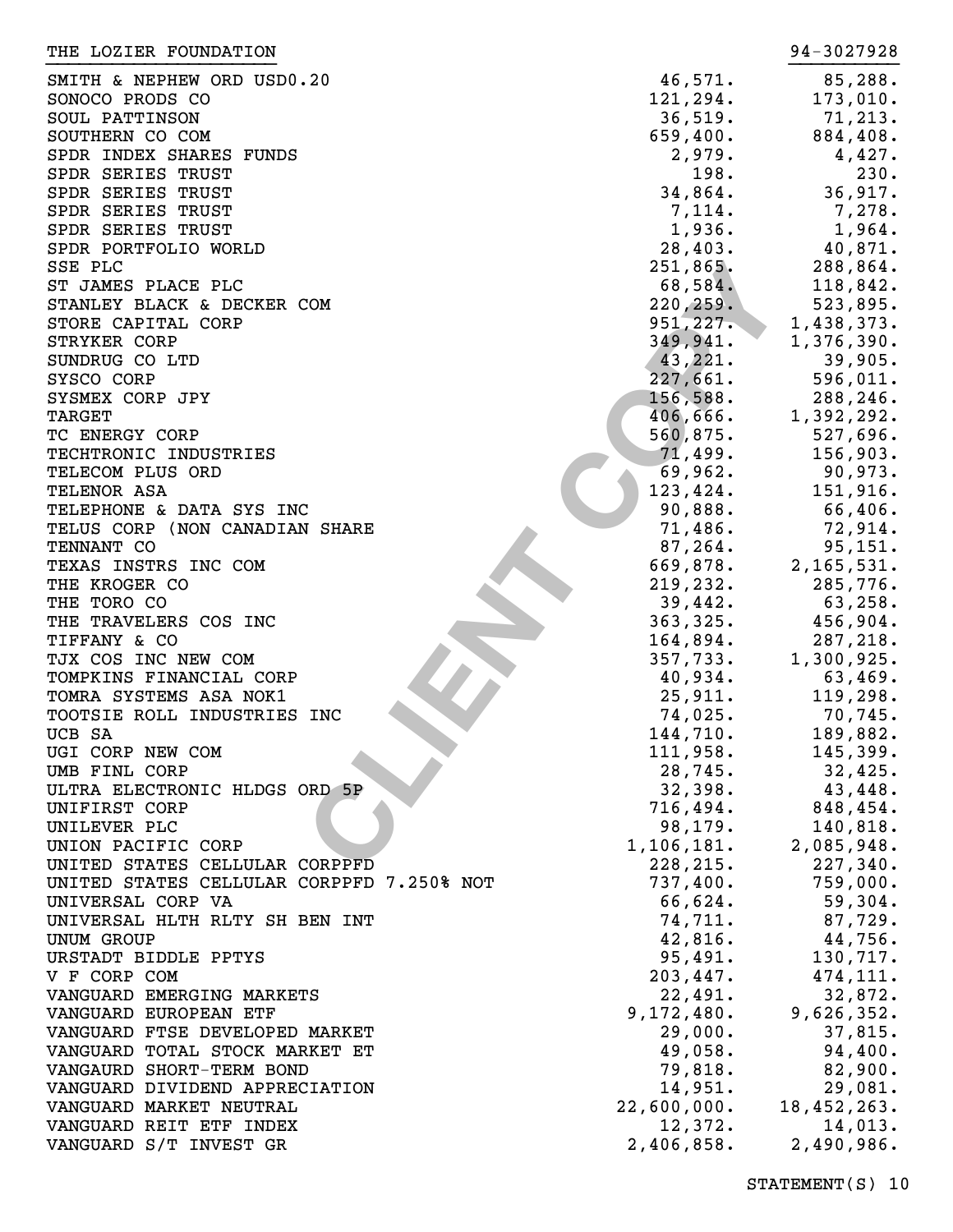THE LOZIER FOUNDATION 94-3027928

| | | |
|---|---|---|
| SMITH & NEPHEW ORD USD0.20 | 46,571. | 85,288. |
| SONOCO PRODS CO | 121,294. | 173,010. |
| SOUL PATTINSON | 36,519. | 71,213. |
| SOUTHERN CO COM | 659,400. | 884,408. |
| SPDR INDEX SHARES FUNDS | 2,979. | 4,427. |
| SPDR SERIES TRUST | 198. | 230. |
| SPDR SERIES TRUST | 34,864. | 36,917. |
| SPDR SERIES TRUST | 7,114. | 7,278. |
| SPDR SERIES TRUST | 1,936. | 1,964. |
| SPDR PORTFOLIO WORLD | 28,403. | 40,871. |
| SSE PLC | 251,865. | 288,864. |
| ST JAMES PLACE PLC | 68,584. | 118,842. |
| STANLEY BLACK & DECKER COM | 220,259. | 523,895. |
| STORE CAPITAL CORP | 951,227. | 1,438,373. |
| STRYKER CORP | 349,941. | 1,376,390. |
| SUNDRUG CO LTD | 43,221. | 39,905. |
| SYSCO CORP | 227,661. | 596,011. |
| SYSMEX CORP JPY | 156,588. | 288,246. |
| TARGET | 406,666. | 1,392,292. |
| TC ENERGY CORP | 560,875. | 527,696. |
| TECHTRONIC INDUSTRIES | 71,499. | 156,903. |
| TELECOM PLUS ORD | 69,962. | 90,973. |
| TELENOR ASA | 123,424. | 151,916. |
| TELEPHONE & DATA SYS INC | 90,888. | 66,406. |
| TELUS CORP (NON CANADIAN SHARE | 71,486. | 72,914. |
| TENNANT CO | 87,264. | 95,151. |
| TEXAS INSTRS INC COM | 669,878. | 2,165,531. |
| THE KROGER CO | 219,232. | 285,776. |
| THE TORO CO | 39,442. | 63,258. |
| THE TRAVELERS COS INC | 363,325. | 456,904. |
| TIFFANY & CO | 164,894. | 287,218. |
| TJX COS INC NEW COM | 357,733. | 1,300,925. |
| TOMPKINS FINANCIAL CORP | 40,934. | 63,469. |
| TOMRA SYSTEMS ASA NOK1 | 25,911. | 119,298. |
| TOOTSIE ROLL INDUSTRIES INC | 74,025. | 70,745. |
| UCB SA | 144,710. | 189,882. |
| UGI CORP NEW COM | 111,958. | 145,399. |
| UMB FINL CORP | 28,745. | 32,425. |
| ULTRA ELECTRONIC HLDGS ORD 5P | 32,398. | 43,448. |
| UNIFIRST CORP | 716,494. | 848,454. |
| UNILEVER PLC | 98,179. | 140,818. |
| UNION PACIFIC CORP | 1,106,181. | 2,085,948. |
| UNITED STATES CELLULAR CORPPFD | 228,215. | 227,340. |
| UNITED STATES CELLULAR CORPPFD 7.250% NOT | 737,400. | 759,000. |
| UNIVERSAL CORP VA | 66,624. | 59,304. |
| UNIVERSAL HLTH RLTY SH BEN INT | 74,711. | 87,729. |
| UNUM GROUP | 42,816. | 44,756. |
| URSTADT BIDDLE PPTYS | 95,491. | 130,717. |
| V F CORP COM | 203,447. | 474,111. |
| VANGUARD EMERGING MARKETS | 22,491. | 32,872. |
| VANGUARD EUROPEAN ETF | 9,172,480. | 9,626,352. |
| VANGUARD FTSE DEVELOPED MARKET | 29,000. | 37,815. |
| VANGUARD TOTAL STOCK MARKET ET | 49,058. | 94,400. |
| VANGAURD SHORT-TERM BOND | 79,818. | 82,900. |
| VANGUARD DIVIDEND APPRECIATION | 14,951. | 29,081. |
| VANGUARD MARKET NEUTRAL | 22,600,000. | 18,452,263. |
| VANGUARD REIT ETF INDEX | 12,372. | 14,013. |
| VANGUARD S/T INVEST GR | 2,406,858. | 2,490,986. |

STATEMENT(S) 10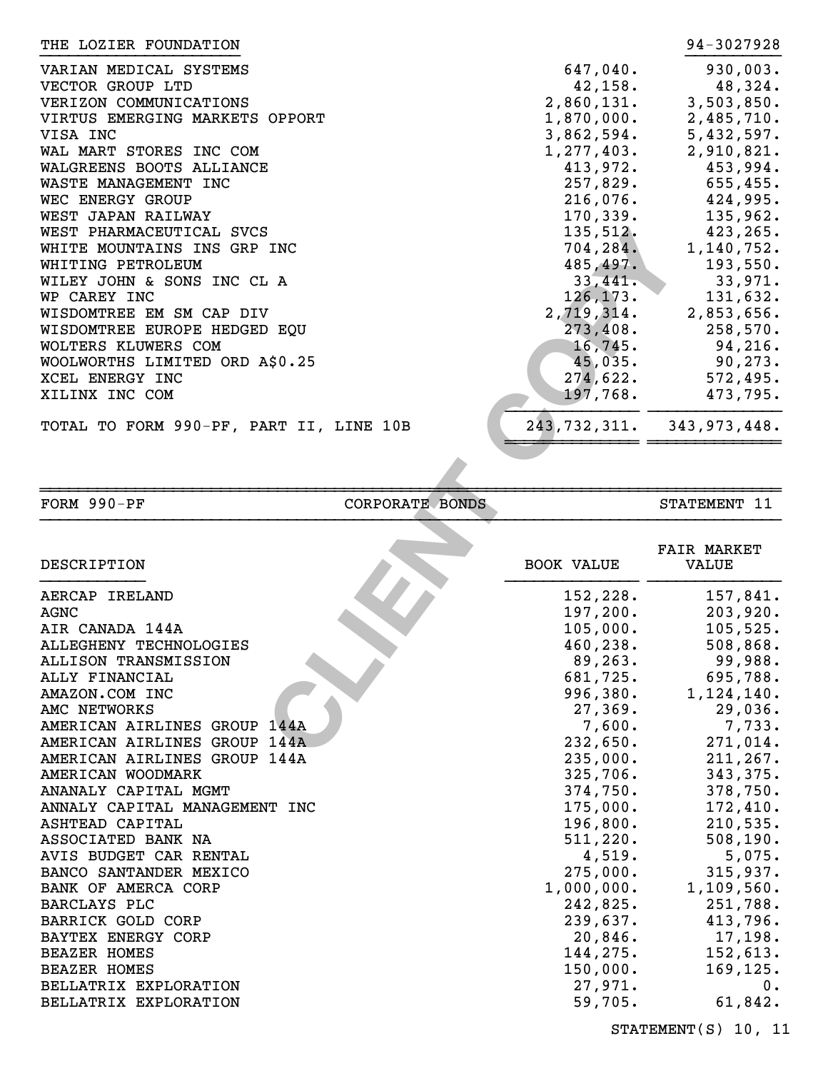THE LOZIER FOUNDATION 94-3027928

| | | |
|---|---|---|
| VARIAN MEDICAL SYSTEMS | 647,040. | 930,003. |
| VECTOR GROUP LTD | 42,158. | 48,324. |
| VERIZON COMMUNICATIONS | 2,860,131. | 3,503,850. |
| VIRTUS EMERGING MARKETS OPPORT | 1,870,000. | 2,485,710. |
| VISA INC | 3,862,594. | 5,432,597. |
| WAL MART STORES INC COM | 1,277,403. | 2,910,821. |
| WALGREENS BOOTS ALLIANCE | 413,972. | 453,994. |
| WASTE MANAGEMENT INC | 257,829. | 655,455. |
| WEC ENERGY GROUP | 216,076. | 424,995. |
| WEST JAPAN RAILWAY | 170,339. | 135,962. |
| WEST PHARMACEUTICAL SVCS | 135,512. | 423,265. |
| WHITE MOUNTAINS INS GRP INC | 704,284. | 1,140,752. |
| WHITING PETROLEUM | 485,497. | 193,550. |
| WILEY JOHN & SONS INC CL A | 33,441. | 33,971. |
| WP CAREY INC | 126,173. | 131,632. |
| WISDOMTREE EM SM CAP DIV | 2,719,314. | 2,853,656. |
| WISDOMTREE EUROPE HEDGED EQU | 273,408. | 258,570. |
| WOLTERS KLUWERS COM | 16,745. | 94,216. |
| WOOLWORTHS LIMITED ORD A$0.25 | 45,035. | 90,273. |
| XCEL ENERGY INC | 274,622. | 572,495. |
| XILINX INC COM | 197,768. | 473,795. |
| TOTAL TO FORM 990-PF, PART II, LINE 10B | 243,732,311. | 343,973,448. |

FORM 990-PF CORPORATE BONDS STATEMENT 11

| DESCRIPTION | BOOK VALUE | FAIR MARKET VALUE |
|---|---|---|
| AERCAP IRELAND | 152,228. | 157,841. |
| AGNC | 197,200. | 203,920. |
| AIR CANADA 144A | 105,000. | 105,525. |
| ALLEGHENY TECHNOLOGIES | 460,238. | 508,868. |
| ALLISON TRANSMISSION | 89,263. | 99,988. |
| ALLY FINANCIAL | 681,725. | 695,788. |
| AMAZON.COM INC | 996,380. | 1,124,140. |
| AMC NETWORKS | 27,369. | 29,036. |
| AMERICAN AIRLINES GROUP 144A | 7,600. | 7,733. |
| AMERICAN AIRLINES GROUP 144A | 232,650. | 271,014. |
| AMERICAN AIRLINES GROUP 144A | 235,000. | 211,267. |
| AMERICAN WOODMARK | 325,706. | 343,375. |
| ANANALY CAPITAL MGMT | 374,750. | 378,750. |
| ANNALY CAPITAL MANAGEMENT INC | 175,000. | 172,410. |
| ASHTEAD CAPITAL | 196,800. | 210,535. |
| ASSOCIATED BANK NA | 511,220. | 508,190. |
| AVIS BUDGET CAR RENTAL | 4,519. | 5,075. |
| BANCO SANTANDER MEXICO | 275,000. | 315,937. |
| BANK OF AMERCA CORP | 1,000,000. | 1,109,560. |
| BARCLAYS PLC | 242,825. | 251,788. |
| BARRICK GOLD CORP | 239,637. | 413,796. |
| BAYTEX ENERGY CORP | 20,846. | 17,198. |
| BEAZER HOMES | 144,275. | 152,613. |
| BEAZER HOMES | 150,000. | 169,125. |
| BELLATRIX EXPLORATION | 27,971. | 0. |
| BELLATRIX EXPLORATION | 59,705. | 61,842. |

STATEMENT(S) 10, 11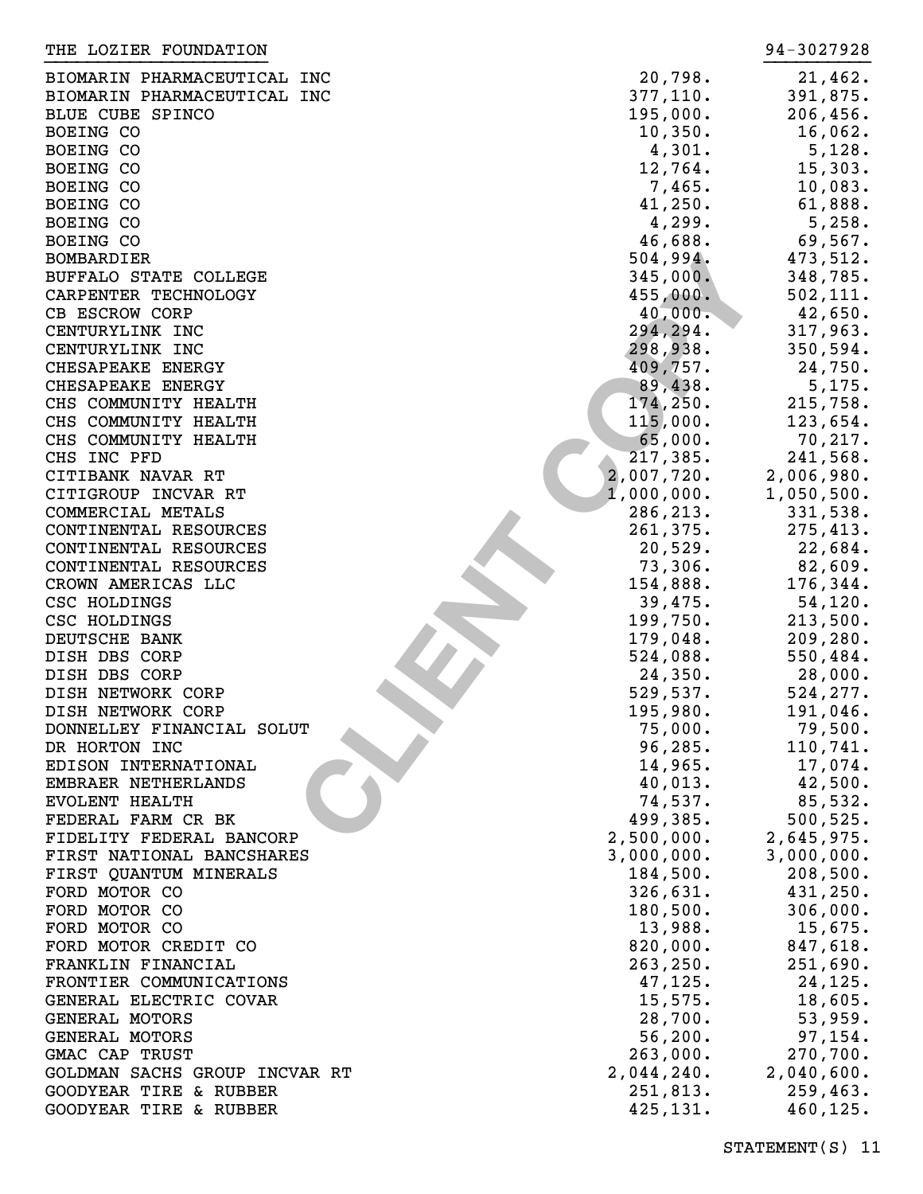THE LOZIER FOUNDATION 94-3027928

| | | |
|---|---|---|
| BIOMARIN PHARMACEUTICAL INC | 20,798. | 21,462. |
| BIOMARIN PHARMACEUTICAL INC | 377,110. | 391,875. |
| BLUE CUBE SPINCO | 195,000. | 206,456. |
| BOEING CO | 10,350. | 16,062. |
| BOEING CO | 4,301. | 5,128. |
| BOEING CO | 12,764. | 15,303. |
| BOEING CO | 7,465. | 10,083. |
| BOEING CO | 41,250. | 61,888. |
| BOEING CO | 4,299. | 5,258. |
| BOEING CO | 46,688. | 69,567. |
| BOMBARDIER | 504,994. | 473,512. |
| BUFFALO STATE COLLEGE | 345,000. | 348,785. |
| CARPENTER TECHNOLOGY | 455,000. | 502,111. |
| CB ESCROW CORP | 40,000. | 42,650. |
| CENTURYLINK INC | 294,294. | 317,963. |
| CENTURYLINK INC | 298,938. | 350,594. |
| CHESAPEAKE ENERGY | 409,757. | 24,750. |
| CHESAPEAKE ENERGY | 89,438. | 5,175. |
| CHS COMMUNITY HEALTH | 174,250. | 215,758. |
| CHS COMMUNITY HEALTH | 115,000. | 123,654. |
| CHS COMMUNITY HEALTH | 65,000. | 70,217. |
| CHS INC PFD | 217,385. | 241,568. |
| CITIBANK NAVAR RT | 2,007,720. | 2,006,980. |
| CITIGROUP INCVAR RT | 1,000,000. | 1,050,500. |
| COMMERCIAL METALS | 286,213. | 331,538. |
| CONTINENTAL RESOURCES | 261,375. | 275,413. |
| CONTINENTAL RESOURCES | 20,529. | 22,684. |
| CONTINENTAL RESOURCES | 73,306. | 82,609. |
| CROWN AMERICAS LLC | 154,888. | 176,344. |
| CSC HOLDINGS | 39,475. | 54,120. |
| CSC HOLDINGS | 199,750. | 213,500. |
| DEUTSCHE BANK | 179,048. | 209,280. |
| DISH DBS CORP | 524,088. | 550,484. |
| DISH DBS CORP | 24,350. | 28,000. |
| DISH NETWORK CORP | 529,537. | 524,277. |
| DISH NETWORK CORP | 195,980. | 191,046. |
| DONNELLEY FINANCIAL SOLUT | 75,000. | 79,500. |
| DR HORTON INC | 96,285. | 110,741. |
| EDISON INTERNATIONAL | 14,965. | 17,074. |
| EMBRAER NETHERLANDS | 40,013. | 42,500. |
| EVOLENT HEALTH | 74,537. | 85,532. |
| FEDERAL FARM CR BK | 499,385. | 500,525. |
| FIDELITY FEDERAL BANCORP | 2,500,000. | 2,645,975. |
| FIRST NATIONAL BANCSHARES | 3,000,000. | 3,000,000. |
| FIRST QUANTUM MINERALS | 184,500. | 208,500. |
| FORD MOTOR CO | 326,631. | 431,250. |
| FORD MOTOR CO | 180,500. | 306,000. |
| FORD MOTOR CO | 13,988. | 15,675. |
| FORD MOTOR CREDIT CO | 820,000. | 847,618. |
| FRANKLIN FINANCIAL | 263,250. | 251,690. |
| FRONTIER COMMUNICATIONS | 47,125. | 24,125. |
| GENERAL ELECTRIC COVAR | 15,575. | 18,605. |
| GENERAL MOTORS | 28,700. | 53,959. |
| GENERAL MOTORS | 56,200. | 97,154. |
| GMAC CAP TRUST | 263,000. | 270,700. |
| GOLDMAN SACHS GROUP INCVAR RT | 2,044,240. | 2,040,600. |
| GOODYEAR TIRE & RUBBER | 251,813. | 259,463. |
| GOODYEAR TIRE & RUBBER | 425,131. | 460,125. |

STATEMENT(S) 11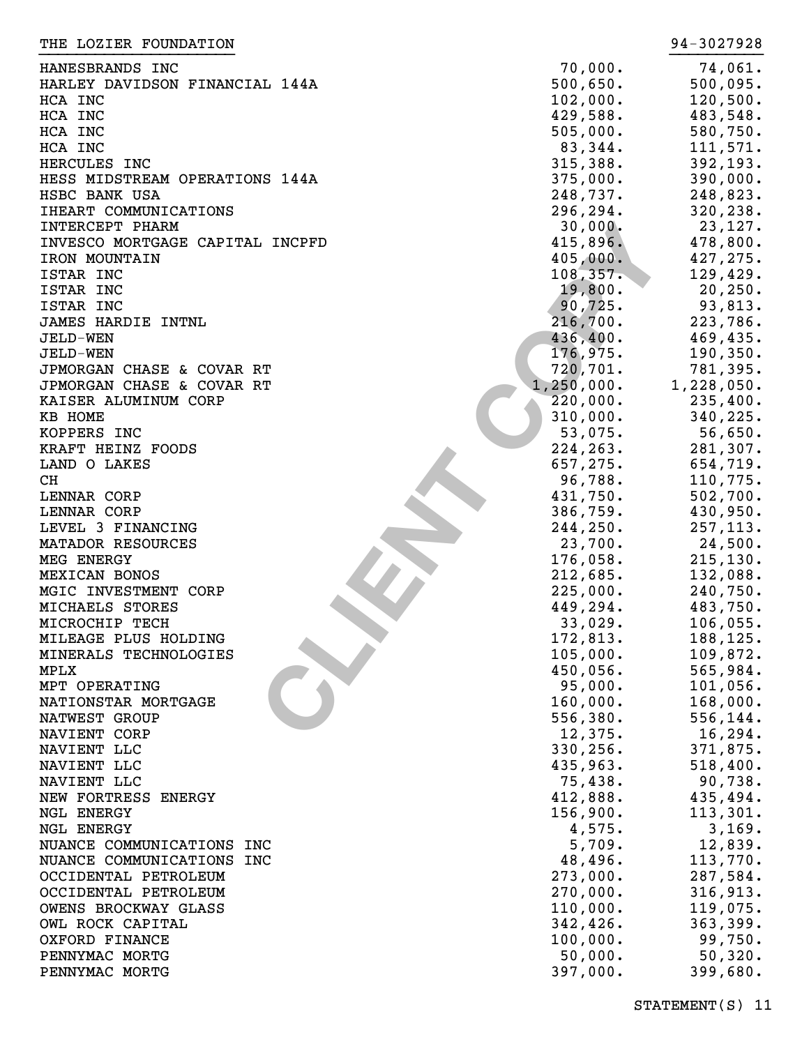THE LOZIER FOUNDATION 94-3027928

| | | |
|---|---|---|
| HANESBRANDS INC | 70,000. | 74,061. |
| HARLEY DAVIDSON FINANCIAL 144A | 500,650. | 500,095. |
| HCA INC | 102,000. | 120,500. |
| HCA INC | 429,588. | 483,548. |
| HCA INC | 505,000. | 580,750. |
| HCA INC | 83,344. | 111,571. |
| HERCULES INC | 315,388. | 392,193. |
| HESS MIDSTREAM OPERATIONS 144A | 375,000. | 390,000. |
| HSBC BANK USA | 248,737. | 248,823. |
| IHEART COMMUNICATIONS | 296,294. | 320,238. |
| INTERCEPT PHARM | 30,000. | 23,127. |
| INVESCO MORTGAGE CAPITAL INCPFD | 415,896. | 478,800. |
| IRON MOUNTAIN | 405,000. | 427,275. |
| ISTAR INC | 108,357. | 129,429. |
| ISTAR INC | 19,800. | 20,250. |
| ISTAR INC | 90,725. | 93,813. |
| JAMES HARDIE INTNL | 216,700. | 223,786. |
| JELD-WEN | 436,400. | 469,435. |
| JELD-WEN | 176,975. | 190,350. |
| JPMORGAN CHASE & COVAR RT | 720,701. | 781,395. |
| JPMORGAN CHASE & COVAR RT | 1,250,000. | 1,228,050. |
| KAISER ALUMINUM CORP | 220,000. | 235,400. |
| KB HOME | 310,000. | 340,225. |
| KOPPERS INC | 53,075. | 56,650. |
| KRAFT HEINZ FOODS | 224,263. | 281,307. |
| LAND O LAKES | 657,275. | 654,719. |
| CH | 96,788. | 110,775. |
| LENNAR CORP | 431,750. | 502,700. |
| LENNAR CORP | 386,759. | 430,950. |
| LEVEL 3 FINANCING | 244,250. | 257,113. |
| MATADOR RESOURCES | 23,700. | 24,500. |
| MEG ENERGY | 176,058. | 215,130. |
| MEXICAN BONOS | 212,685. | 132,088. |
| MGIC INVESTMENT CORP | 225,000. | 240,750. |
| MICHAELS STORES | 449,294. | 483,750. |
| MICROCHIP TECH | 33,029. | 106,055. |
| MILEAGE PLUS HOLDING | 172,813. | 188,125. |
| MINERALS TECHNOLOGIES | 105,000. | 109,872. |
| MPLX | 450,056. | 565,984. |
| MPT OPERATING | 95,000. | 101,056. |
| NATIONSTAR MORTGAGE | 160,000. | 168,000. |
| NATWEST GROUP | 556,380. | 556,144. |
| NAVIENT CORP | 12,375. | 16,294. |
| NAVIENT LLC | 330,256. | 371,875. |
| NAVIENT LLC | 435,963. | 518,400. |
| NAVIENT LLC | 75,438. | 90,738. |
| NEW FORTRESS ENERGY | 412,888. | 435,494. |
| NGL ENERGY | 156,900. | 113,301. |
| NGL ENERGY | 4,575. | 3,169. |
| NUANCE COMMUNICATIONS INC | 5,709. | 12,839. |
| NUANCE COMMUNICATIONS INC | 48,496. | 113,770. |
| OCCIDENTAL PETROLEUM | 273,000. | 287,584. |
| OCCIDENTAL PETROLEUM | 270,000. | 316,913. |
| OWENS BROCKWAY GLASS | 110,000. | 119,075. |
| OWL ROCK CAPITAL | 342,426. | 363,399. |
| OXFORD FINANCE | 100,000. | 99,750. |
| PENNYMAC MORTG | 50,000. | 50,320. |
| PENNYMAC MORTG | 397,000. | 399,680. |

STATEMENT(S) 11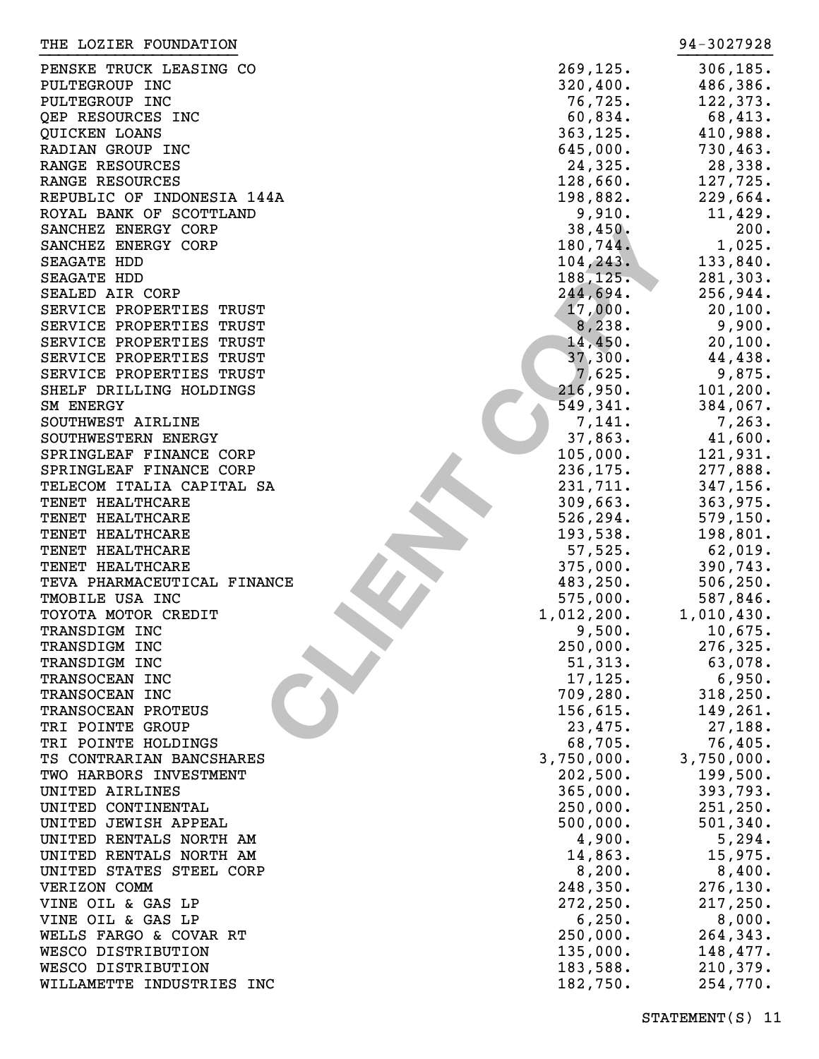| | | |
|---|---|---|
| PENSKE TRUCK LEASING CO | 269,125. | 306,185. |
| PULTEGROUP INC | 320,400. | 486,386. |
| PULTEGROUP INC | 76,725. | 122,373. |
| QEP RESOURCES INC | 60,834. | 68,413. |
| QUICKEN LOANS | 363,125. | 410,988. |
| RADIAN GROUP INC | 645,000. | 730,463. |
| RANGE RESOURCES | 24,325. | 28,338. |
| RANGE RESOURCES | 128,660. | 127,725. |
| REPUBLIC OF INDONESIA 144A | 198,882. | 229,664. |
| ROYAL BANK OF SCOTTLAND | 9,910. | 11,429. |
| SANCHEZ ENERGY CORP | 38,450. | 200. |
| SANCHEZ ENERGY CORP | 180,744. | 1,025. |
| SEAGATE HDD | 104,243. | 133,840. |
| SEAGATE HDD | 188,125. | 281,303. |
| SEALED AIR CORP | 244,694. | 256,944. |
| SERVICE PROPERTIES TRUST | 17,000. | 20,100. |
| SERVICE PROPERTIES TRUST | 8,238. | 9,900. |
| SERVICE PROPERTIES TRUST | 14,450. | 20,100. |
| SERVICE PROPERTIES TRUST | 37,300. | 44,438. |
| SERVICE PROPERTIES TRUST | 7,625. | 9,875. |
| SHELF DRILLING HOLDINGS | 216,950. | 101,200. |
| SM ENERGY | 549,341. | 384,067. |
| SOUTHWEST AIRLINE | 7,141. | 7,263. |
| SOUTHWESTERN ENERGY | 37,863. | 41,600. |
| SPRINGLEAF FINANCE CORP | 105,000. | 121,931. |
| SPRINGLEAF FINANCE CORP | 236,175. | 277,888. |
| TELECOM ITALIA CAPITAL SA | 231,711. | 347,156. |
| TENET HEALTHCARE | 309,663. | 363,975. |
| TENET HEALTHCARE | 526,294. | 579,150. |
| TENET HEALTHCARE | 193,538. | 198,801. |
| TENET HEALTHCARE | 57,525. | 62,019. |
| TENET HEALTHCARE | 375,000. | 390,743. |
| TEVA PHARMACEUTICAL FINANCE | 483,250. | 506,250. |
| TMOBILE USA INC | 575,000. | 587,846. |
| TOYOTA MOTOR CREDIT | 1,012,200. | 1,010,430. |
| TRANSDIGM INC | 9,500. | 10,675. |
| TRANSDIGM INC | 250,000. | 276,325. |
| TRANSDIGM INC | 51,313. | 63,078. |
| TRANSOCEAN INC | 17,125. | 6,950. |
| TRANSOCEAN INC | 709,280. | 318,250. |
| TRANSOCEAN PROTEUS | 156,615. | 149,261. |
| TRI POINTE GROUP | 23,475. | 27,188. |
| TRI POINTE HOLDINGS | 68,705. | 76,405. |
| TS CONTRARIAN BANCSHARES | 3,750,000. | 3,750,000. |
| TWO HARBORS INVESTMENT | 202,500. | 199,500. |
| UNITED AIRLINES | 365,000. | 393,793. |
| UNITED CONTINENTAL | 250,000. | 251,250. |
| UNITED JEWISH APPEAL | 500,000. | 501,340. |
| UNITED RENTALS NORTH AM | 4,900. | 5,294. |
| UNITED RENTALS NORTH AM | 14,863. | 15,975. |
| UNITED STATES STEEL CORP | 8,200. | 8,400. |
| VERIZON COMM | 248,350. | 276,130. |
| VINE OIL & GAS LP | 272,250. | 217,250. |
| VINE OIL & GAS LP | 6,250. | 8,000. |
| WELLS FARGO & COVAR RT | 250,000. | 264,343. |
| WESCO DISTRIBUTION | 135,000. | 148,477. |
| WESCO DISTRIBUTION | 183,588. | 210,379. |
| WILLAMETTE INDUSTRIES INC | 182,750. | 254,770. |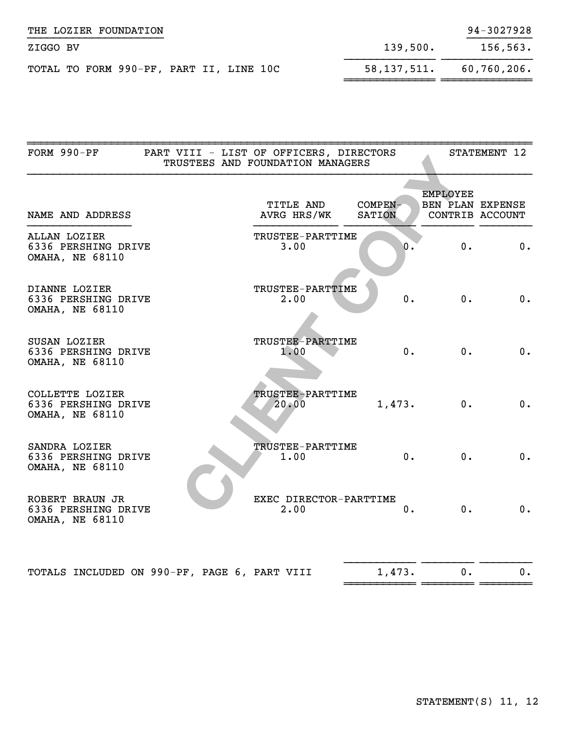THE LOZIER FOUNDATION 94-3027928

| | | |
|---|---|---|
| ZIGGO BV | 139,500. | 156,563. |
| TOTAL TO FORM 990-PF, PART II, LINE 10C | 58,137,511. | 60,760,206. |

FORM 990-PF PART VIII - LIST OF OFFICERS, DIRECTORS TRUSTEES AND FOUNDATION MANAGERS STATEMENT 12

| NAME AND ADDRESS | TITLE AND AVRG HRS/WK | COMPEN-SATION | EMPLOYEE BEN PLAN CONTRIB | EXPENSE ACCOUNT |
|---|---|---|---|---|
| ALLAN LOZIER 6336 PERSHING DRIVE OMAHA, NE 68110 | TRUSTEE-PARTTIME 3.00 | 0. | 0. | 0. |
| DIANNE LOZIER 6336 PERSHING DRIVE OMAHA, NE 68110 | TRUSTEE-PARTTIME 2.00 | 0. | 0. | 0. |
| SUSAN LOZIER 6336 PERSHING DRIVE OMAHA, NE 68110 | TRUSTEE-PARTTIME 1.00 | 0. | 0. | 0. |
| COLLETTE LOZIER 6336 PERSHING DRIVE OMAHA, NE 68110 | TRUSTEE-PARTTIME 20.00 | 1,473. | 0. | 0. |
| SANDRA LOZIER 6336 PERSHING DRIVE OMAHA, NE 68110 | TRUSTEE-PARTTIME 1.00 | 0. | 0. | 0. |
| ROBERT BRAUN JR 6336 PERSHING DRIVE OMAHA, NE 68110 | EXEC DIRECTOR-PARTTIME 2.00 | 0. | 0. | 0. |
| TOTALS INCLUDED ON 990-PF, PAGE 6, PART VIII | | 1,473. | 0. | 0. |

STATEMENT(S) 11, 12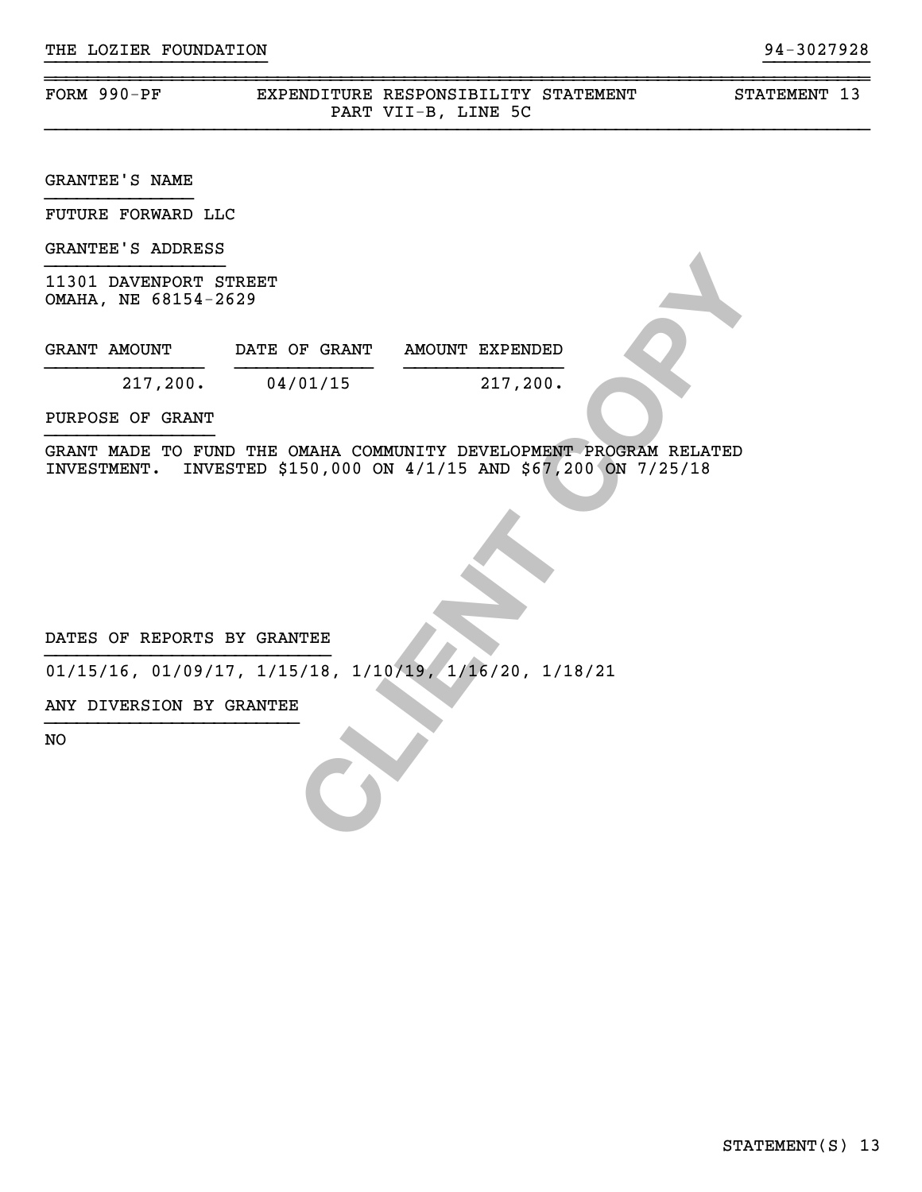THE LOZIER FOUNDATION 94-3027928

FORM 990-PF EXPENDITURE RESPONSIBILITY STATEMENT STATEMENT 13
PART VII-B, LINE 5C

GRANTEE'S NAME

FUTURE FORWARD LLC

GRANTEE'S ADDRESS

11301 DAVENPORT STREET
OMAHA, NE 68154-2629

| GRANT AMOUNT | DATE OF GRANT | AMOUNT EXPENDED |
|---|---|---|
| 217,200. | 04/01/15 | 217,200. |

PURPOSE OF GRANT

GRANT MADE TO FUND THE OMAHA COMMUNITY DEVELOPMENT PROGRAM RELATED INVESTMENT. INVESTED $150,000 ON 4/1/15 AND $67,200 ON 7/25/18

DATES OF REPORTS BY GRANTEE

01/15/16, 01/09/17, 1/15/18, 1/10/19, 1/16/20, 1/18/21

ANY DIVERSION BY GRANTEE

NO

CLIENT COPY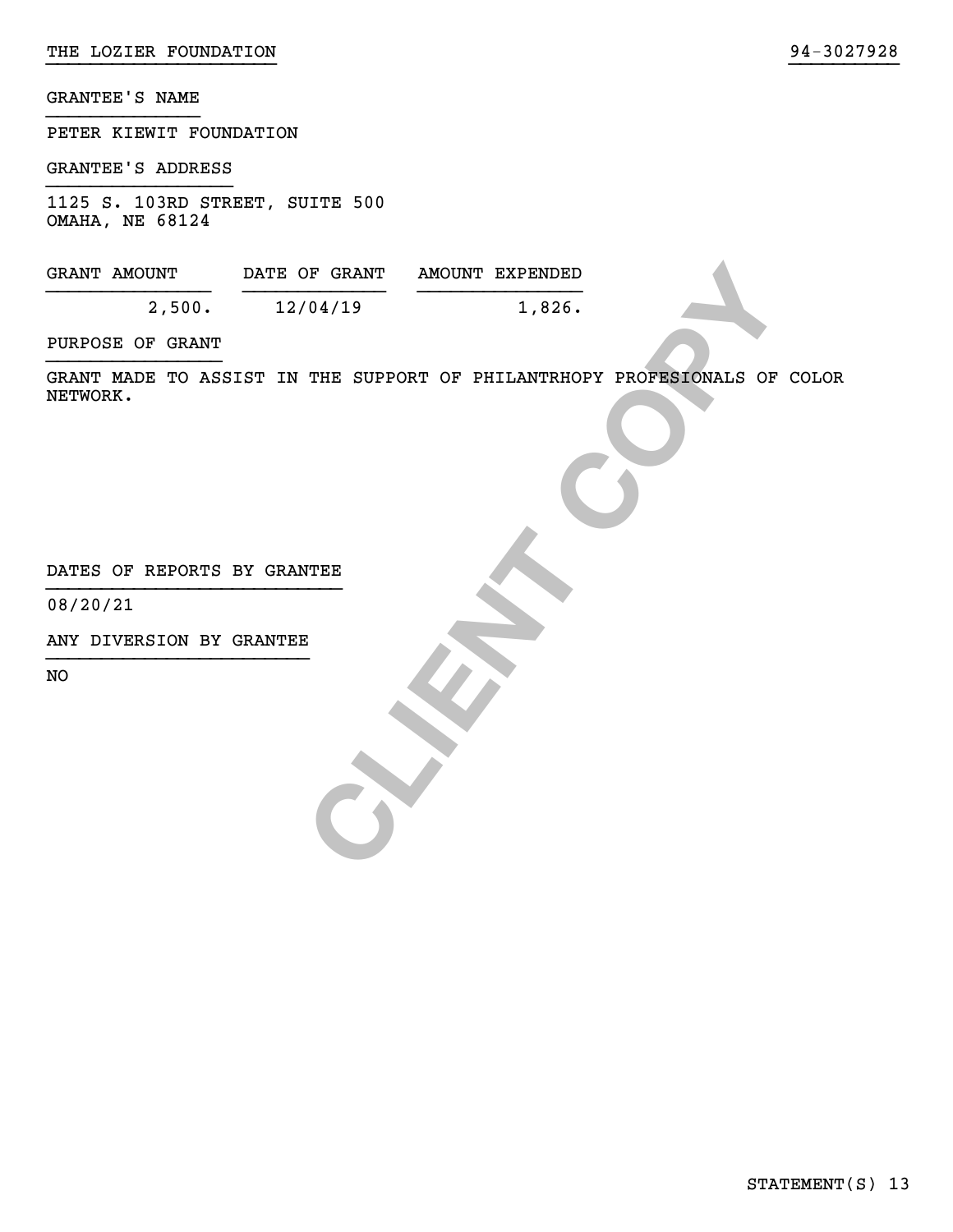GRANTEE'S NAME

PETER KIEWIT FOUNDATION

GRANTEE'S ADDRESS

1125 S. 103RD STREET, SUITE 500
OMAHA, NE 68124

| GRANT AMOUNT | DATE OF GRANT | AMOUNT EXPENDED |
|---|---|---|
| 2,500. | 12/04/19 | 1,826. |

PURPOSE OF GRANT

GRANT MADE TO ASSIST IN THE SUPPORT OF PHILANTRHOPY PROFESIONALS OF COLOR NETWORK.

DATES OF REPORTS BY GRANTEE

08/20/21

ANY DIVERSION BY GRANTEE

NO